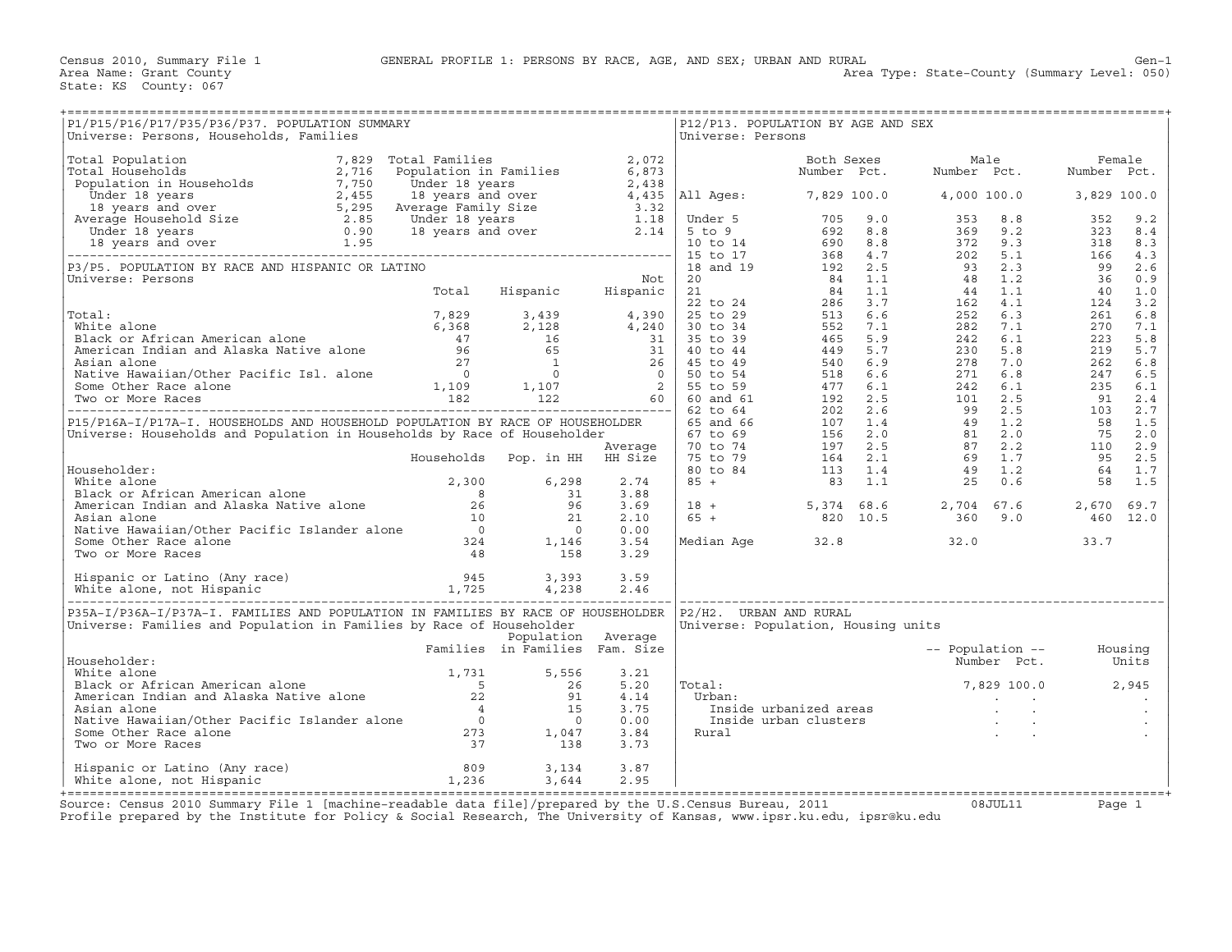Census 2010, Summary File 1 — GENERAL PROFILE 1: PERSONS BY RACE, AGE, AND SEX; URBAN AND RURAL — Gen-1

Area Name: Grant County — Area Type: State-County (Summary Level: 050)

State: KS County: 067

## P1/P15/P16/P17/P35/P36/P37. POPULATION SUMMARY

Universe: Persons, Households, Families

| Item | Value | Item | Value |
|---|---|---|---|
| Total Population | 7,829 | Total Families | 2,072 |
| Total Households | 2,716 | Population in Families | 6,873 |
| Population in Households | 7,750 | Under 18 years | 2,438 |
| Under 18 years | 2,455 | 18 years and over | 4,435 |
| 18 years and over | 5,295 | Average Family Size | 3.32 |
| Average Household Size | 2.85 | Under 18 years | 1.18 |
| Under 18 years | 0.90 | 18 years and over | 2.14 |
| 18 years and over | 1.95 | | |

## P3/P5. POPULATION BY RACE AND HISPANIC OR LATINO

Universe: Persons

| | Total | Hispanic | Not Hispanic |
|---|---|---|---|
| Total: | 7,829 | 3,439 | 4,390 |
| White alone | 6,368 | 2,128 | 4,240 |
| Black or African American alone | 47 | 16 | 31 |
| American Indian and Alaska Native alone | 96 | 65 | 31 |
| Asian alone | 27 | 1 | 26 |
| Native Hawaiian/Other Pacific Isl. alone | 0 | 0 | 0 |
| Some Other Race alone | 1,109 | 1,107 | 2 |
| Two or More Races | 182 | 122 | 60 |

## P15/P16A-I/P17A-I. HOUSEHOLDS AND HOUSEHOLD POPULATION BY RACE OF HOUSEHOLDER

Universe: Households and Population in Households by Race of Householder

| Householder: | Households | Pop. in HH | Average HH Size |
|---|---|---|---|
| White alone | 2,300 | 6,298 | 2.74 |
| Black or African American alone | 8 | 31 | 3.88 |
| American Indian and Alaska Native alone | 26 | 96 | 3.69 |
| Asian alone | 10 | 21 | 2.10 |
| Native Hawaiian/Other Pacific Islander alone | 0 | 0 | 0.00 |
| Some Other Race alone | 324 | 1,146 | 3.54 |
| Two or More Races | 48 | 158 | 3.29 |
| Hispanic or Latino (Any race) | 945 | 3,393 | 3.59 |
| White alone, not Hispanic | 1,725 | 4,238 | 2.46 |

## P35A-I/P36A-I/P37A-I. FAMILIES AND POPULATION IN FAMILIES BY RACE OF HOUSEHOLDER

Universe: Families and Population in Families by Race of Householder

| Householder: | Families | Population in Families | Average Fam. Size |
|---|---|---|---|
| White alone | 1,731 | 5,556 | 3.21 |
| Black or African American alone | 5 | 26 | 5.20 |
| American Indian and Alaska Native alone | 22 | 91 | 4.14 |
| Asian alone | 4 | 15 | 3.75 |
| Native Hawaiian/Other Pacific Islander alone | 0 | 0 | 0.00 |
| Some Other Race alone | 273 | 1,047 | 3.84 |
| Two or More Races | 37 | 138 | 3.73 |
| Hispanic or Latino (Any race) | 809 | 3,134 | 3.87 |
| White alone, not Hispanic | 1,236 | 3,644 | 2.95 |

## P12/P13. POPULATION BY AGE AND SEX

Universe: Persons

| | Both Sexes Number | Both Sexes Pct. | Male Number | Male Pct. | Female Number | Female Pct. |
|---|---|---|---|---|---|---|
| All Ages: | 7,829 | 100.0 | 4,000 | 100.0 | 3,829 | 100.0 |
| Under 5 | 705 | 9.0 | 353 | 8.8 | 352 | 9.2 |
| 5 to 9 | 692 | 8.8 | 369 | 9.2 | 323 | 8.4 |
| 10 to 14 | 690 | 8.8 | 372 | 9.3 | 318 | 8.3 |
| 15 to 17 | 368 | 4.7 | 202 | 5.1 | 166 | 4.3 |
| 18 and 19 | 192 | 2.5 | 93 | 2.3 | 99 | 2.6 |
| 20 | 84 | 1.1 | 48 | 1.2 | 36 | 0.9 |
| 21 | 84 | 1.1 | 44 | 1.1 | 40 | 1.0 |
| 22 to 24 | 286 | 3.7 | 162 | 4.1 | 124 | 3.2 |
| 25 to 29 | 513 | 6.6 | 252 | 6.3 | 261 | 6.8 |
| 30 to 34 | 552 | 7.1 | 282 | 7.1 | 270 | 7.1 |
| 35 to 39 | 465 | 5.9 | 242 | 6.1 | 223 | 5.8 |
| 40 to 44 | 449 | 5.7 | 230 | 5.8 | 219 | 5.7 |
| 45 to 49 | 540 | 6.9 | 278 | 7.0 | 262 | 6.8 |
| 50 to 54 | 518 | 6.6 | 271 | 6.8 | 247 | 6.5 |
| 55 to 59 | 477 | 6.1 | 242 | 6.1 | 235 | 6.1 |
| 60 and 61 | 192 | 2.5 | 101 | 2.5 | 91 | 2.4 |
| 62 to 64 | 202 | 2.6 | 99 | 2.5 | 103 | 2.7 |
| 65 and 66 | 107 | 1.4 | 49 | 1.2 | 58 | 1.5 |
| 67 to 69 | 156 | 2.0 | 81 | 2.0 | 75 | 2.0 |
| 70 to 74 | 197 | 2.5 | 87 | 2.2 | 110 | 2.9 |
| 75 to 79 | 164 | 2.1 | 69 | 1.7 | 95 | 2.5 |
| 80 to 84 | 113 | 1.4 | 49 | 1.2 | 64 | 1.7 |
| 85 + | 83 | 1.1 | 25 | 0.6 | 58 | 1.5 |
| 18 + | 5,374 | 68.6 | 2,704 | 67.6 | 2,670 | 69.7 |
| 65 + | 820 | 10.5 | 360 | 9.0 | 460 | 12.0 |
| Median Age | 32.8 | | 32.0 | | 33.7 | |

## P2/H2. URBAN AND RURAL

Universe: Population, Housing units

| | Population Number | Population Pct. | Housing Units |
|---|---|---|---|
| Total: | 7,829 | 100.0 | 2,945 |
| Urban: | . | . | . |
| Inside urbanized areas | . | . | . |
| Inside urban clusters | . | . | . |
| Rural | . | . | . |

Source: Census 2010 Summary File 1 [machine-readable data file]/prepared by the U.S.Census Bureau, 2011 08JUL11

Profile prepared by the Institute for Policy & Social Research, The University of Kansas, www.ipsr.ku.edu, ipsr@ku.edu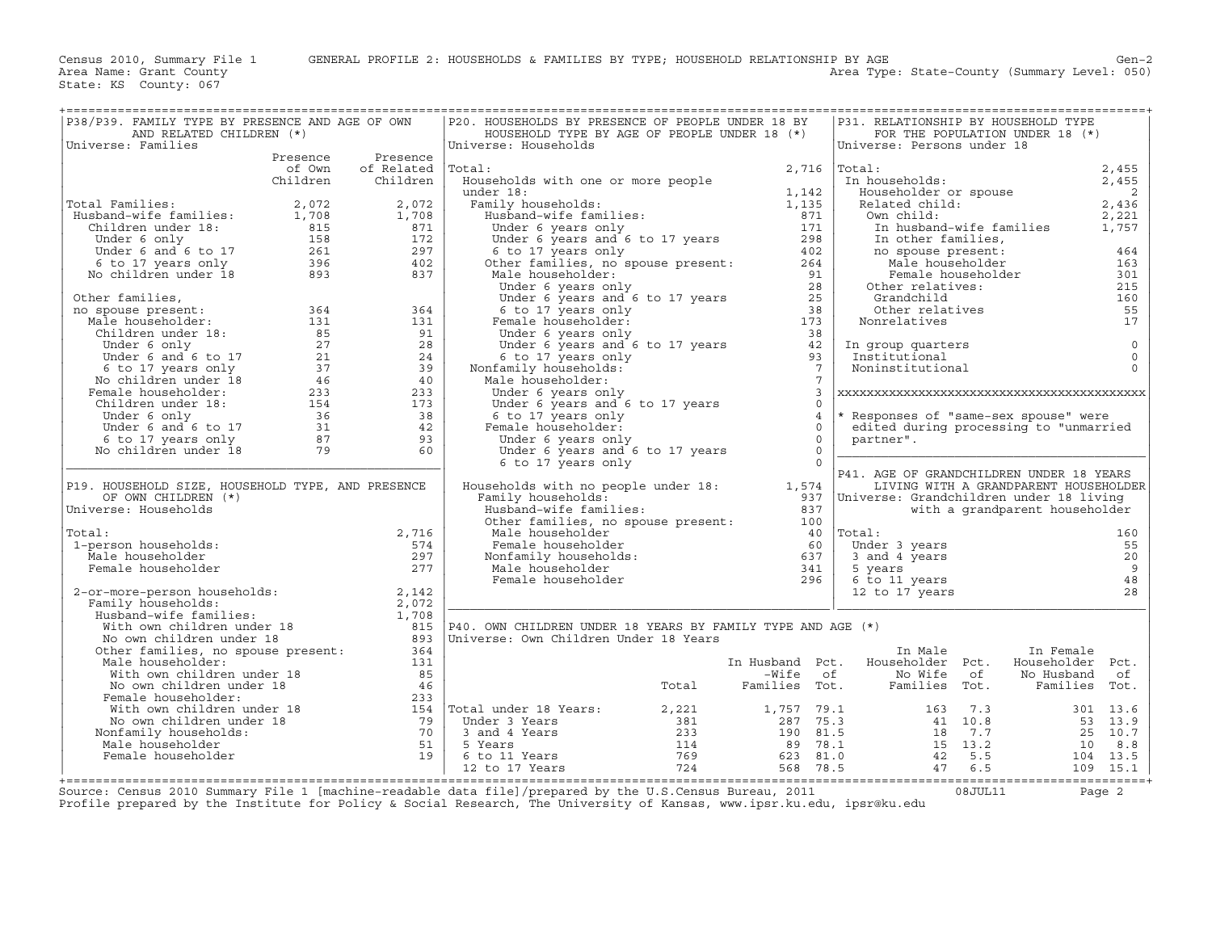Census 2010, Summary File 1 — GENERAL PROFILE 2: HOUSEHOLDS & FAMILIES BY TYPE; HOUSEHOLD RELATIONSHIP BY AGE — Gen-2

Area Name: Grant County — Area Type: State-County (Summary Level: 050)

State: KS County: 067

## P38/P39. FAMILY TYPE BY PRESENCE AND AGE OF OWN AND RELATED CHILDREN (*)

Universe: Families

| | Presence of Own Children | Presence of Related Children |
|---|---|---|
| Total Families: | 2,072 | 2,072 |
| Husband-wife families: | 1,708 | 1,708 |
| Children under 18: | 815 | 871 |
| Under 6 only | 158 | 172 |
| Under 6 and 6 to 17 | 261 | 297 |
| 6 to 17 years only | 396 | 402 |
| No children under 18 | 893 | 837 |
| Other families, no spouse present: | 364 | 364 |
| Male householder: | 131 | 131 |
| Children under 18: | 85 | 91 |
| Under 6 only | 27 | 28 |
| Under 6 and 6 to 17 | 21 | 24 |
| 6 to 17 years only | 37 | 39 |
| No children under 18 | 46 | 40 |
| Female householder: | 233 | 233 |
| Children under 18: | 154 | 173 |
| Under 6 only | 36 | 38 |
| Under 6 and 6 to 17 | 31 | 42 |
| 6 to 17 years only | 87 | 93 |
| No children under 18 | 79 | 60 |

## P19. HOUSEHOLD SIZE, HOUSEHOLD TYPE, AND PRESENCE OF OWN CHILDREN (*)

Universe: Households

| | |
|---|---|
| Total: | 2,716 |
| 1-person households: | 574 |
| Male householder | 297 |
| Female householder | 277 |
| 2-or-more-person households: | 2,142 |
| Family households: | 2,072 |
| Husband-wife families: | 1,708 |
| With own children under 18 | 815 |
| No own children under 18 | 893 |
| Other families, no spouse present: | 364 |
| Male householder: | 131 |
| With own children under 18 | 85 |
| No own children under 18 | 46 |
| Female householder: | 233 |
| With own children under 18 | 154 |
| No own children under 18 | 79 |
| Nonfamily households: | 70 |
| Male householder | 51 |
| Female householder | 19 |

## P20. HOUSEHOLDS BY PRESENCE OF PEOPLE UNDER 18 BY HOUSEHOLD TYPE BY AGE OF PEOPLE UNDER 18 (*)

Universe: Households

| | |
|---|---|
| Total: | 2,716 |
| Households with one or more people under 18: | 1,142 |
| Family households: | 1,135 |
| Husband-wife families: | 871 |
| Under 6 years only | 171 |
| Under 6 years and 6 to 17 years | 298 |
| 6 to 17 years only | 402 |
| Other families, no spouse present: | 264 |
| Male householder: | 91 |
| Under 6 years only | 28 |
| Under 6 years and 6 to 17 years | 25 |
| 6 to 17 years only | 38 |
| Female householder: | 173 |
| Under 6 years only | 38 |
| Under 6 years and 6 to 17 years | 42 |
| 6 to 17 years only | 93 |
| Nonfamily households: | 7 |
| Male householder: | 7 |
| Under 6 years only | 3 |
| Under 6 years and 6 to 17 years | 0 |
| 6 to 17 years only | 4 |
| Female householder: | 0 |
| Under 6 years only | 0 |
| Under 6 years and 6 to 17 years | 0 |
| 6 to 17 years only | 0 |
| Households with no people under 18: | 1,574 |
| Family households: | 937 |
| Husband-wife families: | 837 |
| Other families, no spouse present: | 100 |
| Male householder | 40 |
| Female householder | 60 |
| Nonfamily households: | 637 |
| Male householder | 341 |
| Female householder | 296 |

## P31. RELATIONSHIP BY HOUSEHOLD TYPE FOR THE POPULATION UNDER 18 (*)

Universe: Persons under 18

| | |
|---|---|
| Total: | 2,455 |
| In households: | 2,455 |
| Householder or spouse | 2 |
| Related child: | 2,436 |
| Own child: | 2,221 |
| In husband-wife families | 1,757 |
| In other families, no spouse present: | 464 |
| Male householder | 163 |
| Female householder | 301 |
| Other relatives: | 215 |
| Grandchild | 160 |
| Other relatives | 55 |
| Nonrelatives | 17 |
| In group quarters | 0 |
| Institutional | 0 |
| Noninstitutional | 0 |

* Responses of "same-sex spouse" were edited during processing to "unmarried partner".

## P41. AGE OF GRANDCHILDREN UNDER 18 YEARS LIVING WITH A GRANDPARENT HOUSEHOLDER

Universe: Grandchildren under 18 living with a grandparent householder

| | |
|---|---|
| Total: | 160 |
| Under 3 years | 55 |
| 3 and 4 years | 20 |
| 5 years | 9 |
| 6 to 11 years | 48 |
| 12 to 17 years | 28 |

## P40. OWN CHILDREN UNDER 18 YEARS BY FAMILY TYPE AND AGE (*)

Universe: Own Children Under 18 Years

| | Total | In Husband -Wife Families | Pct. of Tot. | In Male Householder No Wife Families | Pct. of Tot. | In Female Householder No Husband Families | Pct. of Tot. |
|---|---|---|---|---|---|---|---|
| Total under 18 Years: | 2,221 | 1,757 | 79.1 | 163 | 7.3 | 301 | 13.6 |
| Under 3 Years | 381 | 287 | 75.3 | 41 | 10.8 | 53 | 13.9 |
| 3 and 4 Years | 233 | 190 | 81.5 | 18 | 7.7 | 25 | 10.7 |
| 5 Years | 114 | 89 | 78.1 | 15 | 13.2 | 10 | 8.8 |
| 6 to 11 Years | 769 | 623 | 81.0 | 42 | 5.5 | 104 | 13.5 |
| 12 to 17 Years | 724 | 568 | 78.5 | 47 | 6.5 | 109 | 15.1 |

Source: Census 2010 Summary File 1 [machine-readable data file]/prepared by the U.S.Census Bureau, 2011 08JUL11

Profile prepared by the Institute for Policy & Social Research, The University of Kansas, www.ipsr.ku.edu, ipsr@ku.edu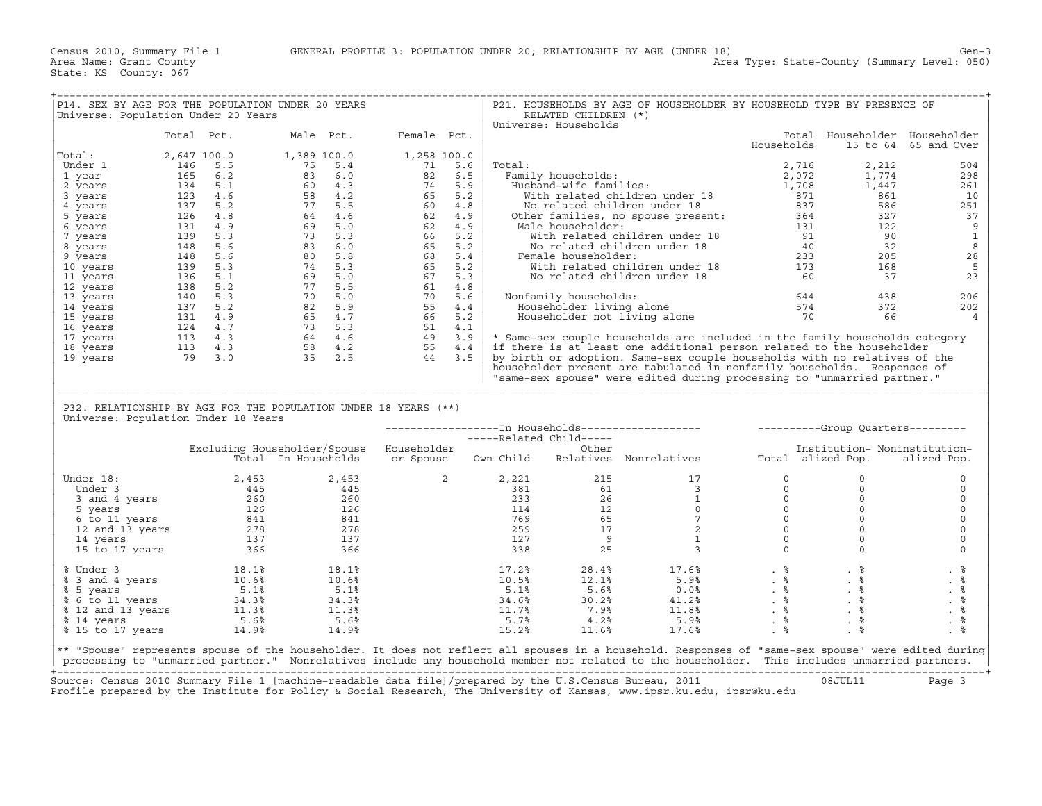Census 2010, Summary File 1 GENERAL PROFILE 3: POPULATION UNDER 20; RELATIONSHIP BY AGE (UNDER 18) Gen-3
Area Name: Grant County Area Type: State-County (Summary Level: 050)
State: KS County: 067

## P14. SEX BY AGE FOR THE POPULATION UNDER 20 YEARS

Universe: Population Under 20 Years

| | Total | Pct. | Male | Pct. | Female | Pct. |
|---|---|---|---|---|---|---|
| Total: | 2,647 | 100.0 | 1,389 | 100.0 | 1,258 | 100.0 |
| Under 1 | 146 | 5.5 | 75 | 5.4 | 71 | 5.6 |
| 1 year | 165 | 6.2 | 83 | 6.0 | 82 | 6.5 |
| 2 years | 134 | 5.1 | 60 | 4.3 | 74 | 5.9 |
| 3 years | 123 | 4.6 | 58 | 4.2 | 65 | 5.2 |
| 4 years | 137 | 5.2 | 77 | 5.5 | 60 | 4.8 |
| 5 years | 126 | 4.8 | 64 | 4.6 | 62 | 4.9 |
| 6 years | 131 | 4.9 | 69 | 5.0 | 62 | 4.9 |
| 7 years | 139 | 5.3 | 73 | 5.3 | 66 | 5.2 |
| 8 years | 148 | 5.6 | 83 | 6.0 | 65 | 5.2 |
| 9 years | 148 | 5.6 | 80 | 5.8 | 68 | 5.4 |
| 10 years | 139 | 5.3 | 74 | 5.3 | 65 | 5.2 |
| 11 years | 136 | 5.1 | 69 | 5.0 | 67 | 5.3 |
| 12 years | 138 | 5.2 | 77 | 5.5 | 61 | 4.8 |
| 13 years | 140 | 5.3 | 70 | 5.0 | 70 | 5.6 |
| 14 years | 137 | 5.2 | 82 | 5.9 | 55 | 4.4 |
| 15 years | 131 | 4.9 | 65 | 4.7 | 66 | 5.2 |
| 16 years | 124 | 4.7 | 73 | 5.3 | 51 | 4.1 |
| 17 years | 113 | 4.3 | 64 | 4.6 | 49 | 3.9 |
| 18 years | 113 | 4.3 | 58 | 4.2 | 55 | 4.4 |
| 19 years | 79 | 3.0 | 35 | 2.5 | 44 | 3.5 |

## P21. HOUSEHOLDS BY AGE OF HOUSEHOLDER BY HOUSEHOLD TYPE BY PRESENCE OF RELATED CHILDREN (*)

Universe: Households

| | Total Households | Householder 15 to 64 | Householder 65 and Over |
|---|---|---|---|
| Total: | 2,716 | 2,212 | 504 |
| Family households: | 2,072 | 1,774 | 298 |
| Husband-wife families: | 1,708 | 1,447 | 261 |
| With related children under 18 | 871 | 861 | 10 |
| No related children under 18 | 837 | 586 | 251 |
| Other families, no spouse present: | 364 | 327 | 37 |
| Male householder: | 131 | 122 | 9 |
| With related children under 18 | 91 | 90 | 1 |
| No related children under 18 | 40 | 32 | 8 |
| Female householder: | 233 | 205 | 28 |
| With related children under 18 | 173 | 168 | 5 |
| No related children under 18 | 60 | 37 | 23 |
| Nonfamily households: | 644 | 438 | 206 |
| Householder living alone | 574 | 372 | 202 |
| Householder not living alone | 70 | 66 | 4 |

* Same-sex couple households are included in the family households category if there is at least one additional person related to the householder by birth or adoption. Same-sex couple households with no relatives of the householder present are tabulated in nonfamily households. Responses of "same-sex spouse" were edited during processing to "unmarried partner."

## P32. RELATIONSHIP BY AGE FOR THE POPULATION UNDER 18 YEARS (**)

Universe: Population Under 18 Years

| | Excluding Householder/Spouse Total | In Households | In Households: Householder or Spouse | In Households: Related Child: Own Child | In Households: Related Child: Other Relatives | In Households: Nonrelatives | Group Quarters: Total | Group Quarters: Institutionalized Pop. | Group Quarters: Noninstitutionalized Pop. |
|---|---|---|---|---|---|---|---|---|---|
| Under 18: | 2,453 | 2,453 | 2 | 2,221 | 215 | 17 | 0 | 0 | 0 |
| Under 3 | 445 | 445 | | 381 | 61 | 3 | 0 | 0 | 0 |
| 3 and 4 years | 260 | 260 | | 233 | 26 | 1 | 0 | 0 | 0 |
| 5 years | 126 | 126 | | 114 | 12 | 0 | 0 | 0 | 0 |
| 6 to 11 years | 841 | 841 | | 769 | 65 | 7 | 0 | 0 | 0 |
| 12 and 13 years | 278 | 278 | | 259 | 17 | 2 | 0 | 0 | 0 |
| 14 years | 137 | 137 | | 127 | 9 | 1 | 0 | 0 | 0 |
| 15 to 17 years | 366 | 366 | | 338 | 25 | 3 | 0 | 0 | 0 |
| % Under 3 | 18.1% | 18.1% | | 17.2% | 28.4% | 17.6% | . % | . % | . % |
| % 3 and 4 years | 10.6% | 10.6% | | 10.5% | 12.1% | 5.9% | . % | . % | . % |
| % 5 years | 5.1% | 5.1% | | 5.1% | 5.6% | 0.0% | . % | . % | . % |
| % 6 to 11 years | 34.3% | 34.3% | | 34.6% | 30.2% | 41.2% | . % | . % | . % |
| % 12 and 13 years | 11.3% | 11.3% | | 11.7% | 7.9% | 11.8% | . % | . % | . % |
| % 14 years | 5.6% | 5.6% | | 5.7% | 4.2% | 5.9% | . % | . % | . % |
| % 15 to 17 years | 14.9% | 14.9% | | 15.2% | 11.6% | 17.6% | . % | . % | . % |

** "Spouse" represents spouse of the householder. It does not reflect all spouses in a household. Responses of "same-sex spouse" were edited during processing to "unmarried partner." Nonrelatives include any household member not related to the householder. This includes unmarried partners.

Source: Census 2010 Summary File 1 [machine-readable data file]/prepared by the U.S.Census Bureau, 2011 08JUL11
Profile prepared by the Institute for Policy & Social Research, The University of Kansas, www.ipsr.ku.edu, ipsr@ku.edu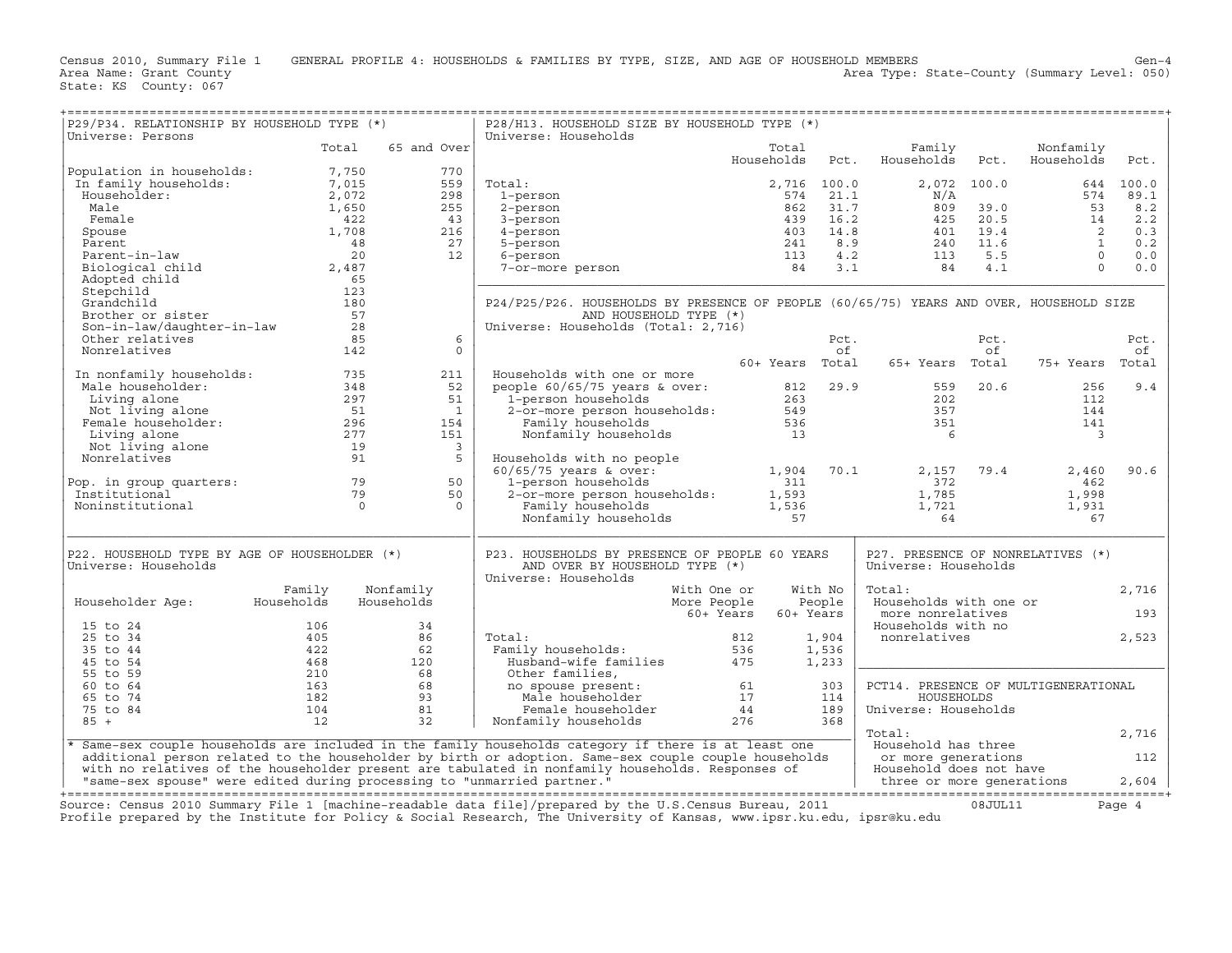Census 2010, Summary File 1 GENERAL PROFILE 4: HOUSEHOLDS & FAMILIES BY TYPE, SIZE, AND AGE OF HOUSEHOLD MEMBERS Gen-4
Area Name: Grant County Area Type: State-County (Summary Level: 050)
State: KS County: 067

## P29/P34. RELATIONSHIP BY HOUSEHOLD TYPE (*)

Universe: Persons

| | Total | 65 and Over |
|---|---|---|
| Population in households: | 7,750 | 770 |
| In family households: | 7,015 | 559 |
| Householder: | 2,072 | 298 |
| Male | 1,650 | 255 |
| Female | 422 | 43 |
| Spouse | 1,708 | 216 |
| Parent | 48 | 27 |
| Parent-in-law | 20 | 12 |
| Biological child | 2,487 | |
| Adopted child | 65 | |
| Stepchild | 123 | |
| Grandchild | 180 | |
| Brother or sister | 57 | |
| Son-in-law/daughter-in-law | 28 | |
| Other relatives | 85 | 6 |
| Nonrelatives | 142 | 0 |
| In nonfamily households: | 735 | 211 |
| Male householder: | 348 | 52 |
| Living alone | 297 | 51 |
| Not living alone | 51 | 1 |
| Female householder: | 296 | 154 |
| Living alone | 277 | 151 |
| Not living alone | 19 | 3 |
| Nonrelatives | 91 | 5 |
| Pop. in group quarters: | 79 | 50 |
| Institutional | 79 | 50 |
| Noninstitutional | 0 | 0 |

## P28/H13. HOUSEHOLD SIZE BY HOUSEHOLD TYPE (*)

Universe: Households

| | Total Households | Pct. | Family Households | Pct. | Nonfamily Households | Pct. |
|---|---|---|---|---|---|---|
| Total: | 2,716 | 100.0 | 2,072 | 100.0 | 644 | 100.0 |
| 1-person | 574 | 21.1 | N/A | | 574 | 89.1 |
| 2-person | 862 | 31.7 | 809 | 39.0 | 53 | 8.2 |
| 3-person | 439 | 16.2 | 425 | 20.5 | 14 | 2.2 |
| 4-person | 403 | 14.8 | 401 | 19.4 | 2 | 0.3 |
| 5-person | 241 | 8.9 | 240 | 11.6 | 1 | 0.2 |
| 6-person | 113 | 4.2 | 113 | 5.5 | 0 | 0.0 |
| 7-or-more person | 84 | 3.1 | 84 | 4.1 | 0 | 0.0 |

## P24/P25/P26. HOUSEHOLDS BY PRESENCE OF PEOPLE (60/65/75) YEARS AND OVER, HOUSEHOLD SIZE AND HOUSEHOLD TYPE (*)

Universe: Households (Total: 2,716)

| | 60+ Years | Pct. of Total | 65+ Years | Pct. of Total | 75+ Years | Pct. of Total |
|---|---|---|---|---|---|---|
| Households with one or more people 60/65/75 years & over: | 812 | 29.9 | 559 | 20.6 | 256 | 9.4 |
| 1-person households | 263 | | 202 | | 112 | |
| 2-or-more person households: | 549 | | 357 | | 144 | |
| Family households | 536 | | 351 | | 141 | |
| Nonfamily households | 13 | | 6 | | 3 | |
| Households with no people 60/65/75 years & over: | 1,904 | 70.1 | 2,157 | 79.4 | 2,460 | 90.6 |
| 1-person households | 311 | | 372 | | 462 | |
| 2-or-more person households: | 1,593 | | 1,785 | | 1,998 | |
| Family households | 1,536 | | 1,721 | | 1,931 | |
| Nonfamily households | 57 | | 64 | | 67 | |

## P22. HOUSEHOLD TYPE BY AGE OF HOUSEHOLDER (*)

Universe: Households

| Householder Age: | Family Households | Nonfamily Households |
|---|---|---|
| 15 to 24 | 106 | 34 |
| 25 to 34 | 405 | 86 |
| 35 to 44 | 422 | 62 |
| 45 to 54 | 468 | 120 |
| 55 to 59 | 210 | 68 |
| 60 to 64 | 163 | 68 |
| 65 to 74 | 182 | 93 |
| 75 to 84 | 104 | 81 |
| 85 + | 12 | 32 |

## P23. HOUSEHOLDS BY PRESENCE OF PEOPLE 60 YEARS AND OVER BY HOUSEHOLD TYPE (*)

Universe: Households

| | With One or More People 60+ Years | With No People 60+ Years |
|---|---|---|
| Total: | 812 | 1,904 |
| Family households: | 536 | 1,536 |
| Husband-wife families | 475 | 1,233 |
| Other families, no spouse present: | 61 | 303 |
| Male householder | 17 | 114 |
| Female householder | 44 | 189 |
| Nonfamily households | 276 | 368 |

## P27. PRESENCE OF NONRELATIVES (*)

Universe: Households

| | |
|---|---|
| Total: | 2,716 |
| Households with one or more nonrelatives | 193 |
| Households with no nonrelatives | 2,523 |

## PCT14. PRESENCE OF MULTIGENERATIONAL HOUSEHOLDS

Universe: Households

| | |
|---|---|
| Total: | 2,716 |
| Household has three or more generations | 112 |
| Household does not have three or more generations | 2,604 |

\* Same-sex couple households are included in the family households category if there is at least one additional person related to the householder by birth or adoption. Same-sex couple couple households with no relatives of the householder present are tabulated in nonfamily households. Responses of "same-sex spouse" were edited during processing to "unmarried partner."

Source: Census 2010 Summary File 1 [machine-readable data file]/prepared by the U.S.Census Bureau, 2011 08JUL11
Profile prepared by the Institute for Policy & Social Research, The University of Kansas, www.ipsr.ku.edu, ipsr@ku.edu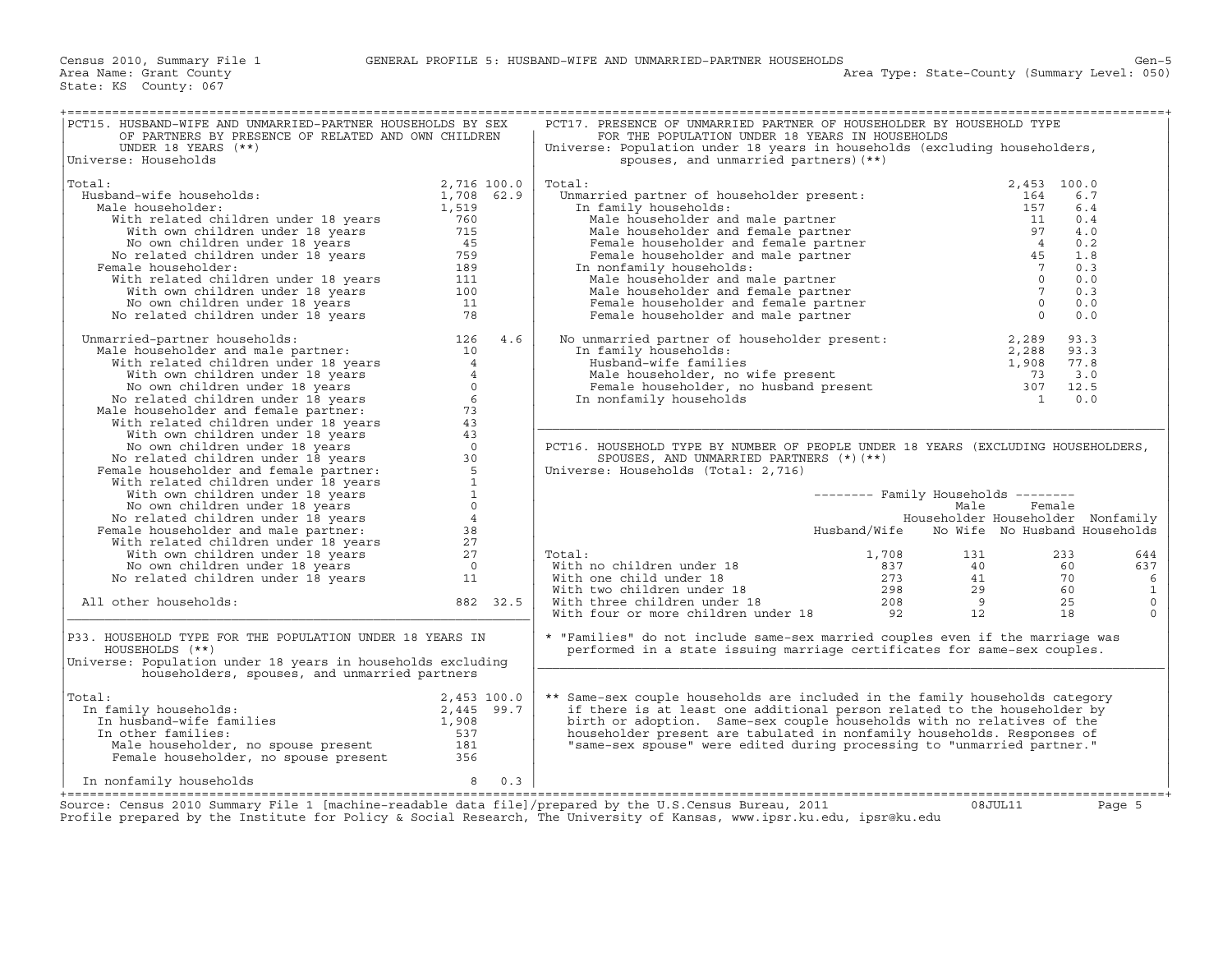Census 2010, Summary File 1 — GENERAL PROFILE 5: HUSBAND-WIFE AND UNMARRIED-PARTNER HOUSEHOLDS

Area Name: Grant County — Area Type: State-County (Summary Level: 050)

State: KS County: 067

## PCT15. HUSBAND-WIFE AND UNMARRIED-PARTNER HOUSEHOLDS BY SEX OF PARTNERS BY PRESENCE OF RELATED AND OWN CHILDREN UNDER 18 YEARS (**)

Universe: Households

| | Number | Percent |
|---|---|---|
| Total: | 2,716 | 100.0 |
| Husband-wife households: | 1,708 | 62.9 |
| Male householder: | 1,519 | |
| With related children under 18 years | 760 | |
| With own children under 18 years | 715 | |
| No own children under 18 years | 45 | |
| No related children under 18 years | 759 | |
| Female householder: | 189 | |
| With related children under 18 years | 111 | |
| With own children under 18 years | 100 | |
| No own children under 18 years | 11 | |
| No related children under 18 years | 78 | |
| Unmarried-partner households: | 126 | 4.6 |
| Male householder and male partner: | 10 | |
| With related children under 18 years | 4 | |
| With own children under 18 years | 4 | |
| No own children under 18 years | 0 | |
| No related children under 18 years | 6 | |
| Male householder and female partner: | 73 | |
| With related children under 18 years | 43 | |
| With own children under 18 years | 43 | |
| No own children under 18 years | 0 | |
| No related children under 18 years | 30 | |
| Female householder and female partner: | 5 | |
| With related children under 18 years | 1 | |
| With own children under 18 years | 1 | |
| No own children under 18 years | 0 | |
| No related children under 18 years | 4 | |
| Female householder and male partner: | 38 | |
| With related children under 18 years | 27 | |
| With own children under 18 years | 27 | |
| No own children under 18 years | 0 | |
| No related children under 18 years | 11 | |
| All other households: | 882 | 32.5 |

## P33. HOUSEHOLD TYPE FOR THE POPULATION UNDER 18 YEARS IN HOUSEHOLDS (**)

Universe: Population under 18 years in households excluding householders, spouses, and unmarried partners

| | Number | Percent |
|---|---|---|
| Total: | 2,453 | 100.0 |
| In family households: | 2,445 | 99.7 |
| In husband-wife families | 1,908 | |
| In other families: | 537 | |
| Male householder, no spouse present | 181 | |
| Female householder, no spouse present | 356 | |
| In nonfamily households | 8 | 0.3 |

## PCT17. PRESENCE OF UNMARRIED PARTNER OF HOUSEHOLDER BY HOUSEHOLD TYPE FOR THE POPULATION UNDER 18 YEARS IN HOUSEHOLDS

Universe: Population under 18 years in households (excluding householders, spouses, and unmarried partners)(**)

| | Number | Percent |
|---|---|---|
| Total: | 2,453 | 100.0 |
| Unmarried partner of householder present: | 164 | 6.7 |
| In family households: | 157 | 6.4 |
| Male householder and male partner | 11 | 0.4 |
| Male householder and female partner | 97 | 4.0 |
| Female householder and female partner | 4 | 0.2 |
| Female householder and male partner | 45 | 1.8 |
| In nonfamily households: | 7 | 0.3 |
| Male householder and male partner | 0 | 0.0 |
| Male householder and female partner | 7 | 0.3 |
| Female householder and female partner | 0 | 0.0 |
| Female householder and male partner | 0 | 0.0 |
| No unmarried partner of householder present: | 2,289 | 93.3 |
| In family households: | 2,288 | 93.3 |
| Husband-wife families | 1,908 | 77.8 |
| Male householder, no wife present | 73 | 3.0 |
| Female householder, no husband present | 307 | 12.5 |
| In nonfamily households | 1 | 0.0 |

## PCT16. HOUSEHOLD TYPE BY NUMBER OF PEOPLE UNDER 18 YEARS (EXCLUDING HOUSEHOLDERS, SPOUSES, AND UNMARRIED PARTNERS (*)(**)

Universe: Households (Total: 2,716)

| | Family Households | | | |
|---|---|---|---|---|
| | Husband/Wife | Male Householder No Wife | Female Householder No Husband | Nonfamily Households |
| Total: | 1,708 | 131 | 233 | 644 |
| With no children under 18 | 837 | 40 | 60 | 637 |
| With one child under 18 | 273 | 41 | 70 | 6 |
| With two children under 18 | 298 | 29 | 60 | 1 |
| With three children under 18 | 208 | 9 | 25 | 0 |
| With four or more children under 18 | 92 | 12 | 18 | 0 |

* "Families" do not include same-sex married couples even if the marriage was performed in a state issuing marriage certificates for same-sex couples.

** Same-sex couple households are included in the family households category if there is at least one additional person related to the householder by birth or adoption. Same-sex couple households with no relatives of the householder present are tabulated in nonfamily households. Responses of "same-sex spouse" were edited during processing to "unmarried partner."

Source: Census 2010 Summary File 1 [machine-readable data file]/prepared by the U.S.Census Bureau, 2011 08JUL11

Profile prepared by the Institute for Policy & Social Research, The University of Kansas, www.ipsr.ku.edu, ipsr@ku.edu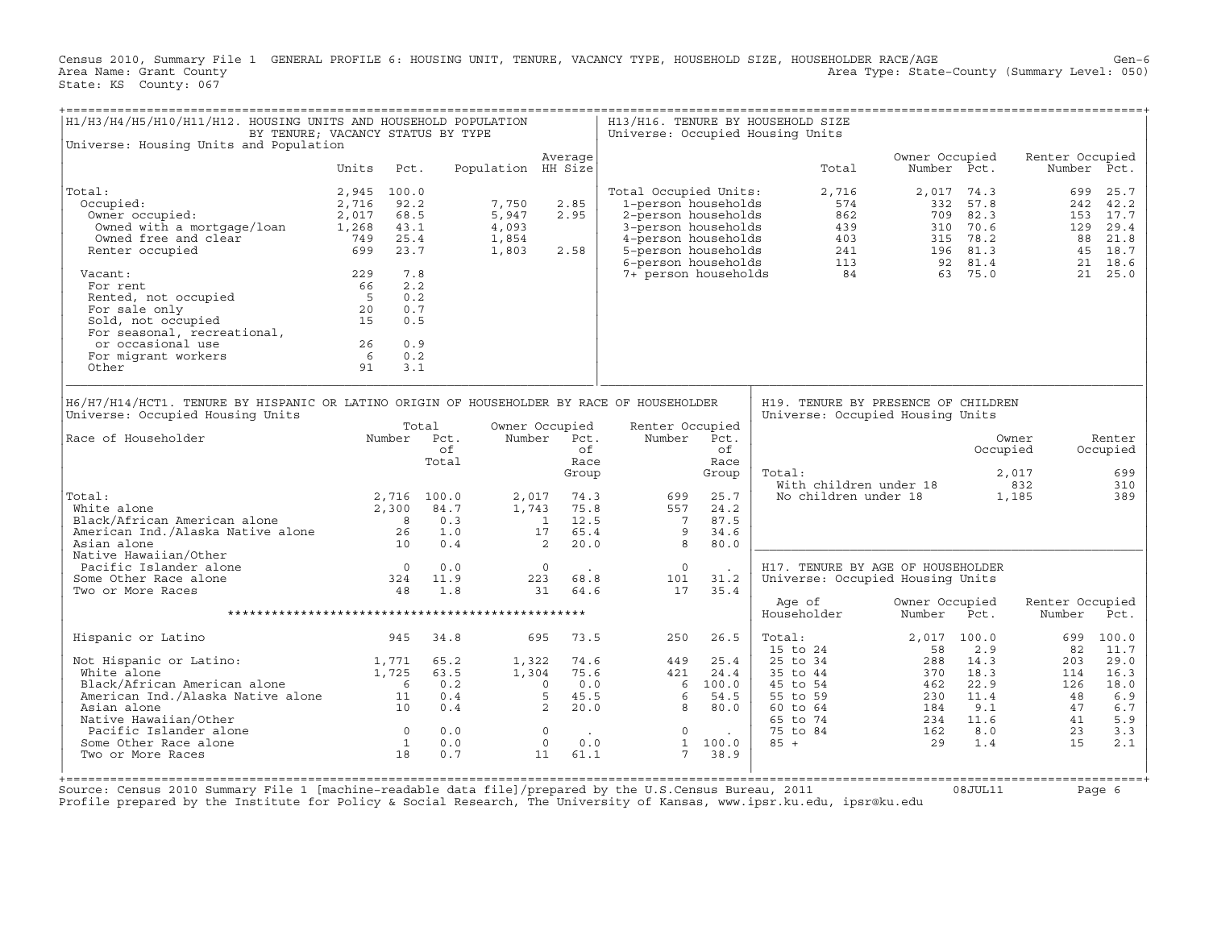Census 2010, Summary File 1 GENERAL PROFILE 6: HOUSING UNIT, TENURE, VACANCY TYPE, HOUSEHOLD SIZE, HOUSEHOLDER RACE/AGE Gen-6
Area Name: Grant County Area Type: State-County (Summary Level: 050)
State: KS County: 067

## H1/H3/H4/H5/H10/H11/H12. HOUSING UNITS AND HOUSEHOLD POPULATION BY TENURE; VACANCY STATUS BY TYPE

Universe: Housing Units and Population

| | Units | Pct. | Population | Average HH Size |
|---|---|---|---|---|
| Total: | 2,945 | 100.0 | | |
| Occupied: | 2,716 | 92.2 | 7,750 | 2.85 |
| Owner occupied: | 2,017 | 68.5 | 5,947 | 2.95 |
| Owned with a mortgage/loan | 1,268 | 43.1 | 4,093 | |
| Owned free and clear | 749 | 25.4 | 1,854 | |
| Renter occupied | 699 | 23.7 | 1,803 | 2.58 |
| Vacant: | 229 | 7.8 | | |
| For rent | 66 | 2.2 | | |
| Rented, not occupied | 5 | 0.2 | | |
| For sale only | 20 | 0.7 | | |
| Sold, not occupied | 15 | 0.5 | | |
| For seasonal, recreational, or occasional use | 26 | 0.9 | | |
| For migrant workers | 6 | 0.2 | | |
| Other | 91 | 3.1 | | |

## H13/H16. TENURE BY HOUSEHOLD SIZE

Universe: Occupied Housing Units

| | Total | Owner Occupied Number | Owner Occupied Pct. | Renter Occupied Number | Renter Occupied Pct. |
|---|---|---|---|---|---|
| Total Occupied Units: | 2,716 | 2,017 | 74.3 | 699 | 25.7 |
| 1-person households | 574 | 332 | 57.8 | 242 | 42.2 |
| 2-person households | 862 | 709 | 82.3 | 153 | 17.7 |
| 3-person households | 439 | 310 | 70.6 | 129 | 29.4 |
| 4-person households | 403 | 315 | 78.2 | 88 | 21.8 |
| 5-person households | 241 | 196 | 81.3 | 45 | 18.7 |
| 6-person households | 113 | 92 | 81.4 | 21 | 18.6 |
| 7+ person households | 84 | 63 | 75.0 | 21 | 25.0 |

## H6/H7/H14/HCT1. TENURE BY HISPANIC OR LATINO ORIGIN OF HOUSEHOLDER BY RACE OF HOUSEHOLDER

Universe: Occupied Housing Units

| Race of Householder | Total Number | Total Pct. of Total | Owner Occupied Number | Owner Occupied Pct. of Race Group | Renter Occupied Number | Renter Occupied Pct. of Race Group |
|---|---|---|---|---|---|---|
| Total: | 2,716 | 100.0 | 2,017 | 74.3 | 699 | 25.7 |
| White alone | 2,300 | 84.7 | 1,743 | 75.8 | 557 | 24.2 |
| Black/African American alone | 8 | 0.3 | 1 | 12.5 | 7 | 87.5 |
| American Ind./Alaska Native alone | 26 | 1.0 | 17 | 65.4 | 9 | 34.6 |
| Asian alone | 10 | 0.4 | 2 | 20.0 | 8 | 80.0 |
| Native Hawaiian/Other Pacific Islander alone | 0 | 0.0 | 0 | . | 0 | . |
| Some Other Race alone | 324 | 11.9 | 223 | 68.8 | 101 | 31.2 |
| Two or More Races | 48 | 1.8 | 31 | 64.6 | 17 | 35.4 |
| Hispanic or Latino | 945 | 34.8 | 695 | 73.5 | 250 | 26.5 |
| Not Hispanic or Latino: | 1,771 | 65.2 | 1,322 | 74.6 | 449 | 25.4 |
| White alone | 1,725 | 63.5 | 1,304 | 75.6 | 421 | 24.4 |
| Black/African American alone | 6 | 0.2 | 0 | 0.0 | 6 | 100.0 |
| American Ind./Alaska Native alone | 11 | 0.4 | 5 | 45.5 | 6 | 54.5 |
| Asian alone | 10 | 0.4 | 2 | 20.0 | 8 | 80.0 |
| Native Hawaiian/Other Pacific Islander alone | 0 | 0.0 | 0 | . | 0 | . |
| Some Other Race alone | 1 | 0.0 | 0 | 0.0 | 1 | 100.0 |
| Two or More Races | 18 | 0.7 | 11 | 61.1 | 7 | 38.9 |

## H19. TENURE BY PRESENCE OF CHILDREN

Universe: Occupied Housing Units

| | Owner Occupied | Renter Occupied |
|---|---|---|
| Total: | 2,017 | 699 |
| With children under 18 | 832 | 310 |
| No children under 18 | 1,185 | 389 |

## H17. TENURE BY AGE OF HOUSEHOLDER

Universe: Occupied Housing Units

| Age of Householder | Owner Occupied Number | Owner Occupied Pct. | Renter Occupied Number | Renter Occupied Pct. |
|---|---|---|---|---|
| Total: | 2,017 | 100.0 | 699 | 100.0 |
| 15 to 24 | 58 | 2.9 | 82 | 11.7 |
| 25 to 34 | 288 | 14.3 | 203 | 29.0 |
| 35 to 44 | 370 | 18.3 | 114 | 16.3 |
| 45 to 54 | 462 | 22.9 | 126 | 18.0 |
| 55 to 59 | 230 | 11.4 | 48 | 6.9 |
| 60 to 64 | 184 | 9.1 | 47 | 6.7 |
| 65 to 74 | 234 | 11.6 | 41 | 5.9 |
| 75 to 84 | 162 | 8.0 | 23 | 3.3 |
| 85 + | 29 | 1.4 | 15 | 2.1 |

Source: Census 2010 Summary File 1 [machine-readable data file]/prepared by the U.S.Census Bureau, 2011 08JUL11
Profile prepared by the Institute for Policy & Social Research, The University of Kansas, www.ipsr.ku.edu, ipsr@ku.edu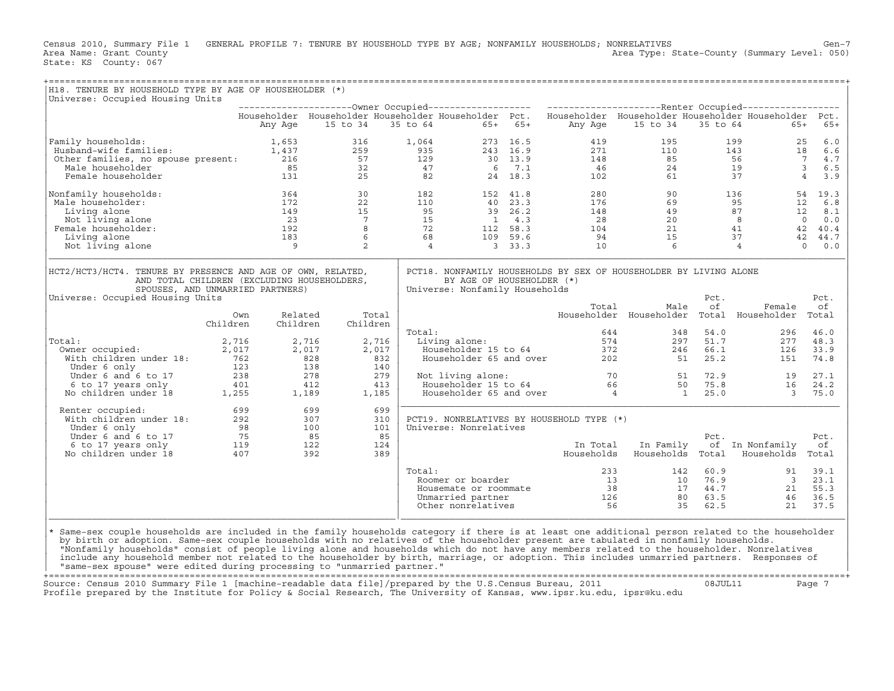Census 2010, Summary File 1 GENERAL PROFILE 7: TENURE BY HOUSEHOLD TYPE BY AGE; NONFAMILY HOUSEHOLDS; NONRELATIVES Gen-7
Area Name: Grant County Area Type: State-County (Summary Level: 050)
State: KS County: 067

## H18. TENURE BY HOUSEHOLD TYPE BY AGE OF HOUSEHOLDER (*)

Universe: Occupied Housing Units

| | Owner Occupied | | | | | Renter Occupied | | | | |
|---|---|---|---|---|---|---|---|---|---|---|
| | Householder Any Age | Householder 15 to 34 | Householder 35 to 64 | Householder 65+ | Pct. 65+ | Householder Any Age | Householder 15 to 34 | Householder 35 to 64 | Householder 65+ | Pct. 65+ |
| Family households: | 1,653 | 316 | 1,064 | 273 | 16.5 | 419 | 195 | 199 | 25 | 6.0 |
| Husband-wife families: | 1,437 | 259 | 935 | 243 | 16.9 | 271 | 110 | 143 | 18 | 6.6 |
| Other families, no spouse present: | 216 | 57 | 129 | 30 | 13.9 | 148 | 85 | 56 | 7 | 4.7 |
| Male householder | 85 | 32 | 47 | 6 | 7.1 | 46 | 24 | 19 | 3 | 6.5 |
| Female householder | 131 | 25 | 82 | 24 | 18.3 | 102 | 61 | 37 | 4 | 3.9 |
| Nonfamily households: | 364 | 30 | 182 | 152 | 41.8 | 280 | 90 | 136 | 54 | 19.3 |
| Male householder: | 172 | 22 | 110 | 40 | 23.3 | 176 | 69 | 95 | 12 | 6.8 |
| Living alone | 149 | 15 | 95 | 39 | 26.2 | 148 | 49 | 87 | 12 | 8.1 |
| Not living alone | 23 | 7 | 15 | 1 | 4.3 | 28 | 20 | 8 | 0 | 0.0 |
| Female householder: | 192 | 8 | 72 | 112 | 58.3 | 104 | 21 | 41 | 42 | 40.4 |
| Living alone | 183 | 6 | 68 | 109 | 59.6 | 94 | 15 | 37 | 42 | 44.7 |
| Not living alone | 9 | 2 | 4 | 3 | 33.3 | 10 | 6 | 4 | 0 | 0.0 |

## HCT2/HCT3/HCT4. TENURE BY PRESENCE AND AGE OF OWN, RELATED, AND TOTAL CHILDREN (EXCLUDING HOUSEHOLDERS, SPOUSES, AND UNMARRIED PARTNERS)

Universe: Occupied Housing Units

| | Own Children | Related Children | Total Children |
|---|---|---|---|
| Total: | 2,716 | 2,716 | 2,716 |
| Owner occupied: | 2,017 | 2,017 | 2,017 |
| With children under 18: | 762 | 828 | 832 |
| Under 6 only | 123 | 138 | 140 |
| Under 6 and 6 to 17 | 238 | 278 | 279 |
| 6 to 17 years only | 401 | 412 | 413 |
| No children under 18 | 1,255 | 1,189 | 1,185 |
| Renter occupied: | 699 | 699 | 699 |
| With children under 18: | 292 | 307 | 310 |
| Under 6 only | 98 | 100 | 101 |
| Under 6 and 6 to 17 | 75 | 85 | 85 |
| 6 to 17 years only | 119 | 122 | 124 |
| No children under 18 | 407 | 392 | 389 |

## PCT18. NONFAMILY HOUSEHOLDS BY SEX OF HOUSEHOLDER BY LIVING ALONE BY AGE OF HOUSEHOLDER (*)

Universe: Nonfamily Households

| | Total Householder | Male Householder | Pct. of Total | Female Householder | Pct. of Total |
|---|---|---|---|---|---|
| Total: | 644 | 348 | 54.0 | 296 | 46.0 |
| Living alone: | 574 | 297 | 51.7 | 277 | 48.3 |
| Householder 15 to 64 | 372 | 246 | 66.1 | 126 | 33.9 |
| Householder 65 and over | 202 | 51 | 25.2 | 151 | 74.8 |
| Not living alone: | 70 | 51 | 72.9 | 19 | 27.1 |
| Householder 15 to 64 | 66 | 50 | 75.8 | 16 | 24.2 |
| Householder 65 and over | 4 | 1 | 25.0 | 3 | 75.0 |

## PCT19. NONRELATIVES BY HOUSEHOLD TYPE (*)

Universe: Nonrelatives

| | In Total Households | In Family Households | Pct. of Total | In Nonfamily Households | Pct. of Total |
|---|---|---|---|---|---|
| Total: | 233 | 142 | 60.9 | 91 | 39.1 |
| Roomer or boarder | 13 | 10 | 76.9 | 3 | 23.1 |
| Housemate or roommate | 38 | 17 | 44.7 | 21 | 55.3 |
| Unmarried partner | 126 | 80 | 63.5 | 46 | 36.5 |
| Other nonrelatives | 56 | 35 | 62.5 | 21 | 37.5 |

* Same-sex couple households are included in the family households category if there is at least one additional person related to the householder by birth or adoption. Same-sex couple households with no relatives of the householder present are tabulated in nonfamily households. "Nonfamily households" consist of people living alone and households which do not have any members related to the householder. Nonrelatives include any household member not related to the householder by birth, marriage, or adoption. This includes unmarried partners. Responses of "same-sex spouse" were edited during processing to "unmarried partner."

Source: Census 2010 Summary File 1 [machine-readable data file]/prepared by the U.S.Census Bureau, 2011 08JUL11
Profile prepared by the Institute for Policy & Social Research, The University of Kansas, www.ipsr.ku.edu, ipsr@ku.edu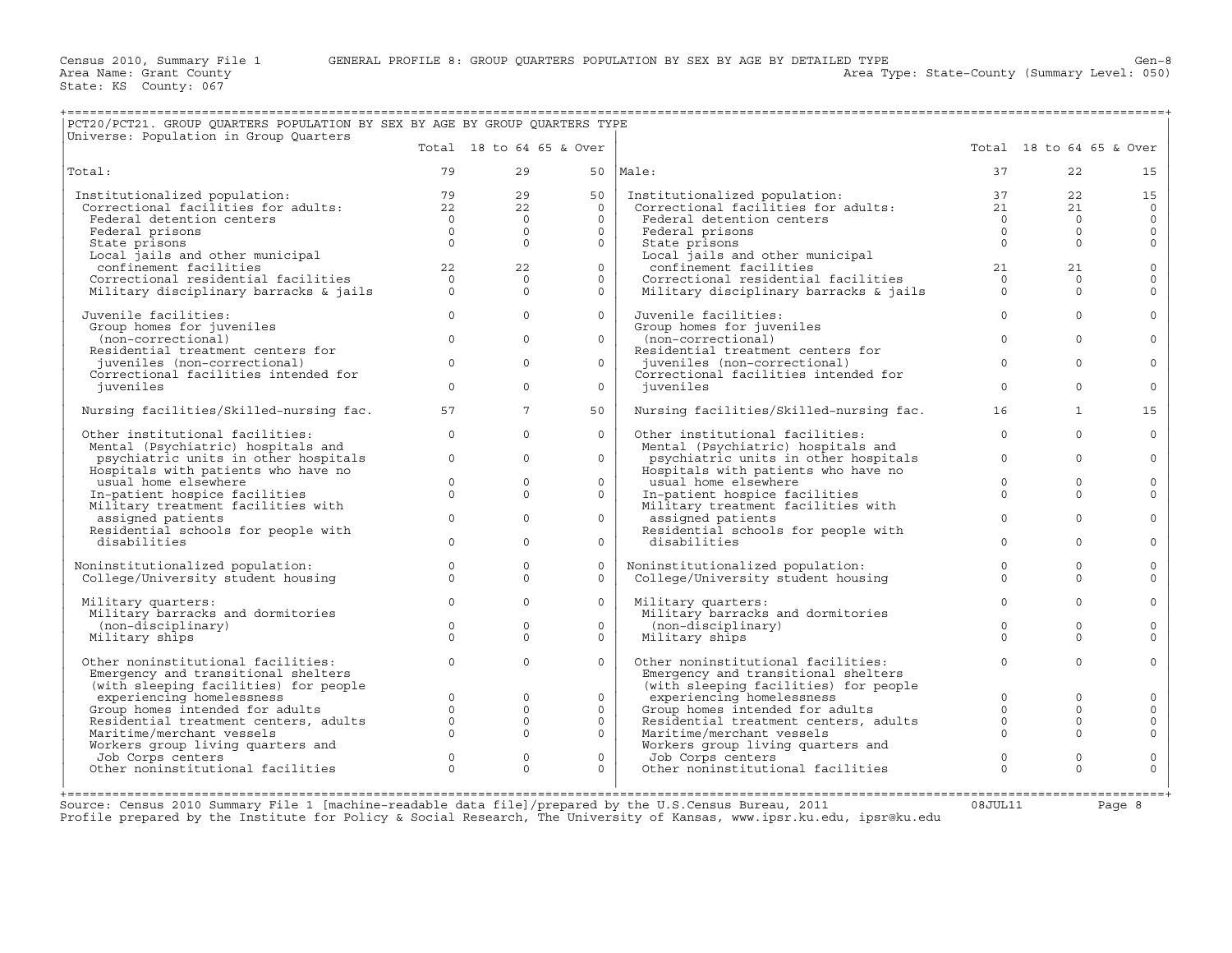Census 2010, Summary File 1 GENERAL PROFILE 8: GROUP QUARTERS POPULATION BY SEX BY AGE BY DETAILED TYPE

Area Name: Grant County

State: KS County: 067

Area Type: State-County (Summary Level: 050)

## PCT20/PCT21. GROUP QUARTERS POPULATION BY SEX BY AGE BY GROUP QUARTERS TYPE

Universe: Population in Group Quarters

| | Total | 18 to 64 | 65 & Over | | Total | 18 to 64 | 65 & Over |
|---|---|---|---|---|---|---|---|
| Total: | 79 | 29 | 50 | Male: | 37 | 22 | 15 |
| Institutionalized population: | 79 | 29 | 50 | Institutionalized population: | 37 | 22 | 15 |
| Correctional facilities for adults: | 22 | 22 | 0 | Correctional facilities for adults: | 21 | 21 | 0 |
| Federal detention centers | 0 | 0 | 0 | Federal detention centers | 0 | 0 | 0 |
| Federal prisons | 0 | 0 | 0 | Federal prisons | 0 | 0 | 0 |
| State prisons | 0 | 0 | 0 | State prisons | 0 | 0 | 0 |
| Local jails and other municipal confinement facilities | 22 | 22 | 0 | Local jails and other municipal confinement facilities | 21 | 21 | 0 |
| Correctional residential facilities | 0 | 0 | 0 | Correctional residential facilities | 0 | 0 | 0 |
| Military disciplinary barracks & jails | 0 | 0 | 0 | Military disciplinary barracks & jails | 0 | 0 | 0 |
| Juvenile facilities: | 0 | 0 | 0 | Juvenile facilities: | 0 | 0 | 0 |
| Group homes for juveniles (non-correctional) | 0 | 0 | 0 | Group homes for juveniles (non-correctional) | 0 | 0 | 0 |
| Residential treatment centers for juveniles (non-correctional) | 0 | 0 | 0 | Residential treatment centers for juveniles (non-correctional) | 0 | 0 | 0 |
| Correctional facilities intended for juveniles | 0 | 0 | 0 | Correctional facilities intended for juveniles | 0 | 0 | 0 |
| Nursing facilities/Skilled-nursing fac. | 57 | 7 | 50 | Nursing facilities/Skilled-nursing fac. | 16 | 1 | 15 |
| Other institutional facilities: | 0 | 0 | 0 | Other institutional facilities: | 0 | 0 | 0 |
| Mental (Psychiatric) hospitals and psychiatric units in other hospitals | 0 | 0 | 0 | Mental (Psychiatric) hospitals and psychiatric units in other hospitals | 0 | 0 | 0 |
| Hospitals with patients who have no usual home elsewhere | 0 | 0 | 0 | Hospitals with patients who have no usual home elsewhere | 0 | 0 | 0 |
| In-patient hospice facilities | 0 | 0 | 0 | In-patient hospice facilities | 0 | 0 | 0 |
| Military treatment facilities with assigned patients | 0 | 0 | 0 | Military treatment facilities with assigned patients | 0 | 0 | 0 |
| Residential schools for people with disabilities | 0 | 0 | 0 | Residential schools for people with disabilities | 0 | 0 | 0 |
| Noninstitutionalized population: | 0 | 0 | 0 | Noninstitutionalized population: | 0 | 0 | 0 |
| College/University student housing | 0 | 0 | 0 | College/University student housing | 0 | 0 | 0 |
| Military quarters: | 0 | 0 | 0 | Military quarters: | 0 | 0 | 0 |
| Military barracks and dormitories (non-disciplinary) | 0 | 0 | 0 | Military barracks and dormitories (non-disciplinary) | 0 | 0 | 0 |
| Military ships | 0 | 0 | 0 | Military ships | 0 | 0 | 0 |
| Other noninstitutional facilities: | 0 | 0 | 0 | Other noninstitutional facilities: | 0 | 0 | 0 |
| Emergency and transitional shelters (with sleeping facilities) for people experiencing homelessness | 0 | 0 | 0 | Emergency and transitional shelters (with sleeping facilities) for people experiencing homelessness | 0 | 0 | 0 |
| Group homes intended for adults | 0 | 0 | 0 | Group homes intended for adults | 0 | 0 | 0 |
| Residential treatment centers, adults | 0 | 0 | 0 | Residential treatment centers, adults | 0 | 0 | 0 |
| Maritime/merchant vessels | 0 | 0 | 0 | Maritime/merchant vessels | 0 | 0 | 0 |
| Workers group living quarters and Job Corps centers | 0 | 0 | 0 | Workers group living quarters and Job Corps centers | 0 | 0 | 0 |
| Other noninstitutional facilities | 0 | 0 | 0 | Other noninstitutional facilities | 0 | 0 | 0 |

Source: Census 2010 Summary File 1 [machine-readable data file]/prepared by the U.S.Census Bureau, 2011 08JUL11

Profile prepared by the Institute for Policy & Social Research, The University of Kansas, www.ipsr.ku.edu, ipsr@ku.edu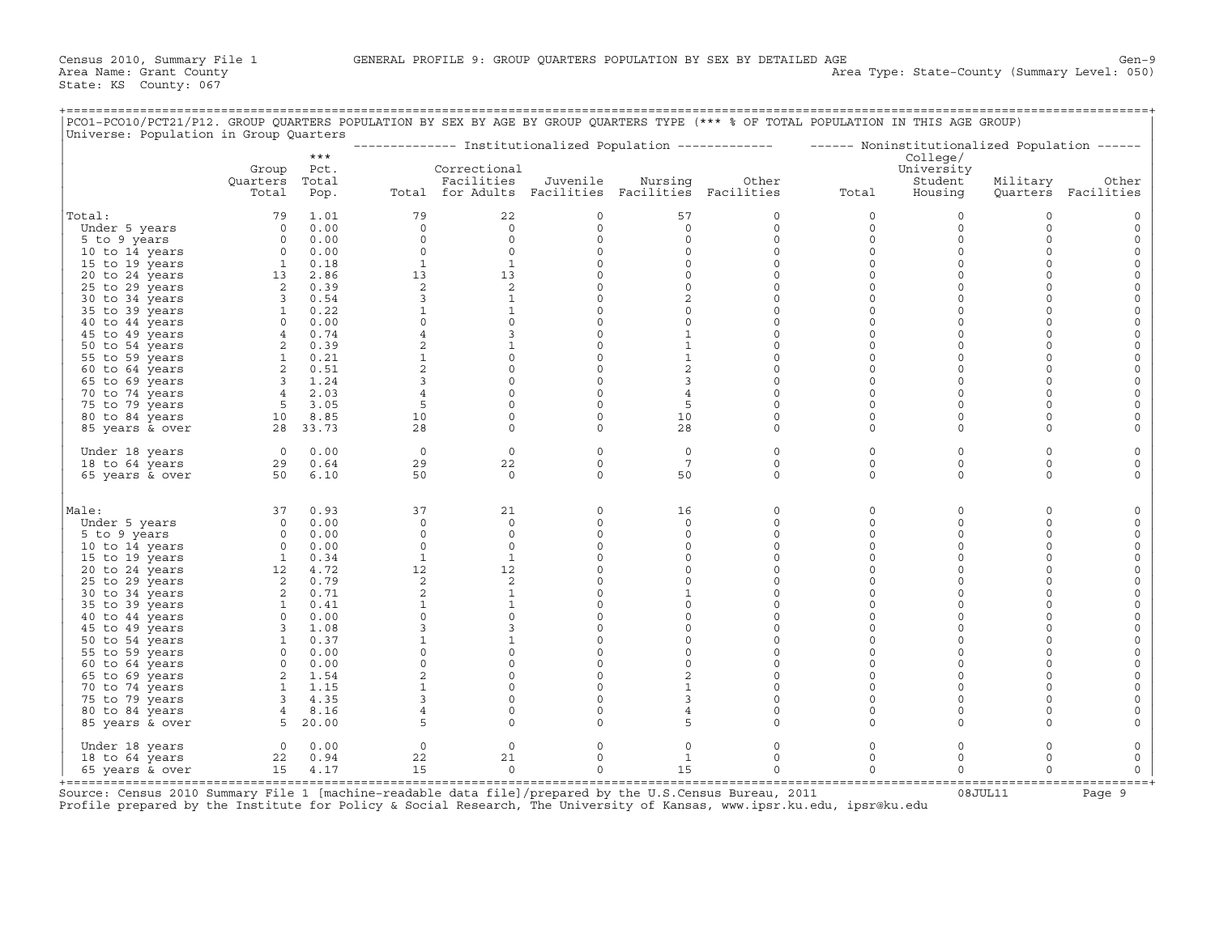Census 2010, Summary File 1 GENERAL PROFILE 9: GROUP QUARTERS POPULATION BY SEX BY DETAILED AGE Gen-9
Area Name: Grant County Area Type: State-County (Summary Level: 050)
State: KS County: 067

PCO1-PCO10/PCT21/P12. GROUP QUARTERS POPULATION BY SEX BY AGE BY GROUP QUARTERS TYPE (*** % OF TOTAL POPULATION IN THIS AGE GROUP)
Universe: Population in Group Quarters

| | Group Quarters Total | *** Pct. Total Pop. | Institutionalized Population: Total | Correctional Facilities for Adults | Juvenile Facilities | Nursing Facilities | Other Facilities | Noninstitutionalized Population: Total | College/ University Student Housing | Military Quarters | Other Facilities |
|---|---|---|---|---|---|---|---|---|---|---|---|
| Total: | 79 | 1.01 | 79 | 22 | 0 | 57 | 0 | 0 | 0 | 0 | 0 |
| Under 5 years | 0 | 0.00 | 0 | 0 | 0 | 0 | 0 | 0 | 0 | 0 | 0 |
| 5 to 9 years | 0 | 0.00 | 0 | 0 | 0 | 0 | 0 | 0 | 0 | 0 | 0 |
| 10 to 14 years | 0 | 0.00 | 0 | 0 | 0 | 0 | 0 | 0 | 0 | 0 | 0 |
| 15 to 19 years | 1 | 0.18 | 1 | 1 | 0 | 0 | 0 | 0 | 0 | 0 | 0 |
| 20 to 24 years | 13 | 2.86 | 13 | 13 | 0 | 0 | 0 | 0 | 0 | 0 | 0 |
| 25 to 29 years | 2 | 0.39 | 2 | 2 | 0 | 0 | 0 | 0 | 0 | 0 | 0 |
| 30 to 34 years | 3 | 0.54 | 3 | 1 | 0 | 2 | 0 | 0 | 0 | 0 | 0 |
| 35 to 39 years | 1 | 0.22 | 1 | 1 | 0 | 0 | 0 | 0 | 0 | 0 | 0 |
| 40 to 44 years | 0 | 0.00 | 0 | 0 | 0 | 0 | 0 | 0 | 0 | 0 | 0 |
| 45 to 49 years | 4 | 0.74 | 4 | 3 | 0 | 1 | 0 | 0 | 0 | 0 | 0 |
| 50 to 54 years | 2 | 0.39 | 2 | 1 | 0 | 1 | 0 | 0 | 0 | 0 | 0 |
| 55 to 59 years | 1 | 0.21 | 1 | 0 | 0 | 1 | 0 | 0 | 0 | 0 | 0 |
| 60 to 64 years | 2 | 0.51 | 2 | 0 | 0 | 2 | 0 | 0 | 0 | 0 | 0 |
| 65 to 69 years | 3 | 1.24 | 3 | 0 | 0 | 3 | 0 | 0 | 0 | 0 | 0 |
| 70 to 74 years | 4 | 2.03 | 4 | 0 | 0 | 4 | 0 | 0 | 0 | 0 | 0 |
| 75 to 79 years | 5 | 3.05 | 5 | 0 | 0 | 5 | 0 | 0 | 0 | 0 | 0 |
| 80 to 84 years | 10 | 8.85 | 10 | 0 | 0 | 10 | 0 | 0 | 0 | 0 | 0 |
| 85 years & over | 28 | 33.73 | 28 | 0 | 0 | 28 | 0 | 0 | 0 | 0 | 0 |
| Under 18 years | 0 | 0.00 | 0 | 0 | 0 | 0 | 0 | 0 | 0 | 0 | 0 |
| 18 to 64 years | 29 | 0.64 | 29 | 22 | 0 | 7 | 0 | 0 | 0 | 0 | 0 |
| 65 years & over | 50 | 6.10 | 50 | 0 | 0 | 50 | 0 | 0 | 0 | 0 | 0 |
| Male: | 37 | 0.93 | 37 | 21 | 0 | 16 | 0 | 0 | 0 | 0 | 0 |
| Under 5 years | 0 | 0.00 | 0 | 0 | 0 | 0 | 0 | 0 | 0 | 0 | 0 |
| 5 to 9 years | 0 | 0.00 | 0 | 0 | 0 | 0 | 0 | 0 | 0 | 0 | 0 |
| 10 to 14 years | 0 | 0.00 | 0 | 0 | 0 | 0 | 0 | 0 | 0 | 0 | 0 |
| 15 to 19 years | 1 | 0.34 | 1 | 1 | 0 | 0 | 0 | 0 | 0 | 0 | 0 |
| 20 to 24 years | 12 | 4.72 | 12 | 12 | 0 | 0 | 0 | 0 | 0 | 0 | 0 |
| 25 to 29 years | 2 | 0.79 | 2 | 2 | 0 | 0 | 0 | 0 | 0 | 0 | 0 |
| 30 to 34 years | 2 | 0.71 | 2 | 1 | 0 | 1 | 0 | 0 | 0 | 0 | 0 |
| 35 to 39 years | 1 | 0.41 | 1 | 1 | 0 | 0 | 0 | 0 | 0 | 0 | 0 |
| 40 to 44 years | 0 | 0.00 | 0 | 0 | 0 | 0 | 0 | 0 | 0 | 0 | 0 |
| 45 to 49 years | 3 | 1.08 | 3 | 3 | 0 | 0 | 0 | 0 | 0 | 0 | 0 |
| 50 to 54 years | 1 | 0.37 | 1 | 1 | 0 | 0 | 0 | 0 | 0 | 0 | 0 |
| 55 to 59 years | 0 | 0.00 | 0 | 0 | 0 | 0 | 0 | 0 | 0 | 0 | 0 |
| 60 to 64 years | 0 | 0.00 | 0 | 0 | 0 | 0 | 0 | 0 | 0 | 0 | 0 |
| 65 to 69 years | 2 | 1.54 | 2 | 0 | 0 | 2 | 0 | 0 | 0 | 0 | 0 |
| 70 to 74 years | 1 | 1.15 | 1 | 0 | 0 | 1 | 0 | 0 | 0 | 0 | 0 |
| 75 to 79 years | 3 | 4.35 | 3 | 0 | 0 | 3 | 0 | 0 | 0 | 0 | 0 |
| 80 to 84 years | 4 | 8.16 | 4 | 0 | 0 | 4 | 0 | 0 | 0 | 0 | 0 |
| 85 years & over | 5 | 20.00 | 5 | 0 | 0 | 5 | 0 | 0 | 0 | 0 | 0 |
| Under 18 years | 0 | 0.00 | 0 | 0 | 0 | 0 | 0 | 0 | 0 | 0 | 0 |
| 18 to 64 years | 22 | 0.94 | 22 | 21 | 0 | 1 | 0 | 0 | 0 | 0 | 0 |
| 65 years & over | 15 | 4.17 | 15 | 0 | 0 | 15 | 0 | 0 | 0 | 0 | 0 |

Source: Census 2010 Summary File 1 [machine-readable data file]/prepared by the U.S.Census Bureau, 2011 08JUL11
Profile prepared by the Institute for Policy & Social Research, The University of Kansas, www.ipsr.ku.edu, ipsr@ku.edu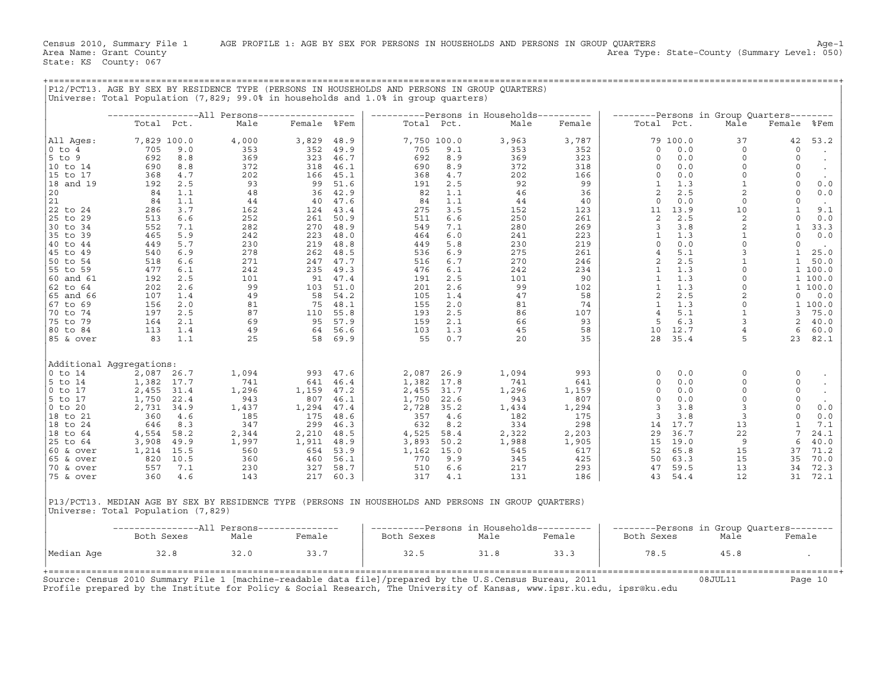Census 2010, Summary File 1 AGE PROFILE 1: AGE BY SEX FOR PERSONS IN HOUSEHOLDS AND PERSONS IN GROUP QUARTERS

Area Name: Grant County — Area Type: State-County (Summary Level: 050)

State: KS County: 067

## P12/PCT13. AGE BY SEX BY RESIDENCE TYPE (PERSONS IN HOUSEHOLDS AND PERSONS IN GROUP QUARTERS)

Universe: Total Population (7,829; 99.0% in households and 1.0% in group quarters)

| | All Persons | | | | | Persons in Households | | | | Persons in Group Quarters | | | | |
|---|---|---|---|---|---|---|---|---|---|---|---|---|---|---|
| | Total | Pct. | Male | Female | %Fem | Total | Pct. | Male | Female | Total | Pct. | Male | Female | %Fem |
| All Ages: | 7,829 | 100.0 | 4,000 | 3,829 | 48.9 | 7,750 | 100.0 | 3,963 | 3,787 | 79 | 100.0 | 37 | 42 | 53.2 |
| 0 to 4 | 705 | 9.0 | 353 | 352 | 49.9 | 705 | 9.1 | 353 | 352 | 0 | 0.0 | 0 | 0 | . |
| 5 to 9 | 692 | 8.8 | 369 | 323 | 46.7 | 692 | 8.9 | 369 | 323 | 0 | 0.0 | 0 | 0 | . |
| 10 to 14 | 690 | 8.8 | 372 | 318 | 46.1 | 690 | 8.9 | 372 | 318 | 0 | 0.0 | 0 | 0 | . |
| 15 to 17 | 368 | 4.7 | 202 | 166 | 45.1 | 368 | 4.7 | 202 | 166 | 0 | 0.0 | 0 | 0 | . |
| 18 and 19 | 192 | 2.5 | 93 | 99 | 51.6 | 191 | 2.5 | 92 | 99 | 1 | 1.3 | 1 | 0 | 0.0 |
| 20 | 84 | 1.1 | 48 | 36 | 42.9 | 82 | 1.1 | 46 | 36 | 2 | 2.5 | 2 | 0 | 0.0 |
| 21 | 84 | 1.1 | 44 | 40 | 47.6 | 84 | 1.1 | 44 | 40 | 0 | 0.0 | 0 | 0 | . |
| 22 to 24 | 286 | 3.7 | 162 | 124 | 43.4 | 275 | 3.5 | 152 | 123 | 11 | 13.9 | 10 | 1 | 9.1 |
| 25 to 29 | 513 | 6.6 | 252 | 261 | 50.9 | 511 | 6.6 | 250 | 261 | 2 | 2.5 | 2 | 0 | 0.0 |
| 30 to 34 | 552 | 7.1 | 282 | 270 | 48.9 | 549 | 7.1 | 280 | 269 | 3 | 3.8 | 2 | 1 | 33.3 |
| 35 to 39 | 465 | 5.9 | 242 | 223 | 48.0 | 464 | 6.0 | 241 | 223 | 1 | 1.3 | 1 | 0 | 0.0 |
| 40 to 44 | 449 | 5.7 | 230 | 219 | 48.8 | 449 | 5.8 | 230 | 219 | 0 | 0.0 | 0 | 0 | . |
| 45 to 49 | 540 | 6.9 | 278 | 262 | 48.5 | 536 | 6.9 | 275 | 261 | 4 | 5.1 | 3 | 1 | 25.0 |
| 50 to 54 | 518 | 6.6 | 271 | 247 | 47.7 | 516 | 6.7 | 270 | 246 | 2 | 2.5 | 1 | 1 | 50.0 |
| 55 to 59 | 477 | 6.1 | 242 | 235 | 49.3 | 476 | 6.1 | 242 | 234 | 1 | 1.3 | 0 | 1 | 100.0 |
| 60 and 61 | 192 | 2.5 | 101 | 91 | 47.4 | 191 | 2.5 | 101 | 90 | 1 | 1.3 | 0 | 1 | 100.0 |
| 62 to 64 | 202 | 2.6 | 99 | 103 | 51.0 | 201 | 2.6 | 99 | 102 | 1 | 1.3 | 0 | 1 | 100.0 |
| 65 and 66 | 107 | 1.4 | 49 | 58 | 54.2 | 105 | 1.4 | 47 | 58 | 2 | 2.5 | 2 | 0 | 0.0 |
| 67 to 69 | 156 | 2.0 | 81 | 75 | 48.1 | 155 | 2.0 | 81 | 74 | 1 | 1.3 | 0 | 1 | 100.0 |
| 70 to 74 | 197 | 2.5 | 87 | 110 | 55.8 | 193 | 2.5 | 86 | 107 | 4 | 5.1 | 1 | 3 | 75.0 |
| 75 to 79 | 164 | 2.1 | 69 | 95 | 57.9 | 159 | 2.1 | 66 | 93 | 5 | 6.3 | 3 | 2 | 40.0 |
| 80 to 84 | 113 | 1.4 | 49 | 64 | 56.6 | 103 | 1.3 | 45 | 58 | 10 | 12.7 | 4 | 6 | 60.0 |
| 85 & over | 83 | 1.1 | 25 | 58 | 69.9 | 55 | 0.7 | 20 | 35 | 28 | 35.4 | 5 | 23 | 82.1 |
| **Additional Aggregations:** | | | | | | | | | | | | | | |
| 0 to 14 | 2,087 | 26.7 | 1,094 | 993 | 47.6 | 2,087 | 26.9 | 1,094 | 993 | 0 | 0.0 | 0 | 0 | . |
| 5 to 14 | 1,382 | 17.7 | 741 | 641 | 46.4 | 1,382 | 17.8 | 741 | 641 | 0 | 0.0 | 0 | 0 | . |
| 0 to 17 | 2,455 | 31.4 | 1,296 | 1,159 | 47.2 | 2,455 | 31.7 | 1,296 | 1,159 | 0 | 0.0 | 0 | 0 | . |
| 5 to 17 | 1,750 | 22.4 | 943 | 807 | 46.1 | 1,750 | 22.6 | 943 | 807 | 0 | 0.0 | 0 | 0 | . |
| 0 to 20 | 2,731 | 34.9 | 1,437 | 1,294 | 47.4 | 2,728 | 35.2 | 1,434 | 1,294 | 3 | 3.8 | 3 | 0 | 0.0 |
| 18 to 21 | 360 | 4.6 | 185 | 175 | 48.6 | 357 | 4.6 | 182 | 175 | 3 | 3.8 | 3 | 0 | 0.0 |
| 18 to 24 | 646 | 8.3 | 347 | 299 | 46.3 | 632 | 8.2 | 334 | 298 | 14 | 17.7 | 13 | 1 | 7.1 |
| 18 to 64 | 4,554 | 58.2 | 2,344 | 2,210 | 48.5 | 4,525 | 58.4 | 2,322 | 2,203 | 29 | 36.7 | 22 | 7 | 24.1 |
| 25 to 64 | 3,908 | 49.9 | 1,997 | 1,911 | 48.9 | 3,893 | 50.2 | 1,988 | 1,905 | 15 | 19.0 | 9 | 6 | 40.0 |
| 60 & over | 1,214 | 15.5 | 560 | 654 | 53.9 | 1,162 | 15.0 | 545 | 617 | 52 | 65.8 | 15 | 37 | 71.2 |
| 65 & over | 820 | 10.5 | 360 | 460 | 56.1 | 770 | 9.9 | 345 | 425 | 50 | 63.3 | 15 | 35 | 70.0 |
| 70 & over | 557 | 7.1 | 230 | 327 | 58.7 | 510 | 6.6 | 217 | 293 | 47 | 59.5 | 13 | 34 | 72.3 |
| 75 & over | 360 | 4.6 | 143 | 217 | 60.3 | 317 | 4.1 | 131 | 186 | 43 | 54.4 | 12 | 31 | 72.1 |

## P13/PCT13. MEDIAN AGE BY SEX BY RESIDENCE TYPE (PERSONS IN HOUSEHOLDS AND PERSONS IN GROUP QUARTERS)

Universe: Total Population (7,829)

| | All Persons | | | Persons in Households | | | Persons in Group Quarters | | |
|---|---|---|---|---|---|---|---|---|---|
| | Both Sexes | Male | Female | Both Sexes | Male | Female | Both Sexes | Male | Female |
| Median Age | 32.8 | 32.0 | 33.7 | 32.5 | 31.8 | 33.3 | 78.5 | 45.8 | . |

Source: Census 2010 Summary File 1 [machine-readable data file]/prepared by the U.S.Census Bureau, 2011 08JUL11

Profile prepared by the Institute for Policy & Social Research, The University of Kansas, www.ipsr.ku.edu, ipsr@ku.edu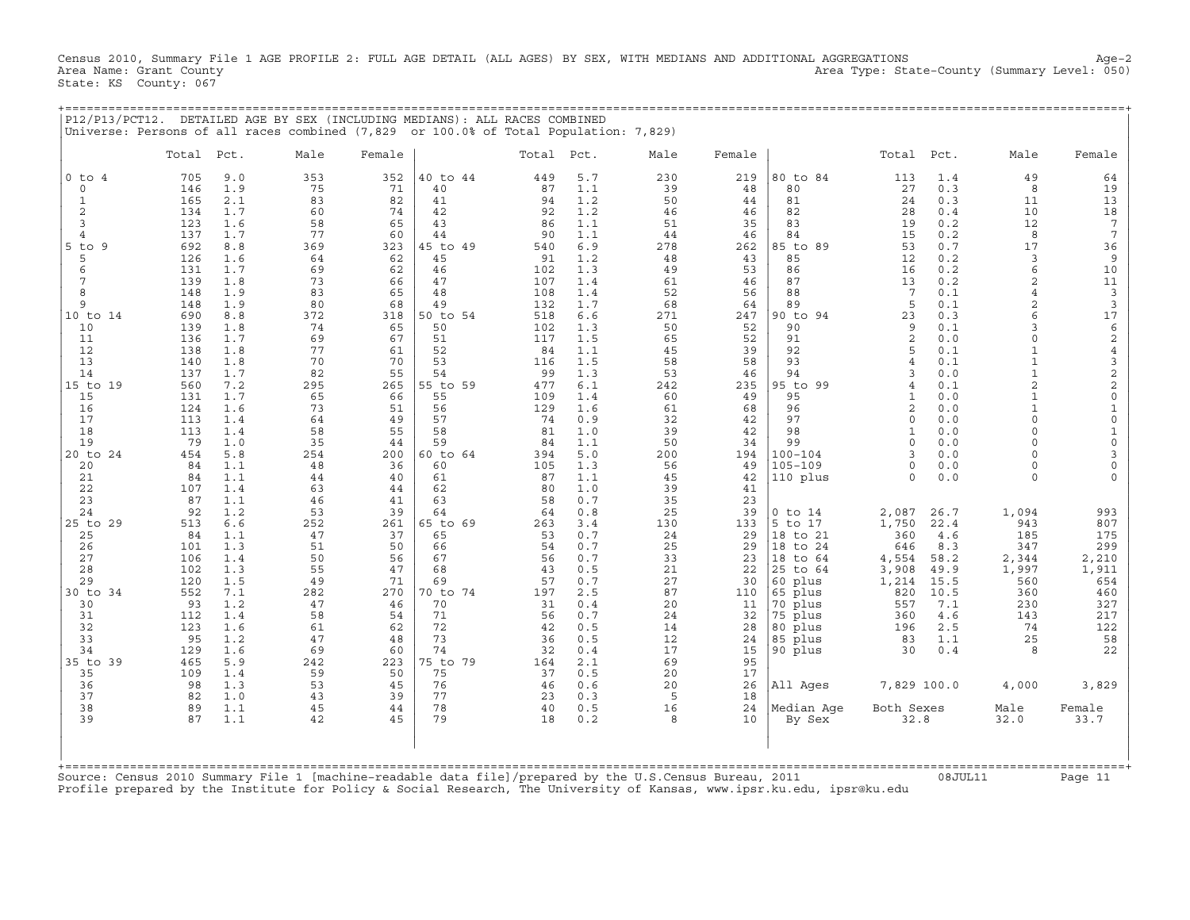Census 2010, Summary File 1 AGE PROFILE 2: FULL AGE DETAIL (ALL AGES) BY SEX, WITH MEDIANS AND ADDITIONAL AGGREGATIONS

Area Name: Grant County
State: KS County: 067

Age-2
Area Type: State-County (Summary Level: 050)

P12/P13/PCT12. DETAILED AGE BY SEX (INCLUDING MEDIANS): ALL RACES COMBINED
Universe: Persons of all races combined (7,829 or 100.0% of Total Population: 7,829)

| | Total | Pct. | Male | Female | | Total | Pct. | Male | Female | | Total | Pct. | Male | Female |
|---|---|---|---|---|---|---|---|---|---|---|---|---|---|---|
| 0 to 4 | 705 | 9.0 | 353 | 352 | 40 to 44 | 449 | 5.7 | 230 | 219 | 80 to 84 | 113 | 1.4 | 49 | 64 |
| 0 | 146 | 1.9 | 75 | 71 | 40 | 87 | 1.1 | 39 | 48 | 80 | 27 | 0.3 | 8 | 19 |
| 1 | 165 | 2.1 | 83 | 82 | 41 | 94 | 1.2 | 50 | 44 | 81 | 24 | 0.3 | 11 | 13 |
| 2 | 134 | 1.7 | 60 | 74 | 42 | 92 | 1.2 | 46 | 46 | 82 | 28 | 0.4 | 10 | 18 |
| 3 | 123 | 1.6 | 58 | 65 | 43 | 86 | 1.1 | 51 | 35 | 83 | 19 | 0.2 | 12 | 7 |
| 4 | 137 | 1.7 | 77 | 60 | 44 | 90 | 1.1 | 44 | 46 | 84 | 15 | 0.2 | 8 | 7 |
| 5 to 9 | 692 | 8.8 | 369 | 323 | 45 to 49 | 540 | 6.9 | 278 | 262 | 85 to 89 | 53 | 0.7 | 17 | 36 |
| 5 | 126 | 1.6 | 64 | 62 | 45 | 91 | 1.2 | 48 | 43 | 85 | 12 | 0.2 | 3 | 9 |
| 6 | 131 | 1.7 | 69 | 62 | 46 | 102 | 1.3 | 49 | 53 | 86 | 16 | 0.2 | 6 | 10 |
| 7 | 139 | 1.8 | 73 | 66 | 47 | 107 | 1.4 | 61 | 46 | 87 | 13 | 0.2 | 2 | 11 |
| 8 | 148 | 1.9 | 83 | 65 | 48 | 108 | 1.4 | 52 | 56 | 88 | 7 | 0.1 | 4 | 3 |
| 9 | 148 | 1.9 | 80 | 68 | 49 | 132 | 1.7 | 68 | 64 | 89 | 5 | 0.1 | 2 | 3 |
| 10 to 14 | 690 | 8.8 | 372 | 318 | 50 to 54 | 518 | 6.6 | 271 | 247 | 90 to 94 | 23 | 0.3 | 6 | 17 |
| 10 | 139 | 1.8 | 74 | 65 | 50 | 102 | 1.3 | 50 | 52 | 90 | 9 | 0.1 | 3 | 6 |
| 11 | 136 | 1.7 | 69 | 67 | 51 | 117 | 1.5 | 65 | 52 | 91 | 2 | 0.0 | 0 | 2 |
| 12 | 138 | 1.8 | 77 | 61 | 52 | 84 | 1.1 | 45 | 39 | 92 | 5 | 0.1 | 1 | 4 |
| 13 | 140 | 1.8 | 70 | 70 | 53 | 116 | 1.5 | 58 | 58 | 93 | 4 | 0.1 | 1 | 3 |
| 14 | 137 | 1.7 | 82 | 55 | 54 | 99 | 1.3 | 53 | 46 | 94 | 3 | 0.0 | 1 | 2 |
| 15 to 19 | 560 | 7.2 | 295 | 265 | 55 to 59 | 477 | 6.1 | 242 | 235 | 95 to 99 | 4 | 0.1 | 2 | 2 |
| 15 | 131 | 1.7 | 65 | 66 | 55 | 109 | 1.4 | 60 | 49 | 95 | 1 | 0.0 | 1 | 0 |
| 16 | 124 | 1.6 | 73 | 51 | 56 | 129 | 1.6 | 61 | 68 | 96 | 2 | 0.0 | 1 | 1 |
| 17 | 113 | 1.4 | 64 | 49 | 57 | 74 | 0.9 | 32 | 42 | 97 | 0 | 0.0 | 0 | 0 |
| 18 | 113 | 1.4 | 58 | 55 | 58 | 81 | 1.0 | 39 | 42 | 98 | 1 | 0.0 | 0 | 1 |
| 19 | 79 | 1.0 | 35 | 44 | 59 | 84 | 1.1 | 50 | 34 | 99 | 0 | 0.0 | 0 | 0 |
| 20 to 24 | 454 | 5.8 | 254 | 200 | 60 to 64 | 394 | 5.0 | 200 | 194 | 100-104 | 3 | 0.0 | 0 | 3 |
| 20 | 84 | 1.1 | 48 | 36 | 60 | 105 | 1.3 | 56 | 49 | 105-109 | 0 | 0.0 | 0 | 0 |
| 21 | 84 | 1.1 | 44 | 40 | 61 | 87 | 1.1 | 45 | 42 | 110 plus | 0 | 0.0 | 0 | 0 |
| 22 | 107 | 1.4 | 63 | 44 | 62 | 80 | 1.0 | 39 | 41 | | | | | |
| 23 | 87 | 1.1 | 46 | 41 | 63 | 58 | 0.7 | 35 | 23 | | | | | |
| 24 | 92 | 1.2 | 53 | 39 | 64 | 64 | 0.8 | 25 | 39 | 0 to 14 | 2,087 | 26.7 | 1,094 | 993 |
| 25 to 29 | 513 | 6.6 | 252 | 261 | 65 to 69 | 263 | 3.4 | 130 | 133 | 5 to 17 | 1,750 | 22.4 | 943 | 807 |
| 25 | 84 | 1.1 | 47 | 37 | 65 | 53 | 0.7 | 24 | 29 | 18 to 21 | 360 | 4.6 | 185 | 175 |
| 26 | 101 | 1.3 | 51 | 50 | 66 | 54 | 0.7 | 25 | 29 | 18 to 24 | 646 | 8.3 | 347 | 299 |
| 27 | 106 | 1.4 | 50 | 56 | 67 | 56 | 0.7 | 33 | 23 | 18 to 64 | 4,554 | 58.2 | 2,344 | 2,210 |
| 28 | 102 | 1.3 | 55 | 47 | 68 | 43 | 0.5 | 21 | 22 | 25 to 64 | 3,908 | 49.9 | 1,997 | 1,911 |
| 29 | 120 | 1.5 | 49 | 71 | 69 | 57 | 0.7 | 27 | 30 | 60 plus | 1,214 | 15.5 | 560 | 654 |
| 30 to 34 | 552 | 7.1 | 282 | 270 | 70 to 74 | 197 | 2.5 | 87 | 110 | 65 plus | 820 | 10.5 | 360 | 460 |
| 30 | 93 | 1.2 | 47 | 46 | 70 | 31 | 0.4 | 20 | 11 | 70 plus | 557 | 7.1 | 230 | 327 |
| 31 | 112 | 1.4 | 58 | 54 | 71 | 56 | 0.7 | 24 | 32 | 75 plus | 360 | 4.6 | 143 | 217 |
| 32 | 123 | 1.6 | 61 | 62 | 72 | 42 | 0.5 | 14 | 28 | 80 plus | 196 | 2.5 | 74 | 122 |
| 33 | 95 | 1.2 | 47 | 48 | 73 | 36 | 0.5 | 12 | 24 | 85 plus | 83 | 1.1 | 25 | 58 |
| 34 | 129 | 1.6 | 69 | 60 | 74 | 32 | 0.4 | 17 | 15 | 90 plus | 30 | 0.4 | 8 | 22 |
| 35 to 39 | 465 | 5.9 | 242 | 223 | 75 to 79 | 164 | 2.1 | 69 | 95 | | | | | |
| 35 | 109 | 1.4 | 59 | 50 | 75 | 37 | 0.5 | 20 | 17 | | | | | |
| 36 | 98 | 1.3 | 53 | 45 | 76 | 46 | 0.6 | 20 | 26 | All Ages | 7,829 | 100.0 | 4,000 | 3,829 |
| 37 | 82 | 1.0 | 43 | 39 | 77 | 23 | 0.3 | 5 | 18 | | | | | |
| 38 | 89 | 1.1 | 45 | 44 | 78 | 40 | 0.5 | 16 | 24 | Median Age | Both Sexes | | Male | Female |
| 39 | 87 | 1.1 | 42 | 45 | 79 | 18 | 0.2 | 8 | 10 | By Sex | 32.8 | | 32.0 | 33.7 |

Source: Census 2010 Summary File 1 [machine-readable data file]/prepared by the U.S.Census Bureau, 2011 08JUL11
Profile prepared by the Institute for Policy & Social Research, The University of Kansas, www.ipsr.ku.edu, ipsr@ku.edu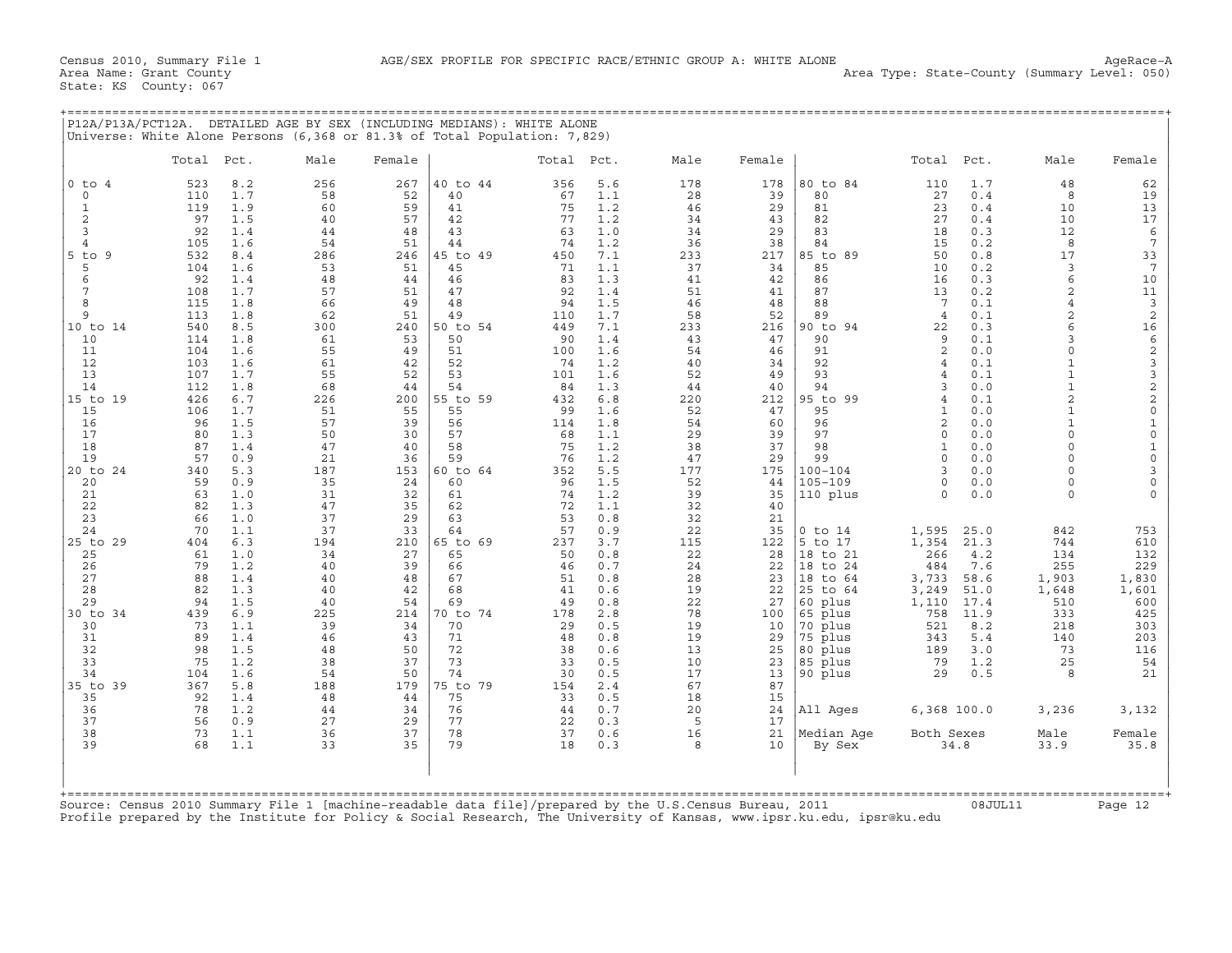Census 2010, Summary File 1 — AGE/SEX PROFILE FOR SPECIFIC RACE/ETHNIC GROUP A: WHITE ALONE — AgeRace-A

Area Name: Grant County — Area Type: State-County (Summary Level: 050)

State: KS County: 067

## P12A/P13A/PCT12A. DETAILED AGE BY SEX (INCLUDING MEDIANS): WHITE ALONE

Universe: White Alone Persons (6,368 or 81.3% of Total Population: 7,829)

| | Total | Pct. | Male | Female | | Total | Pct. | Male | Female | | Total | Pct. | Male | Female |
|---|---|---|---|---|---|---|---|---|---|---|---|---|---|---|
| 0 to 4 | 523 | 8.2 | 256 | 267 | 40 to 44 | 356 | 5.6 | 178 | 178 | 80 to 84 | 110 | 1.7 | 48 | 62 |
| 0 | 110 | 1.7 | 58 | 52 | 40 | 67 | 1.1 | 28 | 39 | 80 | 27 | 0.4 | 8 | 19 |
| 1 | 119 | 1.9 | 60 | 59 | 41 | 75 | 1.2 | 46 | 29 | 81 | 23 | 0.4 | 10 | 13 |
| 2 | 97 | 1.5 | 40 | 57 | 42 | 77 | 1.2 | 34 | 43 | 82 | 27 | 0.4 | 10 | 17 |
| 3 | 92 | 1.4 | 44 | 48 | 43 | 63 | 1.0 | 34 | 29 | 83 | 18 | 0.3 | 12 | 6 |
| 4 | 105 | 1.6 | 54 | 51 | 44 | 74 | 1.2 | 36 | 38 | 84 | 15 | 0.2 | 8 | 7 |
| 5 to 9 | 532 | 8.4 | 286 | 246 | 45 to 49 | 450 | 7.1 | 233 | 217 | 85 to 89 | 50 | 0.8 | 17 | 33 |
| 5 | 104 | 1.6 | 53 | 51 | 45 | 71 | 1.1 | 37 | 34 | 85 | 10 | 0.2 | 3 | 7 |
| 6 | 92 | 1.4 | 48 | 44 | 46 | 83 | 1.3 | 41 | 42 | 86 | 16 | 0.3 | 6 | 10 |
| 7 | 108 | 1.7 | 57 | 51 | 47 | 92 | 1.4 | 51 | 41 | 87 | 13 | 0.2 | 2 | 11 |
| 8 | 115 | 1.8 | 66 | 49 | 48 | 94 | 1.5 | 46 | 48 | 88 | 7 | 0.1 | 4 | 3 |
| 9 | 113 | 1.8 | 62 | 51 | 49 | 110 | 1.7 | 58 | 52 | 89 | 4 | 0.1 | 2 | 2 |
| 10 to 14 | 540 | 8.5 | 300 | 240 | 50 to 54 | 449 | 7.1 | 233 | 216 | 90 to 94 | 22 | 0.3 | 6 | 16 |
| 10 | 114 | 1.8 | 61 | 53 | 50 | 90 | 1.4 | 43 | 47 | 90 | 9 | 0.1 | 3 | 6 |
| 11 | 104 | 1.6 | 55 | 49 | 51 | 100 | 1.6 | 54 | 46 | 91 | 2 | 0.0 | 0 | 2 |
| 12 | 103 | 1.6 | 61 | 42 | 52 | 74 | 1.2 | 40 | 34 | 92 | 4 | 0.1 | 1 | 3 |
| 13 | 107 | 1.7 | 55 | 52 | 53 | 101 | 1.6 | 52 | 49 | 93 | 4 | 0.1 | 1 | 3 |
| 14 | 112 | 1.8 | 68 | 44 | 54 | 84 | 1.3 | 44 | 40 | 94 | 3 | 0.0 | 1 | 2 |
| 15 to 19 | 426 | 6.7 | 226 | 200 | 55 to 59 | 432 | 6.8 | 220 | 212 | 95 to 99 | 4 | 0.1 | 2 | 2 |
| 15 | 106 | 1.7 | 51 | 55 | 55 | 99 | 1.6 | 52 | 47 | 95 | 1 | 0.0 | 1 | 0 |
| 16 | 96 | 1.5 | 57 | 39 | 56 | 114 | 1.8 | 54 | 60 | 96 | 2 | 0.0 | 1 | 1 |
| 17 | 80 | 1.3 | 50 | 30 | 57 | 68 | 1.1 | 29 | 39 | 97 | 0 | 0.0 | 0 | 0 |
| 18 | 87 | 1.4 | 47 | 40 | 58 | 75 | 1.2 | 38 | 37 | 98 | 1 | 0.0 | 0 | 1 |
| 19 | 57 | 0.9 | 21 | 36 | 59 | 76 | 1.2 | 47 | 29 | 99 | 0 | 0.0 | 0 | 0 |
| 20 to 24 | 340 | 5.3 | 187 | 153 | 60 to 64 | 352 | 5.5 | 177 | 175 | 100-104 | 3 | 0.0 | 0 | 3 |
| 20 | 59 | 0.9 | 35 | 24 | 60 | 96 | 1.5 | 52 | 44 | 105-109 | 0 | 0.0 | 0 | 0 |
| 21 | 63 | 1.0 | 31 | 32 | 61 | 74 | 1.2 | 39 | 35 | 110 plus | 0 | 0.0 | 0 | 0 |
| 22 | 82 | 1.3 | 47 | 35 | 62 | 72 | 1.1 | 32 | 40 | | | | | |
| 23 | 66 | 1.0 | 37 | 29 | 63 | 53 | 0.8 | 32 | 21 | | | | | |
| 24 | 70 | 1.1 | 37 | 33 | 64 | 57 | 0.9 | 22 | 35 | 0 to 14 | 1,595 | 25.0 | 842 | 753 |
| 25 to 29 | 404 | 6.3 | 194 | 210 | 65 to 69 | 237 | 3.7 | 115 | 122 | 5 to 17 | 1,354 | 21.3 | 744 | 610 |
| 25 | 61 | 1.0 | 34 | 27 | 65 | 50 | 0.8 | 22 | 28 | 18 to 21 | 266 | 4.2 | 134 | 132 |
| 26 | 79 | 1.2 | 40 | 39 | 66 | 46 | 0.7 | 24 | 22 | 18 to 24 | 484 | 7.6 | 255 | 229 |
| 27 | 88 | 1.4 | 40 | 48 | 67 | 51 | 0.8 | 28 | 23 | 18 to 64 | 3,733 | 58.6 | 1,903 | 1,830 |
| 28 | 82 | 1.3 | 40 | 42 | 68 | 41 | 0.6 | 19 | 22 | 25 to 64 | 3,249 | 51.0 | 1,648 | 1,601 |
| 29 | 94 | 1.5 | 40 | 54 | 69 | 49 | 0.8 | 22 | 27 | 60 plus | 1,110 | 17.4 | 510 | 600 |
| 30 to 34 | 439 | 6.9 | 225 | 214 | 70 to 74 | 178 | 2.8 | 78 | 100 | 65 plus | 758 | 11.9 | 333 | 425 |
| 30 | 73 | 1.1 | 39 | 34 | 70 | 29 | 0.5 | 19 | 10 | 70 plus | 521 | 8.2 | 218 | 303 |
| 31 | 89 | 1.4 | 46 | 43 | 71 | 48 | 0.8 | 19 | 29 | 75 plus | 343 | 5.4 | 140 | 203 |
| 32 | 98 | 1.5 | 48 | 50 | 72 | 38 | 0.6 | 13 | 25 | 80 plus | 189 | 3.0 | 73 | 116 |
| 33 | 75 | 1.2 | 38 | 37 | 73 | 33 | 0.5 | 10 | 23 | 85 plus | 79 | 1.2 | 25 | 54 |
| 34 | 104 | 1.6 | 54 | 50 | 74 | 30 | 0.5 | 17 | 13 | 90 plus | 29 | 0.5 | 8 | 21 |
| 35 to 39 | 367 | 5.8 | 188 | 179 | 75 to 79 | 154 | 2.4 | 67 | 87 | | | | | |
| 35 | 92 | 1.4 | 48 | 44 | 75 | 33 | 0.5 | 18 | 15 | | | | | |
| 36 | 78 | 1.2 | 44 | 34 | 76 | 44 | 0.7 | 20 | 24 | All Ages | 6,368 | 100.0 | 3,236 | 3,132 |
| 37 | 56 | 0.9 | 27 | 29 | 77 | 22 | 0.3 | 5 | 17 | | | | | |
| 38 | 73 | 1.1 | 36 | 37 | 78 | 37 | 0.6 | 16 | 21 | Median Age | Both Sexes | | Male | Female |
| 39 | 68 | 1.1 | 33 | 35 | 79 | 18 | 0.3 | 8 | 10 | By Sex | 34.8 | | 33.9 | 35.8 |

Source: Census 2010 Summary File 1 [machine-readable data file]/prepared by the U.S.Census Bureau, 2011 08JUL11

Profile prepared by the Institute for Policy & Social Research, The University of Kansas, www.ipsr.ku.edu, ipsr@ku.edu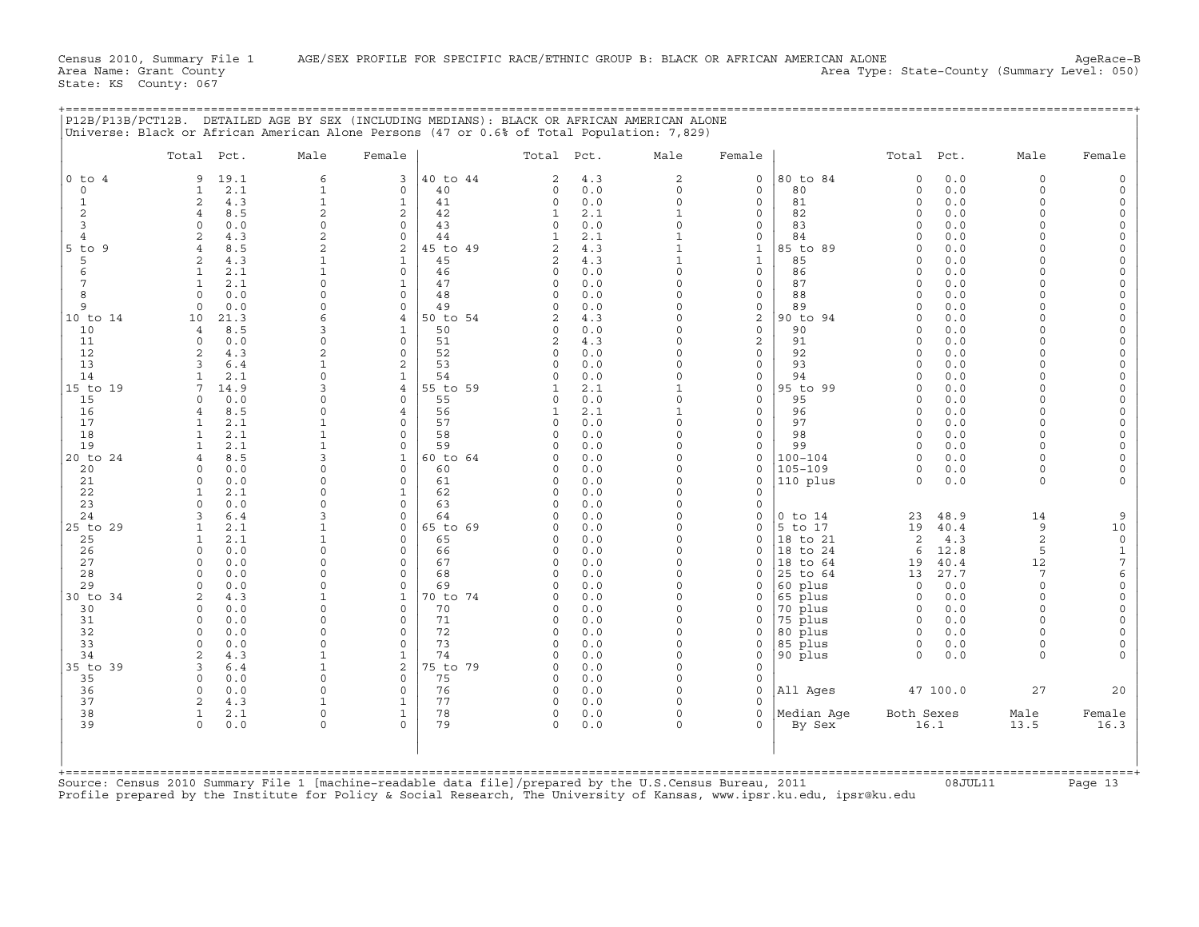Census 2010, Summary File 1 AGE/SEX PROFILE FOR SPECIFIC RACE/ETHNIC GROUP B: BLACK OR AFRICAN AMERICAN ALONE AgeRace-B
Area Name: Grant County Area Type: State-County (Summary Level: 050)
State: KS County: 067

P12B/P13B/PCT12B. DETAILED AGE BY SEX (INCLUDING MEDIANS): BLACK OR AFRICAN AMERICAN ALONE
Universe: Black or African American Alone Persons (47 or 0.6% of Total Population: 7,829)

| | Total | Pct. | Male | Female | | Total | Pct. | Male | Female | | Total | Pct. | Male | Female |
|---|---|---|---|---|---|---|---|---|---|---|---|---|---|---|
| 0 to 4 | 9 | 19.1 | 6 | 3 | 40 to 44 | 2 | 4.3 | 2 | 0 | 80 to 84 | 0 | 0.0 | 0 | 0 |
| 0 | 1 | 2.1 | 1 | 0 | 40 | 0 | 0.0 | 0 | 0 | 80 | 0 | 0.0 | 0 | 0 |
| 1 | 2 | 4.3 | 1 | 1 | 41 | 0 | 0.0 | 0 | 0 | 81 | 0 | 0.0 | 0 | 0 |
| 2 | 4 | 8.5 | 2 | 2 | 42 | 1 | 2.1 | 1 | 0 | 82 | 0 | 0.0 | 0 | 0 |
| 3 | 0 | 0.0 | 0 | 0 | 43 | 0 | 0.0 | 0 | 0 | 83 | 0 | 0.0 | 0 | 0 |
| 4 | 2 | 4.3 | 2 | 0 | 44 | 1 | 2.1 | 1 | 0 | 84 | 0 | 0.0 | 0 | 0 |
| 5 to 9 | 4 | 8.5 | 2 | 2 | 45 to 49 | 2 | 4.3 | 1 | 1 | 85 to 89 | 0 | 0.0 | 0 | 0 |
| 5 | 2 | 4.3 | 1 | 1 | 45 | 2 | 4.3 | 1 | 1 | 85 | 0 | 0.0 | 0 | 0 |
| 6 | 1 | 2.1 | 1 | 0 | 46 | 0 | 0.0 | 0 | 0 | 86 | 0 | 0.0 | 0 | 0 |
| 7 | 1 | 2.1 | 0 | 1 | 47 | 0 | 0.0 | 0 | 0 | 87 | 0 | 0.0 | 0 | 0 |
| 8 | 0 | 0.0 | 0 | 0 | 48 | 0 | 0.0 | 0 | 0 | 88 | 0 | 0.0 | 0 | 0 |
| 9 | 0 | 0.0 | 0 | 0 | 49 | 0 | 0.0 | 0 | 0 | 89 | 0 | 0.0 | 0 | 0 |
| 10 to 14 | 10 | 21.3 | 6 | 4 | 50 to 54 | 2 | 4.3 | 0 | 2 | 90 to 94 | 0 | 0.0 | 0 | 0 |
| 10 | 4 | 8.5 | 3 | 1 | 50 | 0 | 0.0 | 0 | 0 | 90 | 0 | 0.0 | 0 | 0 |
| 11 | 0 | 0.0 | 0 | 0 | 51 | 2 | 4.3 | 0 | 2 | 91 | 0 | 0.0 | 0 | 0 |
| 12 | 2 | 4.3 | 2 | 0 | 52 | 0 | 0.0 | 0 | 0 | 92 | 0 | 0.0 | 0 | 0 |
| 13 | 3 | 6.4 | 1 | 2 | 53 | 0 | 0.0 | 0 | 0 | 93 | 0 | 0.0 | 0 | 0 |
| 14 | 1 | 2.1 | 0 | 1 | 54 | 0 | 0.0 | 0 | 0 | 94 | 0 | 0.0 | 0 | 0 |
| 15 to 19 | 7 | 14.9 | 3 | 4 | 55 to 59 | 1 | 2.1 | 1 | 0 | 95 to 99 | 0 | 0.0 | 0 | 0 |
| 15 | 0 | 0.0 | 0 | 0 | 55 | 0 | 0.0 | 0 | 0 | 95 | 0 | 0.0 | 0 | 0 |
| 16 | 4 | 8.5 | 0 | 4 | 56 | 1 | 2.1 | 1 | 0 | 96 | 0 | 0.0 | 0 | 0 |
| 17 | 1 | 2.1 | 1 | 0 | 57 | 0 | 0.0 | 0 | 0 | 97 | 0 | 0.0 | 0 | 0 |
| 18 | 1 | 2.1 | 1 | 0 | 58 | 0 | 0.0 | 0 | 0 | 98 | 0 | 0.0 | 0 | 0 |
| 19 | 1 | 2.1 | 1 | 0 | 59 | 0 | 0.0 | 0 | 0 | 99 | 0 | 0.0 | 0 | 0 |
| 20 to 24 | 4 | 8.5 | 3 | 1 | 60 to 64 | 0 | 0.0 | 0 | 0 | 100-104 | 0 | 0.0 | 0 | 0 |
| 20 | 0 | 0.0 | 0 | 0 | 60 | 0 | 0.0 | 0 | 0 | 105-109 | 0 | 0.0 | 0 | 0 |
| 21 | 0 | 0.0 | 0 | 0 | 61 | 0 | 0.0 | 0 | 0 | 110 plus | 0 | 0.0 | 0 | 0 |
| 22 | 1 | 2.1 | 0 | 1 | 62 | 0 | 0.0 | 0 | 0 | | | | | |
| 23 | 0 | 0.0 | 0 | 0 | 63 | 0 | 0.0 | 0 | 0 | | | | | |
| 24 | 3 | 6.4 | 3 | 0 | 64 | 0 | 0.0 | 0 | 0 | 0 to 14 | 23 | 48.9 | 14 | 9 |
| 25 to 29 | 1 | 2.1 | 1 | 0 | 65 to 69 | 0 | 0.0 | 0 | 0 | 5 to 17 | 19 | 40.4 | 9 | 10 |
| 25 | 1 | 2.1 | 1 | 0 | 65 | 0 | 0.0 | 0 | 0 | 18 to 21 | 2 | 4.3 | 2 | 0 |
| 26 | 0 | 0.0 | 0 | 0 | 66 | 0 | 0.0 | 0 | 0 | 18 to 24 | 6 | 12.8 | 5 | 1 |
| 27 | 0 | 0.0 | 0 | 0 | 67 | 0 | 0.0 | 0 | 0 | 18 to 64 | 19 | 40.4 | 12 | 7 |
| 28 | 0 | 0.0 | 0 | 0 | 68 | 0 | 0.0 | 0 | 0 | 25 to 64 | 13 | 27.7 | 7 | 6 |
| 29 | 0 | 0.0 | 0 | 0 | 69 | 0 | 0.0 | 0 | 0 | 60 plus | 0 | 0.0 | 0 | 0 |
| 30 to 34 | 2 | 4.3 | 1 | 1 | 70 to 74 | 0 | 0.0 | 0 | 0 | 65 plus | 0 | 0.0 | 0 | 0 |
| 30 | 0 | 0.0 | 0 | 0 | 70 | 0 | 0.0 | 0 | 0 | 70 plus | 0 | 0.0 | 0 | 0 |
| 31 | 0 | 0.0 | 0 | 0 | 71 | 0 | 0.0 | 0 | 0 | 75 plus | 0 | 0.0 | 0 | 0 |
| 32 | 0 | 0.0 | 0 | 0 | 72 | 0 | 0.0 | 0 | 0 | 80 plus | 0 | 0.0 | 0 | 0 |
| 33 | 0 | 0.0 | 0 | 0 | 73 | 0 | 0.0 | 0 | 0 | 85 plus | 0 | 0.0 | 0 | 0 |
| 34 | 2 | 4.3 | 1 | 1 | 74 | 0 | 0.0 | 0 | 0 | 90 plus | 0 | 0.0 | 0 | 0 |
| 35 to 39 | 3 | 6.4 | 1 | 2 | 75 to 79 | 0 | 0.0 | 0 | 0 | | | | | |
| 35 | 0 | 0.0 | 0 | 0 | 75 | 0 | 0.0 | 0 | 0 | | | | | |
| 36 | 0 | 0.0 | 0 | 0 | 76 | 0 | 0.0 | 0 | 0 | All Ages | 47 | 100.0 | 27 | 20 |
| 37 | 2 | 4.3 | 1 | 1 | 77 | 0 | 0.0 | 0 | 0 | | | | | |
| 38 | 1 | 2.1 | 0 | 1 | 78 | 0 | 0.0 | 0 | 0 | Median Age | Both Sexes | | Male | Female |
| 39 | 0 | 0.0 | 0 | 0 | 79 | 0 | 0.0 | 0 | 0 | By Sex | 16.1 | | 13.5 | 16.3 |

Source: Census 2010 Summary File 1 [machine-readable data file]/prepared by the U.S.Census Bureau, 2011 08JUL11
Profile prepared by the Institute for Policy & Social Research, The University of Kansas, www.ipsr.ku.edu, ipsr@ku.edu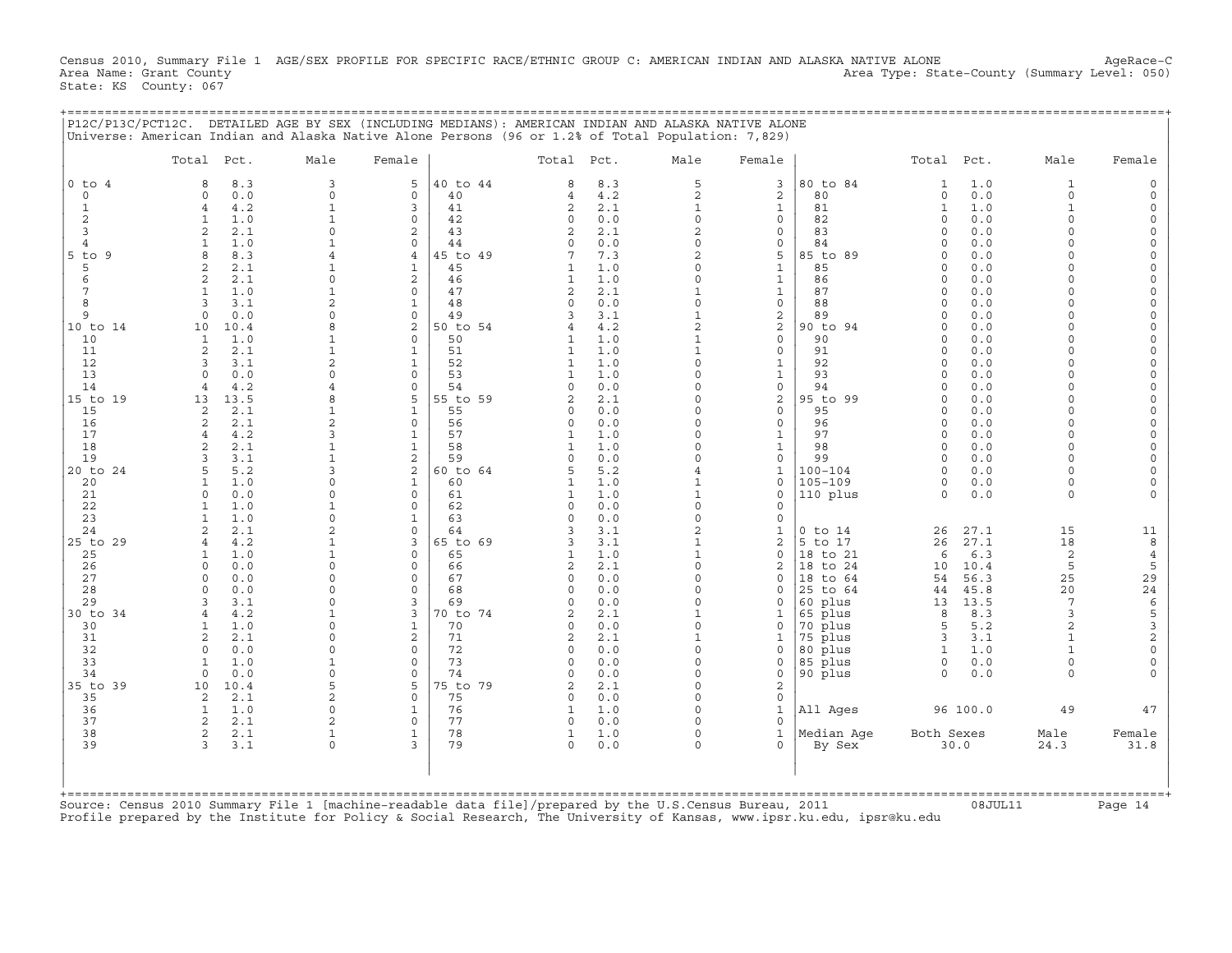Census 2010, Summary File 1 AGE/SEX PROFILE FOR SPECIFIC RACE/ETHNIC GROUP C: AMERICAN INDIAN AND ALASKA NATIVE ALONE AgeRace-C
Area Name: Grant County Area Type: State-County (Summary Level: 050)
State: KS County: 067

## P12C/P13C/PCT12C. DETAILED AGE BY SEX (INCLUDING MEDIANS): AMERICAN INDIAN AND ALASKA NATIVE ALONE

Universe: American Indian and Alaska Native Alone Persons (96 or 1.2% of Total Population: 7,829)

| | Total | Pct. | Male | Female | | Total | Pct. | Male | Female | | Total | Pct. | Male | Female |
|---|---|---|---|---|---|---|---|---|---|---|---|---|---|---|
| 0 to 4 | 8 | 8.3 | 3 | 5 | 40 to 44 | 8 | 8.3 | 5 | 3 | 80 to 84 | 1 | 1.0 | 1 | 0 |
| 0 | 0 | 0.0 | 0 | 0 | 40 | 4 | 4.2 | 2 | 2 | 80 | 0 | 0.0 | 0 | 0 |
| 1 | 4 | 4.2 | 1 | 3 | 41 | 2 | 2.1 | 1 | 1 | 81 | 1 | 1.0 | 1 | 0 |
| 2 | 1 | 1.0 | 1 | 0 | 42 | 0 | 0.0 | 0 | 0 | 82 | 0 | 0.0 | 0 | 0 |
| 3 | 2 | 2.1 | 0 | 2 | 43 | 2 | 2.1 | 2 | 0 | 83 | 0 | 0.0 | 0 | 0 |
| 4 | 1 | 1.0 | 1 | 0 | 44 | 0 | 0.0 | 0 | 0 | 84 | 0 | 0.0 | 0 | 0 |
| 5 to 9 | 8 | 8.3 | 4 | 4 | 45 to 49 | 7 | 7.3 | 2 | 5 | 85 to 89 | 0 | 0.0 | 0 | 0 |
| 5 | 2 | 2.1 | 1 | 1 | 45 | 1 | 1.0 | 0 | 1 | 85 | 0 | 0.0 | 0 | 0 |
| 6 | 2 | 2.1 | 0 | 2 | 46 | 1 | 1.0 | 0 | 1 | 86 | 0 | 0.0 | 0 | 0 |
| 7 | 1 | 1.0 | 1 | 0 | 47 | 2 | 2.1 | 1 | 1 | 87 | 0 | 0.0 | 0 | 0 |
| 8 | 3 | 3.1 | 2 | 1 | 48 | 0 | 0.0 | 0 | 0 | 88 | 0 | 0.0 | 0 | 0 |
| 9 | 0 | 0.0 | 0 | 0 | 49 | 3 | 3.1 | 1 | 2 | 89 | 0 | 0.0 | 0 | 0 |
| 10 to 14 | 10 | 10.4 | 8 | 2 | 50 to 54 | 4 | 4.2 | 2 | 2 | 90 to 94 | 0 | 0.0 | 0 | 0 |
| 10 | 1 | 1.0 | 1 | 0 | 50 | 1 | 1.0 | 1 | 0 | 90 | 0 | 0.0 | 0 | 0 |
| 11 | 2 | 2.1 | 1 | 1 | 51 | 1 | 1.0 | 1 | 0 | 91 | 0 | 0.0 | 0 | 0 |
| 12 | 3 | 3.1 | 2 | 1 | 52 | 1 | 1.0 | 0 | 1 | 92 | 0 | 0.0 | 0 | 0 |
| 13 | 0 | 0.0 | 0 | 0 | 53 | 1 | 1.0 | 0 | 1 | 93 | 0 | 0.0 | 0 | 0 |
| 14 | 4 | 4.2 | 4 | 0 | 54 | 0 | 0.0 | 0 | 0 | 94 | 0 | 0.0 | 0 | 0 |
| 15 to 19 | 13 | 13.5 | 8 | 5 | 55 to 59 | 2 | 2.1 | 0 | 2 | 95 to 99 | 0 | 0.0 | 0 | 0 |
| 15 | 2 | 2.1 | 1 | 1 | 55 | 0 | 0.0 | 0 | 0 | 95 | 0 | 0.0 | 0 | 0 |
| 16 | 2 | 2.1 | 2 | 0 | 56 | 0 | 0.0 | 0 | 0 | 96 | 0 | 0.0 | 0 | 0 |
| 17 | 4 | 4.2 | 3 | 1 | 57 | 1 | 1.0 | 0 | 1 | 97 | 0 | 0.0 | 0 | 0 |
| 18 | 2 | 2.1 | 1 | 1 | 58 | 1 | 1.0 | 0 | 1 | 98 | 0 | 0.0 | 0 | 0 |
| 19 | 3 | 3.1 | 1 | 2 | 59 | 0 | 0.0 | 0 | 0 | 99 | 0 | 0.0 | 0 | 0 |
| 20 to 24 | 5 | 5.2 | 3 | 2 | 60 to 64 | 5 | 5.2 | 4 | 1 | 100-104 | 0 | 0.0 | 0 | 0 |
| 20 | 1 | 1.0 | 0 | 1 | 60 | 1 | 1.0 | 1 | 0 | 105-109 | 0 | 0.0 | 0 | 0 |
| 21 | 0 | 0.0 | 0 | 0 | 61 | 1 | 1.0 | 1 | 0 | 110 plus | 0 | 0.0 | 0 | 0 |
| 22 | 1 | 1.0 | 1 | 0 | 62 | 0 | 0.0 | 0 | 0 | | | | | |
| 23 | 1 | 1.0 | 0 | 1 | 63 | 0 | 0.0 | 0 | 0 | | | | | |
| 24 | 2 | 2.1 | 2 | 0 | 64 | 3 | 3.1 | 2 | 1 | 0 to 14 | 26 | 27.1 | 15 | 11 |
| 25 to 29 | 4 | 4.2 | 1 | 3 | 65 to 69 | 3 | 3.1 | 1 | 2 | 5 to 17 | 26 | 27.1 | 18 | 8 |
| 25 | 1 | 1.0 | 1 | 0 | 65 | 1 | 1.0 | 1 | 0 | 18 to 21 | 6 | 6.3 | 2 | 4 |
| 26 | 0 | 0.0 | 0 | 0 | 66 | 2 | 2.1 | 0 | 2 | 18 to 24 | 10 | 10.4 | 5 | 5 |
| 27 | 0 | 0.0 | 0 | 0 | 67 | 0 | 0.0 | 0 | 0 | 18 to 64 | 54 | 56.3 | 25 | 29 |
| 28 | 0 | 0.0 | 0 | 0 | 68 | 0 | 0.0 | 0 | 0 | 25 to 64 | 44 | 45.8 | 20 | 24 |
| 29 | 3 | 3.1 | 0 | 3 | 69 | 0 | 0.0 | 0 | 0 | 60 plus | 13 | 13.5 | 7 | 6 |
| 30 to 34 | 4 | 4.2 | 1 | 3 | 70 to 74 | 2 | 2.1 | 1 | 1 | 65 plus | 8 | 8.3 | 3 | 5 |
| 30 | 1 | 1.0 | 0 | 1 | 70 | 0 | 0.0 | 0 | 0 | 70 plus | 5 | 5.2 | 2 | 3 |
| 31 | 2 | 2.1 | 0 | 2 | 71 | 2 | 2.1 | 1 | 1 | 75 plus | 3 | 3.1 | 1 | 2 |
| 32 | 0 | 0.0 | 0 | 0 | 72 | 0 | 0.0 | 0 | 0 | 80 plus | 1 | 1.0 | 1 | 0 |
| 33 | 1 | 1.0 | 1 | 0 | 73 | 0 | 0.0 | 0 | 0 | 85 plus | 0 | 0.0 | 0 | 0 |
| 34 | 0 | 0.0 | 0 | 0 | 74 | 0 | 0.0 | 0 | 0 | 90 plus | 0 | 0.0 | 0 | 0 |
| 35 to 39 | 10 | 10.4 | 5 | 5 | 75 to 79 | 2 | 2.1 | 0 | 2 | | | | | |
| 35 | 2 | 2.1 | 2 | 0 | 75 | 0 | 0.0 | 0 | 0 | | | | | |
| 36 | 1 | 1.0 | 0 | 1 | 76 | 1 | 1.0 | 0 | 1 | All Ages | 96 | 100.0 | 49 | 47 |
| 37 | 2 | 2.1 | 2 | 0 | 77 | 0 | 0.0 | 0 | 0 | | | | | |
| 38 | 2 | 2.1 | 1 | 1 | 78 | 1 | 1.0 | 0 | 1 | Median Age | Both Sexes | | Male | Female |
| 39 | 3 | 3.1 | 0 | 3 | 79 | 0 | 0.0 | 0 | 0 | By Sex | 30.0 | | 24.3 | 31.8 |

Source: Census 2010 Summary File 1 [machine-readable data file]/prepared by the U.S.Census Bureau, 2011 08JUL11
Profile prepared by the Institute for Policy & Social Research, The University of Kansas, www.ipsr.ku.edu, ipsr@ku.edu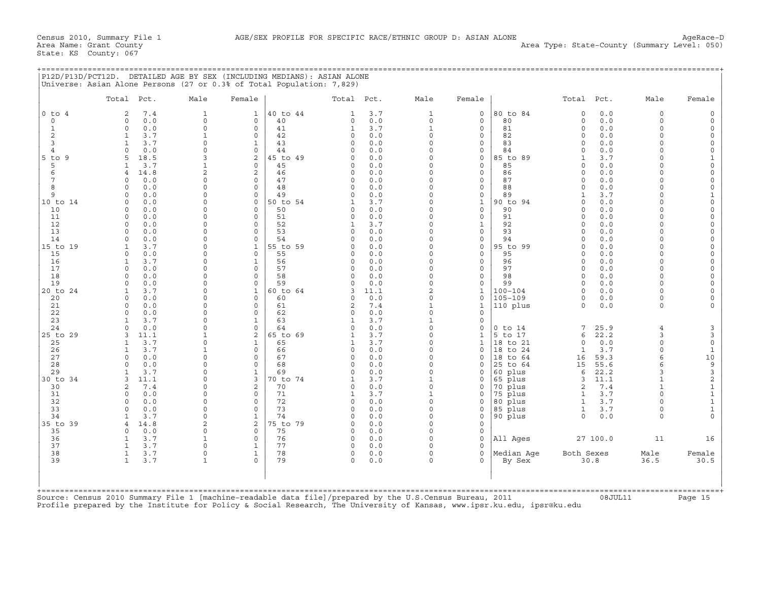Census 2010, Summary File 1 | AGE/SEX PROFILE FOR SPECIFIC RACE/ETHNIC GROUP D: ASIAN ALONE | AgeRace-D
Area Name: Grant County | Area Type: State-County (Summary Level: 050)
State: KS County: 067

## P12D/P13D/PCT12D. DETAILED AGE BY SEX (INCLUDING MEDIANS): ASIAN ALONE

Universe: Asian Alone Persons (27 or 0.3% of Total Population: 7,829)

| | Total | Pct. | Male | Female | | Total | Pct. | Male | Female | | Total | Pct. | Male | Female |
|---|---|---|---|---|---|---|---|---|---|---|---|---|---|---|
| 0 to 4 | 2 | 7.4 | 1 | 1 | 40 to 44 | 1 | 3.7 | 1 | 0 | 80 to 84 | 0 | 0.0 | 0 | 0 |
| 0 | 0 | 0.0 | 0 | 0 | 40 | 0 | 0.0 | 0 | 0 | 80 | 0 | 0.0 | 0 | 0 |
| 1 | 0 | 0.0 | 0 | 0 | 41 | 1 | 3.7 | 1 | 0 | 81 | 0 | 0.0 | 0 | 0 |
| 2 | 1 | 3.7 | 1 | 0 | 42 | 0 | 0.0 | 0 | 0 | 82 | 0 | 0.0 | 0 | 0 |
| 3 | 1 | 3.7 | 0 | 1 | 43 | 0 | 0.0 | 0 | 0 | 83 | 0 | 0.0 | 0 | 0 |
| 4 | 0 | 0.0 | 0 | 0 | 44 | 0 | 0.0 | 0 | 0 | 84 | 0 | 0.0 | 0 | 0 |
| 5 to 9 | 5 | 18.5 | 3 | 2 | 45 to 49 | 0 | 0.0 | 0 | 0 | 85 to 89 | 1 | 3.7 | 0 | 1 |
| 5 | 1 | 3.7 | 1 | 0 | 45 | 0 | 0.0 | 0 | 0 | 85 | 0 | 0.0 | 0 | 0 |
| 6 | 4 | 14.8 | 2 | 2 | 46 | 0 | 0.0 | 0 | 0 | 86 | 0 | 0.0 | 0 | 0 |
| 7 | 0 | 0.0 | 0 | 0 | 47 | 0 | 0.0 | 0 | 0 | 87 | 0 | 0.0 | 0 | 0 |
| 8 | 0 | 0.0 | 0 | 0 | 48 | 0 | 0.0 | 0 | 0 | 88 | 0 | 0.0 | 0 | 0 |
| 9 | 0 | 0.0 | 0 | 0 | 49 | 0 | 0.0 | 0 | 0 | 89 | 1 | 3.7 | 0 | 1 |
| 10 to 14 | 0 | 0.0 | 0 | 0 | 50 to 54 | 1 | 3.7 | 0 | 1 | 90 to 94 | 0 | 0.0 | 0 | 0 |
| 10 | 0 | 0.0 | 0 | 0 | 50 | 0 | 0.0 | 0 | 0 | 90 | 0 | 0.0 | 0 | 0 |
| 11 | 0 | 0.0 | 0 | 0 | 51 | 0 | 0.0 | 0 | 0 | 91 | 0 | 0.0 | 0 | 0 |
| 12 | 0 | 0.0 | 0 | 0 | 52 | 1 | 3.7 | 0 | 1 | 92 | 0 | 0.0 | 0 | 0 |
| 13 | 0 | 0.0 | 0 | 0 | 53 | 0 | 0.0 | 0 | 0 | 93 | 0 | 0.0 | 0 | 0 |
| 14 | 0 | 0.0 | 0 | 0 | 54 | 0 | 0.0 | 0 | 0 | 94 | 0 | 0.0 | 0 | 0 |
| 15 to 19 | 1 | 3.7 | 0 | 1 | 55 to 59 | 0 | 0.0 | 0 | 0 | 95 to 99 | 0 | 0.0 | 0 | 0 |
| 15 | 0 | 0.0 | 0 | 0 | 55 | 0 | 0.0 | 0 | 0 | 95 | 0 | 0.0 | 0 | 0 |
| 16 | 1 | 3.7 | 0 | 1 | 56 | 0 | 0.0 | 0 | 0 | 96 | 0 | 0.0 | 0 | 0 |
| 17 | 0 | 0.0 | 0 | 0 | 57 | 0 | 0.0 | 0 | 0 | 97 | 0 | 0.0 | 0 | 0 |
| 18 | 0 | 0.0 | 0 | 0 | 58 | 0 | 0.0 | 0 | 0 | 98 | 0 | 0.0 | 0 | 0 |
| 19 | 0 | 0.0 | 0 | 0 | 59 | 0 | 0.0 | 0 | 0 | 99 | 0 | 0.0 | 0 | 0 |
| 20 to 24 | 1 | 3.7 | 0 | 1 | 60 to 64 | 3 | 11.1 | 2 | 1 | 100-104 | 0 | 0.0 | 0 | 0 |
| 20 | 0 | 0.0 | 0 | 0 | 60 | 0 | 0.0 | 0 | 0 | 105-109 | 0 | 0.0 | 0 | 0 |
| 21 | 0 | 0.0 | 0 | 0 | 61 | 2 | 7.4 | 1 | 1 | 110 plus | 0 | 0.0 | 0 | 0 |
| 22 | 0 | 0.0 | 0 | 0 | 62 | 0 | 0.0 | 0 | 0 | | | | | |
| 23 | 1 | 3.7 | 0 | 1 | 63 | 1 | 3.7 | 1 | 0 | | | | | |
| 24 | 0 | 0.0 | 0 | 0 | 64 | 0 | 0.0 | 0 | 0 | 0 to 14 | 7 | 25.9 | 4 | 3 |
| 25 to 29 | 3 | 11.1 | 1 | 2 | 65 to 69 | 1 | 3.7 | 0 | 1 | 5 to 17 | 6 | 22.2 | 3 | 3 |
| 25 | 1 | 3.7 | 0 | 1 | 65 | 1 | 3.7 | 0 | 1 | 18 to 21 | 0 | 0.0 | 0 | 0 |
| 26 | 1 | 3.7 | 1 | 0 | 66 | 0 | 0.0 | 0 | 0 | 18 to 24 | 1 | 3.7 | 0 | 1 |
| 27 | 0 | 0.0 | 0 | 0 | 67 | 0 | 0.0 | 0 | 0 | 18 to 64 | 16 | 59.3 | 6 | 10 |
| 28 | 0 | 0.0 | 0 | 0 | 68 | 0 | 0.0 | 0 | 0 | 25 to 64 | 15 | 55.6 | 6 | 9 |
| 29 | 1 | 3.7 | 0 | 1 | 69 | 0 | 0.0 | 0 | 0 | 60 plus | 6 | 22.2 | 3 | 3 |
| 30 to 34 | 3 | 11.1 | 0 | 3 | 70 to 74 | 1 | 3.7 | 1 | 0 | 65 plus | 3 | 11.1 | 1 | 2 |
| 30 | 2 | 7.4 | 0 | 2 | 70 | 0 | 0.0 | 0 | 0 | 70 plus | 2 | 7.4 | 1 | 1 |
| 31 | 0 | 0.0 | 0 | 0 | 71 | 1 | 3.7 | 1 | 0 | 75 plus | 1 | 3.7 | 0 | 1 |
| 32 | 0 | 0.0 | 0 | 0 | 72 | 0 | 0.0 | 0 | 0 | 80 plus | 1 | 3.7 | 0 | 1 |
| 33 | 0 | 0.0 | 0 | 0 | 73 | 0 | 0.0 | 0 | 0 | 85 plus | 1 | 3.7 | 0 | 1 |
| 34 | 1 | 3.7 | 0 | 1 | 74 | 0 | 0.0 | 0 | 0 | 90 plus | 0 | 0.0 | 0 | 0 |
| 35 to 39 | 4 | 14.8 | 2 | 2 | 75 to 79 | 0 | 0.0 | 0 | 0 | | | | | |
| 35 | 0 | 0.0 | 0 | 0 | 75 | 0 | 0.0 | 0 | 0 | | | | | |
| 36 | 1 | 3.7 | 1 | 0 | 76 | 0 | 0.0 | 0 | 0 | All Ages | 27 | 100.0 | 11 | 16 |
| 37 | 1 | 3.7 | 0 | 1 | 77 | 0 | 0.0 | 0 | 0 | | | | | |
| 38 | 1 | 3.7 | 0 | 1 | 78 | 0 | 0.0 | 0 | 0 | Median Age | Both Sexes | | Male | Female |
| 39 | 1 | 3.7 | 1 | 0 | 79 | 0 | 0.0 | 0 | 0 | By Sex | 30.8 | | 36.5 | 30.5 |

Source: Census 2010 Summary File 1 [machine-readable data file]/prepared by the U.S.Census Bureau, 2011 08JUL11
Profile prepared by the Institute for Policy & Social Research, The University of Kansas, www.ipsr.ku.edu, ipsr@ku.edu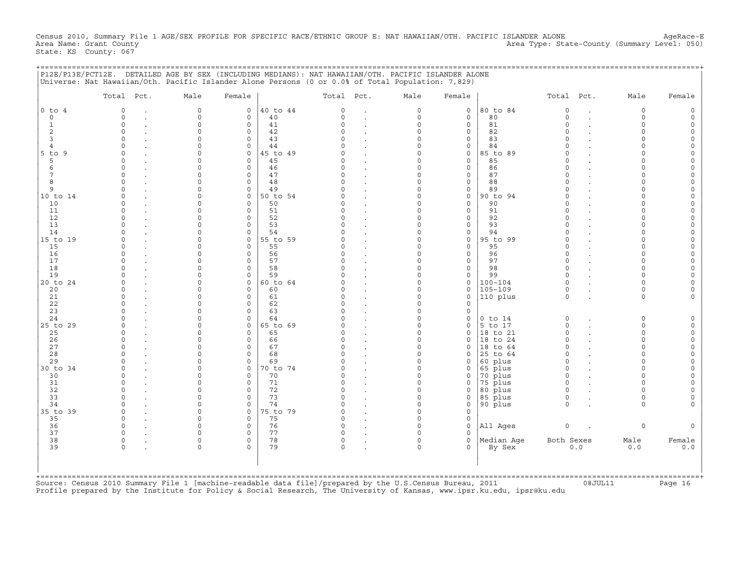Census 2010, Summary File 1 AGE/SEX PROFILE FOR SPECIFIC RACE/ETHNIC GROUP E: NAT HAWAIIAN/OTH. PACIFIC ISLANDER ALONE AgeRace-E
Area Name: Grant County Area Type: State-County (Summary Level: 050)
State: KS County: 067

P12E/P13E/PCT12E. DETAILED AGE BY SEX (INCLUDING MEDIANS): NAT HAWAIIAN/OTH. PACIFIC ISLANDER ALONE
Universe: Nat Hawaiian/Oth. Pacific Islander Alone Persons (0 or 0.0% of Total Population: 7,829)

| | Total | Pct. | Male | Female | | Total | Pct. | Male | Female | | Total | Pct. | Male | Female |
|---|---|---|---|---|---|---|---|---|---|---|---|---|---|---|
| 0 to 4 | 0 | . | 0 | 0 | 40 to 44 | 0 | . | 0 | 0 | 80 to 84 | 0 | . | 0 | 0 |
| 0 | 0 | . | 0 | 0 | 40 | 0 | . | 0 | 0 | 80 | 0 | . | 0 | 0 |
| 1 | 0 | . | 0 | 0 | 41 | 0 | . | 0 | 0 | 81 | 0 | . | 0 | 0 |
| 2 | 0 | . | 0 | 0 | 42 | 0 | . | 0 | 0 | 82 | 0 | . | 0 | 0 |
| 3 | 0 | . | 0 | 0 | 43 | 0 | . | 0 | 0 | 83 | 0 | . | 0 | 0 |
| 4 | 0 | . | 0 | 0 | 44 | 0 | . | 0 | 0 | 84 | 0 | . | 0 | 0 |
| 5 to 9 | 0 | . | 0 | 0 | 45 to 49 | 0 | . | 0 | 0 | 85 to 89 | 0 | . | 0 | 0 |
| 5 | 0 | . | 0 | 0 | 45 | 0 | . | 0 | 0 | 85 | 0 | . | 0 | 0 |
| 6 | 0 | . | 0 | 0 | 46 | 0 | . | 0 | 0 | 86 | 0 | . | 0 | 0 |
| 7 | 0 | . | 0 | 0 | 47 | 0 | . | 0 | 0 | 87 | 0 | . | 0 | 0 |
| 8 | 0 | . | 0 | 0 | 48 | 0 | . | 0 | 0 | 88 | 0 | . | 0 | 0 |
| 9 | 0 | . | 0 | 0 | 49 | 0 | . | 0 | 0 | 89 | 0 | . | 0 | 0 |
| 10 to 14 | 0 | . | 0 | 0 | 50 to 54 | 0 | . | 0 | 0 | 90 to 94 | 0 | . | 0 | 0 |
| 10 | 0 | . | 0 | 0 | 50 | 0 | . | 0 | 0 | 90 | 0 | . | 0 | 0 |
| 11 | 0 | . | 0 | 0 | 51 | 0 | . | 0 | 0 | 91 | 0 | . | 0 | 0 |
| 12 | 0 | . | 0 | 0 | 52 | 0 | . | 0 | 0 | 92 | 0 | . | 0 | 0 |
| 13 | 0 | . | 0 | 0 | 53 | 0 | . | 0 | 0 | 93 | 0 | . | 0 | 0 |
| 14 | 0 | . | 0 | 0 | 54 | 0 | . | 0 | 0 | 94 | 0 | . | 0 | 0 |
| 15 to 19 | 0 | . | 0 | 0 | 55 to 59 | 0 | . | 0 | 0 | 95 to 99 | 0 | . | 0 | 0 |
| 15 | 0 | . | 0 | 0 | 55 | 0 | . | 0 | 0 | 95 | 0 | . | 0 | 0 |
| 16 | 0 | . | 0 | 0 | 56 | 0 | . | 0 | 0 | 96 | 0 | . | 0 | 0 |
| 17 | 0 | . | 0 | 0 | 57 | 0 | . | 0 | 0 | 97 | 0 | . | 0 | 0 |
| 18 | 0 | . | 0 | 0 | 58 | 0 | . | 0 | 0 | 98 | 0 | . | 0 | 0 |
| 19 | 0 | . | 0 | 0 | 59 | 0 | . | 0 | 0 | 99 | 0 | . | 0 | 0 |
| 20 to 24 | 0 | . | 0 | 0 | 60 to 64 | 0 | . | 0 | 0 | 100-104 | 0 | . | 0 | 0 |
| 20 | 0 | . | 0 | 0 | 60 | 0 | . | 0 | 0 | 105-109 | 0 | . | 0 | 0 |
| 21 | 0 | . | 0 | 0 | 61 | 0 | . | 0 | 0 | 110 plus | 0 | . | 0 | 0 |
| 22 | 0 | . | 0 | 0 | 62 | 0 | . | 0 | 0 | | | | | |
| 23 | 0 | . | 0 | 0 | 63 | 0 | . | 0 | 0 | | | | | |
| 24 | 0 | . | 0 | 0 | 64 | 0 | . | 0 | 0 | 0 to 14 | 0 | . | 0 | 0 |
| 25 to 29 | 0 | . | 0 | 0 | 65 to 69 | 0 | . | 0 | 0 | 5 to 17 | 0 | . | 0 | 0 |
| 25 | 0 | . | 0 | 0 | 65 | 0 | . | 0 | 0 | 18 to 21 | 0 | . | 0 | 0 |
| 26 | 0 | . | 0 | 0 | 66 | 0 | . | 0 | 0 | 18 to 24 | 0 | . | 0 | 0 |
| 27 | 0 | . | 0 | 0 | 67 | 0 | . | 0 | 0 | 18 to 64 | 0 | . | 0 | 0 |
| 28 | 0 | . | 0 | 0 | 68 | 0 | . | 0 | 0 | 25 to 64 | 0 | . | 0 | 0 |
| 29 | 0 | . | 0 | 0 | 69 | 0 | . | 0 | 0 | 60 plus | 0 | . | 0 | 0 |
| 30 to 34 | 0 | . | 0 | 0 | 70 to 74 | 0 | . | 0 | 0 | 65 plus | 0 | . | 0 | 0 |
| 30 | 0 | . | 0 | 0 | 70 | 0 | . | 0 | 0 | 70 plus | 0 | . | 0 | 0 |
| 31 | 0 | . | 0 | 0 | 71 | 0 | . | 0 | 0 | 75 plus | 0 | . | 0 | 0 |
| 32 | 0 | . | 0 | 0 | 72 | 0 | . | 0 | 0 | 80 plus | 0 | . | 0 | 0 |
| 33 | 0 | . | 0 | 0 | 73 | 0 | . | 0 | 0 | 85 plus | 0 | . | 0 | 0 |
| 34 | 0 | . | 0 | 0 | 74 | 0 | . | 0 | 0 | 90 plus | 0 | . | 0 | 0 |
| 35 to 39 | 0 | . | 0 | 0 | 75 to 79 | 0 | . | 0 | 0 | | | | | |
| 35 | 0 | . | 0 | 0 | 75 | 0 | . | 0 | 0 | | | | | |
| 36 | 0 | . | 0 | 0 | 76 | 0 | . | 0 | 0 | All Ages | 0 | . | 0 | 0 |
| 37 | 0 | . | 0 | 0 | 77 | 0 | . | 0 | 0 | | | | | |
| 38 | 0 | . | 0 | 0 | 78 | 0 | . | 0 | 0 | Median Age | Both Sexes | | Male | Female |
| 39 | 0 | . | 0 | 0 | 79 | 0 | . | 0 | 0 | By Sex | 0.0 | | 0.0 | 0.0 |

Source: Census 2010 Summary File 1 [machine-readable data file]/prepared by the U.S.Census Bureau, 2011 08JUL11
Profile prepared by the Institute for Policy & Social Research, The University of Kansas, www.ipsr.ku.edu, ipsr@ku.edu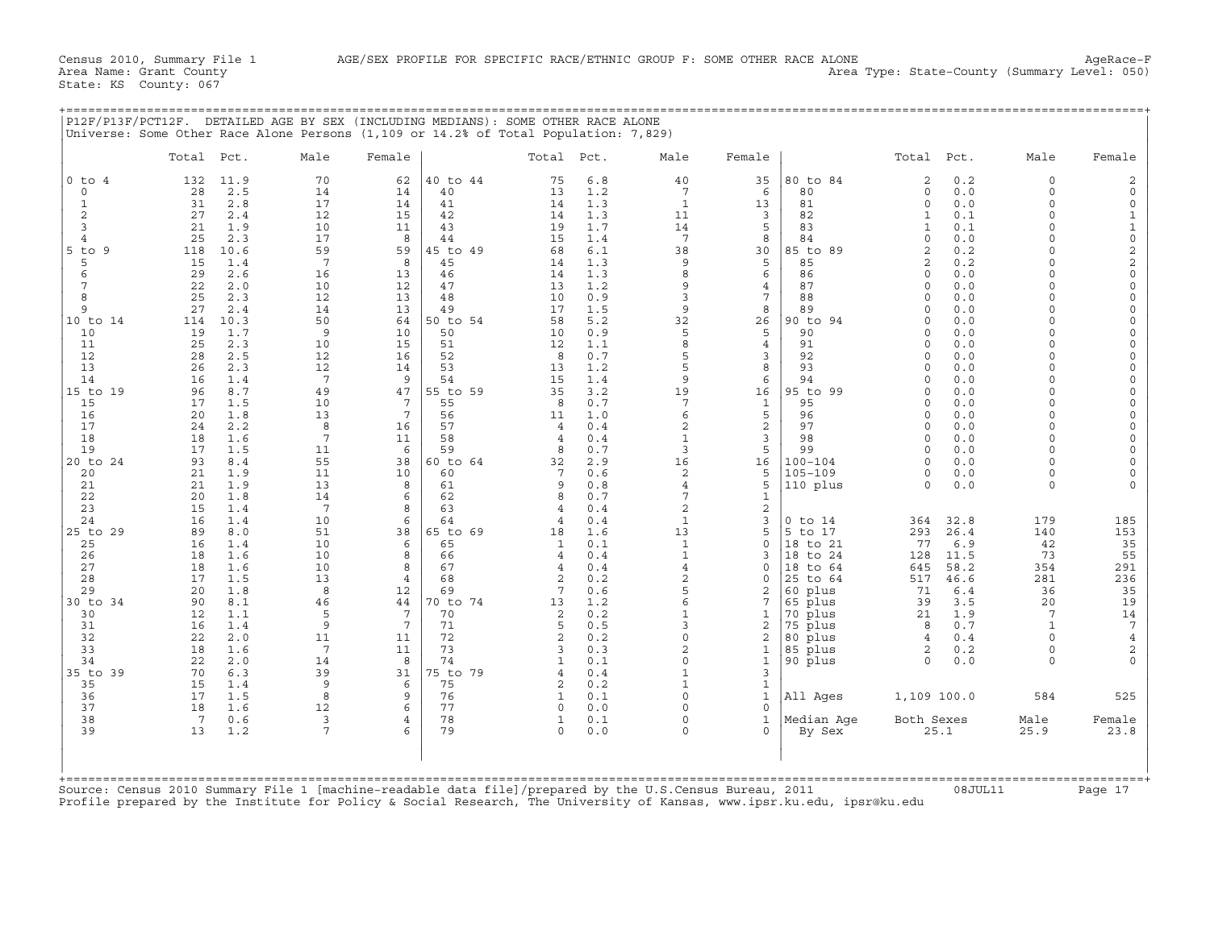Census 2010, Summary File 1 AGE/SEX PROFILE FOR SPECIFIC RACE/ETHNIC GROUP F: SOME OTHER RACE ALONE AgeRace-F
Area Name: Grant County Area Type: State-County (Summary Level: 050)
State: KS County: 067

## P12F/P13F/PCT12F. DETAILED AGE BY SEX (INCLUDING MEDIANS): SOME OTHER RACE ALONE

Universe: Some Other Race Alone Persons (1,109 or 14.2% of Total Population: 7,829)

| | Total | Pct. | Male | Female | | Total | Pct. | Male | Female | | Total | Pct. | Male | Female |
|---|---|---|---|---|---|---|---|---|---|---|---|---|---|---|
| 0 to 4 | 132 | 11.9 | 70 | 62 | 40 to 44 | 75 | 6.8 | 40 | 35 | 80 to 84 | 2 | 0.2 | 0 | 2 |
| 0 | 28 | 2.5 | 14 | 14 | 40 | 13 | 1.2 | 7 | 6 | 80 | 0 | 0.0 | 0 | 0 |
| 1 | 31 | 2.8 | 17 | 14 | 41 | 14 | 1.3 | 1 | 13 | 81 | 0 | 0.0 | 0 | 0 |
| 2 | 27 | 2.4 | 12 | 15 | 42 | 14 | 1.3 | 11 | 3 | 82 | 1 | 0.1 | 0 | 1 |
| 3 | 21 | 1.9 | 10 | 11 | 43 | 19 | 1.7 | 14 | 5 | 83 | 1 | 0.1 | 0 | 1 |
| 4 | 25 | 2.3 | 17 | 8 | 44 | 15 | 1.4 | 7 | 8 | 84 | 0 | 0.0 | 0 | 0 |
| 5 to 9 | 118 | 10.6 | 59 | 59 | 45 to 49 | 68 | 6.1 | 38 | 30 | 85 to 89 | 2 | 0.2 | 0 | 2 |
| 5 | 15 | 1.4 | 7 | 8 | 45 | 14 | 1.3 | 9 | 5 | 85 | 2 | 0.2 | 0 | 2 |
| 6 | 29 | 2.6 | 16 | 13 | 46 | 14 | 1.3 | 8 | 6 | 86 | 0 | 0.0 | 0 | 0 |
| 7 | 22 | 2.0 | 10 | 12 | 47 | 13 | 1.2 | 9 | 4 | 87 | 0 | 0.0 | 0 | 0 |
| 8 | 25 | 2.3 | 12 | 13 | 48 | 10 | 0.9 | 3 | 7 | 88 | 0 | 0.0 | 0 | 0 |
| 9 | 27 | 2.4 | 14 | 13 | 49 | 17 | 1.5 | 9 | 8 | 89 | 0 | 0.0 | 0 | 0 |
| 10 to 14 | 114 | 10.3 | 50 | 64 | 50 to 54 | 58 | 5.2 | 32 | 26 | 90 to 94 | 0 | 0.0 | 0 | 0 |
| 10 | 19 | 1.7 | 9 | 10 | 50 | 10 | 0.9 | 5 | 5 | 90 | 0 | 0.0 | 0 | 0 |
| 11 | 25 | 2.3 | 10 | 15 | 51 | 12 | 1.1 | 8 | 4 | 91 | 0 | 0.0 | 0 | 0 |
| 12 | 28 | 2.5 | 12 | 16 | 52 | 8 | 0.7 | 5 | 3 | 92 | 0 | 0.0 | 0 | 0 |
| 13 | 26 | 2.3 | 12 | 14 | 53 | 13 | 1.2 | 5 | 8 | 93 | 0 | 0.0 | 0 | 0 |
| 14 | 16 | 1.4 | 7 | 9 | 54 | 15 | 1.4 | 9 | 6 | 94 | 0 | 0.0 | 0 | 0 |
| 15 to 19 | 96 | 8.7 | 49 | 47 | 55 to 59 | 35 | 3.2 | 19 | 16 | 95 to 99 | 0 | 0.0 | 0 | 0 |
| 15 | 17 | 1.5 | 10 | 7 | 55 | 8 | 0.7 | 7 | 1 | 95 | 0 | 0.0 | 0 | 0 |
| 16 | 20 | 1.8 | 13 | 7 | 56 | 11 | 1.0 | 6 | 5 | 96 | 0 | 0.0 | 0 | 0 |
| 17 | 24 | 2.2 | 8 | 16 | 57 | 4 | 0.4 | 2 | 2 | 97 | 0 | 0.0 | 0 | 0 |
| 18 | 18 | 1.6 | 7 | 11 | 58 | 4 | 0.4 | 1 | 3 | 98 | 0 | 0.0 | 0 | 0 |
| 19 | 17 | 1.5 | 11 | 6 | 59 | 8 | 0.7 | 3 | 5 | 99 | 0 | 0.0 | 0 | 0 |
| 20 to 24 | 93 | 8.4 | 55 | 38 | 60 to 64 | 32 | 2.9 | 16 | 16 | 100-104 | 0 | 0.0 | 0 | 0 |
| 20 | 21 | 1.9 | 11 | 10 | 60 | 7 | 0.6 | 2 | 5 | 105-109 | 0 | 0.0 | 0 | 0 |
| 21 | 21 | 1.9 | 13 | 8 | 61 | 9 | 0.8 | 4 | 5 | 110 plus | 0 | 0.0 | 0 | 0 |
| 22 | 20 | 1.8 | 14 | 6 | 62 | 8 | 0.7 | 7 | 1 | | | | | |
| 23 | 15 | 1.4 | 7 | 8 | 63 | 4 | 0.4 | 2 | 2 | | | | | |
| 24 | 16 | 1.4 | 10 | 6 | 64 | 4 | 0.4 | 1 | 3 | 0 to 14 | 364 | 32.8 | 179 | 185 |
| 25 to 29 | 89 | 8.0 | 51 | 38 | 65 to 69 | 18 | 1.6 | 13 | 5 | 5 to 17 | 293 | 26.4 | 140 | 153 |
| 25 | 16 | 1.4 | 10 | 6 | 65 | 1 | 0.1 | 1 | 0 | 18 to 21 | 77 | 6.9 | 42 | 35 |
| 26 | 18 | 1.6 | 10 | 8 | 66 | 4 | 0.4 | 1 | 3 | 18 to 24 | 128 | 11.5 | 73 | 55 |
| 27 | 18 | 1.6 | 10 | 8 | 67 | 4 | 0.4 | 4 | 0 | 18 to 64 | 645 | 58.2 | 354 | 291 |
| 28 | 17 | 1.5 | 13 | 4 | 68 | 2 | 0.2 | 2 | 0 | 25 to 64 | 517 | 46.6 | 281 | 236 |
| 29 | 20 | 1.8 | 8 | 12 | 69 | 7 | 0.6 | 5 | 2 | 60 plus | 71 | 6.4 | 36 | 35 |
| 30 to 34 | 90 | 8.1 | 46 | 44 | 70 to 74 | 13 | 1.2 | 6 | 7 | 65 plus | 39 | 3.5 | 20 | 19 |
| 30 | 12 | 1.1 | 5 | 7 | 70 | 2 | 0.2 | 1 | 1 | 70 plus | 21 | 1.9 | 7 | 14 |
| 31 | 16 | 1.4 | 9 | 7 | 71 | 5 | 0.5 | 3 | 2 | 75 plus | 8 | 0.7 | 1 | 7 |
| 32 | 22 | 2.0 | 11 | 11 | 72 | 2 | 0.2 | 0 | 2 | 80 plus | 4 | 0.4 | 0 | 4 |
| 33 | 18 | 1.6 | 7 | 11 | 73 | 3 | 0.3 | 2 | 1 | 85 plus | 2 | 0.2 | 0 | 2 |
| 34 | 22 | 2.0 | 14 | 8 | 74 | 1 | 0.1 | 0 | 1 | 90 plus | 0 | 0.0 | 0 | 0 |
| 35 to 39 | 70 | 6.3 | 39 | 31 | 75 to 79 | 4 | 0.4 | 1 | 3 | | | | | |
| 35 | 15 | 1.4 | 9 | 6 | 75 | 2 | 0.2 | 1 | 1 | | | | | |
| 36 | 17 | 1.5 | 8 | 9 | 76 | 1 | 0.1 | 0 | 1 | All Ages | 1,109 | 100.0 | 584 | 525 |
| 37 | 18 | 1.6 | 12 | 6 | 77 | 0 | 0.0 | 0 | 0 | | | | | |
| 38 | 7 | 0.6 | 3 | 4 | 78 | 1 | 0.1 | 0 | 1 | Median Age | Both Sexes | | Male | Female |
| 39 | 13 | 1.2 | 7 | 6 | 79 | 0 | 0.0 | 0 | 0 | By Sex | 25.1 | | 25.9 | 23.8 |

Source: Census 2010 Summary File 1 [machine-readable data file]/prepared by the U.S.Census Bureau, 2011 08JUL11
Profile prepared by the Institute for Policy & Social Research, The University of Kansas, www.ipsr.ku.edu, ipsr@ku.edu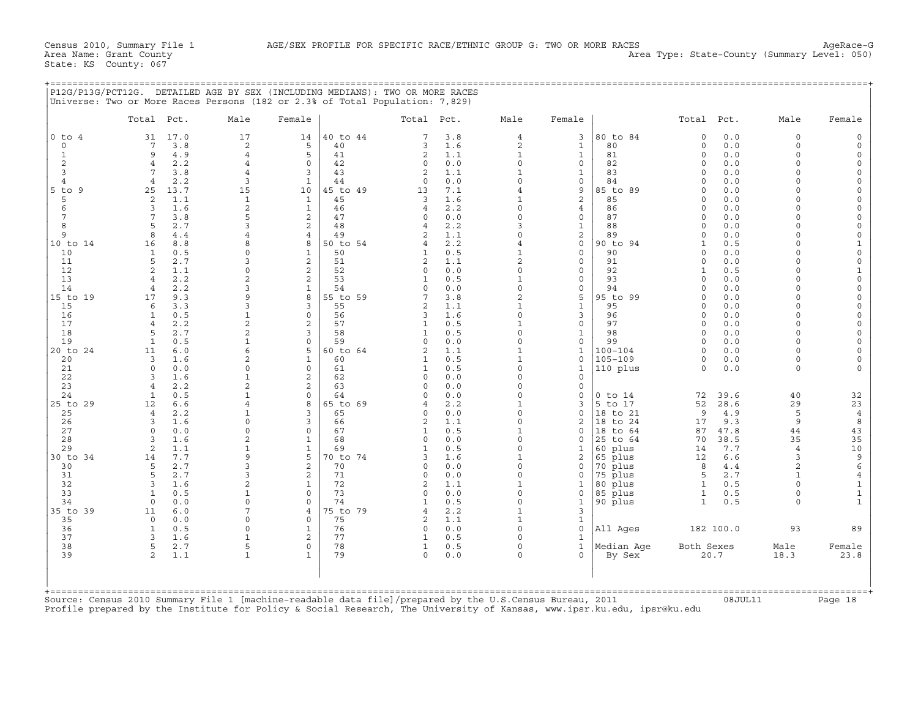Census 2010, Summary File 1　　AGE/SEX PROFILE FOR SPECIFIC RACE/ETHNIC GROUP G: TWO OR MORE RACES　　AgeRace-G
Area Name: Grant County　　Area Type: State-County (Summary Level: 050)
State: KS County: 067

## P12G/P13G/PCT12G. DETAILED AGE BY SEX (INCLUDING MEDIANS): TWO OR MORE RACES

Universe: Two or More Races Persons (182 or 2.3% of Total Population: 7,829)

| | Total | Pct. | Male | Female | | Total | Pct. | Male | Female | | Total | Pct. | Male | Female |
|---|---|---|---|---|---|---|---|---|---|---|---|---|---|---|
| 0 to 4 | 31 | 17.0 | 17 | 14 | 40 to 44 | 7 | 3.8 | 4 | 3 | 80 to 84 | 0 | 0.0 | 0 | 0 |
| 0 | 7 | 3.8 | 2 | 5 | 40 | 3 | 1.6 | 2 | 1 | 80 | 0 | 0.0 | 0 | 0 |
| 1 | 9 | 4.9 | 4 | 5 | 41 | 2 | 1.1 | 1 | 1 | 81 | 0 | 0.0 | 0 | 0 |
| 2 | 4 | 2.2 | 4 | 0 | 42 | 0 | 0.0 | 0 | 0 | 82 | 0 | 0.0 | 0 | 0 |
| 3 | 7 | 3.8 | 4 | 3 | 43 | 2 | 1.1 | 1 | 1 | 83 | 0 | 0.0 | 0 | 0 |
| 4 | 4 | 2.2 | 3 | 1 | 44 | 0 | 0.0 | 0 | 0 | 84 | 0 | 0.0 | 0 | 0 |
| 5 to 9 | 25 | 13.7 | 15 | 10 | 45 to 49 | 13 | 7.1 | 4 | 9 | 85 to 89 | 0 | 0.0 | 0 | 0 |
| 5 | 2 | 1.1 | 1 | 1 | 45 | 3 | 1.6 | 1 | 2 | 85 | 0 | 0.0 | 0 | 0 |
| 6 | 3 | 1.6 | 2 | 1 | 46 | 4 | 2.2 | 0 | 4 | 86 | 0 | 0.0 | 0 | 0 |
| 7 | 7 | 3.8 | 5 | 2 | 47 | 0 | 0.0 | 0 | 0 | 87 | 0 | 0.0 | 0 | 0 |
| 8 | 5 | 2.7 | 3 | 2 | 48 | 4 | 2.2 | 3 | 1 | 88 | 0 | 0.0 | 0 | 0 |
| 9 | 8 | 4.4 | 4 | 4 | 49 | 2 | 1.1 | 0 | 2 | 89 | 0 | 0.0 | 0 | 0 |
| 10 to 14 | 16 | 8.8 | 8 | 8 | 50 to 54 | 4 | 2.2 | 4 | 0 | 90 to 94 | 1 | 0.5 | 0 | 1 |
| 10 | 1 | 0.5 | 0 | 1 | 50 | 1 | 0.5 | 1 | 0 | 90 | 0 | 0.0 | 0 | 0 |
| 11 | 5 | 2.7 | 3 | 2 | 51 | 2 | 1.1 | 2 | 0 | 91 | 0 | 0.0 | 0 | 0 |
| 12 | 2 | 1.1 | 0 | 2 | 52 | 0 | 0.0 | 0 | 0 | 92 | 1 | 0.5 | 0 | 1 |
| 13 | 4 | 2.2 | 2 | 2 | 53 | 1 | 0.5 | 1 | 0 | 93 | 0 | 0.0 | 0 | 0 |
| 14 | 4 | 2.2 | 3 | 1 | 54 | 0 | 0.0 | 0 | 0 | 94 | 0 | 0.0 | 0 | 0 |
| 15 to 19 | 17 | 9.3 | 9 | 8 | 55 to 59 | 7 | 3.8 | 2 | 5 | 95 to 99 | 0 | 0.0 | 0 | 0 |
| 15 | 6 | 3.3 | 3 | 3 | 55 | 2 | 1.1 | 1 | 1 | 95 | 0 | 0.0 | 0 | 0 |
| 16 | 1 | 0.5 | 1 | 0 | 56 | 3 | 1.6 | 0 | 3 | 96 | 0 | 0.0 | 0 | 0 |
| 17 | 4 | 2.2 | 2 | 2 | 57 | 1 | 0.5 | 1 | 0 | 97 | 0 | 0.0 | 0 | 0 |
| 18 | 5 | 2.7 | 2 | 3 | 58 | 1 | 0.5 | 0 | 1 | 98 | 0 | 0.0 | 0 | 0 |
| 19 | 1 | 0.5 | 1 | 0 | 59 | 0 | 0.0 | 0 | 0 | 99 | 0 | 0.0 | 0 | 0 |
| 20 to 24 | 11 | 6.0 | 6 | 5 | 60 to 64 | 2 | 1.1 | 1 | 1 | 100-104 | 0 | 0.0 | 0 | 0 |
| 20 | 3 | 1.6 | 2 | 1 | 60 | 1 | 0.5 | 1 | 0 | 105-109 | 0 | 0.0 | 0 | 0 |
| 21 | 0 | 0.0 | 0 | 0 | 61 | 1 | 0.5 | 0 | 1 | 110 plus | 0 | 0.0 | 0 | 0 |
| 22 | 3 | 1.6 | 1 | 2 | 62 | 0 | 0.0 | 0 | 0 | | | | | |
| 23 | 4 | 2.2 | 2 | 2 | 63 | 0 | 0.0 | 0 | 0 | | | | | |
| 24 | 1 | 0.5 | 1 | 0 | 64 | 0 | 0.0 | 0 | 0 | 0 to 14 | 72 | 39.6 | 40 | 32 |
| 25 to 29 | 12 | 6.6 | 4 | 8 | 65 to 69 | 4 | 2.2 | 1 | 3 | 5 to 17 | 52 | 28.6 | 29 | 23 |
| 25 | 4 | 2.2 | 1 | 3 | 65 | 0 | 0.0 | 0 | 0 | 18 to 21 | 9 | 4.9 | 5 | 4 |
| 26 | 3 | 1.6 | 0 | 3 | 66 | 2 | 1.1 | 0 | 2 | 18 to 24 | 17 | 9.3 | 9 | 8 |
| 27 | 0 | 0.0 | 0 | 0 | 67 | 1 | 0.5 | 1 | 0 | 18 to 64 | 87 | 47.8 | 44 | 43 |
| 28 | 3 | 1.6 | 2 | 1 | 68 | 0 | 0.0 | 0 | 0 | 25 to 64 | 70 | 38.5 | 35 | 35 |
| 29 | 2 | 1.1 | 1 | 1 | 69 | 1 | 0.5 | 0 | 1 | 60 plus | 14 | 7.7 | 4 | 10 |
| 30 to 34 | 14 | 7.7 | 9 | 5 | 70 to 74 | 3 | 1.6 | 1 | 2 | 65 plus | 12 | 6.6 | 3 | 9 |
| 30 | 5 | 2.7 | 3 | 2 | 70 | 0 | 0.0 | 0 | 0 | 70 plus | 8 | 4.4 | 2 | 6 |
| 31 | 5 | 2.7 | 3 | 2 | 71 | 0 | 0.0 | 0 | 0 | 75 plus | 5 | 2.7 | 1 | 4 |
| 32 | 3 | 1.6 | 2 | 1 | 72 | 2 | 1.1 | 1 | 1 | 80 plus | 1 | 0.5 | 0 | 1 |
| 33 | 1 | 0.5 | 1 | 0 | 73 | 0 | 0.0 | 0 | 0 | 85 plus | 1 | 0.5 | 0 | 1 |
| 34 | 0 | 0.0 | 0 | 0 | 74 | 1 | 0.5 | 0 | 1 | 90 plus | 1 | 0.5 | 0 | 1 |
| 35 to 39 | 11 | 6.0 | 7 | 4 | 75 to 79 | 4 | 2.2 | 1 | 3 | | | | | |
| 35 | 0 | 0.0 | 0 | 0 | 75 | 2 | 1.1 | 1 | 1 | | | | | |
| 36 | 1 | 0.5 | 0 | 1 | 76 | 0 | 0.0 | 0 | 0 | All Ages | 182 | 100.0 | 93 | 89 |
| 37 | 3 | 1.6 | 1 | 2 | 77 | 1 | 0.5 | 0 | 1 | | | | | |
| 38 | 5 | 2.7 | 5 | 0 | 78 | 1 | 0.5 | 0 | 1 | Median Age | Both Sexes | | Male | Female |
| 39 | 2 | 1.1 | 1 | 1 | 79 | 0 | 0.0 | 0 | 0 | By Sex | 20.7 | | 18.3 | 23.8 |

Source: Census 2010 Summary File 1 [machine-readable data file]/prepared by the U.S.Census Bureau, 2011　　08JUL11
Profile prepared by the Institute for Policy & Social Research, The University of Kansas, www.ipsr.ku.edu, ipsr@ku.edu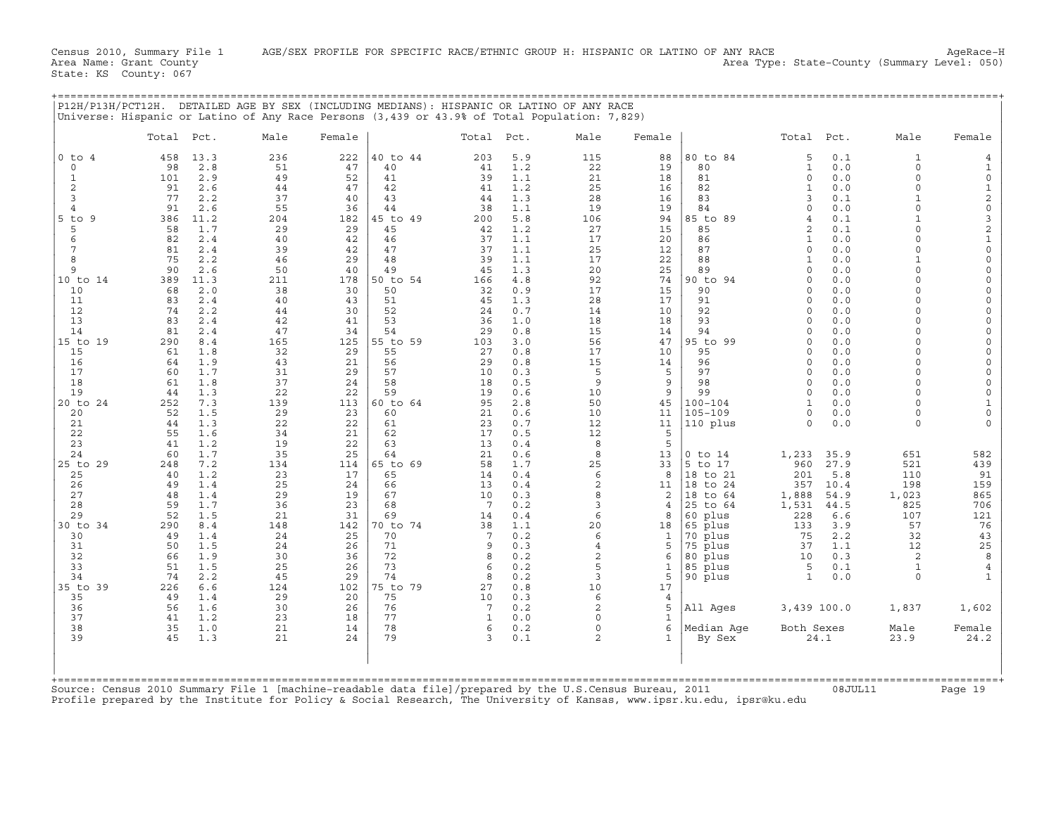Census 2010, Summary File 1 AGE/SEX PROFILE FOR SPECIFIC RACE/ETHNIC GROUP H: HISPANIC OR LATINO OF ANY RACE AgeRace-H
Area Name: Grant County Area Type: State-County (Summary Level: 050)
State: KS County: 067

P12H/P13H/PCT12H. DETAILED AGE BY SEX (INCLUDING MEDIANS): HISPANIC OR LATINO OF ANY RACE
Universe: Hispanic or Latino of Any Race Persons (3,439 or 43.9% of Total Population: 7,829)

| | Total | Pct. | Male | Female | | Total | Pct. | Male | Female | | Total | Pct. | Male | Female |
|---|---|---|---|---|---|---|---|---|---|---|---|---|---|---|
| 0 to 4 | 458 | 13.3 | 236 | 222 | 40 to 44 | 203 | 5.9 | 115 | 88 | 80 to 84 | 5 | 0.1 | 1 | 4 |
| 0 | 98 | 2.8 | 51 | 47 | 40 | 41 | 1.2 | 22 | 19 | 80 | 1 | 0.0 | 0 | 1 |
| 1 | 101 | 2.9 | 49 | 52 | 41 | 39 | 1.1 | 21 | 18 | 81 | 0 | 0.0 | 0 | 0 |
| 2 | 91 | 2.6 | 44 | 47 | 42 | 41 | 1.2 | 25 | 16 | 82 | 1 | 0.0 | 0 | 1 |
| 3 | 77 | 2.2 | 37 | 40 | 43 | 44 | 1.3 | 28 | 16 | 83 | 3 | 0.1 | 1 | 2 |
| 4 | 91 | 2.6 | 55 | 36 | 44 | 38 | 1.1 | 19 | 19 | 84 | 0 | 0.0 | 0 | 0 |
| 5 to 9 | 386 | 11.2 | 204 | 182 | 45 to 49 | 200 | 5.8 | 106 | 94 | 85 to 89 | 4 | 0.1 | 1 | 3 |
| 5 | 58 | 1.7 | 29 | 29 | 45 | 42 | 1.2 | 27 | 15 | 85 | 2 | 0.1 | 0 | 2 |
| 6 | 82 | 2.4 | 40 | 42 | 46 | 37 | 1.1 | 17 | 20 | 86 | 1 | 0.0 | 0 | 1 |
| 7 | 81 | 2.4 | 39 | 42 | 47 | 37 | 1.1 | 25 | 12 | 87 | 0 | 0.0 | 0 | 0 |
| 8 | 75 | 2.2 | 46 | 29 | 48 | 39 | 1.1 | 17 | 22 | 88 | 1 | 0.0 | 1 | 0 |
| 9 | 90 | 2.6 | 50 | 40 | 49 | 45 | 1.3 | 20 | 25 | 89 | 0 | 0.0 | 0 | 0 |
| 10 to 14 | 389 | 11.3 | 211 | 178 | 50 to 54 | 166 | 4.8 | 92 | 74 | 90 to 94 | 0 | 0.0 | 0 | 0 |
| 10 | 68 | 2.0 | 38 | 30 | 50 | 32 | 0.9 | 17 | 15 | 90 | 0 | 0.0 | 0 | 0 |
| 11 | 83 | 2.4 | 40 | 43 | 51 | 45 | 1.3 | 28 | 17 | 91 | 0 | 0.0 | 0 | 0 |
| 12 | 74 | 2.2 | 44 | 30 | 52 | 24 | 0.7 | 14 | 10 | 92 | 0 | 0.0 | 0 | 0 |
| 13 | 83 | 2.4 | 42 | 41 | 53 | 36 | 1.0 | 18 | 18 | 93 | 0 | 0.0 | 0 | 0 |
| 14 | 81 | 2.4 | 47 | 34 | 54 | 29 | 0.8 | 15 | 14 | 94 | 0 | 0.0 | 0 | 0 |
| 15 to 19 | 290 | 8.4 | 165 | 125 | 55 to 59 | 103 | 3.0 | 56 | 47 | 95 to 99 | 0 | 0.0 | 0 | 0 |
| 15 | 61 | 1.8 | 32 | 29 | 55 | 27 | 0.8 | 17 | 10 | 95 | 0 | 0.0 | 0 | 0 |
| 16 | 64 | 1.9 | 43 | 21 | 56 | 29 | 0.8 | 15 | 14 | 96 | 0 | 0.0 | 0 | 0 |
| 17 | 60 | 1.7 | 31 | 29 | 57 | 10 | 0.3 | 5 | 5 | 97 | 0 | 0.0 | 0 | 0 |
| 18 | 61 | 1.8 | 37 | 24 | 58 | 18 | 0.5 | 9 | 9 | 98 | 0 | 0.0 | 0 | 0 |
| 19 | 44 | 1.3 | 22 | 22 | 59 | 19 | 0.6 | 10 | 9 | 99 | 0 | 0.0 | 0 | 0 |
| 20 to 24 | 252 | 7.3 | 139 | 113 | 60 to 64 | 95 | 2.8 | 50 | 45 | 100-104 | 1 | 0.0 | 0 | 1 |
| 20 | 52 | 1.5 | 29 | 23 | 60 | 21 | 0.6 | 10 | 11 | 105-109 | 0 | 0.0 | 0 | 0 |
| 21 | 44 | 1.3 | 22 | 22 | 61 | 23 | 0.7 | 12 | 11 | 110 plus | 0 | 0.0 | 0 | 0 |
| 22 | 55 | 1.6 | 34 | 21 | 62 | 17 | 0.5 | 12 | 5 | | | | | |
| 23 | 41 | 1.2 | 19 | 22 | 63 | 13 | 0.4 | 8 | 5 | | | | | |
| 24 | 60 | 1.7 | 35 | 25 | 64 | 21 | 0.6 | 8 | 13 | 0 to 14 | 1,233 | 35.9 | 651 | 582 |
| 25 to 29 | 248 | 7.2 | 134 | 114 | 65 to 69 | 58 | 1.7 | 25 | 33 | 5 to 17 | 960 | 27.9 | 521 | 439 |
| 25 | 40 | 1.2 | 23 | 17 | 65 | 14 | 0.4 | 6 | 8 | 18 to 21 | 201 | 5.8 | 110 | 91 |
| 26 | 49 | 1.4 | 25 | 24 | 66 | 13 | 0.4 | 2 | 11 | 18 to 24 | 357 | 10.4 | 198 | 159 |
| 27 | 48 | 1.4 | 29 | 19 | 67 | 10 | 0.3 | 8 | 2 | 18 to 64 | 1,888 | 54.9 | 1,023 | 865 |
| 28 | 59 | 1.7 | 36 | 23 | 68 | 7 | 0.2 | 3 | 4 | 25 to 64 | 1,531 | 44.5 | 825 | 706 |
| 29 | 52 | 1.5 | 21 | 31 | 69 | 14 | 0.4 | 6 | 8 | 60 plus | 228 | 6.6 | 107 | 121 |
| 30 to 34 | 290 | 8.4 | 148 | 142 | 70 to 74 | 38 | 1.1 | 20 | 18 | 65 plus | 133 | 3.9 | 57 | 76 |
| 30 | 49 | 1.4 | 24 | 25 | 70 | 7 | 0.2 | 6 | 1 | 70 plus | 75 | 2.2 | 32 | 43 |
| 31 | 50 | 1.5 | 24 | 26 | 71 | 9 | 0.3 | 4 | 5 | 75 plus | 37 | 1.1 | 12 | 25 |
| 32 | 66 | 1.9 | 30 | 36 | 72 | 8 | 0.2 | 2 | 6 | 80 plus | 10 | 0.3 | 2 | 8 |
| 33 | 51 | 1.5 | 25 | 26 | 73 | 6 | 0.2 | 5 | 1 | 85 plus | 5 | 0.1 | 1 | 4 |
| 34 | 74 | 2.2 | 45 | 29 | 74 | 8 | 0.2 | 3 | 5 | 90 plus | 1 | 0.0 | 0 | 1 |
| 35 to 39 | 226 | 6.6 | 124 | 102 | 75 to 79 | 27 | 0.8 | 10 | 17 | | | | | |
| 35 | 49 | 1.4 | 29 | 20 | 75 | 10 | 0.3 | 6 | 4 | | | | | |
| 36 | 56 | 1.6 | 30 | 26 | 76 | 7 | 0.2 | 2 | 5 | All Ages | 3,439 | 100.0 | 1,837 | 1,602 |
| 37 | 41 | 1.2 | 23 | 18 | 77 | 1 | 0.0 | 0 | 1 | | | | | |
| 38 | 35 | 1.0 | 21 | 14 | 78 | 6 | 0.2 | 0 | 6 | Median Age | Both Sexes | | Male | Female |
| 39 | 45 | 1.3 | 21 | 24 | 79 | 3 | 0.1 | 2 | 1 | By Sex | 24.1 | | 23.9 | 24.2 |

Source: Census 2010 Summary File 1 [machine-readable data file]/prepared by the U.S.Census Bureau, 2011 08JUL11
Profile prepared by the Institute for Policy & Social Research, The University of Kansas, www.ipsr.ku.edu, ipsr@ku.edu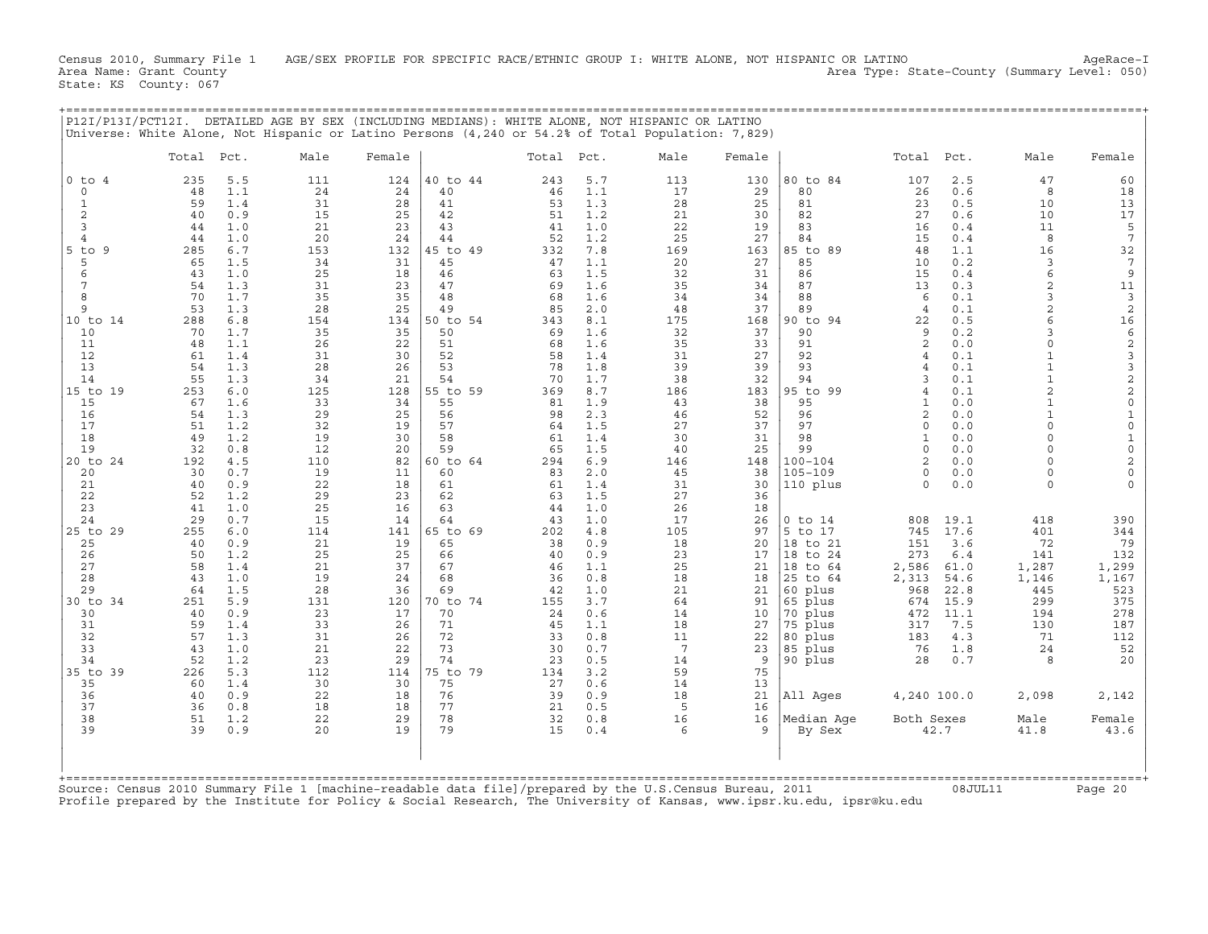Census 2010, Summary File 1 AGE/SEX PROFILE FOR SPECIFIC RACE/ETHNIC GROUP I: WHITE ALONE, NOT HISPANIC OR LATINO AgeRace-I
Area Name: Grant County Area Type: State-County (Summary Level: 050)
State: KS County: 067

P12I/P13I/PCT12I. DETAILED AGE BY SEX (INCLUDING MEDIANS): WHITE ALONE, NOT HISPANIC OR LATINO
Universe: White Alone, Not Hispanic or Latino Persons (4,240 or 54.2% of Total Population: 7,829)

| | Total | Pct. | Male | Female | | Total | Pct. | Male | Female | | Total | Pct. | Male | Female |
|---|---|---|---|---|---|---|---|---|---|---|---|---|---|---|
| 0 to 4 | 235 | 5.5 | 111 | 124 | 40 to 44 | 243 | 5.7 | 113 | 130 | 80 to 84 | 107 | 2.5 | 47 | 60 |
| 0 | 48 | 1.1 | 24 | 24 | 40 | 46 | 1.1 | 17 | 29 | 80 | 26 | 0.6 | 8 | 18 |
| 1 | 59 | 1.4 | 31 | 28 | 41 | 53 | 1.3 | 28 | 25 | 81 | 23 | 0.5 | 10 | 13 |
| 2 | 40 | 0.9 | 15 | 25 | 42 | 51 | 1.2 | 21 | 30 | 82 | 27 | 0.6 | 10 | 17 |
| 3 | 44 | 1.0 | 21 | 23 | 43 | 41 | 1.0 | 22 | 19 | 83 | 16 | 0.4 | 11 | 5 |
| 4 | 44 | 1.0 | 20 | 24 | 44 | 52 | 1.2 | 25 | 27 | 84 | 15 | 0.4 | 8 | 7 |
| 5 to 9 | 285 | 6.7 | 153 | 132 | 45 to 49 | 332 | 7.8 | 169 | 163 | 85 to 89 | 48 | 1.1 | 16 | 32 |
| 5 | 65 | 1.5 | 34 | 31 | 45 | 47 | 1.1 | 20 | 27 | 85 | 10 | 0.2 | 3 | 7 |
| 6 | 43 | 1.0 | 25 | 18 | 46 | 63 | 1.5 | 32 | 31 | 86 | 15 | 0.4 | 6 | 9 |
| 7 | 54 | 1.3 | 31 | 23 | 47 | 69 | 1.6 | 35 | 34 | 87 | 13 | 0.3 | 2 | 11 |
| 8 | 70 | 1.7 | 35 | 35 | 48 | 68 | 1.6 | 34 | 34 | 88 | 6 | 0.1 | 3 | 3 |
| 9 | 53 | 1.3 | 28 | 25 | 49 | 85 | 2.0 | 48 | 37 | 89 | 4 | 0.1 | 2 | 2 |
| 10 to 14 | 288 | 6.8 | 154 | 134 | 50 to 54 | 343 | 8.1 | 175 | 168 | 90 to 94 | 22 | 0.5 | 6 | 16 |
| 10 | 70 | 1.7 | 35 | 35 | 50 | 69 | 1.6 | 32 | 37 | 90 | 9 | 0.2 | 3 | 6 |
| 11 | 48 | 1.1 | 26 | 22 | 51 | 68 | 1.6 | 35 | 33 | 91 | 2 | 0.0 | 0 | 2 |
| 12 | 61 | 1.4 | 31 | 30 | 52 | 58 | 1.4 | 31 | 27 | 92 | 4 | 0.1 | 1 | 3 |
| 13 | 54 | 1.3 | 28 | 26 | 53 | 78 | 1.8 | 39 | 39 | 93 | 4 | 0.1 | 1 | 3 |
| 14 | 55 | 1.3 | 34 | 21 | 54 | 70 | 1.7 | 38 | 32 | 94 | 3 | 0.1 | 1 | 2 |
| 15 to 19 | 253 | 6.0 | 125 | 128 | 55 to 59 | 369 | 8.7 | 186 | 183 | 95 to 99 | 4 | 0.1 | 2 | 2 |
| 15 | 67 | 1.6 | 33 | 34 | 55 | 81 | 1.9 | 43 | 38 | 95 | 1 | 0.0 | 1 | 0 |
| 16 | 54 | 1.3 | 29 | 25 | 56 | 98 | 2.3 | 46 | 52 | 96 | 2 | 0.0 | 1 | 1 |
| 17 | 51 | 1.2 | 32 | 19 | 57 | 64 | 1.5 | 27 | 37 | 97 | 0 | 0.0 | 0 | 0 |
| 18 | 49 | 1.2 | 19 | 30 | 58 | 61 | 1.4 | 30 | 31 | 98 | 1 | 0.0 | 0 | 1 |
| 19 | 32 | 0.8 | 12 | 20 | 59 | 65 | 1.5 | 40 | 25 | 99 | 0 | 0.0 | 0 | 0 |
| 20 to 24 | 192 | 4.5 | 110 | 82 | 60 to 64 | 294 | 6.9 | 146 | 148 | 100-104 | 2 | 0.0 | 0 | 2 |
| 20 | 30 | 0.7 | 19 | 11 | 60 | 83 | 2.0 | 45 | 38 | 105-109 | 0 | 0.0 | 0 | 0 |
| 21 | 40 | 0.9 | 22 | 18 | 61 | 61 | 1.4 | 31 | 30 | 110 plus | 0 | 0.0 | 0 | 0 |
| 22 | 52 | 1.2 | 29 | 23 | 62 | 63 | 1.5 | 27 | 36 | | | | | |
| 23 | 41 | 1.0 | 25 | 16 | 63 | 44 | 1.0 | 26 | 18 | | | | | |
| 24 | 29 | 0.7 | 15 | 14 | 64 | 43 | 1.0 | 17 | 26 | 0 to 14 | 808 | 19.1 | 418 | 390 |
| 25 to 29 | 255 | 6.0 | 114 | 141 | 65 to 69 | 202 | 4.8 | 105 | 97 | 5 to 17 | 745 | 17.6 | 401 | 344 |
| 25 | 40 | 0.9 | 21 | 19 | 65 | 38 | 0.9 | 18 | 20 | 18 to 21 | 151 | 3.6 | 72 | 79 |
| 26 | 50 | 1.2 | 25 | 25 | 66 | 40 | 0.9 | 23 | 17 | 18 to 24 | 273 | 6.4 | 141 | 132 |
| 27 | 58 | 1.4 | 21 | 37 | 67 | 46 | 1.1 | 25 | 21 | 18 to 64 | 2,586 | 61.0 | 1,287 | 1,299 |
| 28 | 43 | 1.0 | 19 | 24 | 68 | 36 | 0.8 | 18 | 18 | 25 to 64 | 2,313 | 54.6 | 1,146 | 1,167 |
| 29 | 64 | 1.5 | 28 | 36 | 69 | 42 | 1.0 | 21 | 21 | 60 plus | 968 | 22.8 | 445 | 523 |
| 30 to 34 | 251 | 5.9 | 131 | 120 | 70 to 74 | 155 | 3.7 | 64 | 91 | 65 plus | 674 | 15.9 | 299 | 375 |
| 30 | 40 | 0.9 | 23 | 17 | 70 | 24 | 0.6 | 14 | 10 | 70 plus | 472 | 11.1 | 194 | 278 |
| 31 | 59 | 1.4 | 33 | 26 | 71 | 45 | 1.1 | 18 | 27 | 75 plus | 317 | 7.5 | 130 | 187 |
| 32 | 57 | 1.3 | 31 | 26 | 72 | 33 | 0.8 | 11 | 22 | 80 plus | 183 | 4.3 | 71 | 112 |
| 33 | 43 | 1.0 | 21 | 22 | 73 | 30 | 0.7 | 7 | 23 | 85 plus | 76 | 1.8 | 24 | 52 |
| 34 | 52 | 1.2 | 23 | 29 | 74 | 23 | 0.5 | 14 | 9 | 90 plus | 28 | 0.7 | 8 | 20 |
| 35 to 39 | 226 | 5.3 | 112 | 114 | 75 to 79 | 134 | 3.2 | 59 | 75 | | | | | |
| 35 | 60 | 1.4 | 30 | 30 | 75 | 27 | 0.6 | 14 | 13 | | | | | |
| 36 | 40 | 0.9 | 22 | 18 | 76 | 39 | 0.9 | 18 | 21 | All Ages | 4,240 | 100.0 | 2,098 | 2,142 |
| 37 | 36 | 0.8 | 18 | 18 | 77 | 21 | 0.5 | 5 | 16 | | | | | |
| 38 | 51 | 1.2 | 22 | 29 | 78 | 32 | 0.8 | 16 | 16 | Median Age | Both Sexes | | Male | Female |
| 39 | 39 | 0.9 | 20 | 19 | 79 | 15 | 0.4 | 6 | 9 | By Sex | 42.7 | | 41.8 | 43.6 |

Source: Census 2010 Summary File 1 [machine-readable data file]/prepared by the U.S.Census Bureau, 2011 08JUL11
Profile prepared by the Institute for Policy & Social Research, The University of Kansas, www.ipsr.ku.edu, ipsr@ku.edu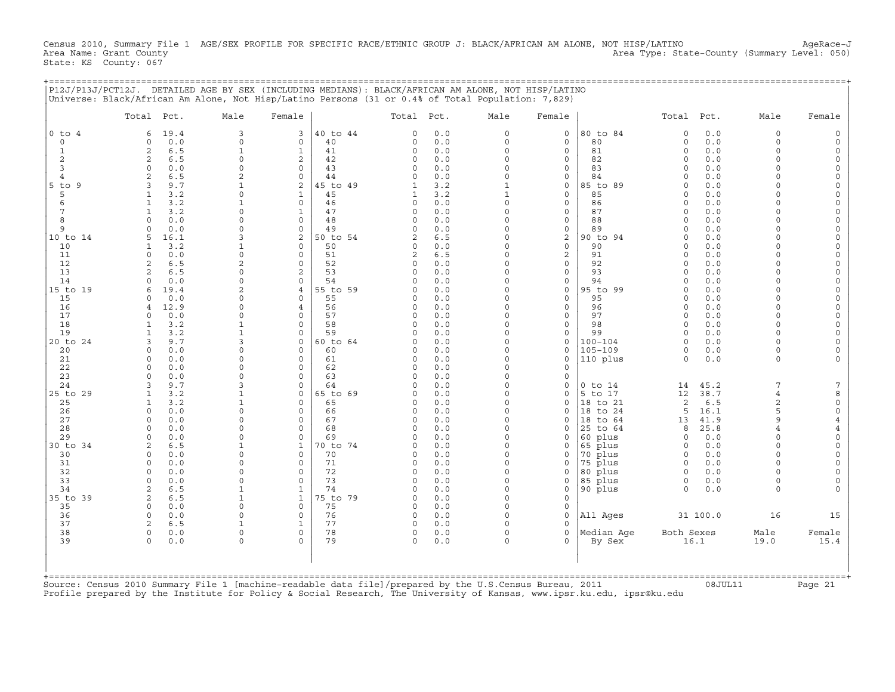Census 2010, Summary File 1 AGE/SEX PROFILE FOR SPECIFIC RACE/ETHNIC GROUP J: BLACK/AFRICAN AM ALONE, NOT HISP/LATINO AgeRace-J
Area Name: Grant County Area Type: State-County (Summary Level: 050)
State: KS County: 067

P12J/P13J/PCT12J. DETAILED AGE BY SEX (INCLUDING MEDIANS): BLACK/AFRICAN AM ALONE, NOT HISP/LATINO
Universe: Black/African Am Alone, Not Hisp/Latino Persons (31 or 0.4% of Total Population: 7,829)

| | Total | Pct. | Male | Female | | Total | Pct. | Male | Female | | Total | Pct. | Male | Female |
|---|---|---|---|---|---|---|---|---|---|---|---|---|---|---|
| 0 to 4 | 6 | 19.4 | 3 | 3 | 40 to 44 | 0 | 0.0 | 0 | 0 | 80 to 84 | 0 | 0.0 | 0 | 0 |
| 0 | 0 | 0.0 | 0 | 0 | 40 | 0 | 0.0 | 0 | 0 | 80 | 0 | 0.0 | 0 | 0 |
| 1 | 2 | 6.5 | 1 | 1 | 41 | 0 | 0.0 | 0 | 0 | 81 | 0 | 0.0 | 0 | 0 |
| 2 | 2 | 6.5 | 0 | 2 | 42 | 0 | 0.0 | 0 | 0 | 82 | 0 | 0.0 | 0 | 0 |
| 3 | 0 | 0.0 | 0 | 0 | 43 | 0 | 0.0 | 0 | 0 | 83 | 0 | 0.0 | 0 | 0 |
| 4 | 2 | 6.5 | 2 | 0 | 44 | 0 | 0.0 | 0 | 0 | 84 | 0 | 0.0 | 0 | 0 |
| 5 to 9 | 3 | 9.7 | 1 | 2 | 45 to 49 | 1 | 3.2 | 1 | 0 | 85 to 89 | 0 | 0.0 | 0 | 0 |
| 5 | 1 | 3.2 | 0 | 1 | 45 | 1 | 3.2 | 1 | 0 | 85 | 0 | 0.0 | 0 | 0 |
| 6 | 1 | 3.2 | 1 | 0 | 46 | 0 | 0.0 | 0 | 0 | 86 | 0 | 0.0 | 0 | 0 |
| 7 | 1 | 3.2 | 0 | 1 | 47 | 0 | 0.0 | 0 | 0 | 87 | 0 | 0.0 | 0 | 0 |
| 8 | 0 | 0.0 | 0 | 0 | 48 | 0 | 0.0 | 0 | 0 | 88 | 0 | 0.0 | 0 | 0 |
| 9 | 0 | 0.0 | 0 | 0 | 49 | 0 | 0.0 | 0 | 0 | 89 | 0 | 0.0 | 0 | 0 |
| 10 to 14 | 5 | 16.1 | 3 | 2 | 50 to 54 | 2 | 6.5 | 0 | 2 | 90 to 94 | 0 | 0.0 | 0 | 0 |
| 10 | 1 | 3.2 | 1 | 0 | 50 | 0 | 0.0 | 0 | 0 | 90 | 0 | 0.0 | 0 | 0 |
| 11 | 0 | 0.0 | 0 | 0 | 51 | 2 | 6.5 | 0 | 2 | 91 | 0 | 0.0 | 0 | 0 |
| 12 | 2 | 6.5 | 2 | 0 | 52 | 0 | 0.0 | 0 | 0 | 92 | 0 | 0.0 | 0 | 0 |
| 13 | 2 | 6.5 | 0 | 2 | 53 | 0 | 0.0 | 0 | 0 | 93 | 0 | 0.0 | 0 | 0 |
| 14 | 0 | 0.0 | 0 | 0 | 54 | 0 | 0.0 | 0 | 0 | 94 | 0 | 0.0 | 0 | 0 |
| 15 to 19 | 6 | 19.4 | 2 | 4 | 55 to 59 | 0 | 0.0 | 0 | 0 | 95 to 99 | 0 | 0.0 | 0 | 0 |
| 15 | 0 | 0.0 | 0 | 0 | 55 | 0 | 0.0 | 0 | 0 | 95 | 0 | 0.0 | 0 | 0 |
| 16 | 4 | 12.9 | 0 | 4 | 56 | 0 | 0.0 | 0 | 0 | 96 | 0 | 0.0 | 0 | 0 |
| 17 | 0 | 0.0 | 0 | 0 | 57 | 0 | 0.0 | 0 | 0 | 97 | 0 | 0.0 | 0 | 0 |
| 18 | 1 | 3.2 | 1 | 0 | 58 | 0 | 0.0 | 0 | 0 | 98 | 0 | 0.0 | 0 | 0 |
| 19 | 1 | 3.2 | 1 | 0 | 59 | 0 | 0.0 | 0 | 0 | 99 | 0 | 0.0 | 0 | 0 |
| 20 to 24 | 3 | 9.7 | 3 | 0 | 60 to 64 | 0 | 0.0 | 0 | 0 | 100-104 | 0 | 0.0 | 0 | 0 |
| 20 | 0 | 0.0 | 0 | 0 | 60 | 0 | 0.0 | 0 | 0 | 105-109 | 0 | 0.0 | 0 | 0 |
| 21 | 0 | 0.0 | 0 | 0 | 61 | 0 | 0.0 | 0 | 0 | 110 plus | 0 | 0.0 | 0 | 0 |
| 22 | 0 | 0.0 | 0 | 0 | 62 | 0 | 0.0 | 0 | 0 | | | | | |
| 23 | 0 | 0.0 | 0 | 0 | 63 | 0 | 0.0 | 0 | 0 | | | | | |
| 24 | 3 | 9.7 | 3 | 0 | 64 | 0 | 0.0 | 0 | 0 | 0 to 14 | 14 | 45.2 | 7 | 7 |
| 25 to 29 | 1 | 3.2 | 1 | 0 | 65 to 69 | 0 | 0.0 | 0 | 0 | 5 to 17 | 12 | 38.7 | 4 | 8 |
| 25 | 1 | 3.2 | 1 | 0 | 65 | 0 | 0.0 | 0 | 0 | 18 to 21 | 2 | 6.5 | 2 | 0 |
| 26 | 0 | 0.0 | 0 | 0 | 66 | 0 | 0.0 | 0 | 0 | 18 to 24 | 5 | 16.1 | 5 | 0 |
| 27 | 0 | 0.0 | 0 | 0 | 67 | 0 | 0.0 | 0 | 0 | 18 to 64 | 13 | 41.9 | 9 | 4 |
| 28 | 0 | 0.0 | 0 | 0 | 68 | 0 | 0.0 | 0 | 0 | 25 to 64 | 8 | 25.8 | 4 | 4 |
| 29 | 0 | 0.0 | 0 | 0 | 69 | 0 | 0.0 | 0 | 0 | 60 plus | 0 | 0.0 | 0 | 0 |
| 30 to 34 | 2 | 6.5 | 1 | 1 | 70 to 74 | 0 | 0.0 | 0 | 0 | 65 plus | 0 | 0.0 | 0 | 0 |
| 30 | 0 | 0.0 | 0 | 0 | 70 | 0 | 0.0 | 0 | 0 | 70 plus | 0 | 0.0 | 0 | 0 |
| 31 | 0 | 0.0 | 0 | 0 | 71 | 0 | 0.0 | 0 | 0 | 75 plus | 0 | 0.0 | 0 | 0 |
| 32 | 0 | 0.0 | 0 | 0 | 72 | 0 | 0.0 | 0 | 0 | 80 plus | 0 | 0.0 | 0 | 0 |
| 33 | 0 | 0.0 | 0 | 0 | 73 | 0 | 0.0 | 0 | 0 | 85 plus | 0 | 0.0 | 0 | 0 |
| 34 | 2 | 6.5 | 1 | 1 | 74 | 0 | 0.0 | 0 | 0 | 90 plus | 0 | 0.0 | 0 | 0 |
| 35 to 39 | 2 | 6.5 | 1 | 1 | 75 to 79 | 0 | 0.0 | 0 | 0 | | | | | |
| 35 | 0 | 0.0 | 0 | 0 | 75 | 0 | 0.0 | 0 | 0 | | | | | |
| 36 | 0 | 0.0 | 0 | 0 | 76 | 0 | 0.0 | 0 | 0 | All Ages | 31 | 100.0 | 16 | 15 |
| 37 | 2 | 6.5 | 1 | 1 | 77 | 0 | 0.0 | 0 | 0 | | | | | |
| 38 | 0 | 0.0 | 0 | 0 | 78 | 0 | 0.0 | 0 | 0 | Median Age | Both Sexes | | Male | Female |
| 39 | 0 | 0.0 | 0 | 0 | 79 | 0 | 0.0 | 0 | 0 | By Sex | 16.1 | | 19.0 | 15.4 |

Source: Census 2010 Summary File 1 [machine-readable data file]/prepared by the U.S.Census Bureau, 2011 08JUL11
Profile prepared by the Institute for Policy & Social Research, The University of Kansas, www.ipsr.ku.edu, ipsr@ku.edu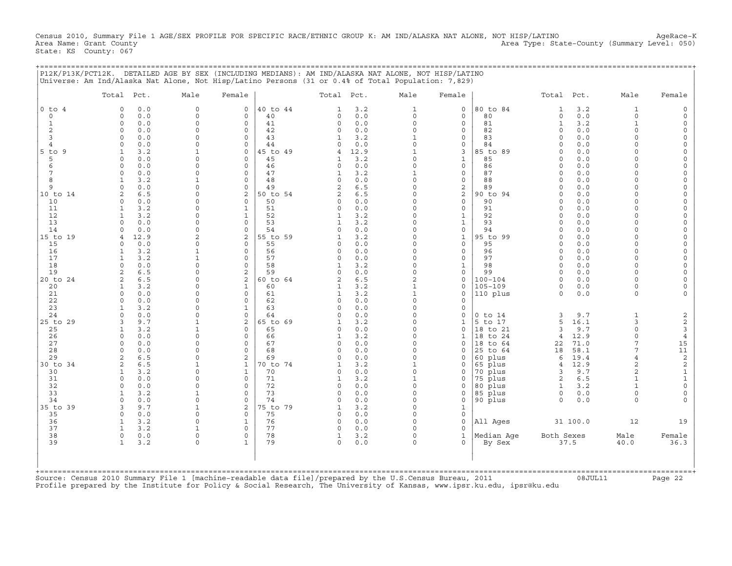Census 2010, Summary File 1 AGE/SEX PROFILE FOR SPECIFIC RACE/ETHNIC GROUP K: AM IND/ALASKA NAT ALONE, NOT HISP/LATINO AgeRace-K
Area Name: Grant County Area Type: State-County (Summary Level: 050)
State: KS County: 067

## P12K/P13K/PCT12K. DETAILED AGE BY SEX (INCLUDING MEDIANS): AM IND/ALASKA NAT ALONE, NOT HISP/LATINO

Universe: Am Ind/Alaska Nat Alone, Not Hisp/Latino Persons (31 or 0.4% of Total Population: 7,829)

| | Total | Pct. | Male | Female | | Total | Pct. | Male | Female | | Total | Pct. | Male | Female |
|---|---|---|---|---|---|---|---|---|---|---|---|---|---|---|
| 0 to 4 | 0 | 0.0 | 0 | 0 | 40 to 44 | 1 | 3.2 | 1 | 0 | 80 to 84 | 1 | 3.2 | 1 | 0 |
| 0 | 0 | 0.0 | 0 | 0 | 40 | 0 | 0.0 | 0 | 0 | 80 | 0 | 0.0 | 0 | 0 |
| 1 | 0 | 0.0 | 0 | 0 | 41 | 0 | 0.0 | 0 | 0 | 81 | 1 | 3.2 | 1 | 0 |
| 2 | 0 | 0.0 | 0 | 0 | 42 | 0 | 0.0 | 0 | 0 | 82 | 0 | 0.0 | 0 | 0 |
| 3 | 0 | 0.0 | 0 | 0 | 43 | 1 | 3.2 | 1 | 0 | 83 | 0 | 0.0 | 0 | 0 |
| 4 | 0 | 0.0 | 0 | 0 | 44 | 0 | 0.0 | 0 | 0 | 84 | 0 | 0.0 | 0 | 0 |
| 5 to 9 | 1 | 3.2 | 1 | 0 | 45 to 49 | 4 | 12.9 | 1 | 3 | 85 to 89 | 0 | 0.0 | 0 | 0 |
| 5 | 0 | 0.0 | 0 | 0 | 45 | 1 | 3.2 | 0 | 1 | 85 | 0 | 0.0 | 0 | 0 |
| 6 | 0 | 0.0 | 0 | 0 | 46 | 0 | 0.0 | 0 | 0 | 86 | 0 | 0.0 | 0 | 0 |
| 7 | 0 | 0.0 | 0 | 0 | 47 | 1 | 3.2 | 1 | 0 | 87 | 0 | 0.0 | 0 | 0 |
| 8 | 1 | 3.2 | 1 | 0 | 48 | 0 | 0.0 | 0 | 0 | 88 | 0 | 0.0 | 0 | 0 |
| 9 | 0 | 0.0 | 0 | 0 | 49 | 2 | 6.5 | 0 | 2 | 89 | 0 | 0.0 | 0 | 0 |
| 10 to 14 | 2 | 6.5 | 0 | 2 | 50 to 54 | 2 | 6.5 | 0 | 2 | 90 to 94 | 0 | 0.0 | 0 | 0 |
| 10 | 0 | 0.0 | 0 | 0 | 50 | 0 | 0.0 | 0 | 0 | 90 | 0 | 0.0 | 0 | 0 |
| 11 | 1 | 3.2 | 0 | 1 | 51 | 0 | 0.0 | 0 | 0 | 91 | 0 | 0.0 | 0 | 0 |
| 12 | 1 | 3.2 | 0 | 1 | 52 | 1 | 3.2 | 0 | 1 | 92 | 0 | 0.0 | 0 | 0 |
| 13 | 0 | 0.0 | 0 | 0 | 53 | 1 | 3.2 | 0 | 1 | 93 | 0 | 0.0 | 0 | 0 |
| 14 | 0 | 0.0 | 0 | 0 | 54 | 0 | 0.0 | 0 | 0 | 94 | 0 | 0.0 | 0 | 0 |
| 15 to 19 | 4 | 12.9 | 2 | 2 | 55 to 59 | 1 | 3.2 | 0 | 1 | 95 to 99 | 0 | 0.0 | 0 | 0 |
| 15 | 0 | 0.0 | 0 | 0 | 55 | 0 | 0.0 | 0 | 0 | 95 | 0 | 0.0 | 0 | 0 |
| 16 | 1 | 3.2 | 1 | 0 | 56 | 0 | 0.0 | 0 | 0 | 96 | 0 | 0.0 | 0 | 0 |
| 17 | 1 | 3.2 | 1 | 0 | 57 | 0 | 0.0 | 0 | 0 | 97 | 0 | 0.0 | 0 | 0 |
| 18 | 0 | 0.0 | 0 | 0 | 58 | 1 | 3.2 | 0 | 1 | 98 | 0 | 0.0 | 0 | 0 |
| 19 | 2 | 6.5 | 0 | 2 | 59 | 0 | 0.0 | 0 | 0 | 99 | 0 | 0.0 | 0 | 0 |
| 20 to 24 | 2 | 6.5 | 0 | 2 | 60 to 64 | 2 | 6.5 | 2 | 0 | 100-104 | 0 | 0.0 | 0 | 0 |
| 20 | 1 | 3.2 | 0 | 1 | 60 | 1 | 3.2 | 1 | 0 | 105-109 | 0 | 0.0 | 0 | 0 |
| 21 | 0 | 0.0 | 0 | 0 | 61 | 1 | 3.2 | 1 | 0 | 110 plus | 0 | 0.0 | 0 | 0 |
| 22 | 0 | 0.0 | 0 | 0 | 62 | 0 | 0.0 | 0 | 0 | | | | | |
| 23 | 1 | 3.2 | 0 | 1 | 63 | 0 | 0.0 | 0 | 0 | | | | | |
| 24 | 0 | 0.0 | 0 | 0 | 64 | 0 | 0.0 | 0 | 0 | 0 to 14 | 3 | 9.7 | 1 | 2 |
| 25 to 29 | 3 | 9.7 | 1 | 2 | 65 to 69 | 1 | 3.2 | 0 | 1 | 5 to 17 | 5 | 16.1 | 3 | 2 |
| 25 | 1 | 3.2 | 1 | 0 | 65 | 0 | 0.0 | 0 | 0 | 18 to 21 | 3 | 9.7 | 0 | 3 |
| 26 | 0 | 0.0 | 0 | 0 | 66 | 1 | 3.2 | 0 | 1 | 18 to 24 | 4 | 12.9 | 0 | 4 |
| 27 | 0 | 0.0 | 0 | 0 | 67 | 0 | 0.0 | 0 | 0 | 18 to 64 | 22 | 71.0 | 7 | 15 |
| 28 | 0 | 0.0 | 0 | 0 | 68 | 0 | 0.0 | 0 | 0 | 25 to 64 | 18 | 58.1 | 7 | 11 |
| 29 | 2 | 6.5 | 0 | 2 | 69 | 0 | 0.0 | 0 | 0 | 60 plus | 6 | 19.4 | 4 | 2 |
| 30 to 34 | 2 | 6.5 | 1 | 1 | 70 to 74 | 1 | 3.2 | 1 | 0 | 65 plus | 4 | 12.9 | 2 | 2 |
| 30 | 1 | 3.2 | 0 | 1 | 70 | 0 | 0.0 | 0 | 0 | 70 plus | 3 | 9.7 | 2 | 1 |
| 31 | 0 | 0.0 | 0 | 0 | 71 | 1 | 3.2 | 1 | 0 | 75 plus | 2 | 6.5 | 1 | 1 |
| 32 | 0 | 0.0 | 0 | 0 | 72 | 0 | 0.0 | 0 | 0 | 80 plus | 1 | 3.2 | 1 | 0 |
| 33 | 1 | 3.2 | 1 | 0 | 73 | 0 | 0.0 | 0 | 0 | 85 plus | 0 | 0.0 | 0 | 0 |
| 34 | 0 | 0.0 | 0 | 0 | 74 | 0 | 0.0 | 0 | 0 | 90 plus | 0 | 0.0 | 0 | 0 |
| 35 to 39 | 3 | 9.7 | 1 | 2 | 75 to 79 | 1 | 3.2 | 0 | 1 | | | | | |
| 35 | 0 | 0.0 | 0 | 0 | 75 | 0 | 0.0 | 0 | 0 | | | | | |
| 36 | 1 | 3.2 | 0 | 1 | 76 | 0 | 0.0 | 0 | 0 | All Ages | 31 | 100.0 | 12 | 19 |
| 37 | 1 | 3.2 | 1 | 0 | 77 | 0 | 0.0 | 0 | 0 | | | | | |
| 38 | 0 | 0.0 | 0 | 0 | 78 | 1 | 3.2 | 0 | 1 | Median Age | Both Sexes | | Male | Female |
| 39 | 1 | 3.2 | 0 | 1 | 79 | 0 | 0.0 | 0 | 0 | By Sex | 37.5 | | 40.0 | 36.3 |

Source: Census 2010 Summary File 1 [machine-readable data file]/prepared by the U.S.Census Bureau, 2011 08JUL11
Profile prepared by the Institute for Policy & Social Research, The University of Kansas, www.ipsr.ku.edu, ipsr@ku.edu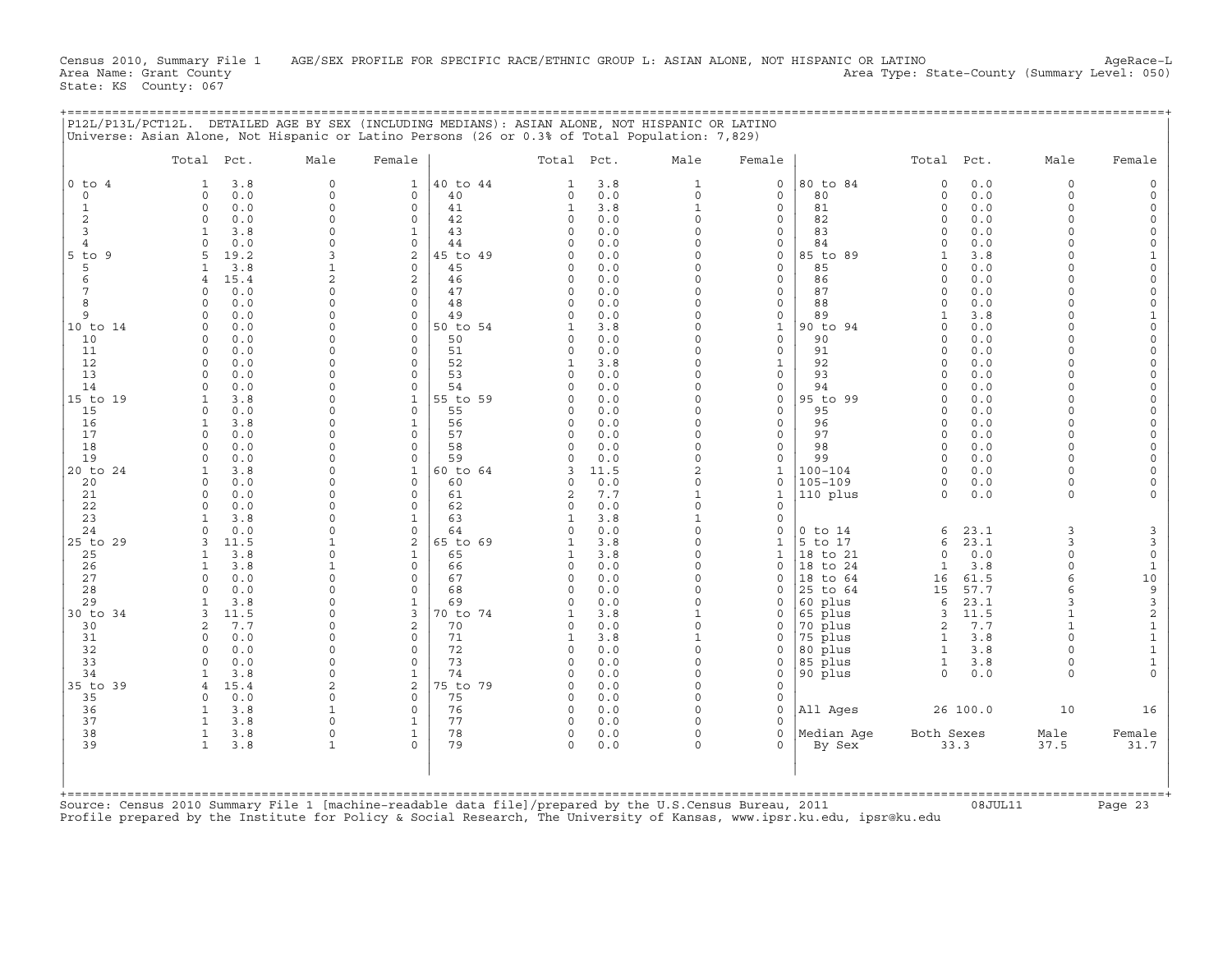Census 2010, Summary File 1 AGE/SEX PROFILE FOR SPECIFIC RACE/ETHNIC GROUP L: ASIAN ALONE, NOT HISPANIC OR LATINO AgeRace-L
Area Name: Grant County Area Type: State-County (Summary Level: 050)
State: KS County: 067

## P12L/P13L/PCT12L. DETAILED AGE BY SEX (INCLUDING MEDIANS): ASIAN ALONE, NOT HISPANIC OR LATINO

Universe: Asian Alone, Not Hispanic or Latino Persons (26 or 0.3% of Total Population: 7,829)

| | Total | Pct. | Male | Female | | Total | Pct. | Male | Female | | Total | Pct. | Male | Female |
|---|---|---|---|---|---|---|---|---|---|---|---|---|---|---|
| 0 to 4 | 1 | 3.8 | 0 | 1 | 40 to 44 | 1 | 3.8 | 1 | 0 | 80 to 84 | 0 | 0.0 | 0 | 0 |
| 0 | 0 | 0.0 | 0 | 0 | 40 | 0 | 0.0 | 0 | 0 | 80 | 0 | 0.0 | 0 | 0 |
| 1 | 0 | 0.0 | 0 | 0 | 41 | 1 | 3.8 | 1 | 0 | 81 | 0 | 0.0 | 0 | 0 |
| 2 | 0 | 0.0 | 0 | 0 | 42 | 0 | 0.0 | 0 | 0 | 82 | 0 | 0.0 | 0 | 0 |
| 3 | 1 | 3.8 | 0 | 1 | 43 | 0 | 0.0 | 0 | 0 | 83 | 0 | 0.0 | 0 | 0 |
| 4 | 0 | 0.0 | 0 | 0 | 44 | 0 | 0.0 | 0 | 0 | 84 | 0 | 0.0 | 0 | 0 |
| 5 to 9 | 5 | 19.2 | 3 | 2 | 45 to 49 | 0 | 0.0 | 0 | 0 | 85 to 89 | 1 | 3.8 | 0 | 1 |
| 5 | 1 | 3.8 | 1 | 0 | 45 | 0 | 0.0 | 0 | 0 | 85 | 0 | 0.0 | 0 | 0 |
| 6 | 4 | 15.4 | 2 | 2 | 46 | 0 | 0.0 | 0 | 0 | 86 | 0 | 0.0 | 0 | 0 |
| 7 | 0 | 0.0 | 0 | 0 | 47 | 0 | 0.0 | 0 | 0 | 87 | 0 | 0.0 | 0 | 0 |
| 8 | 0 | 0.0 | 0 | 0 | 48 | 0 | 0.0 | 0 | 0 | 88 | 0 | 0.0 | 0 | 0 |
| 9 | 0 | 0.0 | 0 | 0 | 49 | 0 | 0.0 | 0 | 0 | 89 | 1 | 3.8 | 0 | 1 |
| 10 to 14 | 0 | 0.0 | 0 | 0 | 50 to 54 | 1 | 3.8 | 0 | 1 | 90 to 94 | 0 | 0.0 | 0 | 0 |
| 10 | 0 | 0.0 | 0 | 0 | 50 | 0 | 0.0 | 0 | 0 | 90 | 0 | 0.0 | 0 | 0 |
| 11 | 0 | 0.0 | 0 | 0 | 51 | 0 | 0.0 | 0 | 0 | 91 | 0 | 0.0 | 0 | 0 |
| 12 | 0 | 0.0 | 0 | 0 | 52 | 1 | 3.8 | 0 | 1 | 92 | 0 | 0.0 | 0 | 0 |
| 13 | 0 | 0.0 | 0 | 0 | 53 | 0 | 0.0 | 0 | 0 | 93 | 0 | 0.0 | 0 | 0 |
| 14 | 0 | 0.0 | 0 | 0 | 54 | 0 | 0.0 | 0 | 0 | 94 | 0 | 0.0 | 0 | 0 |
| 15 to 19 | 1 | 3.8 | 0 | 1 | 55 to 59 | 0 | 0.0 | 0 | 0 | 95 to 99 | 0 | 0.0 | 0 | 0 |
| 15 | 0 | 0.0 | 0 | 0 | 55 | 0 | 0.0 | 0 | 0 | 95 | 0 | 0.0 | 0 | 0 |
| 16 | 1 | 3.8 | 0 | 1 | 56 | 0 | 0.0 | 0 | 0 | 96 | 0 | 0.0 | 0 | 0 |
| 17 | 0 | 0.0 | 0 | 0 | 57 | 0 | 0.0 | 0 | 0 | 97 | 0 | 0.0 | 0 | 0 |
| 18 | 0 | 0.0 | 0 | 0 | 58 | 0 | 0.0 | 0 | 0 | 98 | 0 | 0.0 | 0 | 0 |
| 19 | 0 | 0.0 | 0 | 0 | 59 | 0 | 0.0 | 0 | 0 | 99 | 0 | 0.0 | 0 | 0 |
| 20 to 24 | 1 | 3.8 | 0 | 1 | 60 to 64 | 3 | 11.5 | 2 | 1 | 100-104 | 0 | 0.0 | 0 | 0 |
| 20 | 0 | 0.0 | 0 | 0 | 60 | 0 | 0.0 | 0 | 0 | 105-109 | 0 | 0.0 | 0 | 0 |
| 21 | 0 | 0.0 | 0 | 0 | 61 | 2 | 7.7 | 1 | 1 | 110 plus | 0 | 0.0 | 0 | 0 |
| 22 | 0 | 0.0 | 0 | 0 | 62 | 0 | 0.0 | 0 | 0 | | | | | |
| 23 | 1 | 3.8 | 0 | 1 | 63 | 1 | 3.8 | 1 | 0 | | | | | |
| 24 | 0 | 0.0 | 0 | 0 | 64 | 0 | 0.0 | 0 | 0 | 0 to 14 | 6 | 23.1 | 3 | 3 |
| 25 to 29 | 3 | 11.5 | 1 | 2 | 65 to 69 | 1 | 3.8 | 0 | 1 | 5 to 17 | 6 | 23.1 | 3 | 3 |
| 25 | 1 | 3.8 | 0 | 1 | 65 | 1 | 3.8 | 0 | 1 | 18 to 21 | 0 | 0.0 | 0 | 0 |
| 26 | 1 | 3.8 | 1 | 0 | 66 | 0 | 0.0 | 0 | 0 | 18 to 24 | 1 | 3.8 | 0 | 1 |
| 27 | 0 | 0.0 | 0 | 0 | 67 | 0 | 0.0 | 0 | 0 | 18 to 64 | 16 | 61.5 | 6 | 10 |
| 28 | 0 | 0.0 | 0 | 0 | 68 | 0 | 0.0 | 0 | 0 | 25 to 64 | 15 | 57.7 | 6 | 9 |
| 29 | 1 | 3.8 | 0 | 1 | 69 | 0 | 0.0 | 0 | 0 | 60 plus | 6 | 23.1 | 3 | 3 |
| 30 to 34 | 3 | 11.5 | 0 | 3 | 70 to 74 | 1 | 3.8 | 1 | 0 | 65 plus | 3 | 11.5 | 1 | 2 |
| 30 | 2 | 7.7 | 0 | 2 | 70 | 0 | 0.0 | 0 | 0 | 70 plus | 2 | 7.7 | 1 | 1 |
| 31 | 0 | 0.0 | 0 | 0 | 71 | 1 | 3.8 | 1 | 0 | 75 plus | 1 | 3.8 | 0 | 1 |
| 32 | 0 | 0.0 | 0 | 0 | 72 | 0 | 0.0 | 0 | 0 | 80 plus | 1 | 3.8 | 0 | 1 |
| 33 | 0 | 0.0 | 0 | 0 | 73 | 0 | 0.0 | 0 | 0 | 85 plus | 1 | 3.8 | 0 | 1 |
| 34 | 1 | 3.8 | 0 | 1 | 74 | 0 | 0.0 | 0 | 0 | 90 plus | 0 | 0.0 | 0 | 0 |
| 35 to 39 | 4 | 15.4 | 2 | 2 | 75 to 79 | 0 | 0.0 | 0 | 0 | | | | | |
| 35 | 0 | 0.0 | 0 | 0 | 75 | 0 | 0.0 | 0 | 0 | | | | | |
| 36 | 1 | 3.8 | 1 | 0 | 76 | 0 | 0.0 | 0 | 0 | All Ages | 26 | 100.0 | 10 | 16 |
| 37 | 1 | 3.8 | 0 | 1 | 77 | 0 | 0.0 | 0 | 0 | | | | | |
| 38 | 1 | 3.8 | 0 | 1 | 78 | 0 | 0.0 | 0 | 0 | Median Age | Both Sexes | | Male | Female |
| 39 | 1 | 3.8 | 1 | 0 | 79 | 0 | 0.0 | 0 | 0 | By Sex | 33.3 | | 37.5 | 31.7 |

Source: Census 2010 Summary File 1 [machine-readable data file]/prepared by the U.S.Census Bureau, 2011 08JUL11
Profile prepared by the Institute for Policy & Social Research, The University of Kansas, www.ipsr.ku.edu, ipsr@ku.edu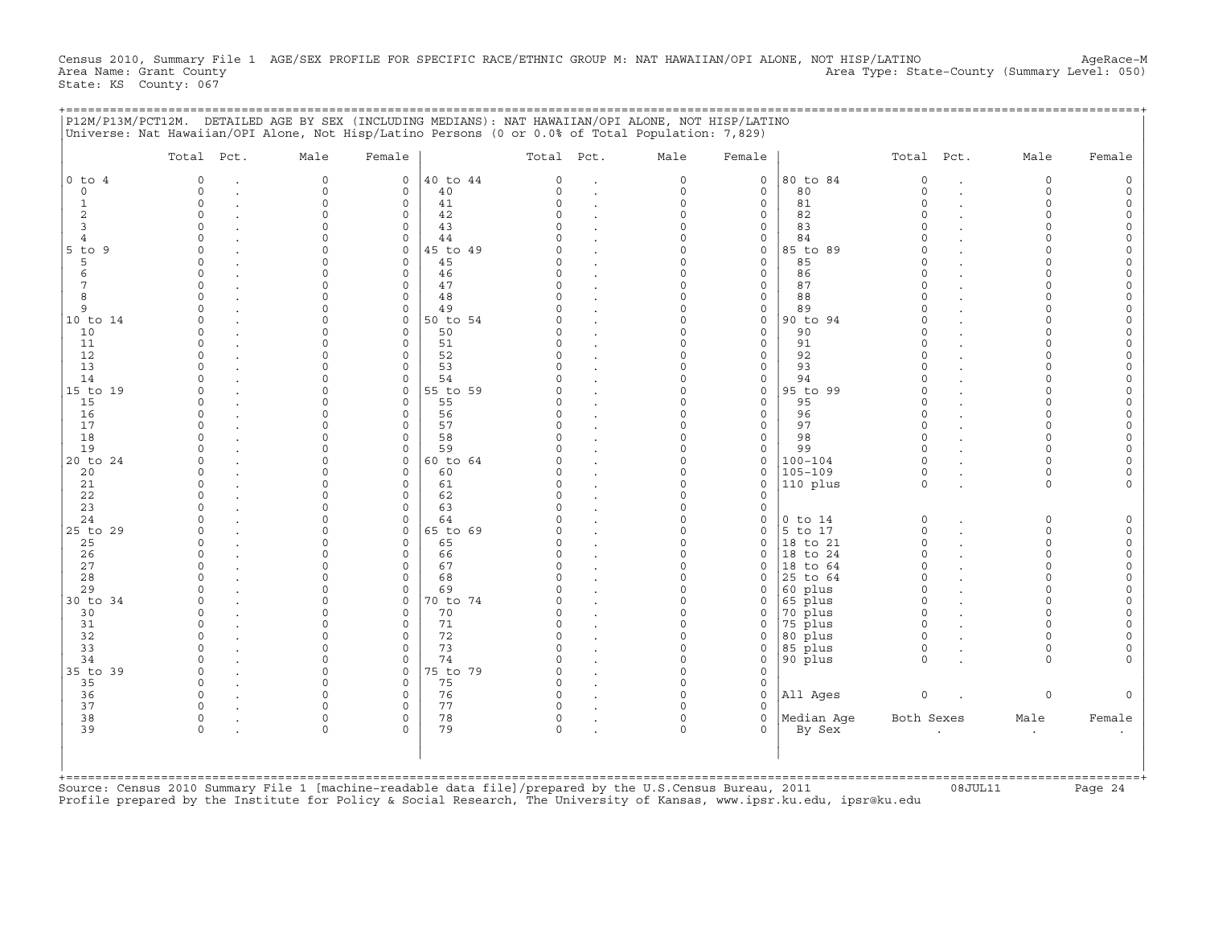Census 2010, Summary File 1 AGE/SEX PROFILE FOR SPECIFIC RACE/ETHNIC GROUP M: NAT HAWAIIAN/OPI ALONE, NOT HISP/LATINO AgeRace-M
Area Name: Grant County Area Type: State-County (Summary Level: 050)
State: KS County: 067

P12M/P13M/PCT12M. DETAILED AGE BY SEX (INCLUDING MEDIANS): NAT HAWAIIAN/OPI ALONE, NOT HISP/LATINO
Universe: Nat Hawaiian/OPI Alone, Not Hisp/Latino Persons (0 or 0.0% of Total Population: 7,829)

| | Total | Pct. | Male | Female | | Total | Pct. | Male | Female | | Total | Pct. | Male | Female |
|---|---|---|---|---|---|---|---|---|---|---|---|---|---|---|
| 0 to 4 | 0 | . | 0 | 0 | 40 to 44 | 0 | . | 0 | 0 | 80 to 84 | 0 | . | 0 | 0 |
| 0 | 0 | . | 0 | 0 | 40 | 0 | . | 0 | 0 | 80 | 0 | . | 0 | 0 |
| 1 | 0 | . | 0 | 0 | 41 | 0 | . | 0 | 0 | 81 | 0 | . | 0 | 0 |
| 2 | 0 | . | 0 | 0 | 42 | 0 | . | 0 | 0 | 82 | 0 | . | 0 | 0 |
| 3 | 0 | . | 0 | 0 | 43 | 0 | . | 0 | 0 | 83 | 0 | . | 0 | 0 |
| 4 | 0 | . | 0 | 0 | 44 | 0 | . | 0 | 0 | 84 | 0 | . | 0 | 0 |
| 5 to 9 | 0 | . | 0 | 0 | 45 to 49 | 0 | . | 0 | 0 | 85 to 89 | 0 | . | 0 | 0 |
| 5 | 0 | . | 0 | 0 | 45 | 0 | . | 0 | 0 | 85 | 0 | . | 0 | 0 |
| 6 | 0 | . | 0 | 0 | 46 | 0 | . | 0 | 0 | 86 | 0 | . | 0 | 0 |
| 7 | 0 | . | 0 | 0 | 47 | 0 | . | 0 | 0 | 87 | 0 | . | 0 | 0 |
| 8 | 0 | . | 0 | 0 | 48 | 0 | . | 0 | 0 | 88 | 0 | . | 0 | 0 |
| 9 | 0 | . | 0 | 0 | 49 | 0 | . | 0 | 0 | 89 | 0 | . | 0 | 0 |
| 10 to 14 | 0 | . | 0 | 0 | 50 to 54 | 0 | . | 0 | 0 | 90 to 94 | 0 | . | 0 | 0 |
| 10 | 0 | . | 0 | 0 | 50 | 0 | . | 0 | 0 | 90 | 0 | . | 0 | 0 |
| 11 | 0 | . | 0 | 0 | 51 | 0 | . | 0 | 0 | 91 | 0 | . | 0 | 0 |
| 12 | 0 | . | 0 | 0 | 52 | 0 | . | 0 | 0 | 92 | 0 | . | 0 | 0 |
| 13 | 0 | . | 0 | 0 | 53 | 0 | . | 0 | 0 | 93 | 0 | . | 0 | 0 |
| 14 | 0 | . | 0 | 0 | 54 | 0 | . | 0 | 0 | 94 | 0 | . | 0 | 0 |
| 15 to 19 | 0 | . | 0 | 0 | 55 to 59 | 0 | . | 0 | 0 | 95 to 99 | 0 | . | 0 | 0 |
| 15 | 0 | . | 0 | 0 | 55 | 0 | . | 0 | 0 | 95 | 0 | . | 0 | 0 |
| 16 | 0 | . | 0 | 0 | 56 | 0 | . | 0 | 0 | 96 | 0 | . | 0 | 0 |
| 17 | 0 | . | 0 | 0 | 57 | 0 | . | 0 | 0 | 97 | 0 | . | 0 | 0 |
| 18 | 0 | . | 0 | 0 | 58 | 0 | . | 0 | 0 | 98 | 0 | . | 0 | 0 |
| 19 | 0 | . | 0 | 0 | 59 | 0 | . | 0 | 0 | 99 | 0 | . | 0 | 0 |
| 20 to 24 | 0 | . | 0 | 0 | 60 to 64 | 0 | . | 0 | 0 | 100-104 | 0 | . | 0 | 0 |
| 20 | 0 | . | 0 | 0 | 60 | 0 | . | 0 | 0 | 105-109 | 0 | . | 0 | 0 |
| 21 | 0 | . | 0 | 0 | 61 | 0 | . | 0 | 0 | 110 plus | 0 | . | 0 | 0 |
| 22 | 0 | . | 0 | 0 | 62 | 0 | . | 0 | 0 | | | | | |
| 23 | 0 | . | 0 | 0 | 63 | 0 | . | 0 | 0 | | | | | |
| 24 | 0 | . | 0 | 0 | 64 | 0 | . | 0 | 0 | 0 to 14 | 0 | . | 0 | 0 |
| 25 to 29 | 0 | . | 0 | 0 | 65 to 69 | 0 | . | 0 | 0 | 5 to 17 | 0 | . | 0 | 0 |
| 25 | 0 | . | 0 | 0 | 65 | 0 | . | 0 | 0 | 18 to 21 | 0 | . | 0 | 0 |
| 26 | 0 | . | 0 | 0 | 66 | 0 | . | 0 | 0 | 18 to 24 | 0 | . | 0 | 0 |
| 27 | 0 | . | 0 | 0 | 67 | 0 | . | 0 | 0 | 18 to 64 | 0 | . | 0 | 0 |
| 28 | 0 | . | 0 | 0 | 68 | 0 | . | 0 | 0 | 25 to 64 | 0 | . | 0 | 0 |
| 29 | 0 | . | 0 | 0 | 69 | 0 | . | 0 | 0 | 60 plus | 0 | . | 0 | 0 |
| 30 to 34 | 0 | . | 0 | 0 | 70 to 74 | 0 | . | 0 | 0 | 65 plus | 0 | . | 0 | 0 |
| 30 | 0 | . | 0 | 0 | 70 | 0 | . | 0 | 0 | 70 plus | 0 | . | 0 | 0 |
| 31 | 0 | . | 0 | 0 | 71 | 0 | . | 0 | 0 | 75 plus | 0 | . | 0 | 0 |
| 32 | 0 | . | 0 | 0 | 72 | 0 | . | 0 | 0 | 80 plus | 0 | . | 0 | 0 |
| 33 | 0 | . | 0 | 0 | 73 | 0 | . | 0 | 0 | 85 plus | 0 | . | 0 | 0 |
| 34 | 0 | . | 0 | 0 | 74 | 0 | . | 0 | 0 | 90 plus | 0 | . | 0 | 0 |
| 35 to 39 | 0 | . | 0 | 0 | 75 to 79 | 0 | . | 0 | 0 | | | | | |
| 35 | 0 | . | 0 | 0 | 75 | 0 | . | 0 | 0 | | | | | |
| 36 | 0 | . | 0 | 0 | 76 | 0 | . | 0 | 0 | All Ages | 0 | . | 0 | 0 |
| 37 | 0 | . | 0 | 0 | 77 | 0 | . | 0 | 0 | | | | | |
| 38 | 0 | . | 0 | 0 | 78 | 0 | . | 0 | 0 | Median Age | Both Sexes | | Male | Female |
| 39 | 0 | . | 0 | 0 | 79 | 0 | . | 0 | 0 | By Sex | . | | . | . |

Source: Census 2010 Summary File 1 [machine-readable data file]/prepared by the U.S.Census Bureau, 2011 08JUL11
Profile prepared by the Institute for Policy & Social Research, The University of Kansas, www.ipsr.ku.edu, ipsr@ku.edu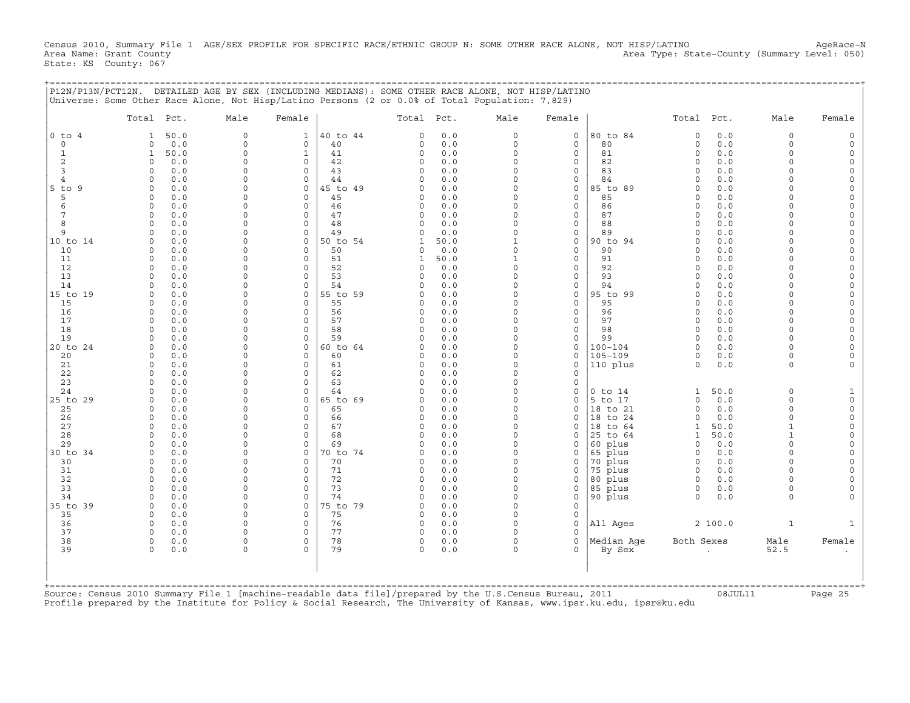Census 2010, Summary File 1 AGE/SEX PROFILE FOR SPECIFIC RACE/ETHNIC GROUP N: SOME OTHER RACE ALONE, NOT HISP/LATINO AgeRace-N
Area Name: Grant County Area Type: State-County (Summary Level: 050)
State: KS County: 067

P12N/P13N/PCT12N. DETAILED AGE BY SEX (INCLUDING MEDIANS): SOME OTHER RACE ALONE, NOT HISP/LATINO
Universe: Some Other Race Alone, Not Hisp/Latino Persons (2 or 0.0% of Total Population: 7,829)

| | Total | Pct. | Male | Female | | Total | Pct. | Male | Female | | Total | Pct. | Male | Female |
|---|---|---|---|---|---|---|---|---|---|---|---|---|---|---|
| 0 to 4 | 1 | 50.0 | 0 | 1 | 40 to 44 | 0 | 0.0 | 0 | 0 | 80 to 84 | 0 | 0.0 | 0 | 0 |
| 0 | 0 | 0.0 | 0 | 0 | 40 | 0 | 0.0 | 0 | 0 | 80 | 0 | 0.0 | 0 | 0 |
| 1 | 1 | 50.0 | 0 | 1 | 41 | 0 | 0.0 | 0 | 0 | 81 | 0 | 0.0 | 0 | 0 |
| 2 | 0 | 0.0 | 0 | 0 | 42 | 0 | 0.0 | 0 | 0 | 82 | 0 | 0.0 | 0 | 0 |
| 3 | 0 | 0.0 | 0 | 0 | 43 | 0 | 0.0 | 0 | 0 | 83 | 0 | 0.0 | 0 | 0 |
| 4 | 0 | 0.0 | 0 | 0 | 44 | 0 | 0.0 | 0 | 0 | 84 | 0 | 0.0 | 0 | 0 |
| 5 to 9 | 0 | 0.0 | 0 | 0 | 45 to 49 | 0 | 0.0 | 0 | 0 | 85 to 89 | 0 | 0.0 | 0 | 0 |
| 5 | 0 | 0.0 | 0 | 0 | 45 | 0 | 0.0 | 0 | 0 | 85 | 0 | 0.0 | 0 | 0 |
| 6 | 0 | 0.0 | 0 | 0 | 46 | 0 | 0.0 | 0 | 0 | 86 | 0 | 0.0 | 0 | 0 |
| 7 | 0 | 0.0 | 0 | 0 | 47 | 0 | 0.0 | 0 | 0 | 87 | 0 | 0.0 | 0 | 0 |
| 8 | 0 | 0.0 | 0 | 0 | 48 | 0 | 0.0 | 0 | 0 | 88 | 0 | 0.0 | 0 | 0 |
| 9 | 0 | 0.0 | 0 | 0 | 49 | 0 | 0.0 | 0 | 0 | 89 | 0 | 0.0 | 0 | 0 |
| 10 to 14 | 0 | 0.0 | 0 | 0 | 50 to 54 | 1 | 50.0 | 1 | 0 | 90 to 94 | 0 | 0.0 | 0 | 0 |
| 10 | 0 | 0.0 | 0 | 0 | 50 | 0 | 0.0 | 0 | 0 | 90 | 0 | 0.0 | 0 | 0 |
| 11 | 0 | 0.0 | 0 | 0 | 51 | 1 | 50.0 | 1 | 0 | 91 | 0 | 0.0 | 0 | 0 |
| 12 | 0 | 0.0 | 0 | 0 | 52 | 0 | 0.0 | 0 | 0 | 92 | 0 | 0.0 | 0 | 0 |
| 13 | 0 | 0.0 | 0 | 0 | 53 | 0 | 0.0 | 0 | 0 | 93 | 0 | 0.0 | 0 | 0 |
| 14 | 0 | 0.0 | 0 | 0 | 54 | 0 | 0.0 | 0 | 0 | 94 | 0 | 0.0 | 0 | 0 |
| 15 to 19 | 0 | 0.0 | 0 | 0 | 55 to 59 | 0 | 0.0 | 0 | 0 | 95 to 99 | 0 | 0.0 | 0 | 0 |
| 15 | 0 | 0.0 | 0 | 0 | 55 | 0 | 0.0 | 0 | 0 | 95 | 0 | 0.0 | 0 | 0 |
| 16 | 0 | 0.0 | 0 | 0 | 56 | 0 | 0.0 | 0 | 0 | 96 | 0 | 0.0 | 0 | 0 |
| 17 | 0 | 0.0 | 0 | 0 | 57 | 0 | 0.0 | 0 | 0 | 97 | 0 | 0.0 | 0 | 0 |
| 18 | 0 | 0.0 | 0 | 0 | 58 | 0 | 0.0 | 0 | 0 | 98 | 0 | 0.0 | 0 | 0 |
| 19 | 0 | 0.0 | 0 | 0 | 59 | 0 | 0.0 | 0 | 0 | 99 | 0 | 0.0 | 0 | 0 |
| 20 to 24 | 0 | 0.0 | 0 | 0 | 60 to 64 | 0 | 0.0 | 0 | 0 | 100-104 | 0 | 0.0 | 0 | 0 |
| 20 | 0 | 0.0 | 0 | 0 | 60 | 0 | 0.0 | 0 | 0 | 105-109 | 0 | 0.0 | 0 | 0 |
| 21 | 0 | 0.0 | 0 | 0 | 61 | 0 | 0.0 | 0 | 0 | 110 plus | 0 | 0.0 | 0 | 0 |
| 22 | 0 | 0.0 | 0 | 0 | 62 | 0 | 0.0 | 0 | 0 | | | | | |
| 23 | 0 | 0.0 | 0 | 0 | 63 | 0 | 0.0 | 0 | 0 | | | | | |
| 24 | 0 | 0.0 | 0 | 0 | 64 | 0 | 0.0 | 0 | 0 | 0 to 14 | 1 | 50.0 | 0 | 1 |
| 25 to 29 | 0 | 0.0 | 0 | 0 | 65 to 69 | 0 | 0.0 | 0 | 0 | 5 to 17 | 0 | 0.0 | 0 | 0 |
| 25 | 0 | 0.0 | 0 | 0 | 65 | 0 | 0.0 | 0 | 0 | 18 to 21 | 0 | 0.0 | 0 | 0 |
| 26 | 0 | 0.0 | 0 | 0 | 66 | 0 | 0.0 | 0 | 0 | 18 to 24 | 0 | 0.0 | 0 | 0 |
| 27 | 0 | 0.0 | 0 | 0 | 67 | 0 | 0.0 | 0 | 0 | 18 to 64 | 1 | 50.0 | 1 | 0 |
| 28 | 0 | 0.0 | 0 | 0 | 68 | 0 | 0.0 | 0 | 0 | 25 to 64 | 1 | 50.0 | 1 | 0 |
| 29 | 0 | 0.0 | 0 | 0 | 69 | 0 | 0.0 | 0 | 0 | 60 plus | 0 | 0.0 | 0 | 0 |
| 30 to 34 | 0 | 0.0 | 0 | 0 | 70 to 74 | 0 | 0.0 | 0 | 0 | 65 plus | 0 | 0.0 | 0 | 0 |
| 30 | 0 | 0.0 | 0 | 0 | 70 | 0 | 0.0 | 0 | 0 | 70 plus | 0 | 0.0 | 0 | 0 |
| 31 | 0 | 0.0 | 0 | 0 | 71 | 0 | 0.0 | 0 | 0 | 75 plus | 0 | 0.0 | 0 | 0 |
| 32 | 0 | 0.0 | 0 | 0 | 72 | 0 | 0.0 | 0 | 0 | 80 plus | 0 | 0.0 | 0 | 0 |
| 33 | 0 | 0.0 | 0 | 0 | 73 | 0 | 0.0 | 0 | 0 | 85 plus | 0 | 0.0 | 0 | 0 |
| 34 | 0 | 0.0 | 0 | 0 | 74 | 0 | 0.0 | 0 | 0 | 90 plus | 0 | 0.0 | 0 | 0 |
| 35 to 39 | 0 | 0.0 | 0 | 0 | 75 to 79 | 0 | 0.0 | 0 | 0 | | | | | |
| 35 | 0 | 0.0 | 0 | 0 | 75 | 0 | 0.0 | 0 | 0 | | | | | |
| 36 | 0 | 0.0 | 0 | 0 | 76 | 0 | 0.0 | 0 | 0 | All Ages | 2 | 100.0 | 1 | 1 |
| 37 | 0 | 0.0 | 0 | 0 | 77 | 0 | 0.0 | 0 | 0 | | | | | |
| 38 | 0 | 0.0 | 0 | 0 | 78 | 0 | 0.0 | 0 | 0 | Median Age | Both Sexes | | Male | Female |
| 39 | 0 | 0.0 | 0 | 0 | 79 | 0 | 0.0 | 0 | 0 | By Sex | . | | 52.5 | . |

Source: Census 2010 Summary File 1 [machine-readable data file]/prepared by the U.S.Census Bureau, 2011 08JUL11
Profile prepared by the Institute for Policy & Social Research, The University of Kansas, www.ipsr.ku.edu, ipsr@ku.edu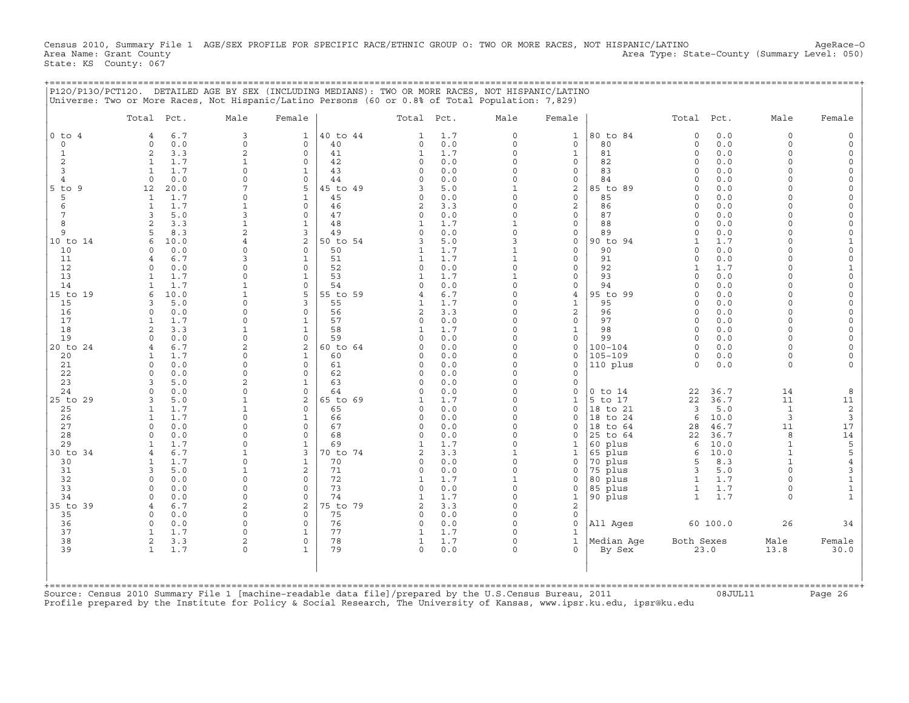Census 2010, Summary File 1 AGE/SEX PROFILE FOR SPECIFIC RACE/ETHNIC GROUP O: TWO OR MORE RACES, NOT HISPANIC/LATINO AgeRace-O
Area Name: Grant County Area Type: State-County (Summary Level: 050)
State: KS County: 067

P12O/P13O/PCT12O. DETAILED AGE BY SEX (INCLUDING MEDIANS): TWO OR MORE RACES, NOT HISPANIC/LATINO
Universe: Two or More Races, Not Hispanic/Latino Persons (60 or 0.8% of Total Population: 7,829)

| | Total | Pct. | Male | Female | | Total | Pct. | Male | Female | | Total | Pct. | Male | Female |
|---|---|---|---|---|---|---|---|---|---|---|---|---|---|---|
| 0 to 4 | 4 | 6.7 | 3 | 1 | 40 to 44 | 1 | 1.7 | 0 | 1 | 80 to 84 | 0 | 0.0 | 0 | 0 |
| 0 | 0 | 0.0 | 0 | 0 | 40 | 0 | 0.0 | 0 | 0 | 80 | 0 | 0.0 | 0 | 0 |
| 1 | 2 | 3.3 | 2 | 0 | 41 | 1 | 1.7 | 0 | 1 | 81 | 0 | 0.0 | 0 | 0 |
| 2 | 1 | 1.7 | 1 | 0 | 42 | 0 | 0.0 | 0 | 0 | 82 | 0 | 0.0 | 0 | 0 |
| 3 | 1 | 1.7 | 0 | 1 | 43 | 0 | 0.0 | 0 | 0 | 83 | 0 | 0.0 | 0 | 0 |
| 4 | 0 | 0.0 | 0 | 0 | 44 | 0 | 0.0 | 0 | 0 | 84 | 0 | 0.0 | 0 | 0 |
| 5 to 9 | 12 | 20.0 | 7 | 5 | 45 to 49 | 3 | 5.0 | 1 | 2 | 85 to 89 | 0 | 0.0 | 0 | 0 |
| 5 | 1 | 1.7 | 0 | 1 | 45 | 0 | 0.0 | 0 | 0 | 85 | 0 | 0.0 | 0 | 0 |
| 6 | 1 | 1.7 | 1 | 0 | 46 | 2 | 3.3 | 0 | 2 | 86 | 0 | 0.0 | 0 | 0 |
| 7 | 3 | 5.0 | 3 | 0 | 47 | 0 | 0.0 | 0 | 0 | 87 | 0 | 0.0 | 0 | 0 |
| 8 | 2 | 3.3 | 1 | 1 | 48 | 1 | 1.7 | 1 | 0 | 88 | 0 | 0.0 | 0 | 0 |
| 9 | 5 | 8.3 | 2 | 3 | 49 | 0 | 0.0 | 0 | 0 | 89 | 0 | 0.0 | 0 | 0 |
| 10 to 14 | 6 | 10.0 | 4 | 2 | 50 to 54 | 3 | 5.0 | 3 | 0 | 90 to 94 | 1 | 1.7 | 0 | 1 |
| 10 | 0 | 0.0 | 0 | 0 | 50 | 1 | 1.7 | 1 | 0 | 90 | 0 | 0.0 | 0 | 0 |
| 11 | 4 | 6.7 | 3 | 1 | 51 | 1 | 1.7 | 1 | 0 | 91 | 0 | 0.0 | 0 | 0 |
| 12 | 0 | 0.0 | 0 | 0 | 52 | 0 | 0.0 | 0 | 0 | 92 | 1 | 1.7 | 0 | 1 |
| 13 | 1 | 1.7 | 0 | 1 | 53 | 1 | 1.7 | 1 | 0 | 93 | 0 | 0.0 | 0 | 0 |
| 14 | 1 | 1.7 | 1 | 0 | 54 | 0 | 0.0 | 0 | 0 | 94 | 0 | 0.0 | 0 | 0 |
| 15 to 19 | 6 | 10.0 | 1 | 5 | 55 to 59 | 4 | 6.7 | 0 | 4 | 95 to 99 | 0 | 0.0 | 0 | 0 |
| 15 | 3 | 5.0 | 0 | 3 | 55 | 1 | 1.7 | 0 | 1 | 95 | 0 | 0.0 | 0 | 0 |
| 16 | 0 | 0.0 | 0 | 0 | 56 | 2 | 3.3 | 0 | 2 | 96 | 0 | 0.0 | 0 | 0 |
| 17 | 1 | 1.7 | 0 | 1 | 57 | 0 | 0.0 | 0 | 0 | 97 | 0 | 0.0 | 0 | 0 |
| 18 | 2 | 3.3 | 1 | 1 | 58 | 1 | 1.7 | 0 | 1 | 98 | 0 | 0.0 | 0 | 0 |
| 19 | 0 | 0.0 | 0 | 0 | 59 | 0 | 0.0 | 0 | 0 | 99 | 0 | 0.0 | 0 | 0 |
| 20 to 24 | 4 | 6.7 | 2 | 2 | 60 to 64 | 0 | 0.0 | 0 | 0 | 100-104 | 0 | 0.0 | 0 | 0 |
| 20 | 1 | 1.7 | 0 | 1 | 60 | 0 | 0.0 | 0 | 0 | 105-109 | 0 | 0.0 | 0 | 0 |
| 21 | 0 | 0.0 | 0 | 0 | 61 | 0 | 0.0 | 0 | 0 | 110 plus | 0 | 0.0 | 0 | 0 |
| 22 | 0 | 0.0 | 0 | 0 | 62 | 0 | 0.0 | 0 | 0 | | | | | |
| 23 | 3 | 5.0 | 2 | 1 | 63 | 0 | 0.0 | 0 | 0 | | | | | |
| 24 | 0 | 0.0 | 0 | 0 | 64 | 0 | 0.0 | 0 | 0 | 0 to 14 | 22 | 36.7 | 14 | 8 |
| 25 to 29 | 3 | 5.0 | 1 | 2 | 65 to 69 | 1 | 1.7 | 0 | 1 | 5 to 17 | 22 | 36.7 | 11 | 11 |
| 25 | 1 | 1.7 | 1 | 0 | 65 | 0 | 0.0 | 0 | 0 | 18 to 21 | 3 | 5.0 | 1 | 2 |
| 26 | 1 | 1.7 | 0 | 1 | 66 | 0 | 0.0 | 0 | 0 | 18 to 24 | 6 | 10.0 | 3 | 3 |
| 27 | 0 | 0.0 | 0 | 0 | 67 | 0 | 0.0 | 0 | 0 | 18 to 64 | 28 | 46.7 | 11 | 17 |
| 28 | 0 | 0.0 | 0 | 0 | 68 | 0 | 0.0 | 0 | 0 | 25 to 64 | 22 | 36.7 | 8 | 14 |
| 29 | 1 | 1.7 | 0 | 1 | 69 | 1 | 1.7 | 0 | 1 | 60 plus | 6 | 10.0 | 1 | 5 |
| 30 to 34 | 4 | 6.7 | 1 | 3 | 70 to 74 | 2 | 3.3 | 1 | 1 | 65 plus | 6 | 10.0 | 1 | 5 |
| 30 | 1 | 1.7 | 0 | 1 | 70 | 0 | 0.0 | 0 | 0 | 70 plus | 5 | 8.3 | 1 | 4 |
| 31 | 3 | 5.0 | 1 | 2 | 71 | 0 | 0.0 | 0 | 0 | 75 plus | 3 | 5.0 | 0 | 3 |
| 32 | 0 | 0.0 | 0 | 0 | 72 | 1 | 1.7 | 1 | 0 | 80 plus | 1 | 1.7 | 0 | 1 |
| 33 | 0 | 0.0 | 0 | 0 | 73 | 0 | 0.0 | 0 | 0 | 85 plus | 1 | 1.7 | 0 | 1 |
| 34 | 0 | 0.0 | 0 | 0 | 74 | 1 | 1.7 | 0 | 1 | 90 plus | 1 | 1.7 | 0 | 1 |
| 35 to 39 | 4 | 6.7 | 2 | 2 | 75 to 79 | 2 | 3.3 | 0 | 2 | | | | | |
| 35 | 0 | 0.0 | 0 | 0 | 75 | 0 | 0.0 | 0 | 0 | | | | | |
| 36 | 0 | 0.0 | 0 | 0 | 76 | 0 | 0.0 | 0 | 0 | All Ages | 60 | 100.0 | 26 | 34 |
| 37 | 1 | 1.7 | 0 | 1 | 77 | 1 | 1.7 | 0 | 1 | | | | | |
| 38 | 2 | 3.3 | 2 | 0 | 78 | 1 | 1.7 | 0 | 1 | Median Age | Both Sexes | | Male | Female |
| 39 | 1 | 1.7 | 0 | 1 | 79 | 0 | 0.0 | 0 | 0 | By Sex | 23.0 | | 13.8 | 30.0 |

Source: Census 2010 Summary File 1 [machine-readable data file]/prepared by the U.S.Census Bureau, 2011 08JUL11
Profile prepared by the Institute for Policy & Social Research, The University of Kansas, www.ipsr.ku.edu, ipsr@ku.edu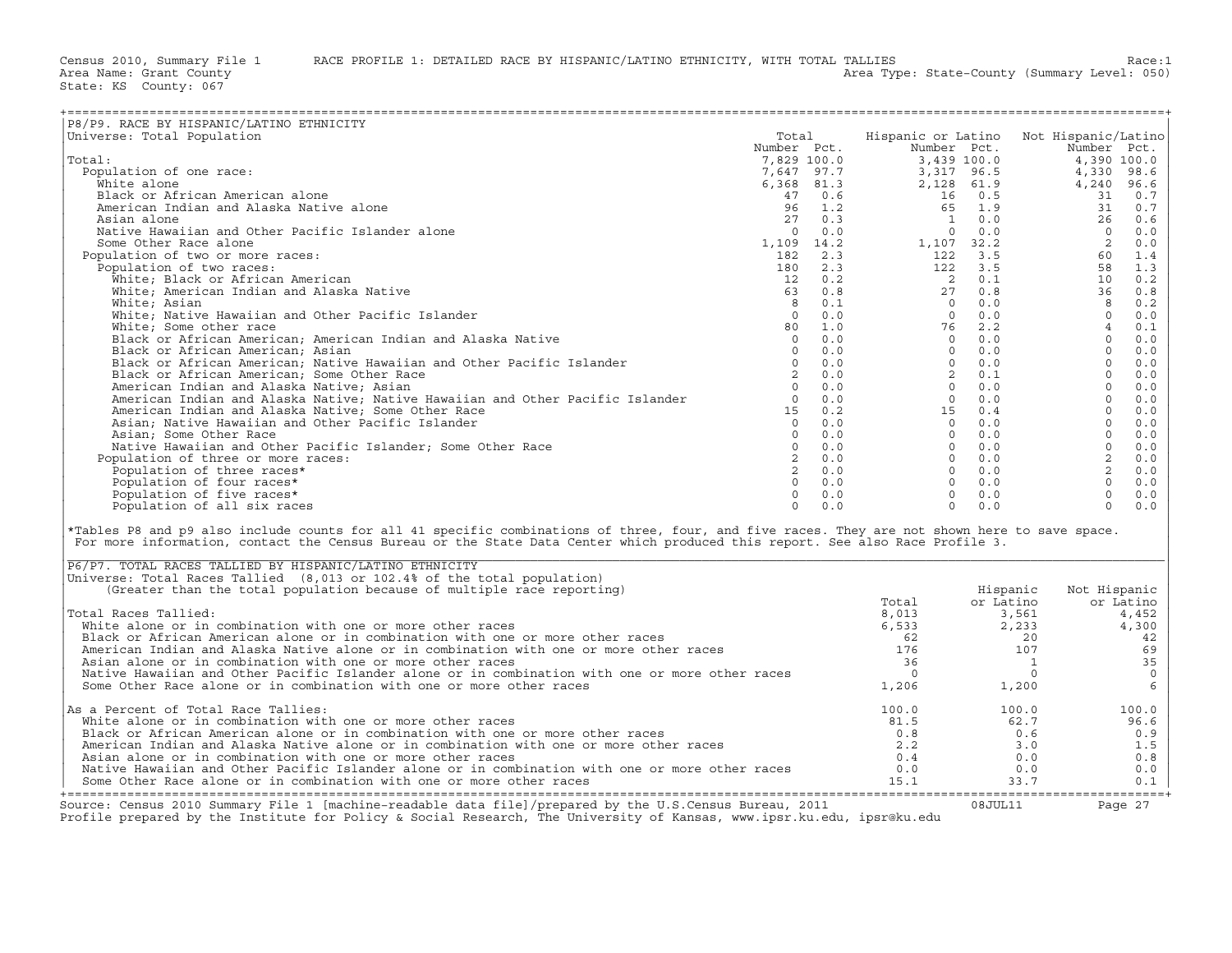Census 2010, Summary File 1 RACE PROFILE 1: DETAILED RACE BY HISPANIC/LATINO ETHNICITY, WITH TOTAL TALLIES Race:1
Area Name: Grant County Area Type: State-County (Summary Level: 050)
State: KS County: 067

## P8/P9. RACE BY HISPANIC/LATINO ETHNICITY

Universe: Total Population

| | Total Number | Total Pct. | Hispanic or Latino Number | Hispanic or Latino Pct. | Not Hispanic/Latino Number | Not Hispanic/Latino Pct. |
|---|---|---|---|---|---|---|
| Total: | 7,829 | 100.0 | 3,439 | 100.0 | 4,390 | 100.0 |
| Population of one race: | 7,647 | 97.7 | 3,317 | 96.5 | 4,330 | 98.6 |
| White alone | 6,368 | 81.3 | 2,128 | 61.9 | 4,240 | 96.6 |
| Black or African American alone | 47 | 0.6 | 16 | 0.5 | 31 | 0.7 |
| American Indian and Alaska Native alone | 96 | 1.2 | 65 | 1.9 | 31 | 0.7 |
| Asian alone | 27 | 0.3 | 1 | 0.0 | 26 | 0.6 |
| Native Hawaiian and Other Pacific Islander alone | 0 | 0.0 | 0 | 0.0 | 0 | 0.0 |
| Some Other Race alone | 1,109 | 14.2 | 1,107 | 32.2 | 2 | 0.0 |
| Population of two or more races: | 182 | 2.3 | 122 | 3.5 | 60 | 1.4 |
| Population of two races: | 180 | 2.3 | 122 | 3.5 | 58 | 1.3 |
| White; Black or African American | 12 | 0.2 | 2 | 0.1 | 10 | 0.2 |
| White; American Indian and Alaska Native | 63 | 0.8 | 27 | 0.8 | 36 | 0.8 |
| White; Asian | 8 | 0.1 | 0 | 0.0 | 8 | 0.2 |
| White; Native Hawaiian and Other Pacific Islander | 0 | 0.0 | 0 | 0.0 | 0 | 0.0 |
| White; Some other race | 80 | 1.0 | 76 | 2.2 | 4 | 0.1 |
| Black or African American; American Indian and Alaska Native | 0 | 0.0 | 0 | 0.0 | 0 | 0.0 |
| Black or African American; Asian | 0 | 0.0 | 0 | 0.0 | 0 | 0.0 |
| Black or African American; Native Hawaiian and Other Pacific Islander | 0 | 0.0 | 0 | 0.0 | 0 | 0.0 |
| Black or African American; Some Other Race | 2 | 0.0 | 2 | 0.1 | 0 | 0.0 |
| American Indian and Alaska Native; Asian | 0 | 0.0 | 0 | 0.0 | 0 | 0.0 |
| American Indian and Alaska Native; Native Hawaiian and Other Pacific Islander | 0 | 0.0 | 0 | 0.0 | 0 | 0.0 |
| American Indian and Alaska Native; Some Other Race | 15 | 0.2 | 15 | 0.4 | 0 | 0.0 |
| Asian; Native Hawaiian and Other Pacific Islander | 0 | 0.0 | 0 | 0.0 | 0 | 0.0 |
| Asian; Some Other Race | 0 | 0.0 | 0 | 0.0 | 0 | 0.0 |
| Native Hawaiian and Other Pacific Islander; Some Other Race | 0 | 0.0 | 0 | 0.0 | 0 | 0.0 |
| Population of three or more races: | 2 | 0.0 | 0 | 0.0 | 2 | 0.0 |
| Population of three races* | 2 | 0.0 | 0 | 0.0 | 2 | 0.0 |
| Population of four races* | 0 | 0.0 | 0 | 0.0 | 0 | 0.0 |
| Population of five races* | 0 | 0.0 | 0 | 0.0 | 0 | 0.0 |
| Population of all six races | 0 | 0.0 | 0 | 0.0 | 0 | 0.0 |

*Tables P8 and p9 also include counts for all 41 specific combinations of three, four, and five races. They are not shown here to save space. For more information, contact the Census Bureau or the State Data Center which produced this report. See also Race Profile 3.

## P6/P7. TOTAL RACES TALLIED BY HISPANIC/LATINO ETHNICITY

Universe: Total Races Tallied (8,013 or 102.4% of the total population)
(Greater than the total population because of multiple race reporting)

| | Total | Hispanic or Latino | Not Hispanic or Latino |
|---|---|---|---|
| Total Races Tallied: | 8,013 | 3,561 | 4,452 |
| White alone or in combination with one or more other races | 6,533 | 2,233 | 4,300 |
| Black or African American alone or in combination with one or more other races | 62 | 20 | 42 |
| American Indian and Alaska Native alone or in combination with one or more other races | 176 | 107 | 69 |
| Asian alone or in combination with one or more other races | 36 | 1 | 35 |
| Native Hawaiian and Other Pacific Islander alone or in combination with one or more other races | 0 | 0 | 0 |
| Some Other Race alone or in combination with one or more other races | 1,206 | 1,200 | 6 |
| As a Percent of Total Race Tallies: | 100.0 | 100.0 | 100.0 |
| White alone or in combination with one or more other races | 81.5 | 62.7 | 96.6 |
| Black or African American alone or in combination with one or more other races | 0.8 | 0.6 | 0.9 |
| American Indian and Alaska Native alone or in combination with one or more other races | 2.2 | 3.0 | 1.5 |
| Asian alone or in combination with one or more other races | 0.4 | 0.0 | 0.8 |
| Native Hawaiian and Other Pacific Islander alone or in combination with one or more other races | 0.0 | 0.0 | 0.0 |
| Some Other Race alone or in combination with one or more other races | 15.1 | 33.7 | 0.1 |

Source: Census 2010 Summary File 1 [machine-readable data file]/prepared by the U.S.Census Bureau, 2011 08JUL11
Profile prepared by the Institute for Policy & Social Research, The University of Kansas, www.ipsr.ku.edu, ipsr@ku.edu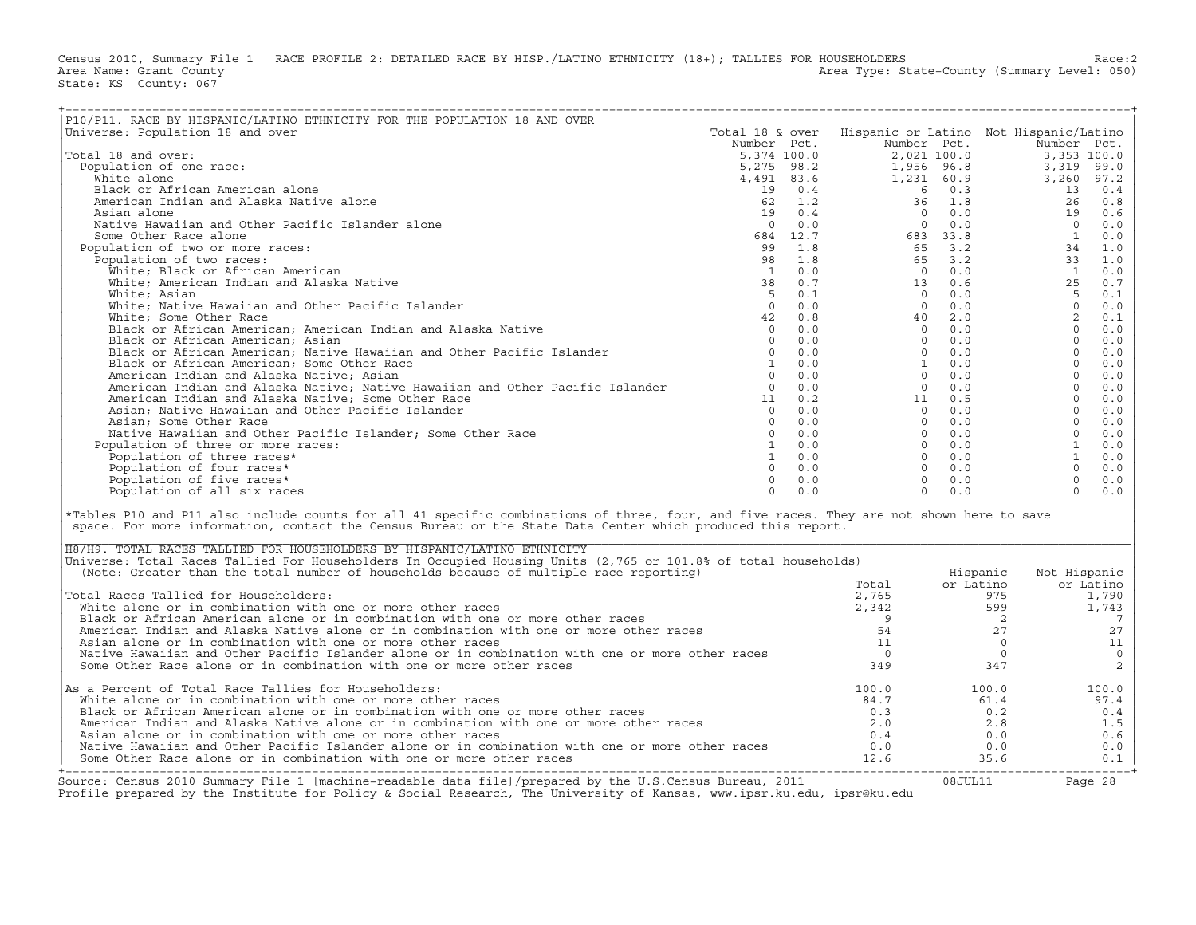Census 2010, Summary File 1 RACE PROFILE 2: DETAILED RACE BY HISP./LATINO ETHNICITY (18+); TALLIES FOR HOUSEHOLDERS Race:2
Area Name: Grant County Area Type: State-County (Summary Level: 050)
State: KS County: 067

## P10/P11. RACE BY HISPANIC/LATINO ETHNICITY FOR THE POPULATION 18 AND OVER

Universe: Population 18 and over

| | Total 18 & over Number | Pct. | Hispanic or Latino Number | Pct. | Not Hispanic/Latino Number | Pct. |
|---|---|---|---|---|---|---|
| Total 18 and over: | 5,374 | 100.0 | 2,021 | 100.0 | 3,353 | 100.0 |
| Population of one race: | 5,275 | 98.2 | 1,956 | 96.8 | 3,319 | 99.0 |
| White alone | 4,491 | 83.6 | 1,231 | 60.9 | 3,260 | 97.2 |
| Black or African American alone | 19 | 0.4 | 6 | 0.3 | 13 | 0.4 |
| American Indian and Alaska Native alone | 62 | 1.2 | 36 | 1.8 | 26 | 0.8 |
| Asian alone | 19 | 0.4 | 0 | 0.0 | 19 | 0.6 |
| Native Hawaiian and Other Pacific Islander alone | 0 | 0.0 | 0 | 0.0 | 0 | 0.0 |
| Some Other Race alone | 684 | 12.7 | 683 | 33.8 | 1 | 0.0 |
| Population of two or more races: | 99 | 1.8 | 65 | 3.2 | 34 | 1.0 |
| Population of two races: | 98 | 1.8 | 65 | 3.2 | 33 | 1.0 |
| White; Black or African American | 1 | 0.0 | 0 | 0.0 | 1 | 0.0 |
| White; American Indian and Alaska Native | 38 | 0.7 | 13 | 0.6 | 25 | 0.7 |
| White; Asian | 5 | 0.1 | 0 | 0.0 | 5 | 0.1 |
| White; Native Hawaiian and Other Pacific Islander | 0 | 0.0 | 0 | 0.0 | 0 | 0.0 |
| White; Some Other Race | 42 | 0.8 | 40 | 2.0 | 2 | 0.1 |
| Black or African American; American Indian and Alaska Native | 0 | 0.0 | 0 | 0.0 | 0 | 0.0 |
| Black or African American; Asian | 0 | 0.0 | 0 | 0.0 | 0 | 0.0 |
| Black or African American; Native Hawaiian and Other Pacific Islander | 0 | 0.0 | 0 | 0.0 | 0 | 0.0 |
| Black or African American; Some Other Race | 1 | 0.0 | 1 | 0.0 | 0 | 0.0 |
| American Indian and Alaska Native; Asian | 0 | 0.0 | 0 | 0.0 | 0 | 0.0 |
| American Indian and Alaska Native; Native Hawaiian and Other Pacific Islander | 0 | 0.0 | 0 | 0.0 | 0 | 0.0 |
| American Indian and Alaska Native; Some Other Race | 11 | 0.2 | 11 | 0.5 | 0 | 0.0 |
| Asian; Native Hawaiian and Other Pacific Islander | 0 | 0.0 | 0 | 0.0 | 0 | 0.0 |
| Asian; Some Other Race | 0 | 0.0 | 0 | 0.0 | 0 | 0.0 |
| Native Hawaiian and Other Pacific Islander; Some Other Race | 0 | 0.0 | 0 | 0.0 | 0 | 0.0 |
| Population of three or more races: | 1 | 0.0 | 0 | 0.0 | 1 | 0.0 |
| Population of three races* | 1 | 0.0 | 0 | 0.0 | 1 | 0.0 |
| Population of four races* | 0 | 0.0 | 0 | 0.0 | 0 | 0.0 |
| Population of five races* | 0 | 0.0 | 0 | 0.0 | 0 | 0.0 |
| Population of all six races | 0 | 0.0 | 0 | 0.0 | 0 | 0.0 |

*Tables P10 and P11 also include counts for all 41 specific combinations of three, four, and five races. They are not shown here to save space. For more information, contact the Census Bureau or the State Data Center which produced this report.

## H8/H9. TOTAL RACES TALLIED FOR HOUSEHOLDERS BY HISPANIC/LATINO ETHNICITY

Universe: Total Races Tallied For Householders In Occupied Housing Units (2,765 or 101.8% of total households)
(Note: Greater than the total number of households because of multiple race reporting)

| | Total | Hispanic or Latino | Not Hispanic or Latino |
|---|---|---|---|
| Total Races Tallied for Householders: | 2,765 | 975 | 1,790 |
| White alone or in combination with one or more other races | 2,342 | 599 | 1,743 |
| Black or African American alone or in combination with one or more other races | 9 | 2 | 7 |
| American Indian and Alaska Native alone or in combination with one or more other races | 54 | 27 | 27 |
| Asian alone or in combination with one or more other races | 11 | 0 | 11 |
| Native Hawaiian and Other Pacific Islander alone or in combination with one or more other races | 0 | 0 | 0 |
| Some Other Race alone or in combination with one or more other races | 349 | 347 | 2 |
| As a Percent of Total Race Tallies for Householders: | 100.0 | 100.0 | 100.0 |
| White alone or in combination with one or more other races | 84.7 | 61.4 | 97.4 |
| Black or African American alone or in combination with one or more other races | 0.3 | 0.2 | 0.4 |
| American Indian and Alaska Native alone or in combination with one or more other races | 2.0 | 2.8 | 1.5 |
| Asian alone or in combination with one or more other races | 0.4 | 0.0 | 0.6 |
| Native Hawaiian and Other Pacific Islander alone or in combination with one or more other races | 0.0 | 0.0 | 0.0 |
| Some Other Race alone or in combination with one or more other races | 12.6 | 35.6 | 0.1 |

Source: Census 2010 Summary File 1 [machine-readable data file]/prepared by the U.S.Census Bureau, 2011 08JUL11
Profile prepared by the Institute for Policy & Social Research, The University of Kansas, www.ipsr.ku.edu, ipsr@ku.edu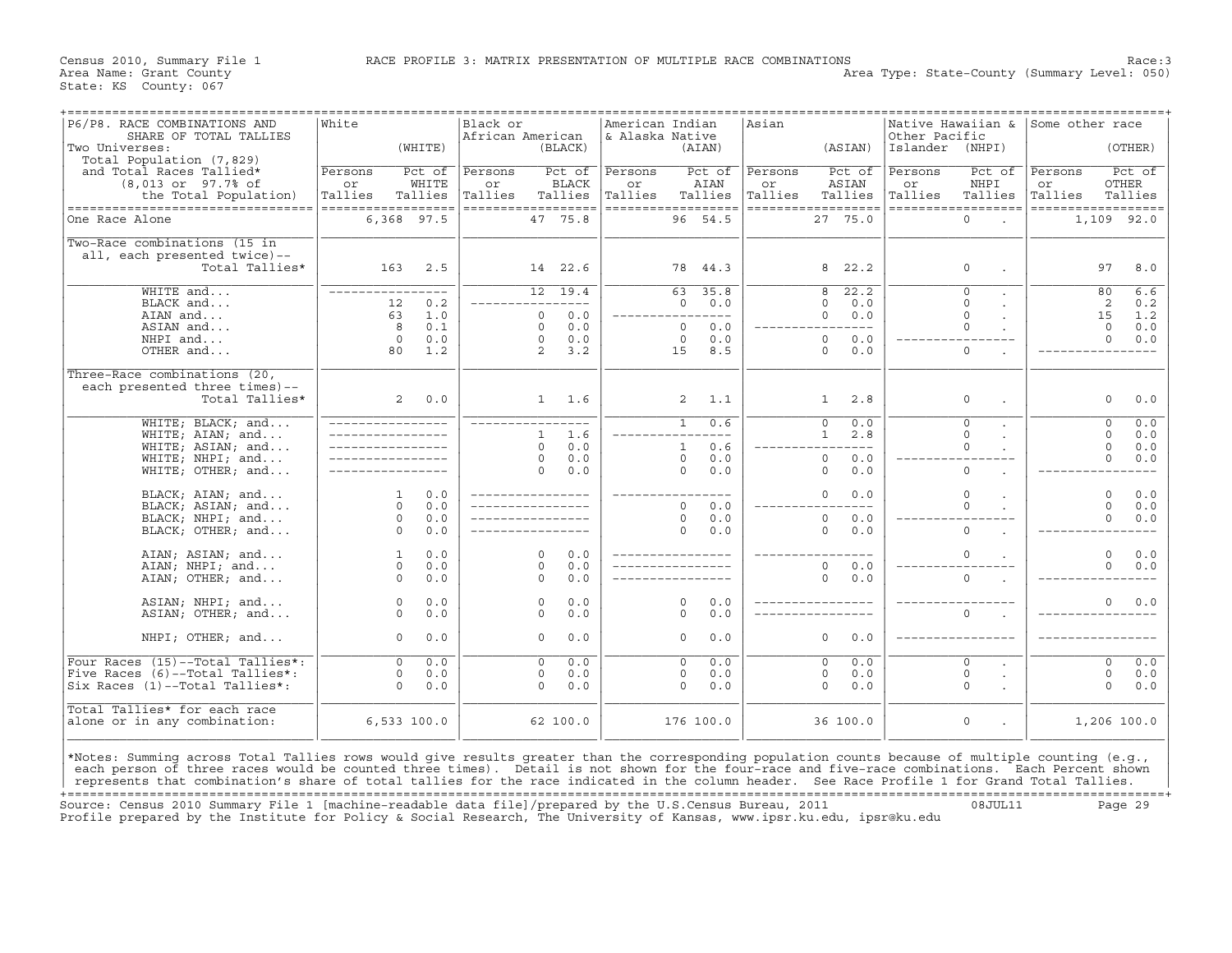Census 2010, Summary File 1 — RACE PROFILE 3: MATRIX PRESENTATION OF MULTIPLE RACE COMBINATIONS — Race:3

Area Name: Grant County
State: KS County: 067

Area Type: State-County (Summary Level: 050)

| P6/P8. RACE COMBINATIONS AND SHARE OF TOTAL TALLIES. Two Universes: Total Population (7,829) and Total Races Tallied* (8,013 or 97.7% of the Total Population) | White (WHITE) Persons or Tallies | Pct of WHITE Tallies | Black or African American (BLACK) Persons or Tallies | Pct of BLACK Tallies | American Indian & Alaska Native (AIAN) Persons or Tallies | Pct of AIAN Tallies | Asian (ASIAN) Persons or Tallies | Pct of ASIAN Tallies | Native Hawaiian & Other Pacific Islander (NHPI) Persons or Tallies | Pct of NHPI Tallies | Some other race (OTHER) Persons or Tallies | Pct of OTHER Tallies |
|---|---|---|---|---|---|---|---|---|---|---|---|---|
| One Race Alone | 6,368 | 97.5 | 47 | 75.8 | 96 | 54.5 | 27 | 75.0 | 0 | . | 1,109 | 92.0 |
| Two-Race combinations (15 in all, each presented twice)-- Total Tallies* | 163 | 2.5 | 14 | 22.6 | 78 | 44.3 | 8 | 22.2 | 0 | . | 97 | 8.0 |
| WHITE and... | ---- | ---- | 12 | 19.4 | 63 | 35.8 | 8 | 22.2 | 0 | . | 80 | 6.6 |
| BLACK and... | 12 | 0.2 | ---- | ---- | 0 | 0.0 | 0 | 0.0 | 0 | . | 2 | 0.2 |
| AIAN and... | 63 | 1.0 | 0 | 0.0 | ---- | ---- | 0 | 0.0 | 0 | . | 15 | 1.2 |
| ASIAN and... | 8 | 0.1 | 0 | 0.0 | 0 | 0.0 | ---- | ---- | 0 | . | 0 | 0.0 |
| NHPI and... | 0 | 0.0 | 0 | 0.0 | 0 | 0.0 | 0 | 0.0 | ---- | ---- | 0 | 0.0 |
| OTHER and... | 80 | 1.2 | 2 | 3.2 | 15 | 8.5 | 0 | 0.0 | 0 | . | ---- | ---- |
| Three-Race combinations (20, each presented three times)-- Total Tallies* | 2 | 0.0 | 1 | 1.6 | 2 | 1.1 | 1 | 2.8 | 0 | . | 0 | 0.0 |
| WHITE; BLACK; and... | ---- | ---- | ---- | ---- | 1 | 0.6 | 0 | 0.0 | 0 | . | 0 | 0.0 |
| WHITE; AIAN; and... | ---- | ---- | 1 | 1.6 | ---- | ---- | 1 | 2.8 | 0 | . | 0 | 0.0 |
| WHITE; ASIAN; and... | ---- | ---- | 0 | 0.0 | 1 | 0.6 | ---- | ---- | 0 | . | 0 | 0.0 |
| WHITE; NHPI; and... | ---- | ---- | 0 | 0.0 | 0 | 0.0 | 0 | 0.0 | ---- | ---- | 0 | 0.0 |
| WHITE; OTHER; and... | ---- | ---- | 0 | 0.0 | 0 | 0.0 | 0 | 0.0 | 0 | . | ---- | ---- |
| BLACK; AIAN; and... | 1 | 0.0 | ---- | ---- | ---- | ---- | 0 | 0.0 | 0 | . | 0 | 0.0 |
| BLACK; ASIAN; and... | 0 | 0.0 | ---- | ---- | 0 | 0.0 | ---- | ---- | 0 | . | 0 | 0.0 |
| BLACK; NHPI; and... | 0 | 0.0 | ---- | ---- | 0 | 0.0 | 0 | 0.0 | ---- | ---- | 0 | 0.0 |
| BLACK; OTHER; and... | 0 | 0.0 | ---- | ---- | 0 | 0.0 | 0 | 0.0 | 0 | . | ---- | ---- |
| AIAN; ASIAN; and... | 1 | 0.0 | 0 | 0.0 | ---- | ---- | ---- | ---- | 0 | . | 0 | 0.0 |
| AIAN; NHPI; and... | 0 | 0.0 | 0 | 0.0 | ---- | ---- | 0 | 0.0 | ---- | ---- | 0 | 0.0 |
| AIAN; OTHER; and... | 0 | 0.0 | 0 | 0.0 | ---- | ---- | 0 | 0.0 | 0 | . | ---- | ---- |
| ASIAN; NHPI; and... | 0 | 0.0 | 0 | 0.0 | 0 | 0.0 | ---- | ---- | ---- | ---- | 0 | 0.0 |
| ASIAN; OTHER; and... | 0 | 0.0 | 0 | 0.0 | 0 | 0.0 | ---- | ---- | 0 | . | ---- | ---- |
| NHPI; OTHER; and... | 0 | 0.0 | 0 | 0.0 | 0 | 0.0 | 0 | 0.0 | ---- | ---- | ---- | ---- |
| Four Races (15)--Total Tallies*: | 0 | 0.0 | 0 | 0.0 | 0 | 0.0 | 0 | 0.0 | 0 | . | 0 | 0.0 |
| Five Races (6)--Total Tallies*: | 0 | 0.0 | 0 | 0.0 | 0 | 0.0 | 0 | 0.0 | 0 | . | 0 | 0.0 |
| Six Races (1)--Total Tallies*: | 0 | 0.0 | 0 | 0.0 | 0 | 0.0 | 0 | 0.0 | 0 | . | 0 | 0.0 |
| Total Tallies* for each race alone or in any combination: | 6,533 | 100.0 | 62 | 100.0 | 176 | 100.0 | 36 | 100.0 | 0 | . | 1,206 | 100.0 |

*Notes: Summing across Total Tallies rows would give results greater than the corresponding population counts because of multiple counting (e.g., each person of three races would be counted three times). Detail is not shown for the four-race and five-race combinations. Each Percent shown represents that combination's share of total tallies for the race indicated in the column header. See Race Profile 1 for Grand Total Tallies.

Source: Census 2010 Summary File 1 [machine-readable data file]/prepared by the U.S.Census Bureau, 2011 08JUL11
Profile prepared by the Institute for Policy & Social Research, The University of Kansas, www.ipsr.ku.edu, ipsr@ku.edu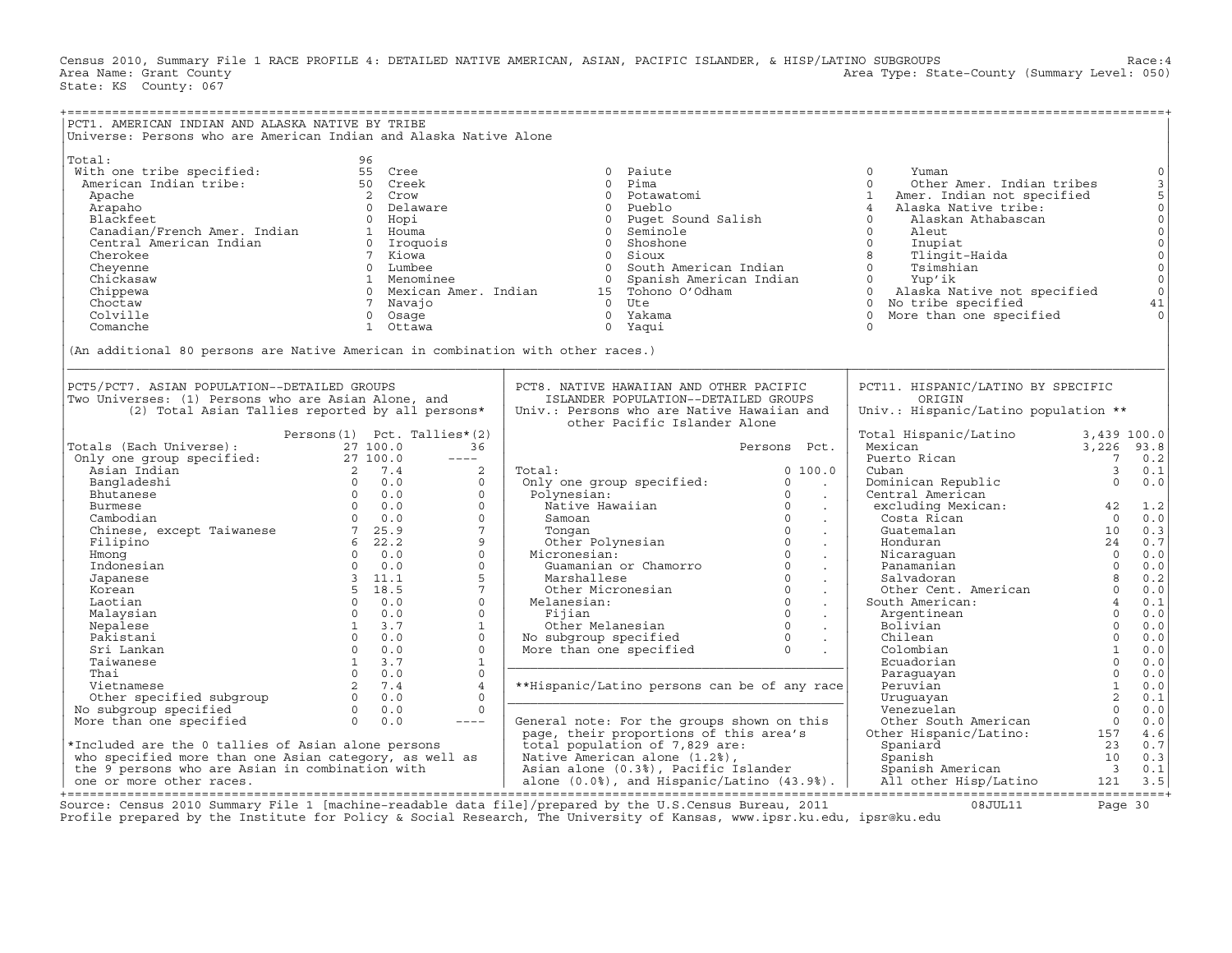Census 2010, Summary File 1 RACE PROFILE 4: DETAILED NATIVE AMERICAN, ASIAN, PACIFIC ISLANDER, & HISP/LATINO SUBGROUPS Race:4
Area Name: Grant County Area Type: State-County (Summary Level: 050)
State: KS County: 067

## PCT1. AMERICAN INDIAN AND ALASKA NATIVE BY TRIBE

Universe: Persons who are American Indian and Alaska Native Alone

| Tribe | Persons | Tribe | Persons | Tribe | Persons | Tribe | Persons |
|---|---|---|---|---|---|---|---|
| Total: | 96 | | | | | | |
| With one tribe specified: | 55 | Cree | 0 | Paiute | 0 | Yuman | 0 |
| American Indian tribe: | 50 | Creek | 0 | Pima | 0 | Other Amer. Indian tribes | 3 |
| Apache | 2 | Crow | 0 | Potawatomi | 1 | Amer. Indian not specified | 5 |
| Arapaho | 0 | Delaware | 0 | Pueblo | 4 | Alaska Native tribe: | 0 |
| Blackfeet | 0 | Hopi | 0 | Puget Sound Salish | 0 | Alaskan Athabascan | 0 |
| Canadian/French Amer. Indian | 1 | Houma | 0 | Seminole | 0 | Aleut | 0 |
| Central American Indian | 0 | Iroquois | 0 | Shoshone | 0 | Inupiat | 0 |
| Cherokee | 7 | Kiowa | 0 | Sioux | 8 | Tlingit-Haida | 0 |
| Cheyenne | 0 | Lumbee | 0 | South American Indian | 0 | Tsimshian | 0 |
| Chickasaw | 1 | Menominee | 0 | Spanish American Indian | 0 | Yup'ik | 0 |
| Chippewa | 0 | Mexican Amer. Indian | 15 | Tohono O'Odham | 0 | Alaska Native not specified | 0 |
| Choctaw | 7 | Navajo | 0 | Ute | 0 | No tribe specified | 41 |
| Colville | 0 | Osage | 0 | Yakama | 0 | More than one specified | 0 |
| Comanche | 1 | Ottawa | 0 | Yaqui | 0 | | |

(An additional 80 persons are Native American in combination with other races.)

## PCT5/PCT7. ASIAN POPULATION--DETAILED GROUPS

Two Universes: (1) Persons who are Asian Alone, and (2) Total Asian Tallies reported by all persons*

| | Persons(1) | Pct. | Tallies*(2) |
|---|---|---|---|
| Totals (Each Universe): | 27 | 100.0 | 36 |
| Only one group specified: | 27 | 100.0 | ---- |
| Asian Indian | 2 | 7.4 | 2 |
| Bangladeshi | 0 | 0.0 | 0 |
| Bhutanese | 0 | 0.0 | 0 |
| Burmese | 0 | 0.0 | 0 |
| Cambodian | 0 | 0.0 | 0 |
| Chinese, except Taiwanese | 7 | 25.9 | 7 |
| Filipino | 6 | 22.2 | 9 |
| Hmong | 0 | 0.0 | 0 |
| Indonesian | 0 | 0.0 | 0 |
| Japanese | 3 | 11.1 | 5 |
| Korean | 5 | 18.5 | 7 |
| Laotian | 0 | 0.0 | 0 |
| Malaysian | 0 | 0.0 | 0 |
| Nepalese | 1 | 3.7 | 1 |
| Pakistani | 0 | 0.0 | 0 |
| Sri Lankan | 0 | 0.0 | 0 |
| Taiwanese | 1 | 3.7 | 1 |
| Thai | 0 | 0.0 | 0 |
| Vietnamese | 2 | 7.4 | 4 |
| Other specified subgroup | 0 | 0.0 | 0 |
| No subgroup specified | 0 | 0.0 | 0 |
| More than one specified | 0 | 0.0 | ---- |

*Included are the 0 tallies of Asian alone persons who specified more than one Asian category, as well as the 9 persons who are Asian in combination with one or more other races.

## PCT8. NATIVE HAWAIIAN AND OTHER PACIFIC ISLANDER POPULATION--DETAILED GROUPS

Univ.: Persons who are Native Hawaiian and other Pacific Islander Alone

| | Persons | Pct. |
|---|---|---|
| Total: | 0 | 100.0 |
| Only one group specified: | 0 | . |
| Polynesian: | 0 | . |
| Native Hawaiian | 0 | . |
| Samoan | 0 | . |
| Tongan | 0 | . |
| Other Polynesian | 0 | . |
| Micronesian: | 0 | . |
| Guamanian or Chamorro | 0 | . |
| Marshallese | 0 | . |
| Other Micronesian | 0 | . |
| Melanesian: | 0 | . |
| Fijian | 0 | . |
| Other Melanesian | 0 | . |
| No subgroup specified | 0 | . |
| More than one specified | 0 | . |

**Hispanic/Latino persons can be of any race

General note: For the groups shown on this page, their proportions of this area's total population of 7,829 are: Native American alone (1.2%), Asian alone (0.3%), Pacific Islander alone (0.0%), and Hispanic/Latino (43.9%).

## PCT11. HISPANIC/LATINO BY SPECIFIC ORIGIN

Univ.: Hispanic/Latino population **

| | Persons | Pct. |
|---|---|---|
| Total Hispanic/Latino | 3,439 | 100.0 |
| Mexican | 3,226 | 93.8 |
| Puerto Rican | 7 | 0.2 |
| Cuban | 3 | 0.1 |
| Dominican Republic | 0 | 0.0 |
| Central American excluding Mexican: | 42 | 1.2 |
| Costa Rican | 0 | 0.0 |
| Guatemalan | 10 | 0.3 |
| Honduran | 24 | 0.7 |
| Nicaraguan | 0 | 0.0 |
| Panamanian | 0 | 0.0 |
| Salvadoran | 8 | 0.2 |
| Other Cent. American | 0 | 0.0 |
| South American: | 4 | 0.1 |
| Argentinean | 0 | 0.0 |
| Bolivian | 0 | 0.0 |
| Chilean | 0 | 0.0 |
| Colombian | 1 | 0.0 |
| Ecuadorian | 0 | 0.0 |
| Paraguayan | 0 | 0.0 |
| Peruvian | 1 | 0.0 |
| Uruguayan | 2 | 0.1 |
| Venezuelan | 0 | 0.0 |
| Other South American | 0 | 0.0 |
| Other Hispanic/Latino: | 157 | 4.6 |
| Spaniard | 23 | 0.7 |
| Spanish | 10 | 0.3 |
| Spanish American | 3 | 0.1 |
| All other Hisp/Latino | 121 | 3.5 |

Source: Census 2010 Summary File 1 [machine-readable data file]/prepared by the U.S.Census Bureau, 2011 08JUL11
Profile prepared by the Institute for Policy & Social Research, The University of Kansas, www.ipsr.ku.edu, ipsr@ku.edu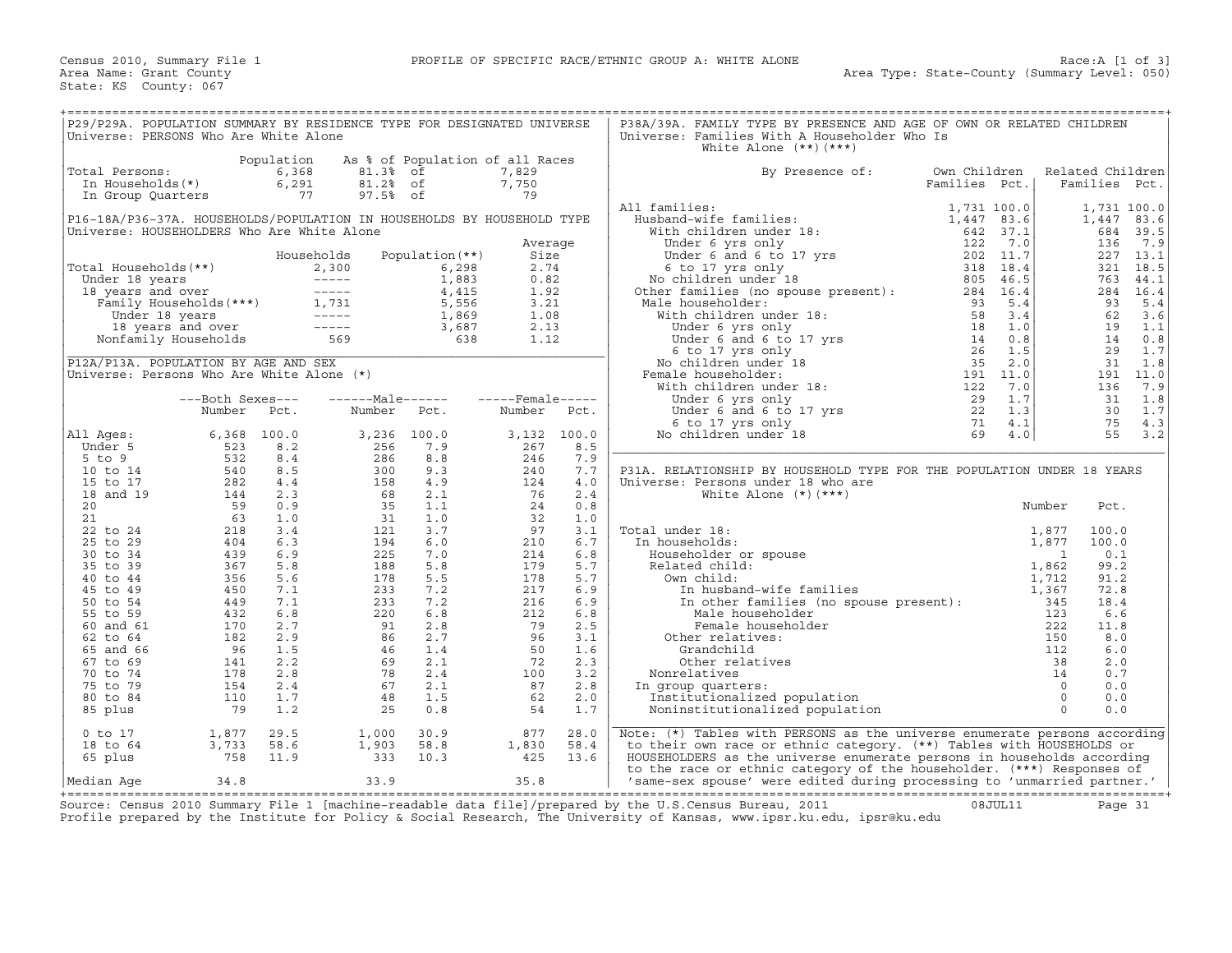Census 2010, Summary File 1 — PROFILE OF SPECIFIC RACE/ETHNIC GROUP A: WHITE ALONE — Race:A [1 of 3]

Area Name: Grant County — Area Type: State-County (Summary Level: 050)

State: KS County: 067

## P29/P29A. POPULATION SUMMARY BY RESIDENCE TYPE FOR DESIGNATED UNIVERSE

Universe: PERSONS Who Are White Alone

| | Population | As % of Population of all Races | |
|---|---|---|---|
| Total Persons: | 6,368 | 81.3% of | 7,829 |
| In Households(*) | 6,291 | 81.2% of | 7,750 |
| In Group Quarters | 77 | 97.5% of | 79 |

## P16-18A/P36-37A. HOUSEHOLDS/POPULATION IN HOUSEHOLDS BY HOUSEHOLD TYPE

Universe: HOUSEHOLDERS Who Are White Alone

| | Households | Population(**) | Average Size |
|---|---|---|---|
| Total Households(**) | 2,300 | 6,298 | 2.74 |
| Under 18 years | ----- | 1,883 | 0.82 |
| 18 years and over | ----- | 4,415 | 1.92 |
| Family Households(***) | 1,731 | 5,556 | 3.21 |
| Under 18 years | ----- | 1,869 | 1.08 |
| 18 years and over | ----- | 3,687 | 2.13 |
| Nonfamily Households | 569 | 638 | 1.12 |

## P12A/P13A. POPULATION BY AGE AND SEX

Universe: Persons Who Are White Alone (*)

| | Both Sexes Number | Both Sexes Pct. | Male Number | Male Pct. | Female Number | Female Pct. |
|---|---|---|---|---|---|---|
| All Ages: | 6,368 | 100.0 | 3,236 | 100.0 | 3,132 | 100.0 |
| Under 5 | 523 | 8.2 | 256 | 7.9 | 267 | 8.5 |
| 5 to 9 | 532 | 8.4 | 286 | 8.8 | 246 | 7.9 |
| 10 to 14 | 540 | 8.5 | 300 | 9.3 | 240 | 7.7 |
| 15 to 17 | 282 | 4.4 | 158 | 4.9 | 124 | 4.0 |
| 18 and 19 | 144 | 2.3 | 68 | 2.1 | 76 | 2.4 |
| 20 | 59 | 0.9 | 35 | 1.1 | 24 | 0.8 |
| 21 | 63 | 1.0 | 31 | 1.0 | 32 | 1.0 |
| 22 to 24 | 218 | 3.4 | 121 | 3.7 | 97 | 3.1 |
| 25 to 29 | 404 | 6.3 | 194 | 6.0 | 210 | 6.7 |
| 30 to 34 | 439 | 6.9 | 225 | 7.0 | 214 | 6.8 |
| 35 to 39 | 367 | 5.8 | 188 | 5.8 | 179 | 5.7 |
| 40 to 44 | 356 | 5.6 | 178 | 5.5 | 178 | 5.7 |
| 45 to 49 | 450 | 7.1 | 233 | 7.2 | 217 | 6.9 |
| 50 to 54 | 449 | 7.1 | 233 | 7.2 | 216 | 6.9 |
| 55 to 59 | 432 | 6.8 | 220 | 6.8 | 212 | 6.8 |
| 60 and 61 | 170 | 2.7 | 91 | 2.8 | 79 | 2.5 |
| 62 to 64 | 182 | 2.9 | 86 | 2.7 | 96 | 3.1 |
| 65 and 66 | 96 | 1.5 | 46 | 1.4 | 50 | 1.6 |
| 67 to 69 | 141 | 2.2 | 69 | 2.1 | 72 | 2.3 |
| 70 to 74 | 178 | 2.8 | 78 | 2.4 | 100 | 3.2 |
| 75 to 79 | 154 | 2.4 | 67 | 2.1 | 87 | 2.8 |
| 80 to 84 | 110 | 1.7 | 48 | 1.5 | 62 | 2.0 |
| 85 plus | 79 | 1.2 | 25 | 0.8 | 54 | 1.7 |
| 0 to 17 | 1,877 | 29.5 | 1,000 | 30.9 | 877 | 28.0 |
| 18 to 64 | 3,733 | 58.6 | 1,903 | 58.8 | 1,830 | 58.4 |
| 65 plus | 758 | 11.9 | 333 | 10.3 | 425 | 13.6 |
| Median Age | 34.8 | | 33.9 | | 35.8 | |

## P38A/39A. FAMILY TYPE BY PRESENCE AND AGE OF OWN OR RELATED CHILDREN

Universe: Families With A Householder Who Is White Alone (**)(***)

| By Presence of: | Own Children Families | Own Children Pct. | Related Children Families | Related Children Pct. |
|---|---|---|---|---|
| All families: | 1,731 | 100.0 | 1,731 | 100.0 |
| Husband-wife families: | 1,447 | 83.6 | 1,447 | 83.6 |
| With children under 18: | 642 | 37.1 | 684 | 39.5 |
| Under 6 yrs only | 122 | 7.0 | 136 | 7.9 |
| Under 6 and 6 to 17 yrs | 202 | 11.7 | 227 | 13.1 |
| 6 to 17 yrs only | 318 | 18.4 | 321 | 18.5 |
| No children under 18 | 805 | 46.5 | 763 | 44.1 |
| Other families (no spouse present): | 284 | 16.4 | 284 | 16.4 |
| Male householder: | 93 | 5.4 | 93 | 5.4 |
| With children under 18: | 58 | 3.4 | 62 | 3.6 |
| Under 6 yrs only | 18 | 1.0 | 19 | 1.1 |
| Under 6 and 6 to 17 yrs | 14 | 0.8 | 14 | 0.8 |
| 6 to 17 yrs only | 26 | 1.5 | 29 | 1.7 |
| No children under 18 | 35 | 2.0 | 31 | 1.8 |
| Female householder: | 191 | 11.0 | 191 | 11.0 |
| With children under 18: | 122 | 7.0 | 136 | 7.9 |
| Under 6 yrs only | 29 | 1.7 | 31 | 1.8 |
| Under 6 and 6 to 17 yrs | 22 | 1.3 | 30 | 1.7 |
| 6 to 17 yrs only | 71 | 4.1 | 75 | 4.3 |
| No children under 18 | 69 | 4.0 | 55 | 3.2 |

## P31A. RELATIONSHIP BY HOUSEHOLD TYPE FOR THE POPULATION UNDER 18 YEARS

Universe: Persons under 18 who are White Alone (*)(***)

| | Number | Pct. |
|---|---|---|
| Total under 18: | 1,877 | 100.0 |
| In households: | 1,877 | 100.0 |
| Householder or spouse | 1 | 0.1 |
| Related child: | 1,862 | 99.2 |
| Own child: | 1,712 | 91.2 |
| In husband-wife families | 1,367 | 72.8 |
| In other families (no spouse present): | 345 | 18.4 |
| Male householder | 123 | 6.6 |
| Female householder | 222 | 11.8 |
| Other relatives: | 150 | 8.0 |
| Grandchild | 112 | 6.0 |
| Other relatives | 38 | 2.0 |
| Nonrelatives | 14 | 0.7 |
| In group quarters: | 0 | 0.0 |
| Institutionalized population | 0 | 0.0 |
| Noninstitutionalized population | 0 | 0.0 |

Note: (*) Tables with PERSONS as the universe enumerate persons according to their own race or ethnic category. (**) Tables with HOUSEHOLDS or HOUSEHOLDERS as the universe enumerate persons in households according to the race or ethnic category of the householder. (***) Responses of 'same-sex spouse' were edited during processing to 'unmarried partner.'

Source: Census 2010 Summary File 1 [machine-readable data file]/prepared by the U.S.Census Bureau, 2011 08JUL11

Profile prepared by the Institute for Policy & Social Research, The University of Kansas, www.ipsr.ku.edu, ipsr@ku.edu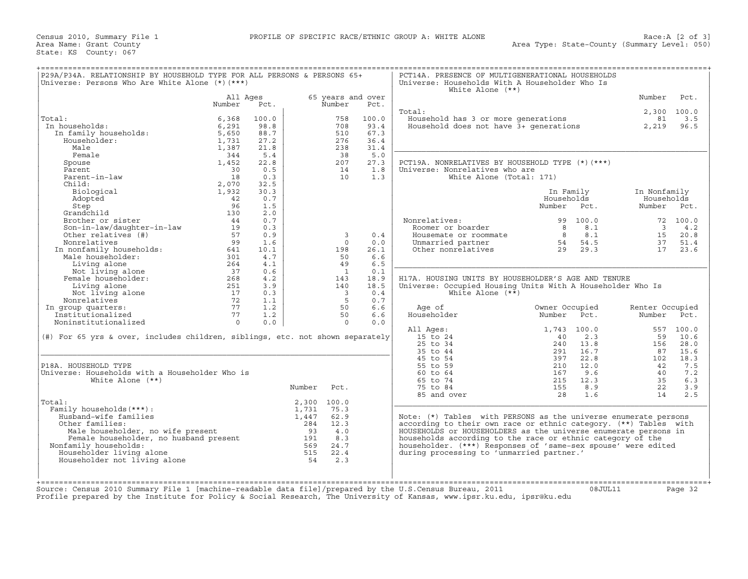Census 2010, Summary File 1 — PROFILE OF SPECIFIC RACE/ETHNIC GROUP A: WHITE ALONE — Race:A [2 of 3]

Area Name: Grant County — Area Type: State-County (Summary Level: 050)

State: KS County: 067

## P29A/P34A. RELATIONSHIP BY HOUSEHOLD TYPE FOR ALL PERSONS & PERSONS 65+

Universe: Persons Who Are White Alone (*)(***)

| | All Ages Number | All Ages Pct. | 65 years and over Number | 65 years and over Pct. |
|---|---|---|---|---|
| Total: | 6,368 | 100.0 | 758 | 100.0 |
| In households: | 6,291 | 98.8 | 708 | 93.4 |
| In family households: | 5,650 | 88.7 | 510 | 67.3 |
| Householder: | 1,731 | 27.2 | 276 | 36.4 |
| Male | 1,387 | 21.8 | 238 | 31.4 |
| Female | 344 | 5.4 | 38 | 5.0 |
| Spouse | 1,452 | 22.8 | 207 | 27.3 |
| Parent | 30 | 0.5 | 14 | 1.8 |
| Parent-in-law | 18 | 0.3 | 10 | 1.3 |
| Child: | 2,070 | 32.5 | | |
| Biological | 1,932 | 30.3 | | |
| Adopted | 42 | 0.7 | | |
| Step | 96 | 1.5 | | |
| Grandchild | 130 | 2.0 | | |
| Brother or sister | 44 | 0.7 | | |
| Son-in-law/daughter-in-law | 19 | 0.3 | | |
| Other relatives (#) | 57 | 0.9 | 3 | 0.4 |
| Nonrelatives | 99 | 1.6 | 0 | 0.0 |
| In nonfamily households: | 641 | 10.1 | 198 | 26.1 |
| Male householder: | 301 | 4.7 | 50 | 6.6 |
| Living alone | 264 | 4.1 | 49 | 6.5 |
| Not living alone | 37 | 0.6 | 1 | 0.1 |
| Female householder: | 268 | 4.2 | 143 | 18.9 |
| Living alone | 251 | 3.9 | 140 | 18.5 |
| Not living alone | 17 | 0.3 | 3 | 0.4 |
| Nonrelatives | 72 | 1.1 | 5 | 0.7 |
| In group quarters: | 77 | 1.2 | 50 | 6.6 |
| Institutionalized | 77 | 1.2 | 50 | 6.6 |
| Noninstitutionalized | 0 | 0.0 | 0 | 0.0 |

(#) For 65 yrs & over, includes children, siblings, etc. not shown separately

## P18A. HOUSEHOLD TYPE

Universe: Households with a Householder Who is White Alone (**)

| | Number | Pct. |
|---|---|---|
| Total: | 2,300 | 100.0 |
| Family households(***): | 1,731 | 75.3 |
| Husband-wife families | 1,447 | 62.9 |
| Other families: | 284 | 12.3 |
| Male householder, no wife present | 93 | 4.0 |
| Female householder, no husband present | 191 | 8.3 |
| Nonfamily households: | 569 | 24.7 |
| Householder living alone | 515 | 22.4 |
| Householder not living alone | 54 | 2.3 |

## PCT14A. PRESENCE OF MULTIGENERATIONAL HOUSEHOLDS

Universe: Households With A Householder Who Is White Alone (**)

| | Number | Pct. |
|---|---|---|
| Total: | 2,300 | 100.0 |
| Household has 3 or more generations | 81 | 3.5 |
| Household does not have 3+ generations | 2,219 | 96.5 |

## PCT19A. NONRELATIVES BY HOUSEHOLD TYPE (*)(***)

Universe: Nonrelatives who are White Alone (Total: 171)

| | In Family Households Number | In Family Households Pct. | In Nonfamily Households Number | In Nonfamily Households Pct. |
|---|---|---|---|---|
| Nonrelatives: | 99 | 100.0 | 72 | 100.0 |
| Roomer or boarder | 8 | 8.1 | 3 | 4.2 |
| Housemate or roommate | 8 | 8.1 | 15 | 20.8 |
| Unmarried partner | 54 | 54.5 | 37 | 51.4 |
| Other nonrelatives | 29 | 29.3 | 17 | 23.6 |

## H17A. HOUSING UNITS BY HOUSEHOLDER'S AGE AND TENURE

Universe: Occupied Housing Units With A Householder Who Is White Alone (**)

| Age of Householder | Owner Occupied Number | Owner Occupied Pct. | Renter Occupied Number | Renter Occupied Pct. |
|---|---|---|---|---|
| All Ages: | 1,743 | 100.0 | 557 | 100.0 |
| 15 to 24 | 40 | 2.3 | 59 | 10.6 |
| 25 to 34 | 240 | 13.8 | 156 | 28.0 |
| 35 to 44 | 291 | 16.7 | 87 | 15.6 |
| 45 to 54 | 397 | 22.8 | 102 | 18.3 |
| 55 to 59 | 210 | 12.0 | 42 | 7.5 |
| 60 to 64 | 167 | 9.6 | 40 | 7.2 |
| 65 to 74 | 215 | 12.3 | 35 | 6.3 |
| 75 to 84 | 155 | 8.9 | 22 | 3.9 |
| 85 and over | 28 | 1.6 | 14 | 2.5 |

Note: (*) Tables with PERSONS as the universe enumerate persons according to their own race or ethnic category. (**) Tables with HOUSEHOLDS or HOUSEHOLDERS as the universe enumerate persons in households according to the race or ethnic category of the householder. (***) Responses of 'same-sex spouse' were edited during processing to 'unmarried partner.'

Source: Census 2010 Summary File 1 [machine-readable data file]/prepared by the U.S.Census Bureau, 2011 08JUL11

Profile prepared by the Institute for Policy & Social Research, The University of Kansas, www.ipsr.ku.edu, ipsr@ku.edu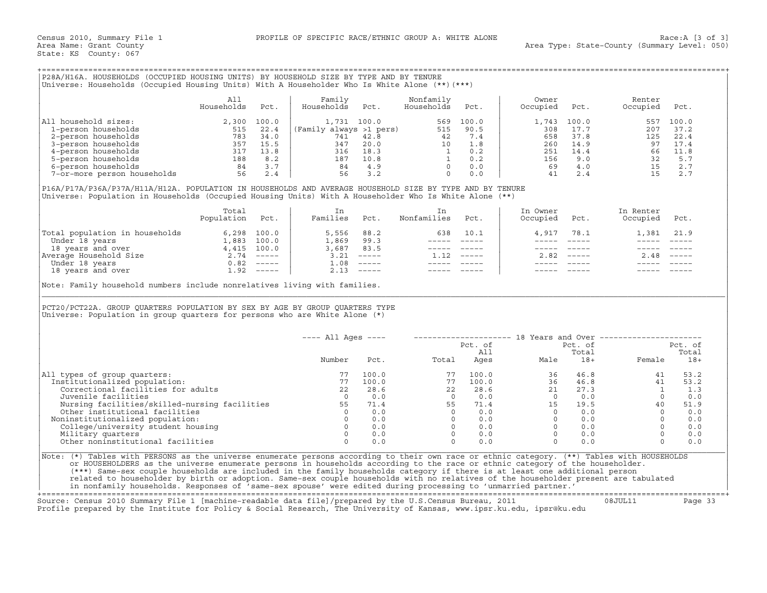Census 2010, Summary File 1 — PROFILE OF SPECIFIC RACE/ETHNIC GROUP A: WHITE ALONE — Race:A [3 of 3]

Area Name: Grant County — Area Type: State-County (Summary Level: 050)

State: KS County: 067

## P28A/H16A. HOUSEHOLDS (OCCUPIED HOUSING UNITS) BY HOUSEHOLD SIZE BY TYPE AND BY TENURE

Universe: Households (Occupied Housing Units) With A Householder Who Is White Alone (**)(***)

| | All Households | Pct. | Family Households | Pct. | Nonfamily Households | Pct. | Owner Occupied | Pct. | Renter Occupied | Pct. |
|---|---|---|---|---|---|---|---|---|---|---|
| All household sizes: | 2,300 | 100.0 | 1,731 | 100.0 | 569 | 100.0 | 1,743 | 100.0 | 557 | 100.0 |
| 1-person households | 515 | 22.4 | (Family always >1 pers) | | 515 | 90.5 | 308 | 17.7 | 207 | 37.2 |
| 2-person households | 783 | 34.0 | 741 | 42.8 | 42 | 7.4 | 658 | 37.8 | 125 | 22.4 |
| 3-person households | 357 | 15.5 | 347 | 20.0 | 10 | 1.8 | 260 | 14.9 | 97 | 17.4 |
| 4-person households | 317 | 13.8 | 316 | 18.3 | 1 | 0.2 | 251 | 14.4 | 66 | 11.8 |
| 5-person households | 188 | 8.2 | 187 | 10.8 | 1 | 0.2 | 156 | 9.0 | 32 | 5.7 |
| 6-person households | 84 | 3.7 | 84 | 4.9 | 0 | 0.0 | 69 | 4.0 | 15 | 2.7 |
| 7-or-more person households | 56 | 2.4 | 56 | 3.2 | 0 | 0.0 | 41 | 2.4 | 15 | 2.7 |

## P16A/P17A/P36A/P37A/H11A/H12A. POPULATION IN HOUSEHOLDS AND AVERAGE HOUSEHOLD SIZE BY TYPE AND BY TENURE

Universe: Population in Households (Occupied Housing Units) With A Householder Who Is White Alone (**)

| | Total Population | Pct. | In Families | Pct. | In Nonfamilies | Pct. | In Owner Occupied | Pct. | In Renter Occupied | Pct. |
|---|---|---|---|---|---|---|---|---|---|---|
| Total population in households | 6,298 | 100.0 | 5,556 | 88.2 | 638 | 10.1 | 4,917 | 78.1 | 1,381 | 21.9 |
| Under 18 years | 1,883 | 100.0 | 1,869 | 99.3 | ----- | ----- | ----- | ----- | ----- | ----- |
| 18 years and over | 4,415 | 100.0 | 3,687 | 83.5 | ----- | ----- | ----- | ----- | ----- | ----- |
| Average Household Size | 2.74 | ----- | 3.21 | ----- | 1.12 | ----- | 2.82 | ----- | 2.48 | ----- |
| Under 18 years | 0.82 | ----- | 1.08 | ----- | ----- | ----- | ----- | ----- | ----- | ----- |
| 18 years and over | 1.92 | ----- | 2.13 | ----- | ----- | ----- | ----- | ----- | ----- | ----- |

Note: Family household numbers include nonrelatives living with families.

## PCT20/PCT22A. GROUP QUARTERS POPULATION BY SEX BY AGE BY GROUP QUARTERS TYPE

Universe: Population in group quarters for persons who are White Alone (*)

| | All Ages | | 18 Years and Over | | | | | |
|---|---|---|---|---|---|---|---|---|
| | Number | Pct. | Total | Pct. of All Ages | Male | Pct. of Total 18+ | Female | Pct. of Total 18+ |
| All types of group quarters: | 77 | 100.0 | 77 | 100.0 | 36 | 46.8 | 41 | 53.2 |
| Institutionalized population: | 77 | 100.0 | 77 | 100.0 | 36 | 46.8 | 41 | 53.2 |
| Correctional facilities for adults | 22 | 28.6 | 22 | 28.6 | 21 | 27.3 | 1 | 1.3 |
| Juvenile facilities | 0 | 0.0 | 0 | 0.0 | 0 | 0.0 | 0 | 0.0 |
| Nursing facilities/skilled-nursing facilities | 55 | 71.4 | 55 | 71.4 | 15 | 19.5 | 40 | 51.9 |
| Other institutional facilities | 0 | 0.0 | 0 | 0.0 | 0 | 0.0 | 0 | 0.0 |
| Noninstitutionalized population: | 0 | 0.0 | 0 | 0.0 | 0 | 0.0 | 0 | 0.0 |
| College/university student housing | 0 | 0.0 | 0 | 0.0 | 0 | 0.0 | 0 | 0.0 |
| Military quarters | 0 | 0.0 | 0 | 0.0 | 0 | 0.0 | 0 | 0.0 |
| Other noninstitutional facilities | 0 | 0.0 | 0 | 0.0 | 0 | 0.0 | 0 | 0.0 |

Note: (*) Tables with PERSONS as the universe enumerate persons according to their own race or ethnic category. (**) Tables with HOUSEHOLDS or HOUSEHOLDERS as the universe enumerate persons in households according to the race or ethnic category of the householder. (***) Same-sex couple households are included in the family households category if there is at least one additional person related to householder by birth or adoption. Same-sex couple households with no relatives of the householder present are tabulated in nonfamily households. Responses of 'same-sex spouse' were edited during processing to 'unmarried partner.'

Source: Census 2010 Summary File 1 [machine-readable data file]/prepared by the U.S.Census Bureau, 2011 — 08JUL11

Profile prepared by the Institute for Policy & Social Research, The University of Kansas, www.ipsr.ku.edu, ipsr@ku.edu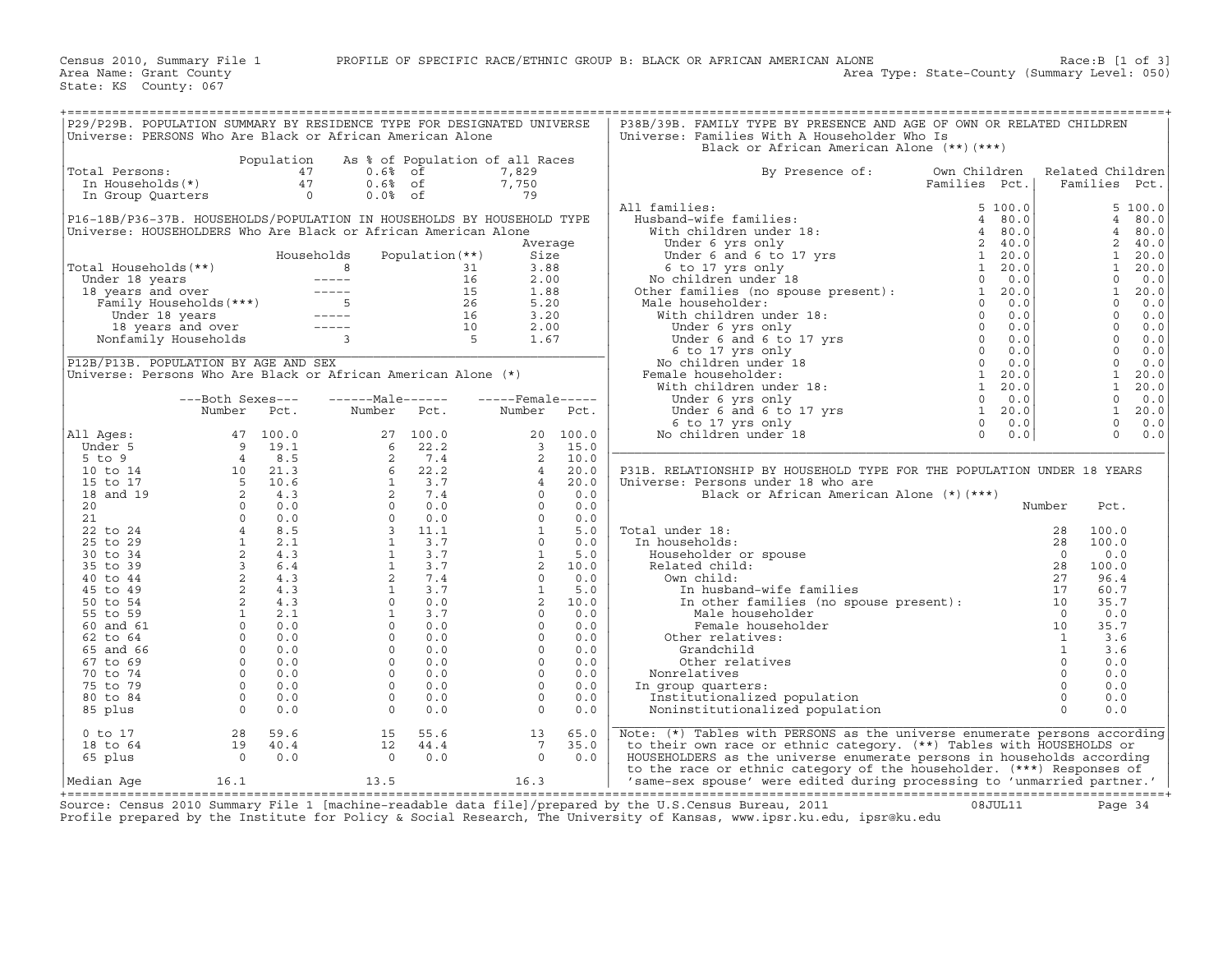Census 2010, Summary File 1 — PROFILE OF SPECIFIC RACE/ETHNIC GROUP B: BLACK OR AFRICAN AMERICAN ALONE — Race:B [1 of 3]
Area Name: Grant County — Area Type: State-County (Summary Level: 050)
State: KS County: 067

## P29/P29B. POPULATION SUMMARY BY RESIDENCE TYPE FOR DESIGNATED UNIVERSE
Universe: PERSONS Who Are Black or African American Alone

| | Population | As % of Population of all Races | |
|---|---|---|---|
| Total Persons: | 47 | 0.6% of | 7,829 |
| In Households(*) | 47 | 0.6% of | 7,750 |
| In Group Quarters | 0 | 0.0% of | 79 |

## P16-18B/P36-37B. HOUSEHOLDS/POPULATION IN HOUSEHOLDS BY HOUSEHOLD TYPE
Universe: HOUSEHOLDERS Who Are Black or African American Alone

| | Households | Population(**) | Average Size |
|---|---|---|---|
| Total Households(**) | 8 | 31 | 3.88 |
| Under 18 years | ----- | 16 | 2.00 |
| 18 years and over | ----- | 15 | 1.88 |
| Family Households(***) | 5 | 26 | 5.20 |
| Under 18 years | ----- | 16 | 3.20 |
| 18 years and over | ----- | 10 | 2.00 |
| Nonfamily Households | 3 | 5 | 1.67 |

## P12B/P13B. POPULATION BY AGE AND SEX
Universe: Persons Who Are Black or African American Alone (*)

| | Both Sexes Number | Both Sexes Pct. | Male Number | Male Pct. | Female Number | Female Pct. |
|---|---|---|---|---|---|---|
| All Ages: | 47 | 100.0 | 27 | 100.0 | 20 | 100.0 |
| Under 5 | 9 | 19.1 | 6 | 22.2 | 3 | 15.0 |
| 5 to 9 | 4 | 8.5 | 2 | 7.4 | 2 | 10.0 |
| 10 to 14 | 10 | 21.3 | 6 | 22.2 | 4 | 20.0 |
| 15 to 17 | 5 | 10.6 | 1 | 3.7 | 4 | 20.0 |
| 18 and 19 | 2 | 4.3 | 2 | 7.4 | 0 | 0.0 |
| 20 | 0 | 0.0 | 0 | 0.0 | 0 | 0.0 |
| 21 | 0 | 0.0 | 0 | 0.0 | 0 | 0.0 |
| 22 to 24 | 4 | 8.5 | 3 | 11.1 | 1 | 5.0 |
| 25 to 29 | 1 | 2.1 | 1 | 3.7 | 0 | 0.0 |
| 30 to 34 | 2 | 4.3 | 1 | 3.7 | 1 | 5.0 |
| 35 to 39 | 3 | 6.4 | 1 | 3.7 | 2 | 10.0 |
| 40 to 44 | 2 | 4.3 | 2 | 7.4 | 0 | 0.0 |
| 45 to 49 | 2 | 4.3 | 1 | 3.7 | 1 | 5.0 |
| 50 to 54 | 2 | 4.3 | 0 | 0.0 | 2 | 10.0 |
| 55 to 59 | 1 | 2.1 | 1 | 3.7 | 0 | 0.0 |
| 60 and 61 | 0 | 0.0 | 0 | 0.0 | 0 | 0.0 |
| 62 to 64 | 0 | 0.0 | 0 | 0.0 | 0 | 0.0 |
| 65 and 66 | 0 | 0.0 | 0 | 0.0 | 0 | 0.0 |
| 67 to 69 | 0 | 0.0 | 0 | 0.0 | 0 | 0.0 |
| 70 to 74 | 0 | 0.0 | 0 | 0.0 | 0 | 0.0 |
| 75 to 79 | 0 | 0.0 | 0 | 0.0 | 0 | 0.0 |
| 80 to 84 | 0 | 0.0 | 0 | 0.0 | 0 | 0.0 |
| 85 plus | 0 | 0.0 | 0 | 0.0 | 0 | 0.0 |
| 0 to 17 | 28 | 59.6 | 15 | 55.6 | 13 | 65.0 |
| 18 to 64 | 19 | 40.4 | 12 | 44.4 | 7 | 35.0 |
| 65 plus | 0 | 0.0 | 0 | 0.0 | 0 | 0.0 |
| Median Age | 16.1 | | 13.5 | | 16.3 | |

## P38B/39B. FAMILY TYPE BY PRESENCE AND AGE OF OWN OR RELATED CHILDREN
Universe: Families With A Householder Who Is Black or African American Alone (**)(***)

| By Presence of: | Own Children Families | Own Children Pct. | Related Children Families | Related Children Pct. |
|---|---|---|---|---|
| All families: | 5 | 100.0 | 5 | 100.0 |
| Husband-wife families: | 4 | 80.0 | 4 | 80.0 |
| With children under 18: | 4 | 80.0 | 4 | 80.0 |
| Under 6 yrs only | 2 | 40.0 | 2 | 40.0 |
| Under 6 and 6 to 17 yrs | 1 | 20.0 | 1 | 20.0 |
| 6 to 17 yrs only | 1 | 20.0 | 1 | 20.0 |
| No children under 18 | 0 | 0.0 | 0 | 0.0 |
| Other families (no spouse present): | 1 | 20.0 | 1 | 20.0 |
| Male householder: | 0 | 0.0 | 0 | 0.0 |
| With children under 18: | 0 | 0.0 | 0 | 0.0 |
| Under 6 yrs only | 0 | 0.0 | 0 | 0.0 |
| Under 6 and 6 to 17 yrs | 0 | 0.0 | 0 | 0.0 |
| 6 to 17 yrs only | 0 | 0.0 | 0 | 0.0 |
| No children under 18 | 0 | 0.0 | 0 | 0.0 |
| Female householder: | 1 | 20.0 | 1 | 20.0 |
| With children under 18: | 1 | 20.0 | 1 | 20.0 |
| Under 6 yrs only | 0 | 0.0 | 0 | 0.0 |
| Under 6 and 6 to 17 yrs | 1 | 20.0 | 1 | 20.0 |
| 6 to 17 yrs only | 0 | 0.0 | 0 | 0.0 |
| No children under 18 | 0 | 0.0 | 0 | 0.0 |

## P31B. RELATIONSHIP BY HOUSEHOLD TYPE FOR THE POPULATION UNDER 18 YEARS
Universe: Persons under 18 who are Black or African American Alone (*)(***)

| | Number | Pct. |
|---|---|---|
| Total under 18: | 28 | 100.0 |
| In households: | 28 | 100.0 |
| Householder or spouse | 0 | 0.0 |
| Related child: | 28 | 100.0 |
| Own child: | 27 | 96.4 |
| In husband-wife families | 17 | 60.7 |
| In other families (no spouse present): | 10 | 35.7 |
| Male householder | 0 | 0.0 |
| Female householder | 10 | 35.7 |
| Other relatives: | 1 | 3.6 |
| Grandchild | 1 | 3.6 |
| Other relatives | 0 | 0.0 |
| Nonrelatives | 0 | 0.0 |
| In group quarters: | 0 | 0.0 |
| Institutionalized population | 0 | 0.0 |
| Noninstitutionalized population | 0 | 0.0 |

Note: (*) Tables with PERSONS as the universe enumerate persons according to their own race or ethnic category. (**) Tables with HOUSEHOLDS or HOUSEHOLDERS as the universe enumerate persons in households according to the race or ethnic category of the householder. (***) Responses of 'same-sex spouse' were edited during processing to 'unmarried partner.'

Source: Census 2010 Summary File 1 [machine-readable data file]/prepared by the U.S.Census Bureau, 2011 08JUL11
Profile prepared by the Institute for Policy & Social Research, The University of Kansas, www.ipsr.ku.edu, ipsr@ku.edu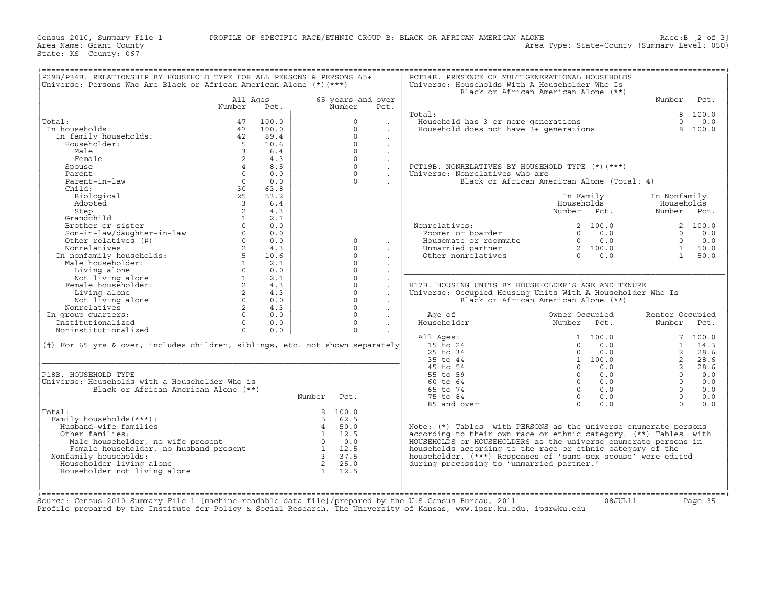Census 2010, Summary File 1 — PROFILE OF SPECIFIC RACE/ETHNIC GROUP B: BLACK OR AFRICAN AMERICAN ALONE — Race:B [2 of 3]
Area Name: Grant County — Area Type: State-County (Summary Level: 050)
State: KS County: 067

## P29B/P34B. RELATIONSHIP BY HOUSEHOLD TYPE FOR ALL PERSONS & PERSONS 65+

Universe: Persons Who Are Black or African American Alone (*)(***)

| | All Ages Number | All Ages Pct. | 65 years and over Number | 65 years and over Pct. |
|---|---|---|---|---|
| Total: | 47 | 100.0 | 0 | . |
| In households: | 47 | 100.0 | 0 | . |
| In family households: | 42 | 89.4 | 0 | . |
| Householder: | 5 | 10.6 | 0 | . |
| Male | 3 | 6.4 | 0 | . |
| Female | 2 | 4.3 | 0 | . |
| Spouse | 4 | 8.5 | 0 | . |
| Parent | 0 | 0.0 | 0 | . |
| Parent-in-law | 0 | 0.0 | 0 | . |
| Child: | 30 | 63.8 | | |
| Biological | 25 | 53.2 | | |
| Adopted | 3 | 6.4 | | |
| Step | 2 | 4.3 | | |
| Grandchild | 1 | 2.1 | | |
| Brother or sister | 0 | 0.0 | | |
| Son-in-law/daughter-in-law | 0 | 0.0 | | |
| Other relatives (#) | 0 | 0.0 | 0 | . |
| Nonrelatives | 2 | 4.3 | 0 | . |
| In nonfamily households: | 5 | 10.6 | 0 | . |
| Male householder: | 1 | 2.1 | 0 | . |
| Living alone | 0 | 0.0 | 0 | . |
| Not living alone | 1 | 2.1 | 0 | . |
| Female householder: | 2 | 4.3 | 0 | . |
| Living alone | 2 | 4.3 | 0 | . |
| Not living alone | 0 | 0.0 | 0 | . |
| Nonrelatives | 2 | 4.3 | 0 | . |
| In group quarters: | 0 | 0.0 | 0 | . |
| Institutionalized | 0 | 0.0 | 0 | . |
| Noninstitutionalized | 0 | 0.0 | 0 | . |

(#) For 65 yrs & over, includes children, siblings, etc. not shown separately

## P18B. HOUSEHOLD TYPE

Universe: Households with a Householder Who is Black or African American Alone (**)

| | Number | Pct. |
|---|---|---|
| Total: | 8 | 100.0 |
| Family households(***): | 5 | 62.5 |
| Husband-wife families | 4 | 50.0 |
| Other families: | 1 | 12.5 |
| Male householder, no wife present | 0 | 0.0 |
| Female householder, no husband present | 1 | 12.5 |
| Nonfamily households: | 3 | 37.5 |
| Householder living alone | 2 | 25.0 |
| Householder not living alone | 1 | 12.5 |

## PCT14B. PRESENCE OF MULTIGENERATIONAL HOUSEHOLDS

Universe: Households With A Householder Who Is Black or African American Alone (**)

| | Number | Pct. |
|---|---|---|
| Total: | 8 | 100.0 |
| Household has 3 or more generations | 0 | 0.0 |
| Household does not have 3+ generations | 8 | 100.0 |

## PCT19B. NONRELATIVES BY HOUSEHOLD TYPE (*)(***)

Universe: Nonrelatives who are Black or African American Alone (Total: 4)

| | In Family Households Number | In Family Households Pct. | In Nonfamily Households Number | In Nonfamily Households Pct. |
|---|---|---|---|---|
| Nonrelatives: | 2 | 100.0 | 2 | 100.0 |
| Roomer or boarder | 0 | 0.0 | 0 | 0.0 |
| Housemate or roommate | 0 | 0.0 | 0 | 0.0 |
| Unmarried partner | 2 | 100.0 | 1 | 50.0 |
| Other nonrelatives | 0 | 0.0 | 1 | 50.0 |

## H17B. HOUSING UNITS BY HOUSEHOLDER'S AGE AND TENURE

Universe: Occupied Housing Units With A Householder Who Is Black or African American Alone (**)

| Age of Householder | Owner Occupied Number | Owner Occupied Pct. | Renter Occupied Number | Renter Occupied Pct. |
|---|---|---|---|---|
| All Ages: | 1 | 100.0 | 7 | 100.0 |
| 15 to 24 | 0 | 0.0 | 1 | 14.3 |
| 25 to 34 | 0 | 0.0 | 2 | 28.6 |
| 35 to 44 | 1 | 100.0 | 2 | 28.6 |
| 45 to 54 | 0 | 0.0 | 2 | 28.6 |
| 55 to 59 | 0 | 0.0 | 0 | 0.0 |
| 60 to 64 | 0 | 0.0 | 0 | 0.0 |
| 65 to 74 | 0 | 0.0 | 0 | 0.0 |
| 75 to 84 | 0 | 0.0 | 0 | 0.0 |
| 85 and over | 0 | 0.0 | 0 | 0.0 |

Note: (*) Tables with PERSONS as the universe enumerate persons according to their own race or ethnic category. (**) Tables with HOUSEHOLDS or HOUSEHOLDERS as the universe enumerate persons in households according to the race or ethnic category of the householder. (***) Responses of 'same-sex spouse' were edited during processing to 'unmarried partner.'

Source: Census 2010 Summary File 1 [machine-readable data file]/prepared by the U.S.Census Bureau, 2011 08JUL11
Profile prepared by the Institute for Policy & Social Research, The University of Kansas, www.ipsr.ku.edu, ipsr@ku.edu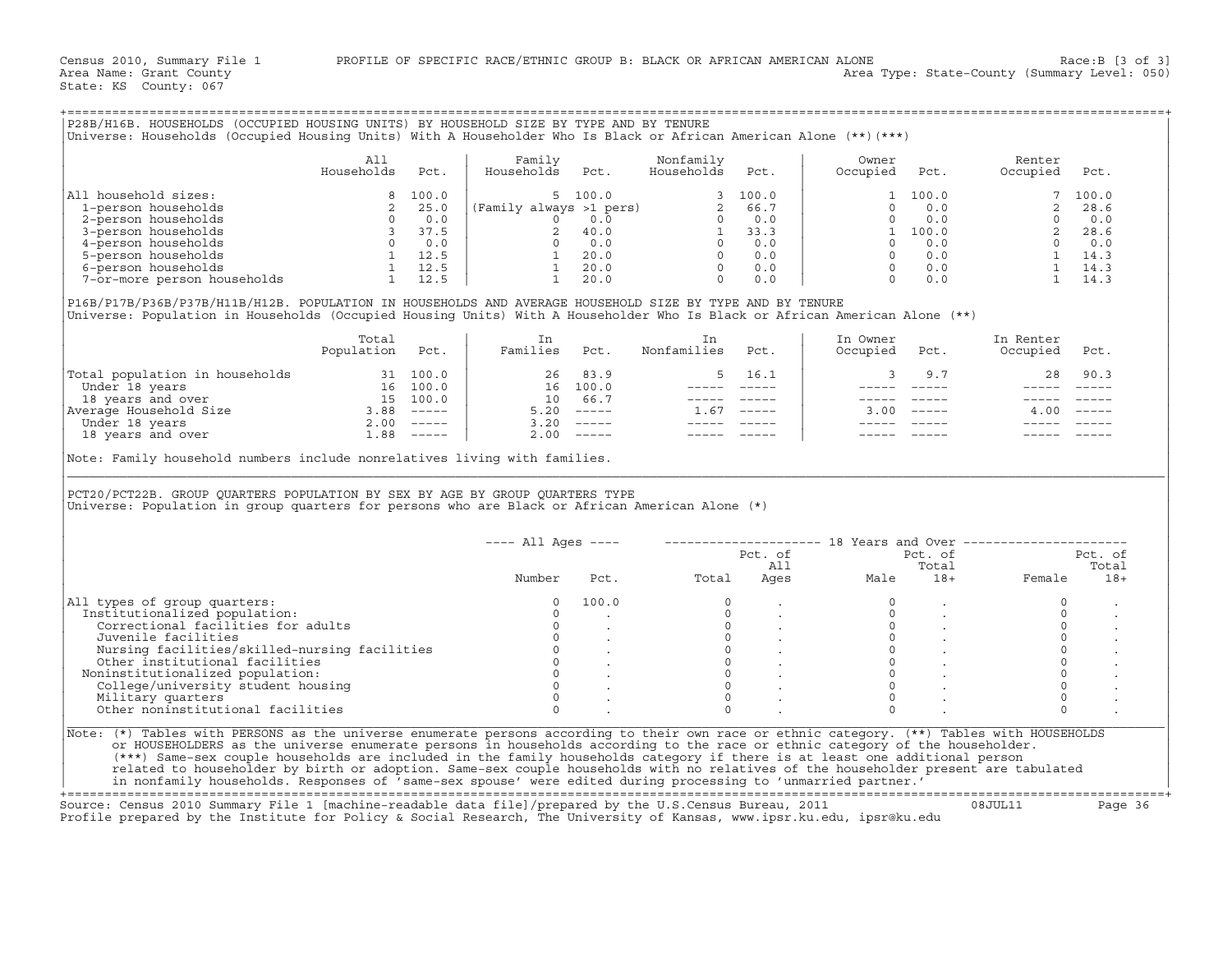Census 2010, Summary File 1 — PROFILE OF SPECIFIC RACE/ETHNIC GROUP B: BLACK OR AFRICAN AMERICAN ALONE — Race:B [3 of 3]
Area Name: Grant County — Area Type: State-County (Summary Level: 050)
State: KS County: 067

## P28B/H16B. HOUSEHOLDS (OCCUPIED HOUSING UNITS) BY HOUSEHOLD SIZE BY TYPE AND BY TENURE

Universe: Households (Occupied Housing Units) With A Householder Who Is Black or African American Alone (**)(***)

| | All Households | Pct. | Family Households | Pct. | Nonfamily Households | Pct. | Owner Occupied | Pct. | Renter Occupied | Pct. |
|---|---|---|---|---|---|---|---|---|---|---|
| All household sizes: | 8 | 100.0 | 5 | 100.0 | 3 | 100.0 | 1 | 100.0 | 7 | 100.0 |
| 1-person households | 2 | 25.0 | (Family always >1 pers) | | 2 | 66.7 | 0 | 0.0 | 2 | 28.6 |
| 2-person households | 0 | 0.0 | 0 | 0.0 | 0 | 0.0 | 0 | 0.0 | 0 | 0.0 |
| 3-person households | 3 | 37.5 | 2 | 40.0 | 1 | 33.3 | 1 | 100.0 | 2 | 28.6 |
| 4-person households | 0 | 0.0 | 0 | 0.0 | 0 | 0.0 | 0 | 0.0 | 0 | 0.0 |
| 5-person households | 1 | 12.5 | 1 | 20.0 | 0 | 0.0 | 0 | 0.0 | 1 | 14.3 |
| 6-person households | 1 | 12.5 | 1 | 20.0 | 0 | 0.0 | 0 | 0.0 | 1 | 14.3 |
| 7-or-more person households | 1 | 12.5 | 1 | 20.0 | 0 | 0.0 | 0 | 0.0 | 1 | 14.3 |

## P16B/P17B/P36B/P37B/H11B/H12B. POPULATION IN HOUSEHOLDS AND AVERAGE HOUSEHOLD SIZE BY TYPE AND BY TENURE

Universe: Population in Households (Occupied Housing Units) With A Householder Who Is Black or African American Alone (**)

| | Total Population | Pct. | In Families | Pct. | In Nonfamilies | Pct. | In Owner Occupied | Pct. | In Renter Occupied | Pct. |
|---|---|---|---|---|---|---|---|---|---|---|
| Total population in households | 31 | 100.0 | 26 | 83.9 | 5 | 16.1 | 3 | 9.7 | 28 | 90.3 |
| Under 18 years | 16 | 100.0 | 16 | 100.0 | ----- | ----- | ----- | ----- | ----- | ----- |
| 18 years and over | 15 | 100.0 | 10 | 66.7 | ----- | ----- | ----- | ----- | ----- | ----- |
| Average Household Size | 3.88 | ----- | 5.20 | ----- | 1.67 | ----- | 3.00 | ----- | 4.00 | ----- |
| Under 18 years | 2.00 | ----- | 3.20 | ----- | ----- | ----- | ----- | ----- | ----- | ----- |
| 18 years and over | 1.88 | ----- | 2.00 | ----- | ----- | ----- | ----- | ----- | ----- | ----- |

Note: Family household numbers include nonrelatives living with families.

## PCT20/PCT22B. GROUP QUARTERS POPULATION BY SEX BY AGE BY GROUP QUARTERS TYPE

Universe: Population in group quarters for persons who are Black or African American Alone (*)

| | All Ages Number | All Ages Pct. | 18 Years and Over Total | Pct. of All Ages | Male | Pct. of Total 18+ | Female | Pct. of Total 18+ |
|---|---|---|---|---|---|---|---|---|
| All types of group quarters: | 0 | 100.0 | 0 | . | 0 | . | 0 | . |
| Institutionalized population: | 0 | . | 0 | . | 0 | . | 0 | . |
| Correctional facilities for adults | 0 | . | 0 | . | 0 | . | 0 | . |
| Juvenile facilities | 0 | . | 0 | . | 0 | . | 0 | . |
| Nursing facilities/skilled-nursing facilities | 0 | . | 0 | . | 0 | . | 0 | . |
| Other institutional facilities | 0 | . | 0 | . | 0 | . | 0 | . |
| Noninstitutionalized population: | 0 | . | 0 | . | 0 | . | 0 | . |
| College/university student housing | 0 | . | 0 | . | 0 | . | 0 | . |
| Military quarters | 0 | . | 0 | . | 0 | . | 0 | . |
| Other noninstitutional facilities | 0 | . | 0 | . | 0 | . | 0 | . |

Note: (*) Tables with PERSONS as the universe enumerate persons according to their own race or ethnic category. (**) Tables with HOUSEHOLDS or HOUSEHOLDERS as the universe enumerate persons in households according to the race or ethnic category of the householder. (***) Same-sex couple households are included in the family households category if there is at least one additional person related to householder by birth or adoption. Same-sex couple households with no relatives of the householder present are tabulated in nonfamily households. Responses of 'same-sex spouse' were edited during processing to 'unmarried partner.'

Source: Census 2010 Summary File 1 [machine-readable data file]/prepared by the U.S.Census Bureau, 2011 — 08JUL11
Profile prepared by the Institute for Policy & Social Research, The University of Kansas, www.ipsr.ku.edu, ipsr@ku.edu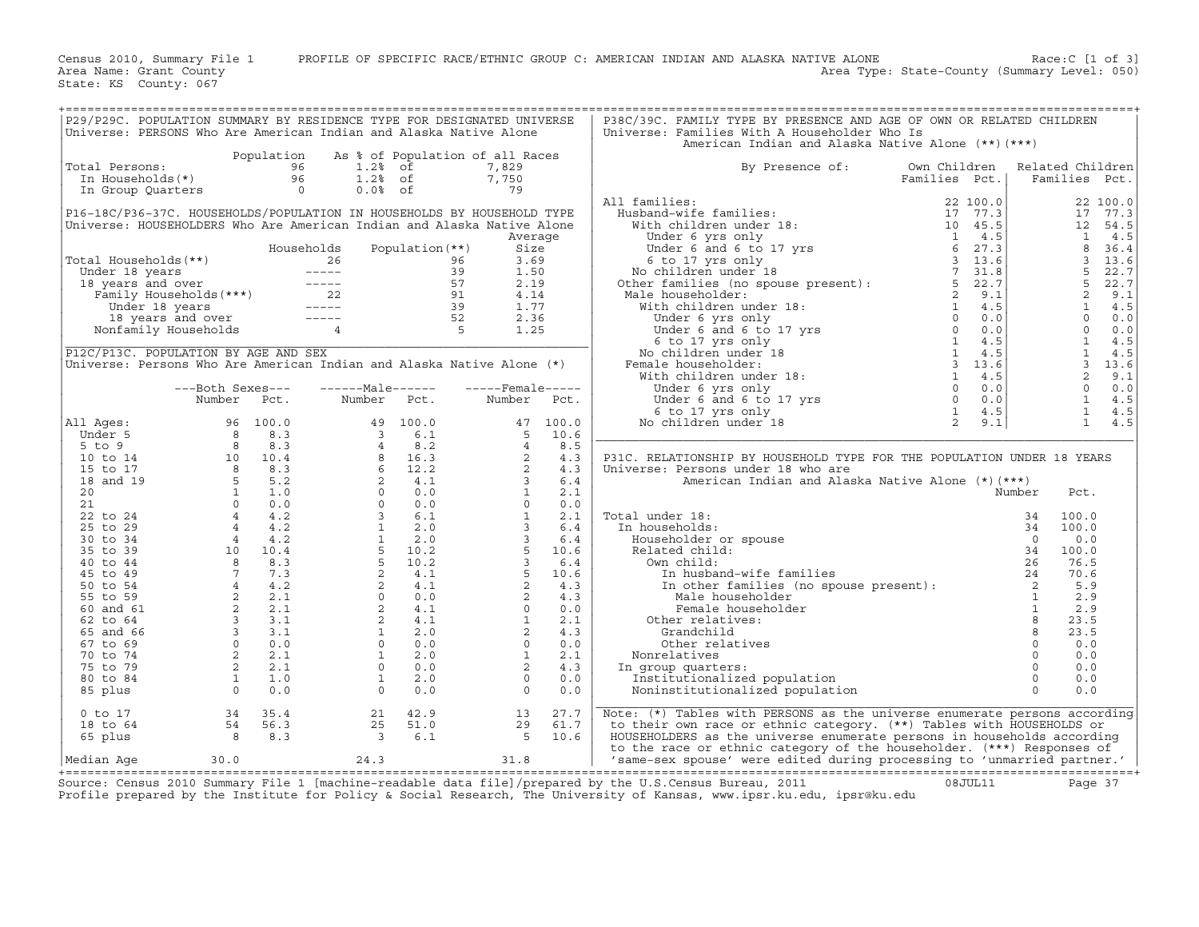Census 2010, Summary File 1 PROFILE OF SPECIFIC RACE/ETHNIC GROUP C: AMERICAN INDIAN AND ALASKA NATIVE ALONE Race:C [1 of 3]
Area Name: Grant County Area Type: State-County (Summary Level: 050)
State: KS County: 067

## P29/P29C. POPULATION SUMMARY BY RESIDENCE TYPE FOR DESIGNATED UNIVERSE
Universe: PERSONS Who Are American Indian and Alaska Native Alone

| | Population | As % of Population of all Races | |
|---|---|---|---|
| Total Persons: | 96 | 1.2% of | 7,829 |
| In Households(*) | 96 | 1.2% of | 7,750 |
| In Group Quarters | 0 | 0.0% of | 79 |

## P16-18C/P36-37C. HOUSEHOLDS/POPULATION IN HOUSEHOLDS BY HOUSEHOLD TYPE
Universe: HOUSEHOLDERS Who Are American Indian and Alaska Native Alone

| | Households | Population(**) | Average Size |
|---|---|---|---|
| Total Households(**) | 26 | 96 | 3.69 |
| Under 18 years | ----- | 39 | 1.50 |
| 18 years and over | ----- | 57 | 2.19 |
| Family Households(***) | 22 | 91 | 4.14 |
| Under 18 years | ----- | 39 | 1.77 |
| 18 years and over | ----- | 52 | 2.36 |
| Nonfamily Households | 4 | 5 | 1.25 |

## P12C/P13C. POPULATION BY AGE AND SEX
Universe: Persons Who Are American Indian and Alaska Native Alone (*)

| | Both Sexes Number | Both Sexes Pct. | Male Number | Male Pct. | Female Number | Female Pct. |
|---|---|---|---|---|---|---|
| All Ages: | 96 | 100.0 | 49 | 100.0 | 47 | 100.0 |
| Under 5 | 8 | 8.3 | 3 | 6.1 | 5 | 10.6 |
| 5 to 9 | 8 | 8.3 | 4 | 8.2 | 4 | 8.5 |
| 10 to 14 | 10 | 10.4 | 8 | 16.3 | 2 | 4.3 |
| 15 to 17 | 8 | 8.3 | 6 | 12.2 | 2 | 4.3 |
| 18 and 19 | 5 | 5.2 | 2 | 4.1 | 3 | 6.4 |
| 20 | 1 | 1.0 | 0 | 0.0 | 1 | 2.1 |
| 21 | 0 | 0.0 | 0 | 0.0 | 0 | 0.0 |
| 22 to 24 | 4 | 4.2 | 3 | 6.1 | 1 | 2.1 |
| 25 to 29 | 4 | 4.2 | 1 | 2.0 | 3 | 6.4 |
| 30 to 34 | 4 | 4.2 | 1 | 2.0 | 3 | 6.4 |
| 35 to 39 | 10 | 10.4 | 5 | 10.2 | 5 | 10.6 |
| 40 to 44 | 8 | 8.3 | 5 | 10.2 | 3 | 6.4 |
| 45 to 49 | 7 | 7.3 | 2 | 4.1 | 5 | 10.6 |
| 50 to 54 | 4 | 4.2 | 2 | 4.1 | 2 | 4.3 |
| 55 to 59 | 2 | 2.1 | 0 | 0.0 | 2 | 4.3 |
| 60 and 61 | 2 | 2.1 | 2 | 4.1 | 0 | 0.0 |
| 62 to 64 | 3 | 3.1 | 2 | 4.1 | 1 | 2.1 |
| 65 and 66 | 3 | 3.1 | 1 | 2.0 | 2 | 4.3 |
| 67 to 69 | 0 | 0.0 | 0 | 0.0 | 0 | 0.0 |
| 70 to 74 | 2 | 2.1 | 1 | 2.0 | 1 | 2.1 |
| 75 to 79 | 2 | 2.1 | 0 | 0.0 | 2 | 4.3 |
| 80 to 84 | 1 | 1.0 | 1 | 2.0 | 0 | 0.0 |
| 85 plus | 0 | 0.0 | 0 | 0.0 | 0 | 0.0 |
| 0 to 17 | 34 | 35.4 | 21 | 42.9 | 13 | 27.7 |
| 18 to 64 | 54 | 56.3 | 25 | 51.0 | 29 | 61.7 |
| 65 plus | 8 | 8.3 | 3 | 6.1 | 5 | 10.6 |
| Median Age | 30.0 | | 24.3 | | 31.8 | |

## P38C/39C. FAMILY TYPE BY PRESENCE AND AGE OF OWN OR RELATED CHILDREN
Universe: Families With A Householder Who Is American Indian and Alaska Native Alone (**)(***)

| By Presence of: | Own Children Families | Own Children Pct. | Related Children Families | Related Children Pct. |
|---|---|---|---|---|
| All families: | 22 | 100.0 | 22 | 100.0 |
| Husband-wife families: | 17 | 77.3 | 17 | 77.3 |
| With children under 18: | 10 | 45.5 | 12 | 54.5 |
| Under 6 yrs only | 1 | 4.5 | 1 | 4.5 |
| Under 6 and 6 to 17 yrs | 6 | 27.3 | 8 | 36.4 |
| 6 to 17 yrs only | 3 | 13.6 | 3 | 13.6 |
| No children under 18 | 7 | 31.8 | 5 | 22.7 |
| Other families (no spouse present): | 5 | 22.7 | 5 | 22.7 |
| Male householder: | 2 | 9.1 | 2 | 9.1 |
| With children under 18: | 1 | 4.5 | 1 | 4.5 |
| Under 6 yrs only | 0 | 0.0 | 0 | 0.0 |
| Under 6 and 6 to 17 yrs | 0 | 0.0 | 0 | 0.0 |
| 6 to 17 yrs only | 1 | 4.5 | 1 | 4.5 |
| No children under 18 | 1 | 4.5 | 1 | 4.5 |
| Female householder: | 3 | 13.6 | 3 | 13.6 |
| With children under 18: | 1 | 4.5 | 2 | 9.1 |
| Under 6 yrs only | 0 | 0.0 | 0 | 0.0 |
| Under 6 and 6 to 17 yrs | 0 | 0.0 | 1 | 4.5 |
| 6 to 17 yrs only | 1 | 4.5 | 1 | 4.5 |
| No children under 18 | 2 | 9.1 | 1 | 4.5 |

## P31C. RELATIONSHIP BY HOUSEHOLD TYPE FOR THE POPULATION UNDER 18 YEARS
Universe: Persons under 18 who are American Indian and Alaska Native Alone (*)(***)

| | Number | Pct. |
|---|---|---|
| Total under 18: | 34 | 100.0 |
| In households: | 34 | 100.0 |
| Householder or spouse | 0 | 0.0 |
| Related child: | 34 | 100.0 |
| Own child: | 26 | 76.5 |
| In husband-wife families | 24 | 70.6 |
| In other families (no spouse present): | 2 | 5.9 |
| Male householder | 1 | 2.9 |
| Female householder | 1 | 2.9 |
| Other relatives: | 8 | 23.5 |
| Grandchild | 8 | 23.5 |
| Other relatives | 0 | 0.0 |
| Nonrelatives | 0 | 0.0 |
| In group quarters: | 0 | 0.0 |
| Institutionalized population | 0 | 0.0 |
| Noninstitutionalized population | 0 | 0.0 |

Note: (*) Tables with PERSONS as the universe enumerate persons according to their own race or ethnic category. (**) Tables with HOUSEHOLDS or HOUSEHOLDERS as the universe enumerate persons in households according to the race or ethnic category of the householder. (***) Responses of 'same-sex spouse' were edited during processing to 'unmarried partner.'

Source: Census 2010 Summary File 1 [machine-readable data file]/prepared by the U.S.Census Bureau, 2011 08JUL11
Profile prepared by the Institute for Policy & Social Research, The University of Kansas, www.ipsr.ku.edu, ipsr@ku.edu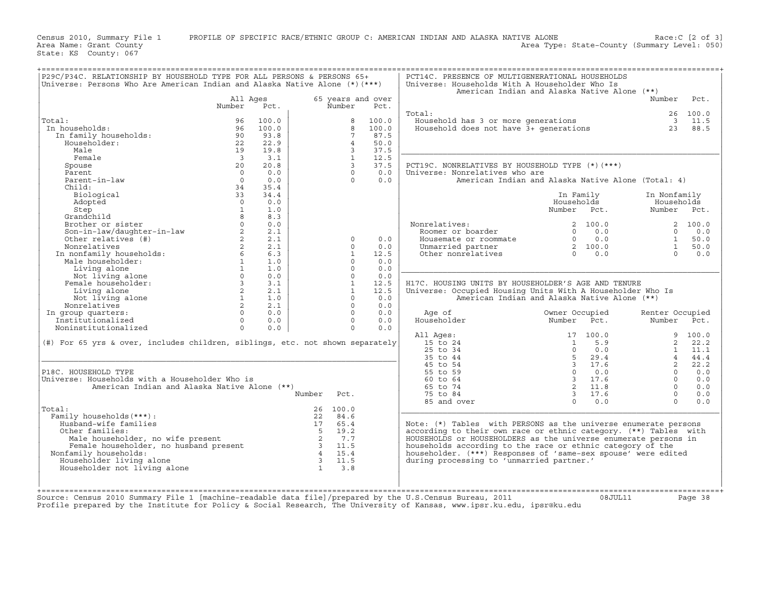Census 2010, Summary File 1 PROFILE OF SPECIFIC RACE/ETHNIC GROUP C: AMERICAN INDIAN AND ALASKA NATIVE ALONE Race:C [2 of 3]
Area Name: Grant County Area Type: State-County (Summary Level: 050)
State: KS County: 067

## P29C/P34C. RELATIONSHIP BY HOUSEHOLD TYPE FOR ALL PERSONS & PERSONS 65+
Universe: Persons Who Are American Indian and Alaska Native Alone (*)(***)

| | All Ages Number | All Ages Pct. | 65 years and over Number | 65 years and over Pct. |
|---|---|---|---|---|
| Total: | 96 | 100.0 | 8 | 100.0 |
| In households: | 96 | 100.0 | 8 | 100.0 |
| In family households: | 90 | 93.8 | 7 | 87.5 |
| Householder: | 22 | 22.9 | 4 | 50.0 |
| Male | 19 | 19.8 | 3 | 37.5 |
| Female | 3 | 3.1 | 1 | 12.5 |
| Spouse | 20 | 20.8 | 3 | 37.5 |
| Parent | 0 | 0.0 | 0 | 0.0 |
| Parent-in-law | 0 | 0.0 | 0 | 0.0 |
| Child: | 34 | 35.4 | | |
| Biological | 33 | 34.4 | | |
| Adopted | 0 | 0.0 | | |
| Step | 1 | 1.0 | | |
| Grandchild | 8 | 8.3 | | |
| Brother or sister | 0 | 0.0 | | |
| Son-in-law/daughter-in-law | 2 | 2.1 | | |
| Other relatives (#) | 2 | 2.1 | 0 | 0.0 |
| Nonrelatives | 2 | 2.1 | 0 | 0.0 |
| In nonfamily households: | 6 | 6.3 | 1 | 12.5 |
| Male householder: | 1 | 1.0 | 0 | 0.0 |
| Living alone | 1 | 1.0 | 0 | 0.0 |
| Not living alone | 0 | 0.0 | 0 | 0.0 |
| Female householder: | 3 | 3.1 | 1 | 12.5 |
| Living alone | 2 | 2.1 | 1 | 12.5 |
| Not living alone | 1 | 1.0 | 0 | 0.0 |
| Nonrelatives | 2 | 2.1 | 0 | 0.0 |
| In group quarters: | 0 | 0.0 | 0 | 0.0 |
| Institutionalized | 0 | 0.0 | 0 | 0.0 |
| Noninstitutionalized | 0 | 0.0 | 0 | 0.0 |

(#) For 65 yrs & over, includes children, siblings, etc. not shown separately

## P18C. HOUSEHOLD TYPE
Universe: Households with a Householder Who is American Indian and Alaska Native Alone (**)

| | Number | Pct. |
|---|---|---|
| Total: | 26 | 100.0 |
| Family households(***): | 22 | 84.6 |
| Husband-wife families | 17 | 65.4 |
| Other families: | 5 | 19.2 |
| Male householder, no wife present | 2 | 7.7 |
| Female householder, no husband present | 3 | 11.5 |
| Nonfamily households: | 4 | 15.4 |
| Householder living alone | 3 | 11.5 |
| Householder not living alone | 1 | 3.8 |

## PCT14C. PRESENCE OF MULTIGENERATIONAL HOUSEHOLDS
Universe: Households With A Householder Who Is American Indian and Alaska Native Alone (**)

| | Number | Pct. |
|---|---|---|
| Total: | 26 | 100.0 |
| Household has 3 or more generations | 3 | 11.5 |
| Household does not have 3+ generations | 23 | 88.5 |

## PCT19C. NONRELATIVES BY HOUSEHOLD TYPE (*)(***)
Universe: Nonrelatives who are American Indian and Alaska Native Alone (Total: 4)

| | In Family Households Number | In Family Households Pct. | In Nonfamily Households Number | In Nonfamily Households Pct. |
|---|---|---|---|---|
| Nonrelatives: | 2 | 100.0 | 2 | 100.0 |
| Roomer or boarder | 0 | 0.0 | 0 | 0.0 |
| Housemate or roommate | 0 | 0.0 | 1 | 50.0 |
| Unmarried partner | 2 | 100.0 | 1 | 50.0 |
| Other nonrelatives | 0 | 0.0 | 0 | 0.0 |

## H17C. HOUSING UNITS BY HOUSEHOLDER'S AGE AND TENURE
Universe: Occupied Housing Units With A Householder Who Is American Indian and Alaska Native Alone (**)

| Age of Householder | Owner Occupied Number | Owner Occupied Pct. | Renter Occupied Number | Renter Occupied Pct. |
|---|---|---|---|---|
| All Ages: | 17 | 100.0 | 9 | 100.0 |
| 15 to 24 | 1 | 5.9 | 2 | 22.2 |
| 25 to 34 | 0 | 0.0 | 1 | 11.1 |
| 35 to 44 | 5 | 29.4 | 4 | 44.4 |
| 45 to 54 | 3 | 17.6 | 2 | 22.2 |
| 55 to 59 | 0 | 0.0 | 0 | 0.0 |
| 60 to 64 | 3 | 17.6 | 0 | 0.0 |
| 65 to 74 | 2 | 11.8 | 0 | 0.0 |
| 75 to 84 | 3 | 17.6 | 0 | 0.0 |
| 85 and over | 0 | 0.0 | 0 | 0.0 |

Note: (*) Tables with PERSONS as the universe enumerate persons according to their own race or ethnic category. (**) Tables with HOUSEHOLDS or HOUSEHOLDERS as the universe enumerate persons in households according to the race or ethnic category of the householder. (***) Responses of 'same-sex spouse' were edited during processing to 'unmarried partner.'

Source: Census 2010 Summary File 1 [machine-readable data file]/prepared by the U.S.Census Bureau, 2011 08JUL11
Profile prepared by the Institute for Policy & Social Research, The University of Kansas, www.ipsr.ku.edu, ipsr@ku.edu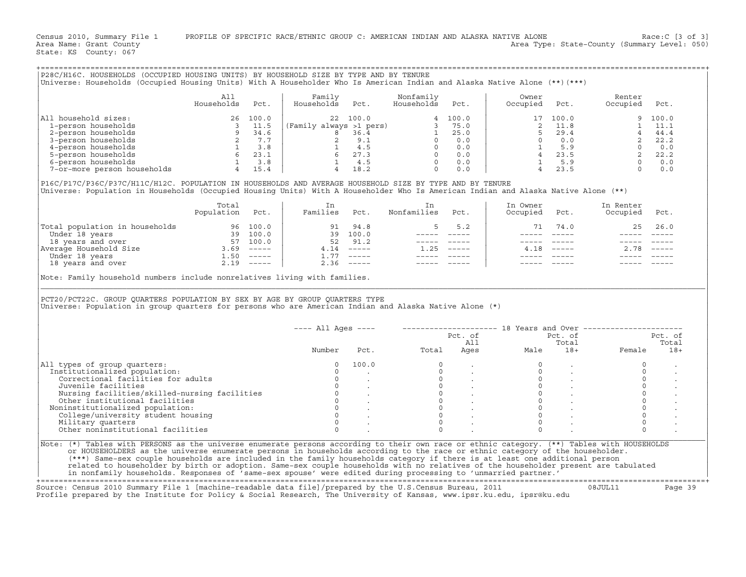Census 2010, Summary File 1 PROFILE OF SPECIFIC RACE/ETHNIC GROUP C: AMERICAN INDIAN AND ALASKA NATIVE ALONE Race:C [3 of 3]
Area Name: Grant County Area Type: State-County (Summary Level: 050)
State: KS County: 067

## P28C/H16C. HOUSEHOLDS (OCCUPIED HOUSING UNITS) BY HOUSEHOLD SIZE BY TYPE AND BY TENURE

Universe: Households (Occupied Housing Units) With A Householder Who Is American Indian and Alaska Native Alone (**)(***)

| | All Households | Pct. | Family Households | Pct. | Nonfamily Households | Pct. | Owner Occupied | Pct. | Renter Occupied | Pct. |
|---|---|---|---|---|---|---|---|---|---|---|
| All household sizes: | 26 | 100.0 | 22 | 100.0 | 4 | 100.0 | 17 | 100.0 | 9 | 100.0 |
| 1-person households | 3 | 11.5 | (Family always >1 pers) | | 3 | 75.0 | 2 | 11.8 | 1 | 11.1 |
| 2-person households | 9 | 34.6 | 8 | 36.4 | 1 | 25.0 | 5 | 29.4 | 4 | 44.4 |
| 3-person households | 2 | 7.7 | 2 | 9.1 | 0 | 0.0 | 0 | 0.0 | 2 | 22.2 |
| 4-person households | 1 | 3.8 | 1 | 4.5 | 0 | 0.0 | 1 | 5.9 | 0 | 0.0 |
| 5-person households | 6 | 23.1 | 6 | 27.3 | 0 | 0.0 | 4 | 23.5 | 2 | 22.2 |
| 6-person households | 1 | 3.8 | 1 | 4.5 | 0 | 0.0 | 1 | 5.9 | 0 | 0.0 |
| 7-or-more person households | 4 | 15.4 | 4 | 18.2 | 0 | 0.0 | 4 | 23.5 | 0 | 0.0 |

## P16C/P17C/P36C/P37C/H11C/H12C. POPULATION IN HOUSEHOLDS AND AVERAGE HOUSEHOLD SIZE BY TYPE AND BY TENURE

Universe: Population in Households (Occupied Housing Units) With A Householder Who Is American Indian and Alaska Native Alone (**)

| | Total Population | Pct. | In Families | Pct. | In Nonfamilies | Pct. | In Owner Occupied | Pct. | In Renter Occupied | Pct. |
|---|---|---|---|---|---|---|---|---|---|---|
| Total population in households | 96 | 100.0 | 91 | 94.8 | 5 | 5.2 | 71 | 74.0 | 25 | 26.0 |
| Under 18 years | 39 | 100.0 | 39 | 100.0 | ----- | ----- | ----- | ----- | ----- | ----- |
| 18 years and over | 57 | 100.0 | 52 | 91.2 | ----- | ----- | ----- | ----- | ----- | ----- |
| Average Household Size | 3.69 | ----- | 4.14 | ----- | 1.25 | ----- | 4.18 | ----- | 2.78 | ----- |
| Under 18 years | 1.50 | ----- | 1.77 | ----- | ----- | ----- | ----- | ----- | ----- | ----- |
| 18 years and over | 2.19 | ----- | 2.36 | ----- | ----- | ----- | ----- | ----- | ----- | ----- |

Note: Family household numbers include nonrelatives living with families.

## PCT20/PCT22C. GROUP QUARTERS POPULATION BY SEX BY AGE BY GROUP QUARTERS TYPE

Universe: Population in group quarters for persons who are American Indian and Alaska Native Alone (*)

| | All Ages | | 18 Years and Over | | | | | |
|---|---|---|---|---|---|---|---|---|
| | Number | Pct. | Total | Pct. of All Ages | Male | Pct. of Total 18+ | Female | Pct. of Total 18+ |
| All types of group quarters: | 0 | 100.0 | 0 | . | 0 | . | 0 | . |
| Institutionalized population: | 0 | . | 0 | . | 0 | . | 0 | . |
| Correctional facilities for adults | 0 | . | 0 | . | 0 | . | 0 | . |
| Juvenile facilities | 0 | . | 0 | . | 0 | . | 0 | . |
| Nursing facilities/skilled-nursing facilities | 0 | . | 0 | . | 0 | . | 0 | . |
| Other institutional facilities | 0 | . | 0 | . | 0 | . | 0 | . |
| Noninstitutionalized population: | 0 | . | 0 | . | 0 | . | 0 | . |
| College/university student housing | 0 | . | 0 | . | 0 | . | 0 | . |
| Military quarters | 0 | . | 0 | . | 0 | . | 0 | . |
| Other noninstitutional facilities | 0 | . | 0 | . | 0 | . | 0 | . |

Note: (*) Tables with PERSONS as the universe enumerate persons according to their own race or ethnic category. (**) Tables with HOUSEHOLDS or HOUSEHOLDERS as the universe enumerate persons in households according to the race or ethnic category of the householder. (***) Same-sex couple households are included in the family households category if there is at least one additional person related to householder by birth or adoption. Same-sex couple households with no relatives of the householder present are tabulated in nonfamily households. Responses of 'same-sex spouse' were edited during processing to 'unmarried partner.'

Source: Census 2010 Summary File 1 [machine-readable data file]/prepared by the U.S.Census Bureau, 2011 08JUL11
Profile prepared by the Institute for Policy & Social Research, The University of Kansas, www.ipsr.ku.edu, ipsr@ku.edu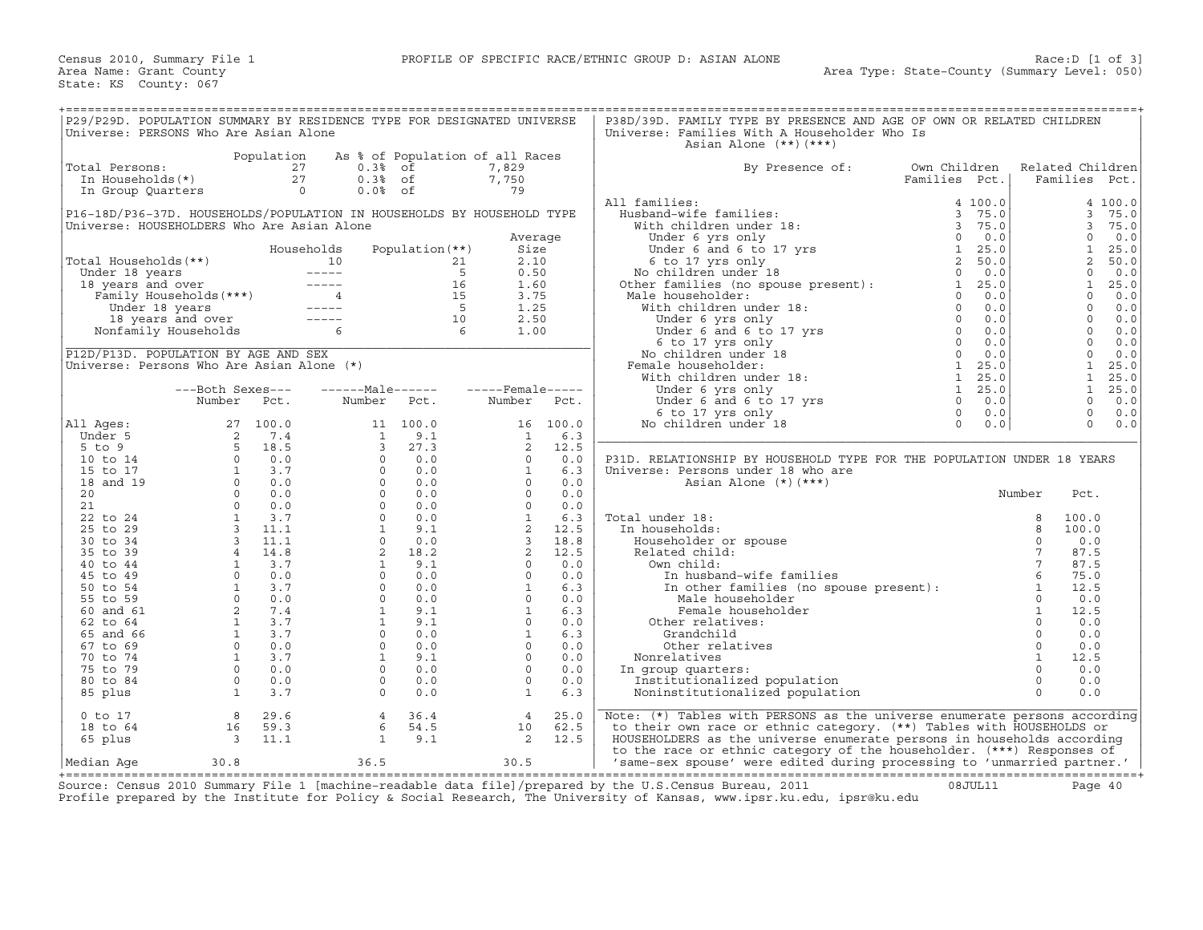Census 2010, Summary File 1 — PROFILE OF SPECIFIC RACE/ETHNIC GROUP D: ASIAN ALONE — Race:D [1 of 3]

Area Name: Grant County — Area Type: State-County (Summary Level: 050)

State: KS County: 067

## P29/P29D. POPULATION SUMMARY BY RESIDENCE TYPE FOR DESIGNATED UNIVERSE

Universe: PERSONS Who Are Asian Alone

| | Population | As % of Population of all Races | |
|---|---|---|---|
| Total Persons: | 27 | 0.3% of | 7,829 |
| In Households(*) | 27 | 0.3% of | 7,750 |
| In Group Quarters | 0 | 0.0% of | 79 |

## P16-18D/P36-37D. HOUSEHOLDS/POPULATION IN HOUSEHOLDS BY HOUSEHOLD TYPE

Universe: HOUSEHOLDERS Who Are Asian Alone

| | Households | Population(**) | Average Size |
|---|---|---|---|
| Total Households(**) | 10 | 21 | 2.10 |
| Under 18 years | ----- | 5 | 0.50 |
| 18 years and over | ----- | 16 | 1.60 |
| Family Households(***) | 4 | 15 | 3.75 |
| Under 18 years | ----- | 5 | 1.25 |
| 18 years and over | ----- | 10 | 2.50 |
| Nonfamily Households | 6 | 6 | 1.00 |

## P12D/P13D. POPULATION BY AGE AND SEX

Universe: Persons Who Are Asian Alone (*)

| | Both Sexes Number | Both Sexes Pct. | Male Number | Male Pct. | Female Number | Female Pct. |
|---|---|---|---|---|---|---|
| All Ages: | 27 | 100.0 | 11 | 100.0 | 16 | 100.0 |
| Under 5 | 2 | 7.4 | 1 | 9.1 | 1 | 6.3 |
| 5 to 9 | 5 | 18.5 | 3 | 27.3 | 2 | 12.5 |
| 10 to 14 | 0 | 0.0 | 0 | 0.0 | 0 | 0.0 |
| 15 to 17 | 1 | 3.7 | 0 | 0.0 | 1 | 6.3 |
| 18 and 19 | 0 | 0.0 | 0 | 0.0 | 0 | 0.0 |
| 20 | 0 | 0.0 | 0 | 0.0 | 0 | 0.0 |
| 21 | 0 | 0.0 | 0 | 0.0 | 0 | 0.0 |
| 22 to 24 | 1 | 3.7 | 0 | 0.0 | 1 | 6.3 |
| 25 to 29 | 3 | 11.1 | 1 | 9.1 | 2 | 12.5 |
| 30 to 34 | 3 | 11.1 | 0 | 0.0 | 3 | 18.8 |
| 35 to 39 | 4 | 14.8 | 2 | 18.2 | 2 | 12.5 |
| 40 to 44 | 1 | 3.7 | 1 | 9.1 | 0 | 0.0 |
| 45 to 49 | 0 | 0.0 | 0 | 0.0 | 0 | 0.0 |
| 50 to 54 | 1 | 3.7 | 0 | 0.0 | 1 | 6.3 |
| 55 to 59 | 0 | 0.0 | 0 | 0.0 | 0 | 0.0 |
| 60 and 61 | 2 | 7.4 | 1 | 9.1 | 1 | 6.3 |
| 62 to 64 | 1 | 3.7 | 1 | 9.1 | 0 | 0.0 |
| 65 and 66 | 1 | 3.7 | 0 | 0.0 | 1 | 6.3 |
| 67 to 69 | 0 | 0.0 | 0 | 0.0 | 0 | 0.0 |
| 70 to 74 | 1 | 3.7 | 1 | 9.1 | 0 | 0.0 |
| 75 to 79 | 0 | 0.0 | 0 | 0.0 | 0 | 0.0 |
| 80 to 84 | 0 | 0.0 | 0 | 0.0 | 0 | 0.0 |
| 85 plus | 1 | 3.7 | 0 | 0.0 | 1 | 6.3 |
| 0 to 17 | 8 | 29.6 | 4 | 36.4 | 4 | 25.0 |
| 18 to 64 | 16 | 59.3 | 6 | 54.5 | 10 | 62.5 |
| 65 plus | 3 | 11.1 | 1 | 9.1 | 2 | 12.5 |
| Median Age | 30.8 | | 36.5 | | 30.5 | |

## P38D/39D. FAMILY TYPE BY PRESENCE AND AGE OF OWN OR RELATED CHILDREN

Universe: Families With A Householder Who Is Asian Alone (**)(***)

| By Presence of: | Own Children Families | Own Children Pct. | Related Children Families | Related Children Pct. |
|---|---|---|---|---|
| All families: | 4 | 100.0 | 4 | 100.0 |
| Husband-wife families: | 3 | 75.0 | 3 | 75.0 |
| With children under 18: | 3 | 75.0 | 3 | 75.0 |
| Under 6 yrs only | 0 | 0.0 | 0 | 0.0 |
| Under 6 and 6 to 17 yrs | 1 | 25.0 | 1 | 25.0 |
| 6 to 17 yrs only | 2 | 50.0 | 2 | 50.0 |
| No children under 18 | 0 | 0.0 | 0 | 0.0 |
| Other families (no spouse present): | 1 | 25.0 | 1 | 25.0 |
| Male householder: | 0 | 0.0 | 0 | 0.0 |
| With children under 18: | 0 | 0.0 | 0 | 0.0 |
| Under 6 yrs only | 0 | 0.0 | 0 | 0.0 |
| Under 6 and 6 to 17 yrs | 0 | 0.0 | 0 | 0.0 |
| 6 to 17 yrs only | 0 | 0.0 | 0 | 0.0 |
| No children under 18 | 0 | 0.0 | 0 | 0.0 |
| Female householder: | 1 | 25.0 | 1 | 25.0 |
| With children under 18: | 1 | 25.0 | 1 | 25.0 |
| Under 6 yrs only | 1 | 25.0 | 1 | 25.0 |
| Under 6 and 6 to 17 yrs | 0 | 0.0 | 0 | 0.0 |
| 6 to 17 yrs only | 0 | 0.0 | 0 | 0.0 |
| No children under 18 | 0 | 0.0 | 0 | 0.0 |

## P31D. RELATIONSHIP BY HOUSEHOLD TYPE FOR THE POPULATION UNDER 18 YEARS

Universe: Persons under 18 who are Asian Alone (*)(***)

| | Number | Pct. |
|---|---|---|
| Total under 18: | 8 | 100.0 |
| In households: | 8 | 100.0 |
| Householder or spouse | 0 | 0.0 |
| Related child: | 7 | 87.5 |
| Own child: | 7 | 87.5 |
| In husband-wife families | 6 | 75.0 |
| In other families (no spouse present): | 1 | 12.5 |
| Male householder | 0 | 0.0 |
| Female householder | 1 | 12.5 |
| Other relatives: | 0 | 0.0 |
| Grandchild | 0 | 0.0 |
| Other relatives | 0 | 0.0 |
| Nonrelatives | 1 | 12.5 |
| In group quarters: | 0 | 0.0 |
| Institutionalized population | 0 | 0.0 |
| Noninstitutionalized population | 0 | 0.0 |

Note: (*) Tables with PERSONS as the universe enumerate persons according to their own race or ethnic category. (**) Tables with HOUSEHOLDS or HOUSEHOLDERS as the universe enumerate persons in households according to the race or ethnic category of the householder. (***) Responses of 'same-sex spouse' were edited during processing to 'unmarried partner.'

Source: Census 2010 Summary File 1 [machine-readable data file]/prepared by the U.S.Census Bureau, 2011 08JUL11
Profile prepared by the Institute for Policy & Social Research, The University of Kansas, www.ipsr.ku.edu, ipsr@ku.edu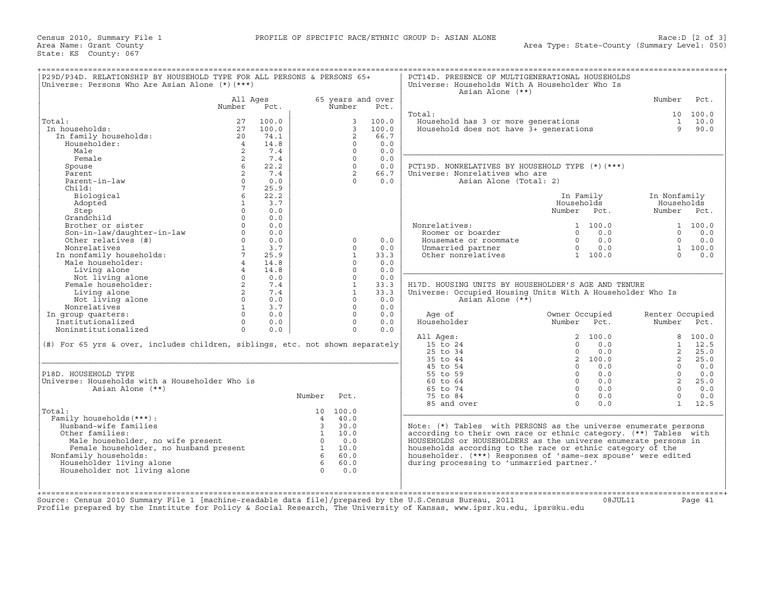Census 2010, Summary File 1 — PROFILE OF SPECIFIC RACE/ETHNIC GROUP D: ASIAN ALONE — Race:D [2 of 3]

Area Name: Grant County — Area Type: State-County (Summary Level: 050)

State: KS County: 067

## P29D/P34D. RELATIONSHIP BY HOUSEHOLD TYPE FOR ALL PERSONS & PERSONS 65+

Universe: Persons Who Are Asian Alone (*)(***)

| | All Ages Number | All Ages Pct. | 65 years and over Number | 65 years and over Pct. |
|---|---|---|---|---|
| Total: | 27 | 100.0 | 3 | 100.0 |
| In households: | 27 | 100.0 | 3 | 100.0 |
| In family households: | 20 | 74.1 | 2 | 66.7 |
| Householder: | 4 | 14.8 | 0 | 0.0 |
| Male | 2 | 7.4 | 0 | 0.0 |
| Female | 2 | 7.4 | 0 | 0.0 |
| Spouse | 6 | 22.2 | 0 | 0.0 |
| Parent | 2 | 7.4 | 2 | 66.7 |
| Parent-in-law | 0 | 0.0 | 0 | 0.0 |
| Child: | 7 | 25.9 | | |
| Biological | 6 | 22.2 | | |
| Adopted | 1 | 3.7 | | |
| Step | 0 | 0.0 | | |
| Grandchild | 0 | 0.0 | | |
| Brother or sister | 0 | 0.0 | | |
| Son-in-law/daughter-in-law | 0 | 0.0 | | |
| Other relatives (#) | 0 | 0.0 | 0 | 0.0 |
| Nonrelatives | 1 | 3.7 | 0 | 0.0 |
| In nonfamily households: | 7 | 25.9 | 1 | 33.3 |
| Male householder: | 4 | 14.8 | 0 | 0.0 |
| Living alone | 4 | 14.8 | 0 | 0.0 |
| Not living alone | 0 | 0.0 | 0 | 0.0 |
| Female householder: | 2 | 7.4 | 1 | 33.3 |
| Living alone | 2 | 7.4 | 1 | 33.3 |
| Not living alone | 0 | 0.0 | 0 | 0.0 |
| Nonrelatives | 1 | 3.7 | 0 | 0.0 |
| In group quarters: | 0 | 0.0 | 0 | 0.0 |
| Institutionalized | 0 | 0.0 | 0 | 0.0 |
| Noninstitutionalized | 0 | 0.0 | 0 | 0.0 |

(#) For 65 yrs & over, includes children, siblings, etc. not shown separately

## P18D. HOUSEHOLD TYPE

Universe: Households with a Householder Who is Asian Alone (**)

| | Number | Pct. |
|---|---|---|
| Total: | 10 | 100.0 |
| Family households(***): | 4 | 40.0 |
| Husband-wife families | 3 | 30.0 |
| Other families: | 1 | 10.0 |
| Male householder, no wife present | 0 | 0.0 |
| Female householder, no husband present | 1 | 10.0 |
| Nonfamily households: | 6 | 60.0 |
| Householder living alone | 6 | 60.0 |
| Householder not living alone | 0 | 0.0 |

## PCT14D. PRESENCE OF MULTIGENERATIONAL HOUSEHOLDS

Universe: Households With A Householder Who Is Asian Alone (**)

| | Number | Pct. |
|---|---|---|
| Total: | 10 | 100.0 |
| Household has 3 or more generations | 1 | 10.0 |
| Household does not have 3+ generations | 9 | 90.0 |

## PCT19D. NONRELATIVES BY HOUSEHOLD TYPE (*)(***)

Universe: Nonrelatives who are Asian Alone (Total: 2)

| | In Family Households Number | In Family Households Pct. | In Nonfamily Households Number | In Nonfamily Households Pct. |
|---|---|---|---|---|
| Nonrelatives: | 1 | 100.0 | 1 | 100.0 |
| Roomer or boarder | 0 | 0.0 | 0 | 0.0 |
| Housemate or roommate | 0 | 0.0 | 0 | 0.0 |
| Unmarried partner | 0 | 0.0 | 1 | 100.0 |
| Other nonrelatives | 1 | 100.0 | 0 | 0.0 |

## H17D. HOUSING UNITS BY HOUSEHOLDER'S AGE AND TENURE

Universe: Occupied Housing Units With A Householder Who Is Asian Alone (**)

| Age of Householder | Owner Occupied Number | Owner Occupied Pct. | Renter Occupied Number | Renter Occupied Pct. |
|---|---|---|---|---|
| All Ages: | 2 | 100.0 | 8 | 100.0 |
| 15 to 24 | 0 | 0.0 | 1 | 12.5 |
| 25 to 34 | 0 | 0.0 | 2 | 25.0 |
| 35 to 44 | 2 | 100.0 | 2 | 25.0 |
| 45 to 54 | 0 | 0.0 | 0 | 0.0 |
| 55 to 59 | 0 | 0.0 | 0 | 0.0 |
| 60 to 64 | 0 | 0.0 | 2 | 25.0 |
| 65 to 74 | 0 | 0.0 | 0 | 0.0 |
| 75 to 84 | 0 | 0.0 | 0 | 0.0 |
| 85 and over | 0 | 0.0 | 1 | 12.5 |

Note: (*) Tables with PERSONS as the universe enumerate persons according to their own race or ethnic category. (**) Tables with HOUSEHOLDS or HOUSEHOLDERS as the universe enumerate persons in households according to the race or ethnic category of the householder. (***) Responses of 'same-sex spouse' were edited during processing to 'unmarried partner.'

Source: Census 2010 Summary File 1 [machine-readable data file]/prepared by the U.S.Census Bureau, 2011 08JUL11

Profile prepared by the Institute for Policy & Social Research, The University of Kansas, www.ipsr.ku.edu, ipsr@ku.edu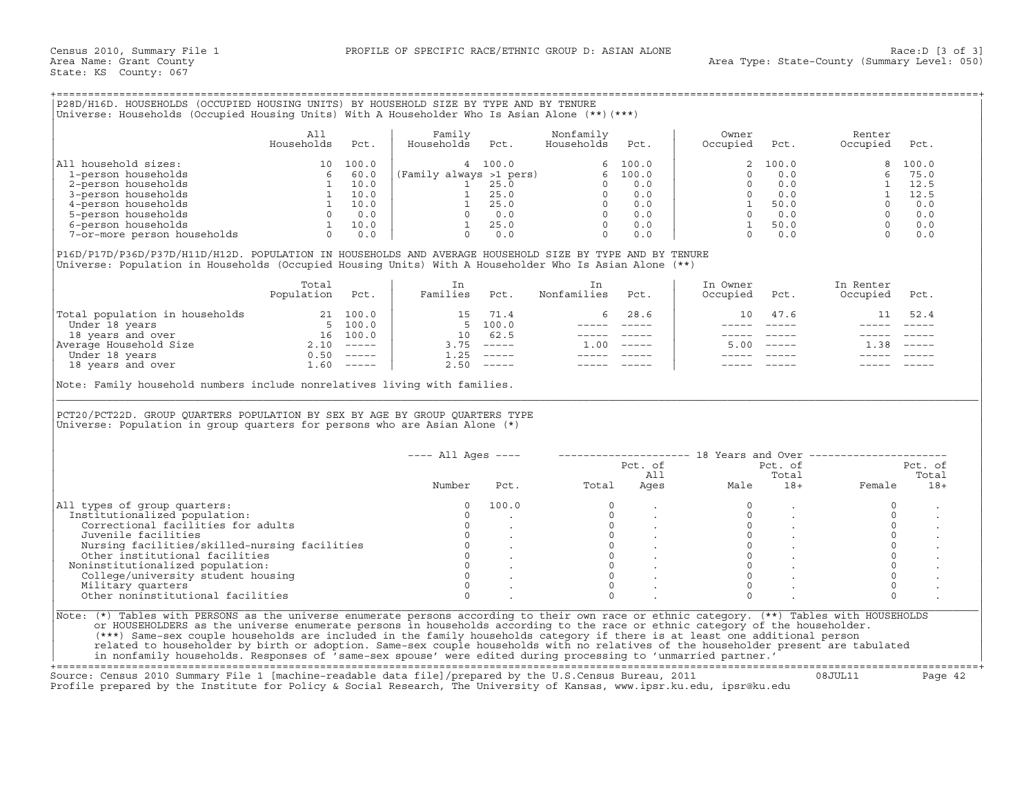Census 2010, Summary File 1 PROFILE OF SPECIFIC RACE/ETHNIC GROUP D: ASIAN ALONE Race:D [3 of 3]
Area Name: Grant County Area Type: State-County (Summary Level: 050)
State: KS County: 067

## P28D/H16D. HOUSEHOLDS (OCCUPIED HOUSING UNITS) BY HOUSEHOLD SIZE BY TYPE AND BY TENURE

Universe: Households (Occupied Housing Units) With A Householder Who Is Asian Alone (**)(***)

| | All Households | Pct. | Family Households | Pct. | Nonfamily Households | Pct. | Owner Occupied | Pct. | Renter Occupied | Pct. |
|---|---|---|---|---|---|---|---|---|---|---|
| All household sizes: | 10 | 100.0 | 4 | 100.0 | 6 | 100.0 | 2 | 100.0 | 8 | 100.0 |
| 1-person households | 6 | 60.0 | (Family always >1 pers) | | 6 | 100.0 | 0 | 0.0 | 6 | 75.0 |
| 2-person households | 1 | 10.0 | 1 | 25.0 | 0 | 0.0 | 0 | 0.0 | 1 | 12.5 |
| 3-person households | 1 | 10.0 | 1 | 25.0 | 0 | 0.0 | 0 | 0.0 | 1 | 12.5 |
| 4-person households | 1 | 10.0 | 1 | 25.0 | 0 | 0.0 | 1 | 50.0 | 0 | 0.0 |
| 5-person households | 0 | 0.0 | 0 | 0.0 | 0 | 0.0 | 0 | 0.0 | 0 | 0.0 |
| 6-person households | 1 | 10.0 | 1 | 25.0 | 0 | 0.0 | 1 | 50.0 | 0 | 0.0 |
| 7-or-more person households | 0 | 0.0 | 0 | 0.0 | 0 | 0.0 | 0 | 0.0 | 0 | 0.0 |

## P16D/P17D/P36D/P37D/H11D/H12D. POPULATION IN HOUSEHOLDS AND AVERAGE HOUSEHOLD SIZE BY TYPE AND BY TENURE

Universe: Population in Households (Occupied Housing Units) With A Householder Who Is Asian Alone (**)

| | Total Population | Pct. | In Families | Pct. | In Nonfamilies | Pct. | In Owner Occupied | Pct. | In Renter Occupied | Pct. |
|---|---|---|---|---|---|---|---|---|---|---|
| Total population in households | 21 | 100.0 | 15 | 71.4 | 6 | 28.6 | 10 | 47.6 | 11 | 52.4 |
| Under 18 years | 5 | 100.0 | 5 | 100.0 | ----- | ----- | ----- | ----- | ----- | ----- |
| 18 years and over | 16 | 100.0 | 10 | 62.5 | ----- | ----- | ----- | ----- | ----- | ----- |
| Average Household Size | 2.10 | ----- | 3.75 | ----- | 1.00 | ----- | 5.00 | ----- | 1.38 | ----- |
| Under 18 years | 0.50 | ----- | 1.25 | ----- | ----- | ----- | ----- | ----- | ----- | ----- |
| 18 years and over | 1.60 | ----- | 2.50 | ----- | ----- | ----- | ----- | ----- | ----- | ----- |

Note: Family household numbers include nonrelatives living with families.

## PCT20/PCT22D. GROUP QUARTERS POPULATION BY SEX BY AGE BY GROUP QUARTERS TYPE

Universe: Population in group quarters for persons who are Asian Alone (*)

| | All Ages | | 18 Years and Over | | | | | |
|---|---|---|---|---|---|---|---|---|
| | Number | Pct. | Total | Pct. of All Ages | Male | Pct. of Total 18+ | Female | Pct. of Total 18+ |
| All types of group quarters: | 0 | 100.0 | 0 | . | 0 | . | 0 | . |
| Institutionalized population: | 0 | . | 0 | . | 0 | . | 0 | . |
| Correctional facilities for adults | 0 | . | 0 | . | 0 | . | 0 | . |
| Juvenile facilities | 0 | . | 0 | . | 0 | . | 0 | . |
| Nursing facilities/skilled-nursing facilities | 0 | . | 0 | . | 0 | . | 0 | . |
| Other institutional facilities | 0 | . | 0 | . | 0 | . | 0 | . |
| Noninstitutionalized population: | 0 | . | 0 | . | 0 | . | 0 | . |
| College/university student housing | 0 | . | 0 | . | 0 | . | 0 | . |
| Military quarters | 0 | . | 0 | . | 0 | . | 0 | . |
| Other noninstitutional facilities | 0 | . | 0 | . | 0 | . | 0 | . |

Note: (*) Tables with PERSONS as the universe enumerate persons according to their own race or ethnic category. (**) Tables with HOUSEHOLDS or HOUSEHOLDERS as the universe enumerate persons in households according to the race or ethnic category of the householder. (***) Same-sex couple households are included in the family households category if there is at least one additional person related to householder by birth or adoption. Same-sex couple households with no relatives of the householder present are tabulated in nonfamily households. Responses of 'same-sex spouse' were edited during processing to 'unmarried partner.'

Source: Census 2010 Summary File 1 [machine-readable data file]/prepared by the U.S.Census Bureau, 2011 08JUL11
Profile prepared by the Institute for Policy & Social Research, The University of Kansas, www.ipsr.ku.edu, ipsr@ku.edu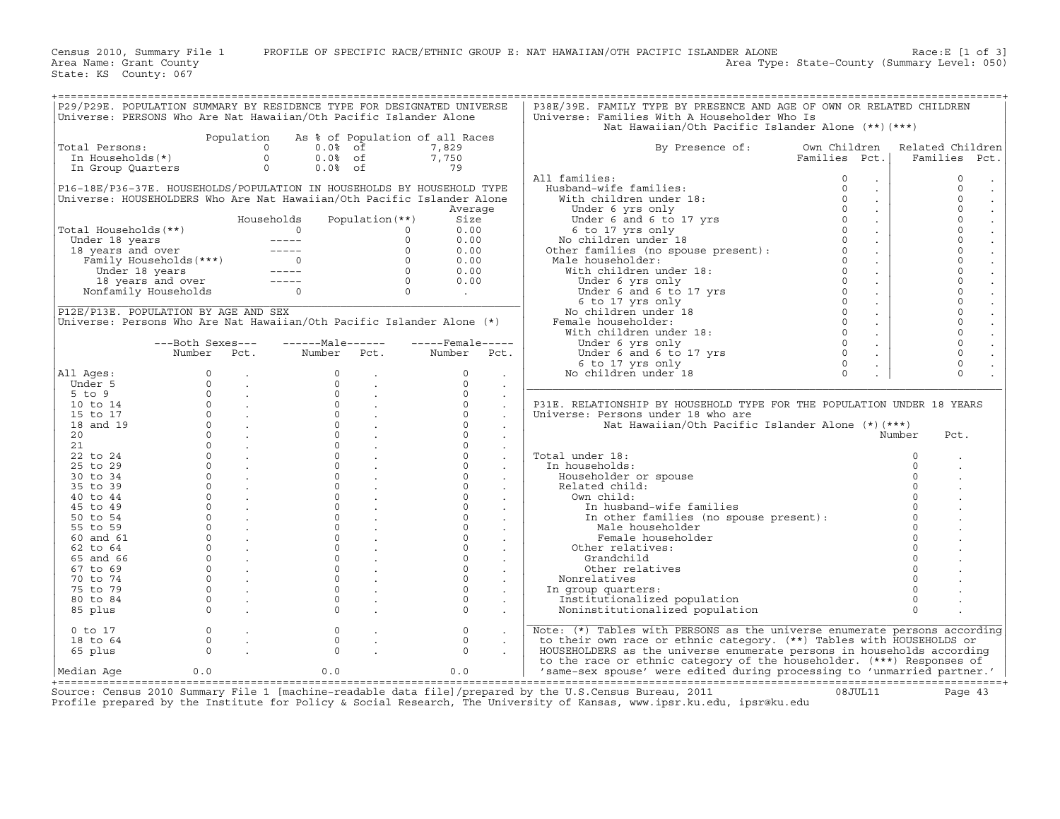Census 2010, Summary File 1 PROFILE OF SPECIFIC RACE/ETHNIC GROUP E: NAT HAWAIIAN/OTH PACIFIC ISLANDER ALONE Race:E [1 of 3]
Area Name: Grant County Area Type: State-County (Summary Level: 050)
State: KS County: 067

## P29/P29E. POPULATION SUMMARY BY RESIDENCE TYPE FOR DESIGNATED UNIVERSE

Universe: PERSONS Who Are Nat Hawaiian/Oth Pacific Islander Alone

| | Population | As % of Population of all Races | |
|---|---|---|---|
| Total Persons: | 0 | 0.0% of | 7,829 |
| In Households(*) | 0 | 0.0% of | 7,750 |
| In Group Quarters | 0 | 0.0% of | 79 |

## P16-18E/P36-37E. HOUSEHOLDS/POPULATION IN HOUSEHOLDS BY HOUSEHOLD TYPE

Universe: HOUSEHOLDERS Who Are Nat Hawaiian/Oth Pacific Islander Alone

| | Households | Population(**) | Average Size |
|---|---|---|---|
| Total Households(**) | 0 | 0 | 0.00 |
| Under 18 years | ----- | 0 | 0.00 |
| 18 years and over | ----- | 0 | 0.00 |
| Family Households(***) | 0 | 0 | 0.00 |
| Under 18 years | ----- | 0 | 0.00 |
| 18 years and over | ----- | 0 | 0.00 |
| Nonfamily Households | 0 | 0 | . |

## P12E/P13E. POPULATION BY AGE AND SEX

Universe: Persons Who Are Nat Hawaiian/Oth Pacific Islander Alone (*)

| | Both Sexes Number | Both Sexes Pct. | Male Number | Male Pct. | Female Number | Female Pct. |
|---|---|---|---|---|---|---|
| All Ages: | 0 | . | 0 | . | 0 | . |
| Under 5 | 0 | . | 0 | . | 0 | . |
| 5 to 9 | 0 | . | 0 | . | 0 | . |
| 10 to 14 | 0 | . | 0 | . | 0 | . |
| 15 to 17 | 0 | . | 0 | . | 0 | . |
| 18 and 19 | 0 | . | 0 | . | 0 | . |
| 20 | 0 | . | 0 | . | 0 | . |
| 21 | 0 | . | 0 | . | 0 | . |
| 22 to 24 | 0 | . | 0 | . | 0 | . |
| 25 to 29 | 0 | . | 0 | . | 0 | . |
| 30 to 34 | 0 | . | 0 | . | 0 | . |
| 35 to 39 | 0 | . | 0 | . | 0 | . |
| 40 to 44 | 0 | . | 0 | . | 0 | . |
| 45 to 49 | 0 | . | 0 | . | 0 | . |
| 50 to 54 | 0 | . | 0 | . | 0 | . |
| 55 to 59 | 0 | . | 0 | . | 0 | . |
| 60 and 61 | 0 | . | 0 | . | 0 | . |
| 62 to 64 | 0 | . | 0 | . | 0 | . |
| 65 and 66 | 0 | . | 0 | . | 0 | . |
| 67 to 69 | 0 | . | 0 | . | 0 | . |
| 70 to 74 | 0 | . | 0 | . | 0 | . |
| 75 to 79 | 0 | . | 0 | . | 0 | . |
| 80 to 84 | 0 | . | 0 | . | 0 | . |
| 85 plus | 0 | . | 0 | . | 0 | . |
| 0 to 17 | 0 | . | 0 | . | 0 | . |
| 18 to 64 | 0 | . | 0 | . | 0 | . |
| 65 plus | 0 | . | 0 | . | 0 | . |
| Median Age | 0.0 | | 0.0 | | 0.0 | |

## P38E/39E. FAMILY TYPE BY PRESENCE AND AGE OF OWN OR RELATED CHILDREN

Universe: Families With A Householder Who Is Nat Hawaiian/Oth Pacific Islander Alone (**)(***)

| By Presence of: | Own Children Families | Own Children Pct. | Related Children Families | Related Children Pct. |
|---|---|---|---|---|
| All families: | 0 | . | 0 | . |
| Husband-wife families: | 0 | . | 0 | . |
| With children under 18: | 0 | . | 0 | . |
| Under 6 yrs only | 0 | . | 0 | . |
| Under 6 and 6 to 17 yrs | 0 | . | 0 | . |
| 6 to 17 yrs only | 0 | . | 0 | . |
| No children under 18 | 0 | . | 0 | . |
| Other families (no spouse present): | 0 | . | 0 | . |
| Male householder: | 0 | . | 0 | . |
| With children under 18: | 0 | . | 0 | . |
| Under 6 yrs only | 0 | . | 0 | . |
| Under 6 and 6 to 17 yrs | 0 | . | 0 | . |
| 6 to 17 yrs only | 0 | . | 0 | . |
| No children under 18 | 0 | . | 0 | . |
| Female householder: | 0 | . | 0 | . |
| With children under 18: | 0 | . | 0 | . |
| Under 6 yrs only | 0 | . | 0 | . |
| Under 6 and 6 to 17 yrs | 0 | . | 0 | . |
| 6 to 17 yrs only | 0 | . | 0 | . |
| No children under 18 | 0 | . | 0 | . |

## P31E. RELATIONSHIP BY HOUSEHOLD TYPE FOR THE POPULATION UNDER 18 YEARS

Universe: Persons under 18 who are Nat Hawaiian/Oth Pacific Islander Alone (*)(***)

| | Number | Pct. |
|---|---|---|
| Total under 18: | 0 | . |
| In households: | 0 | . |
| Householder or spouse | 0 | . |
| Related child: | 0 | . |
| Own child: | 0 | . |
| In husband-wife families | 0 | . |
| In other families (no spouse present): | 0 | . |
| Male householder | 0 | . |
| Female householder | 0 | . |
| Other relatives: | 0 | . |
| Grandchild | 0 | . |
| Other relatives | 0 | . |
| Nonrelatives | 0 | . |
| In group quarters: | 0 | . |
| Institutionalized population | 0 | . |
| Noninstitutionalized population | 0 | . |

Note: (*) Tables with PERSONS as the universe enumerate persons according to their own race or ethnic category. (**) Tables with HOUSEHOLDS or HOUSEHOLDERS as the universe enumerate persons in households according to the race or ethnic category of the householder. (***) Responses of 'same-sex spouse' were edited during processing to 'unmarried partner.'

Source: Census 2010 Summary File 1 [machine-readable data file]/prepared by the U.S.Census Bureau, 2011 08JUL11
Profile prepared by the Institute for Policy & Social Research, The University of Kansas, www.ipsr.ku.edu, ipsr@ku.edu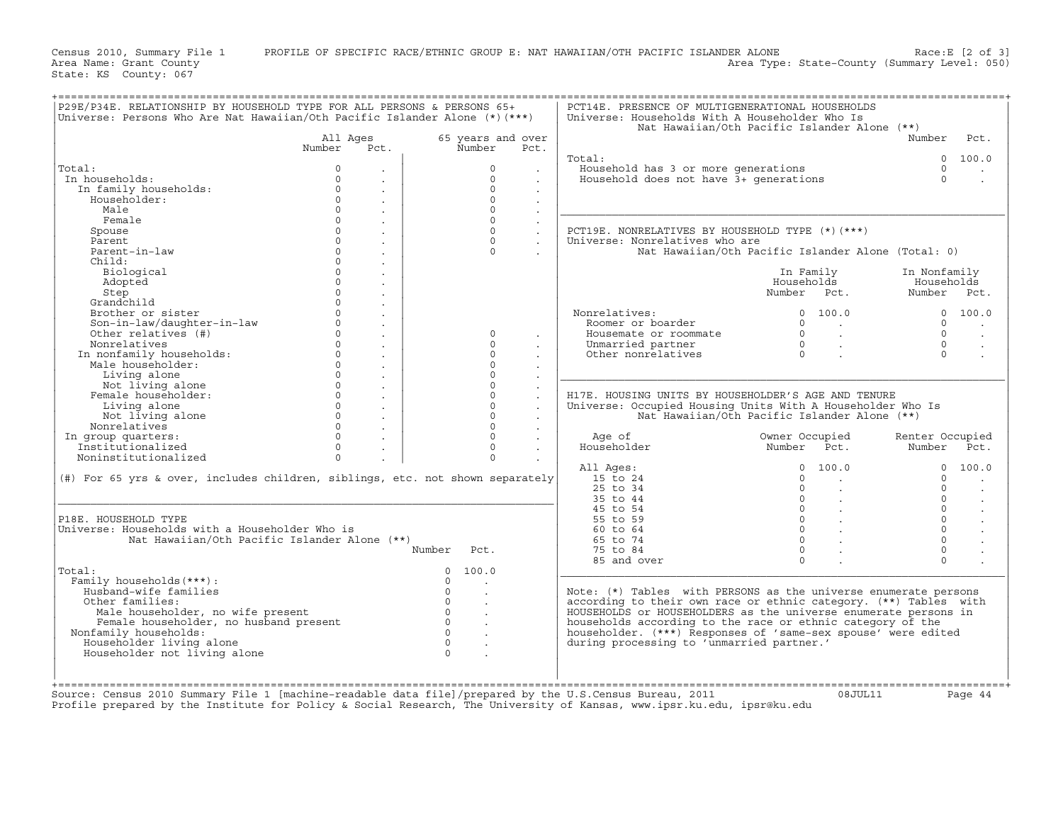Census 2010, Summary File 1 PROFILE OF SPECIFIC RACE/ETHNIC GROUP E: NAT HAWAIIAN/OTH PACIFIC ISLANDER ALONE Race:E [2 of 3]
Area Name: Grant County Area Type: State-County (Summary Level: 050)
State: KS County: 067

## P29E/P34E. RELATIONSHIP BY HOUSEHOLD TYPE FOR ALL PERSONS & PERSONS 65+

Universe: Persons Who Are Nat Hawaiian/Oth Pacific Islander Alone (*)(***)

| | All Ages Number | All Ages Pct. | 65 years and over Number | 65 years and over Pct. |
|---|---|---|---|---|
| Total: | 0 | . | 0 | . |
| In households: | 0 | . | 0 | . |
| In family households: | 0 | . | 0 | . |
| Householder: | 0 | . | 0 | . |
| Male | 0 | . | 0 | . |
| Female | 0 | . | 0 | . |
| Spouse | 0 | . | 0 | . |
| Parent | 0 | . | 0 | . |
| Parent-in-law | 0 | . | 0 | . |
| Child: | 0 | . | | |
| Biological | 0 | . | | |
| Adopted | 0 | . | | |
| Step | 0 | . | | |
| Grandchild | 0 | . | | |
| Brother or sister | 0 | . | | |
| Son-in-law/daughter-in-law | 0 | . | | |
| Other relatives (#) | 0 | . | 0 | . |
| Nonrelatives | 0 | . | 0 | . |
| In nonfamily households: | 0 | . | 0 | . |
| Male householder: | 0 | . | 0 | . |
| Living alone | 0 | . | 0 | . |
| Not living alone | 0 | . | 0 | . |
| Female householder: | 0 | . | 0 | . |
| Living alone | 0 | . | 0 | . |
| Not living alone | 0 | . | 0 | . |
| Nonrelatives | 0 | . | 0 | . |
| In group quarters: | 0 | . | 0 | . |
| Institutionalized | 0 | . | 0 | . |
| Noninstitutionalized | 0 | . | 0 | . |

(#) For 65 yrs & over, includes children, siblings, etc. not shown separately

## P18E. HOUSEHOLD TYPE

Universe: Households with a Householder Who is Nat Hawaiian/Oth Pacific Islander Alone (**)

| | Number | Pct. |
|---|---|---|
| Total: | 0 | 100.0 |
| Family households(***): | 0 | . |
| Husband-wife families | 0 | . |
| Other families: | 0 | . |
| Male householder, no wife present | 0 | . |
| Female householder, no husband present | 0 | . |
| Nonfamily households: | 0 | . |
| Householder living alone | 0 | . |
| Householder not living alone | 0 | . |

## PCT14E. PRESENCE OF MULTIGENERATIONAL HOUSEHOLDS

Universe: Households With A Householder Who Is Nat Hawaiian/Oth Pacific Islander Alone (**)

| | Number | Pct. |
|---|---|---|
| Total: | 0 | 100.0 |
| Household has 3 or more generations | 0 | . |
| Household does not have 3+ generations | 0 | . |

## PCT19E. NONRELATIVES BY HOUSEHOLD TYPE (*)(***)

Universe: Nonrelatives who are Nat Hawaiian/Oth Pacific Islander Alone (Total: 0)

| | In Family Households Number | In Family Households Pct. | In Nonfamily Households Number | In Nonfamily Households Pct. |
|---|---|---|---|---|
| Nonrelatives: | 0 | 100.0 | 0 | 100.0 |
| Roomer or boarder | 0 | . | 0 | . |
| Housemate or roommate | 0 | . | 0 | . |
| Unmarried partner | 0 | . | 0 | . |
| Other nonrelatives | 0 | . | 0 | . |

## H17E. HOUSING UNITS BY HOUSEHOLDER'S AGE AND TENURE

Universe: Occupied Housing Units With A Householder Who Is Nat Hawaiian/Oth Pacific Islander Alone (**)

| Age of Householder | Owner Occupied Number | Owner Occupied Pct. | Renter Occupied Number | Renter Occupied Pct. |
|---|---|---|---|---|
| All Ages: | 0 | 100.0 | 0 | 100.0 |
| 15 to 24 | 0 | . | 0 | . |
| 25 to 34 | 0 | . | 0 | . |
| 35 to 44 | 0 | . | 0 | . |
| 45 to 54 | 0 | . | 0 | . |
| 55 to 59 | 0 | . | 0 | . |
| 60 to 64 | 0 | . | 0 | . |
| 65 to 74 | 0 | . | 0 | . |
| 75 to 84 | 0 | . | 0 | . |
| 85 and over | 0 | . | 0 | . |

Note: (*) Tables with PERSONS as the universe enumerate persons according to their own race or ethnic category. (**) Tables with HOUSEHOLDS or HOUSEHOLDERS as the universe enumerate persons in households according to the race or ethnic category of the householder. (***) Responses of 'same-sex spouse' were edited during processing to 'unmarried partner.'

Source: Census 2010 Summary File 1 [machine-readable data file]/prepared by the U.S.Census Bureau, 2011 08JUL11
Profile prepared by the Institute for Policy & Social Research, The University of Kansas, www.ipsr.ku.edu, ipsr@ku.edu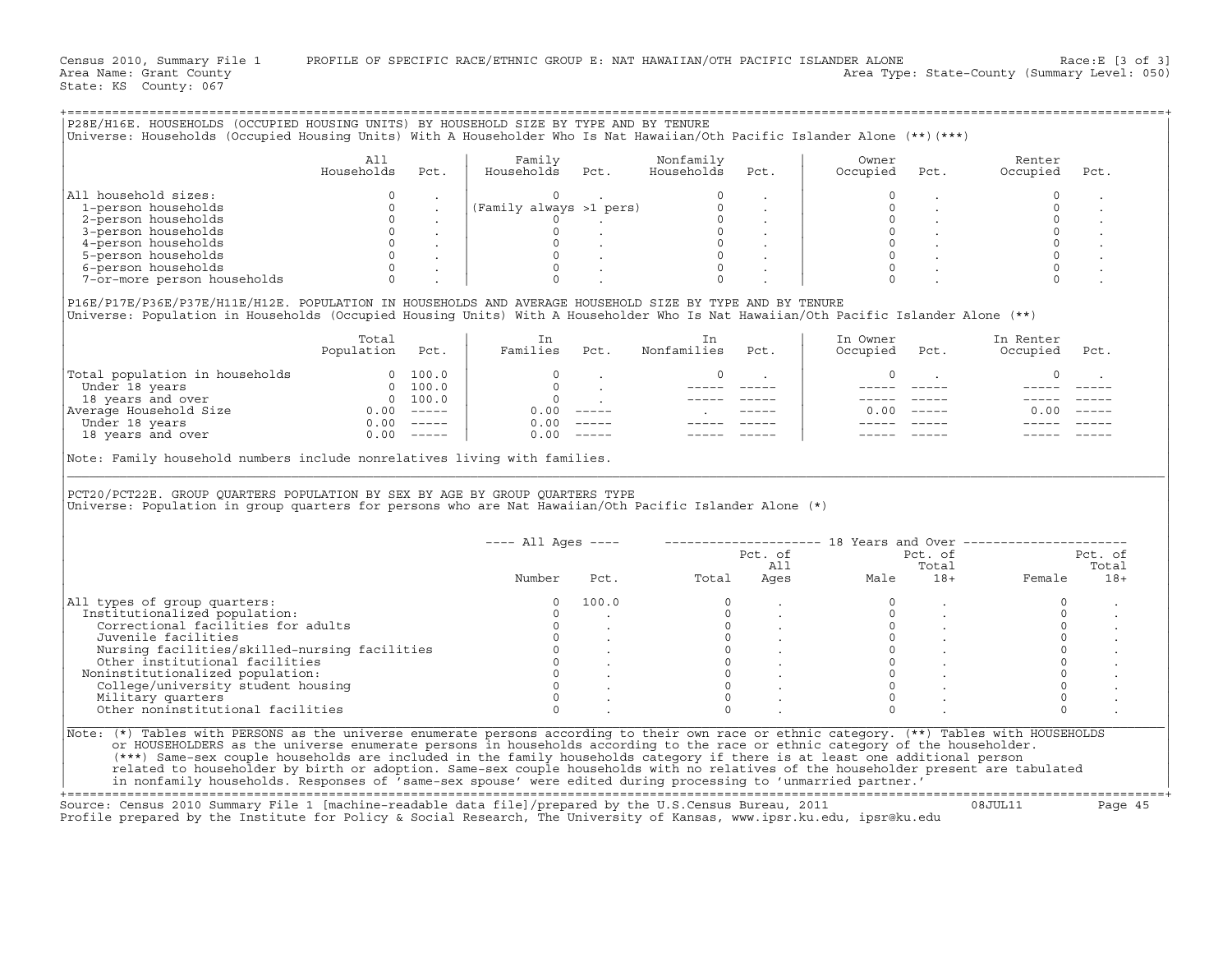Census 2010, Summary File 1 PROFILE OF SPECIFIC RACE/ETHNIC GROUP E: NAT HAWAIIAN/OTH PACIFIC ISLANDER ALONE Race:E [3 of 3]
Area Name: Grant County Area Type: State-County (Summary Level: 050)
State: KS County: 067

## P28E/H16E. HOUSEHOLDS (OCCUPIED HOUSING UNITS) BY HOUSEHOLD SIZE BY TYPE AND BY TENURE

Universe: Households (Occupied Housing Units) With A Householder Who Is Nat Hawaiian/Oth Pacific Islander Alone (**)(***)

| | All Households | Pct. | Family Households | Pct. | Nonfamily Households | Pct. | Owner Occupied | Pct. | Renter Occupied | Pct. |
|---|---|---|---|---|---|---|---|---|---|---|
| All household sizes: | 0 | . | 0 | . | 0 | . | 0 | . | 0 | . |
| 1-person households | 0 | . | (Family always >1 pers) | | 0 | . | 0 | . | 0 | . |
| 2-person households | 0 | . | 0 | . | 0 | . | 0 | . | 0 | . |
| 3-person households | 0 | . | 0 | . | 0 | . | 0 | . | 0 | . |
| 4-person households | 0 | . | 0 | . | 0 | . | 0 | . | 0 | . |
| 5-person households | 0 | . | 0 | . | 0 | . | 0 | . | 0 | . |
| 6-person households | 0 | . | 0 | . | 0 | . | 0 | . | 0 | . |
| 7-or-more person households | 0 | . | 0 | . | 0 | . | 0 | . | 0 | . |

## P16E/P17E/P36E/P37E/H11E/H12E. POPULATION IN HOUSEHOLDS AND AVERAGE HOUSEHOLD SIZE BY TYPE AND BY TENURE

Universe: Population in Households (Occupied Housing Units) With A Householder Who Is Nat Hawaiian/Oth Pacific Islander Alone (**)

| | Total Population | Pct. | In Families | Pct. | In Nonfamilies | Pct. | In Owner Occupied | Pct. | In Renter Occupied | Pct. |
|---|---|---|---|---|---|---|---|---|---|---|
| Total population in households | 0 | 100.0 | 0 | . | 0 | . | 0 | . | 0 | . |
| Under 18 years | 0 | 100.0 | 0 | . | ----- | ----- | ----- | ----- | ----- | ----- |
| 18 years and over | 0 | 100.0 | 0 | . | ----- | ----- | ----- | ----- | ----- | ----- |
| Average Household Size | 0.00 | ----- | 0.00 | ----- | . | ----- | 0.00 | ----- | 0.00 | ----- |
| Under 18 years | 0.00 | ----- | 0.00 | ----- | ----- | ----- | ----- | ----- | ----- | ----- |
| 18 years and over | 0.00 | ----- | 0.00 | ----- | ----- | ----- | ----- | ----- | ----- | ----- |

Note: Family household numbers include nonrelatives living with families.

## PCT20/PCT22E. GROUP QUARTERS POPULATION BY SEX BY AGE BY GROUP QUARTERS TYPE

Universe: Population in group quarters for persons who are Nat Hawaiian/Oth Pacific Islander Alone (*)

| | All Ages | | 18 Years and Over | | | | | |
|---|---|---|---|---|---|---|---|---|
| | Number | Pct. | Total | Pct. of All Ages | Male | Pct. of Total 18+ | Female | Pct. of Total 18+ |
| All types of group quarters: | 0 | 100.0 | 0 | . | 0 | . | 0 | . |
| Institutionalized population: | 0 | . | 0 | . | 0 | . | 0 | . |
| Correctional facilities for adults | 0 | . | 0 | . | 0 | . | 0 | . |
| Juvenile facilities | 0 | . | 0 | . | 0 | . | 0 | . |
| Nursing facilities/skilled-nursing facilities | 0 | . | 0 | . | 0 | . | 0 | . |
| Other institutional facilities | 0 | . | 0 | . | 0 | . | 0 | . |
| Noninstitutionalized population: | 0 | . | 0 | . | 0 | . | 0 | . |
| College/university student housing | 0 | . | 0 | . | 0 | . | 0 | . |
| Military quarters | 0 | . | 0 | . | 0 | . | 0 | . |
| Other noninstitutional facilities | 0 | . | 0 | . | 0 | . | 0 | . |

Note: (*) Tables with PERSONS as the universe enumerate persons according to their own race or ethnic category. (**) Tables with HOUSEHOLDS or HOUSEHOLDERS as the universe enumerate persons in households according to the race or ethnic category of the householder. (***) Same-sex couple households are included in the family households category if there is at least one additional person related to householder by birth or adoption. Same-sex couple households with no relatives of the householder present are tabulated in nonfamily households. Responses of 'same-sex spouse' were edited during processing to 'unmarried partner.'

Source: Census 2010 Summary File 1 [machine-readable data file]/prepared by the U.S.Census Bureau, 2011 08JUL11
Profile prepared by the Institute for Policy & Social Research, The University of Kansas, www.ipsr.ku.edu, ipsr@ku.edu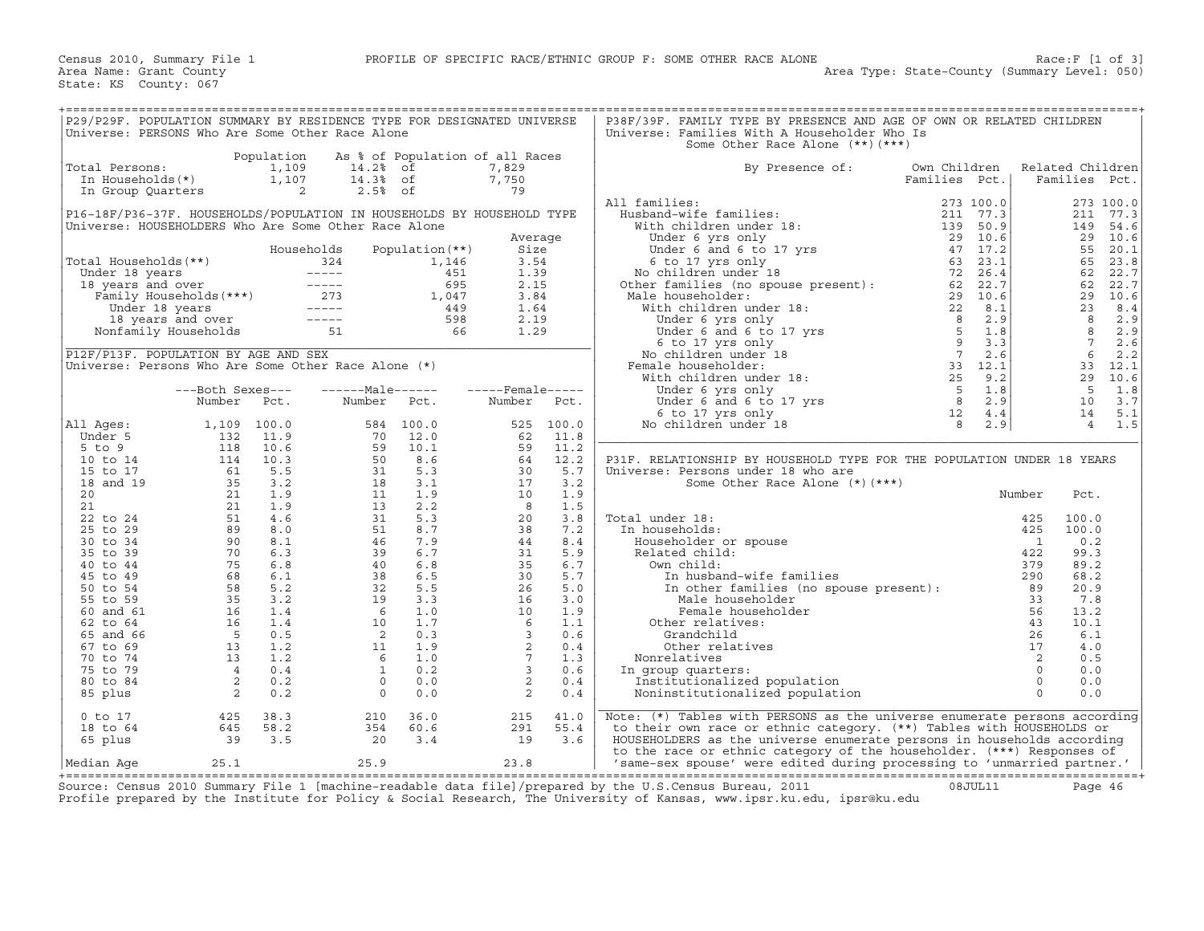Census 2010, Summary File 1 — PROFILE OF SPECIFIC RACE/ETHNIC GROUP F: SOME OTHER RACE ALONE — Race:F [1 of 3]

Area Name: Grant County — Area Type: State-County (Summary Level: 050)

State: KS County: 067

## P29/P29F. POPULATION SUMMARY BY RESIDENCE TYPE FOR DESIGNATED UNIVERSE

Universe: PERSONS Who Are Some Other Race Alone

| | Population | As % of Population of all Races | |
|---|---|---|---|
| Total Persons: | 1,109 | 14.2% of | 7,829 |
| In Households(*) | 1,107 | 14.3% of | 7,750 |
| In Group Quarters | 2 | 2.5% of | 79 |

## P16-18F/P36-37F. HOUSEHOLDS/POPULATION IN HOUSEHOLDS BY HOUSEHOLD TYPE

Universe: HOUSEHOLDERS Who Are Some Other Race Alone

| | Households | Population(**) | Average Size |
|---|---|---|---|
| Total Households(**) | 324 | 1,146 | 3.54 |
| Under 18 years | ----- | 451 | 1.39 |
| 18 years and over | ----- | 695 | 2.15 |
| Family Households(***) | 273 | 1,047 | 3.84 |
| Under 18 years | ----- | 449 | 1.64 |
| 18 years and over | ----- | 598 | 2.19 |
| Nonfamily Households | 51 | 66 | 1.29 |

## P12F/P13F. POPULATION BY AGE AND SEX

Universe: Persons Who Are Some Other Race Alone (*)

| | Both Sexes Number | Both Sexes Pct. | Male Number | Male Pct. | Female Number | Female Pct. |
|---|---|---|---|---|---|---|
| All Ages: | 1,109 | 100.0 | 584 | 100.0 | 525 | 100.0 |
| Under 5 | 132 | 11.9 | 70 | 12.0 | 62 | 11.8 |
| 5 to 9 | 118 | 10.6 | 59 | 10.1 | 59 | 11.2 |
| 10 to 14 | 114 | 10.3 | 50 | 8.6 | 64 | 12.2 |
| 15 to 17 | 61 | 5.5 | 31 | 5.3 | 30 | 5.7 |
| 18 and 19 | 35 | 3.2 | 18 | 3.1 | 17 | 3.2 |
| 20 | 21 | 1.9 | 11 | 1.9 | 10 | 1.9 |
| 21 | 21 | 1.9 | 13 | 2.2 | 8 | 1.5 |
| 22 to 24 | 51 | 4.6 | 31 | 5.3 | 20 | 3.8 |
| 25 to 29 | 89 | 8.0 | 51 | 8.7 | 38 | 7.2 |
| 30 to 34 | 90 | 8.1 | 46 | 7.9 | 44 | 8.4 |
| 35 to 39 | 70 | 6.3 | 39 | 6.7 | 31 | 5.9 |
| 40 to 44 | 75 | 6.8 | 40 | 6.8 | 35 | 6.7 |
| 45 to 49 | 68 | 6.1 | 38 | 6.5 | 30 | 5.7 |
| 50 to 54 | 58 | 5.2 | 32 | 5.5 | 26 | 5.0 |
| 55 to 59 | 35 | 3.2 | 19 | 3.3 | 16 | 3.0 |
| 60 and 61 | 16 | 1.4 | 6 | 1.0 | 10 | 1.9 |
| 62 to 64 | 16 | 1.4 | 10 | 1.7 | 6 | 1.1 |
| 65 and 66 | 5 | 0.5 | 2 | 0.3 | 3 | 0.6 |
| 67 to 69 | 13 | 1.2 | 11 | 1.9 | 2 | 0.4 |
| 70 to 74 | 13 | 1.2 | 6 | 1.0 | 7 | 1.3 |
| 75 to 79 | 4 | 0.4 | 1 | 0.2 | 3 | 0.6 |
| 80 to 84 | 2 | 0.2 | 0 | 0.0 | 2 | 0.4 |
| 85 plus | 2 | 0.2 | 0 | 0.0 | 2 | 0.4 |
| 0 to 17 | 425 | 38.3 | 210 | 36.0 | 215 | 41.0 |
| 18 to 64 | 645 | 58.2 | 354 | 60.6 | 291 | 55.4 |
| 65 plus | 39 | 3.5 | 20 | 3.4 | 19 | 3.6 |
| Median Age | 25.1 | | 25.9 | | 23.8 | |

## P38F/39F. FAMILY TYPE BY PRESENCE AND AGE OF OWN OR RELATED CHILDREN

Universe: Families With A Householder Who Is Some Other Race Alone (**)(***)

| By Presence of: | Own Children Families | Own Children Pct. | Related Children Families | Related Children Pct. |
|---|---|---|---|---|
| All families: | 273 | 100.0 | 273 | 100.0 |
| Husband-wife families: | 211 | 77.3 | 211 | 77.3 |
| With children under 18: | 139 | 50.9 | 149 | 54.6 |
| Under 6 yrs only | 29 | 10.6 | 29 | 10.6 |
| Under 6 and 6 to 17 yrs | 47 | 17.2 | 55 | 20.1 |
| 6 to 17 yrs only | 63 | 23.1 | 65 | 23.8 |
| No children under 18 | 72 | 26.4 | 62 | 22.7 |
| Other families (no spouse present): | 62 | 22.7 | 62 | 22.7 |
| Male householder: | 29 | 10.6 | 29 | 10.6 |
| With children under 18: | 22 | 8.1 | 23 | 8.4 |
| Under 6 yrs only | 8 | 2.9 | 8 | 2.9 |
| Under 6 and 6 to 17 yrs | 5 | 1.8 | 8 | 2.9 |
| 6 to 17 yrs only | 9 | 3.3 | 7 | 2.6 |
| No children under 18 | 7 | 2.6 | 6 | 2.2 |
| Female householder: | 33 | 12.1 | 33 | 12.1 |
| With children under 18: | 25 | 9.2 | 29 | 10.6 |
| Under 6 yrs only | 5 | 1.8 | 5 | 1.8 |
| Under 6 and 6 to 17 yrs | 8 | 2.9 | 10 | 3.7 |
| 6 to 17 yrs only | 12 | 4.4 | 14 | 5.1 |
| No children under 18 | 8 | 2.9 | 4 | 1.5 |

## P31F. RELATIONSHIP BY HOUSEHOLD TYPE FOR THE POPULATION UNDER 18 YEARS

Universe: Persons under 18 who are Some Other Race Alone (*)(***)

| | Number | Pct. |
|---|---|---|
| Total under 18: | 425 | 100.0 |
| In households: | 425 | 100.0 |
| Householder or spouse | 1 | 0.2 |
| Related child: | 422 | 99.3 |
| Own child: | 379 | 89.2 |
| In husband-wife families | 290 | 68.2 |
| In other families (no spouse present): | 89 | 20.9 |
| Male householder | 33 | 7.8 |
| Female householder | 56 | 13.2 |
| Other relatives: | 43 | 10.1 |
| Grandchild | 26 | 6.1 |
| Other relatives | 17 | 4.0 |
| Nonrelatives | 2 | 0.5 |
| In group quarters: | 0 | 0.0 |
| Institutionalized population | 0 | 0.0 |
| Noninstitutionalized population | 0 | 0.0 |

Note: (*) Tables with PERSONS as the universe enumerate persons according to their own race or ethnic category. (**) Tables with HOUSEHOLDS or HOUSEHOLDERS as the universe enumerate persons in households according to the race or ethnic category of the householder. (***) Responses of 'same-sex spouse' were edited during processing to 'unmarried partner.'

Source: Census 2010 Summary File 1 [machine-readable data file]/prepared by the U.S.Census Bureau, 2011 08JUL11

Profile prepared by the Institute for Policy & Social Research, The University of Kansas, www.ipsr.ku.edu, ipsr@ku.edu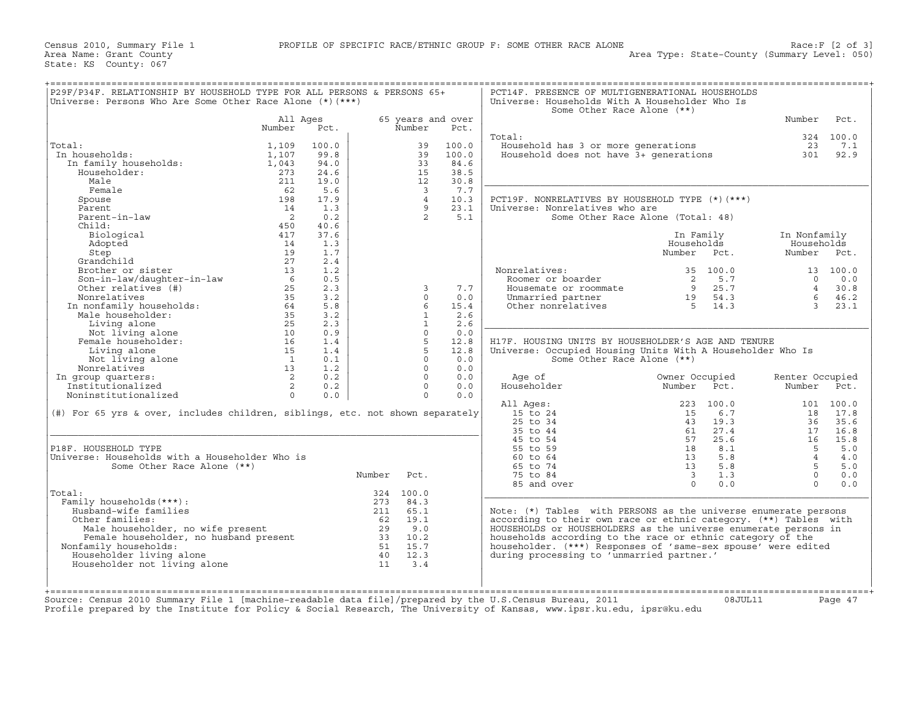Census 2010, Summary File 1 — PROFILE OF SPECIFIC RACE/ETHNIC GROUP F: SOME OTHER RACE ALONE — Race:F [2 of 3]

Area Name: Grant County — Area Type: State-County (Summary Level: 050)

State: KS County: 067

## P29F/P34F. RELATIONSHIP BY HOUSEHOLD TYPE FOR ALL PERSONS & PERSONS 65+

Universe: Persons Who Are Some Other Race Alone (*)(***)

| | All Ages Number | All Ages Pct. | 65 years and over Number | 65 years and over Pct. |
|---|---|---|---|---|
| Total: | 1,109 | 100.0 | 39 | 100.0 |
| In households: | 1,107 | 99.8 | 39 | 100.0 |
| In family households: | 1,043 | 94.0 | 33 | 84.6 |
| Householder: | 273 | 24.6 | 15 | 38.5 |
| Male | 211 | 19.0 | 12 | 30.8 |
| Female | 62 | 5.6 | 3 | 7.7 |
| Spouse | 198 | 17.9 | 4 | 10.3 |
| Parent | 14 | 1.3 | 9 | 23.1 |
| Parent-in-law | 2 | 0.2 | 2 | 5.1 |
| Child: | 450 | 40.6 | | |
| Biological | 417 | 37.6 | | |
| Adopted | 14 | 1.3 | | |
| Step | 19 | 1.7 | | |
| Grandchild | 27 | 2.4 | | |
| Brother or sister | 13 | 1.2 | | |
| Son-in-law/daughter-in-law | 6 | 0.5 | | |
| Other relatives (#) | 25 | 2.3 | 3 | 7.7 |
| Nonrelatives | 35 | 3.2 | 0 | 0.0 |
| In nonfamily households: | 64 | 5.8 | 6 | 15.4 |
| Male householder: | 35 | 3.2 | 1 | 2.6 |
| Living alone | 25 | 2.3 | 1 | 2.6 |
| Not living alone | 10 | 0.9 | 0 | 0.0 |
| Female householder: | 16 | 1.4 | 5 | 12.8 |
| Living alone | 15 | 1.4 | 5 | 12.8 |
| Not living alone | 1 | 0.1 | 0 | 0.0 |
| Nonrelatives | 13 | 1.2 | 0 | 0.0 |
| In group quarters: | 2 | 0.2 | 0 | 0.0 |
| Institutionalized | 2 | 0.2 | 0 | 0.0 |
| Noninstitutionalized | 0 | 0.0 | 0 | 0.0 |

(#) For 65 yrs & over, includes children, siblings, etc. not shown separately

## P18F. HOUSEHOLD TYPE

Universe: Households with a Householder Who is Some Other Race Alone (**)

| | Number | Pct. |
|---|---|---|
| Total: | 324 | 100.0 |
| Family households(***): | 273 | 84.3 |
| Husband-wife families | 211 | 65.1 |
| Other families: | 62 | 19.1 |
| Male householder, no wife present | 29 | 9.0 |
| Female householder, no husband present | 33 | 10.2 |
| Nonfamily households: | 51 | 15.7 |
| Householder living alone | 40 | 12.3 |
| Householder not living alone | 11 | 3.4 |

## PCT14F. PRESENCE OF MULTIGENERATIONAL HOUSEHOLDS

Universe: Households With A Householder Who Is Some Other Race Alone (**)

| | Number | Pct. |
|---|---|---|
| Total: | 324 | 100.0 |
| Household has 3 or more generations | 23 | 7.1 |
| Household does not have 3+ generations | 301 | 92.9 |

## PCT19F. NONRELATIVES BY HOUSEHOLD TYPE (*)(***)

Universe: Nonrelatives who are Some Other Race Alone (Total: 48)

| | In Family Households Number | In Family Households Pct. | In Nonfamily Households Number | In Nonfamily Households Pct. |
|---|---|---|---|---|
| Nonrelatives: | 35 | 100.0 | 13 | 100.0 |
| Roomer or boarder | 2 | 5.7 | 0 | 0.0 |
| Housemate or roommate | 9 | 25.7 | 4 | 30.8 |
| Unmarried partner | 19 | 54.3 | 6 | 46.2 |
| Other nonrelatives | 5 | 14.3 | 3 | 23.1 |

## H17F. HOUSING UNITS BY HOUSEHOLDER'S AGE AND TENURE

Universe: Occupied Housing Units With A Householder Who Is Some Other Race Alone (**)

| Age of Householder | Owner Occupied Number | Owner Occupied Pct. | Renter Occupied Number | Renter Occupied Pct. |
|---|---|---|---|---|
| All Ages: | 223 | 100.0 | 101 | 100.0 |
| 15 to 24 | 15 | 6.7 | 18 | 17.8 |
| 25 to 34 | 43 | 19.3 | 36 | 35.6 |
| 35 to 44 | 61 | 27.4 | 17 | 16.8 |
| 45 to 54 | 57 | 25.6 | 16 | 15.8 |
| 55 to 59 | 18 | 8.1 | 5 | 5.0 |
| 60 to 64 | 13 | 5.8 | 4 | 4.0 |
| 65 to 74 | 13 | 5.8 | 5 | 5.0 |
| 75 to 84 | 3 | 1.3 | 0 | 0.0 |
| 85 and over | 0 | 0.0 | 0 | 0.0 |

Note: (*) Tables with PERSONS as the universe enumerate persons according to their own race or ethnic category. (**) Tables with HOUSEHOLDS or HOUSEHOLDERS as the universe enumerate persons in households according to the race or ethnic category of the householder. (***) Responses of 'same-sex spouse' were edited during processing to 'unmarried partner.'

Source: Census 2010 Summary File 1 [machine-readable data file]/prepared by the U.S.Census Bureau, 2011 08JUL11

Profile prepared by the Institute for Policy & Social Research, The University of Kansas, www.ipsr.ku.edu, ipsr@ku.edu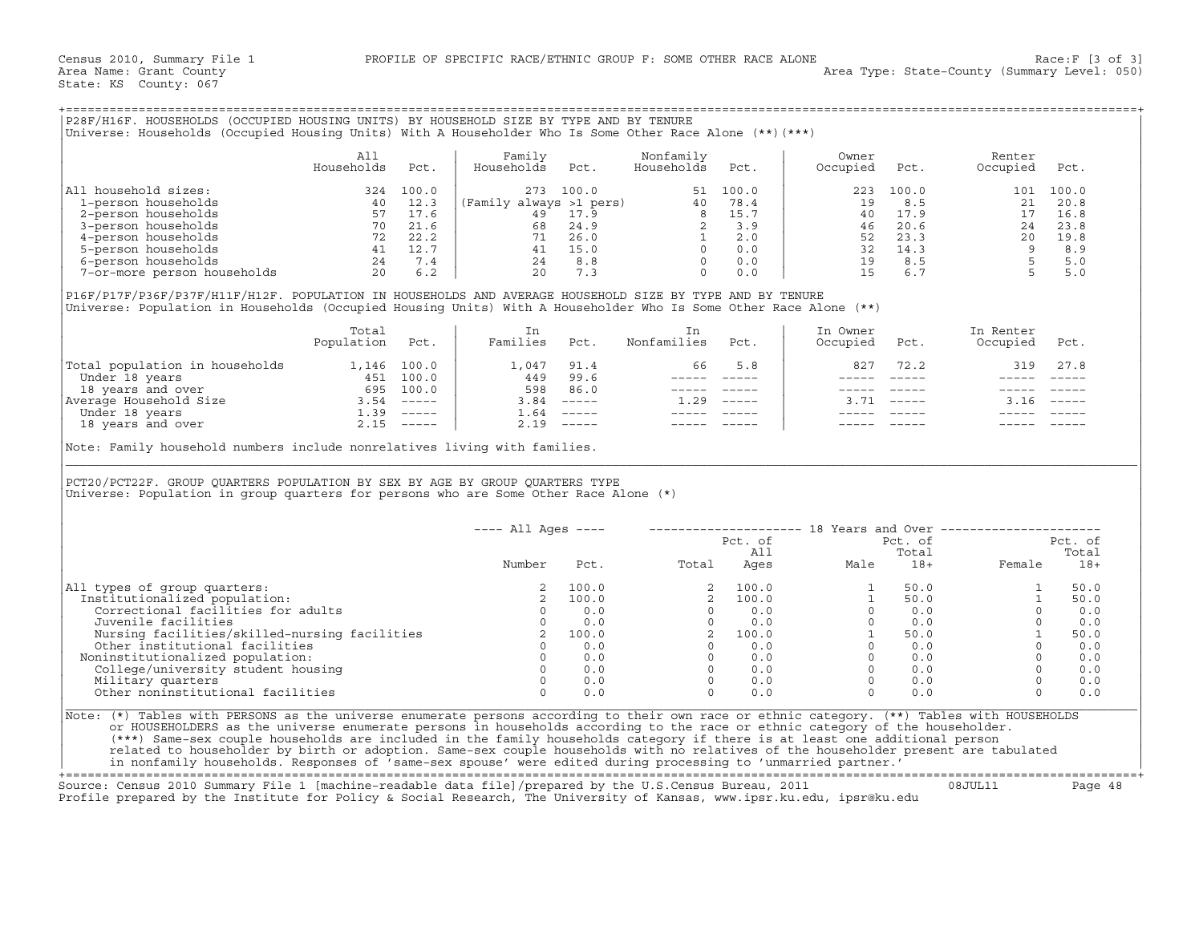Census 2010, Summary File 1 — PROFILE OF SPECIFIC RACE/ETHNIC GROUP F: SOME OTHER RACE ALONE — Race:F [3 of 3]

Area Name: Grant County — Area Type: State-County (Summary Level: 050)

State: KS County: 067

## P28F/H16F. HOUSEHOLDS (OCCUPIED HOUSING UNITS) BY HOUSEHOLD SIZE BY TYPE AND BY TENURE

Universe: Households (Occupied Housing Units) With A Householder Who Is Some Other Race Alone (**)(***)

| | All Households | Pct. | Family Households | Pct. | Nonfamily Households | Pct. | Owner Occupied | Pct. | Renter Occupied | Pct. |
|---|---|---|---|---|---|---|---|---|---|---|
| All household sizes: | 324 | 100.0 | 273 | 100.0 | 51 | 100.0 | 223 | 100.0 | 101 | 100.0 |
| 1-person households | 40 | 12.3 | (Family always >1 pers) | | 40 | 78.4 | 19 | 8.5 | 21 | 20.8 |
| 2-person households | 57 | 17.6 | 49 | 17.9 | 8 | 15.7 | 40 | 17.9 | 17 | 16.8 |
| 3-person households | 70 | 21.6 | 68 | 24.9 | 2 | 3.9 | 46 | 20.6 | 24 | 23.8 |
| 4-person households | 72 | 22.2 | 71 | 26.0 | 1 | 2.0 | 52 | 23.3 | 20 | 19.8 |
| 5-person households | 41 | 12.7 | 41 | 15.0 | 0 | 0.0 | 32 | 14.3 | 9 | 8.9 |
| 6-person households | 24 | 7.4 | 24 | 8.8 | 0 | 0.0 | 19 | 8.5 | 5 | 5.0 |
| 7-or-more person households | 20 | 6.2 | 20 | 7.3 | 0 | 0.0 | 15 | 6.7 | 5 | 5.0 |

## P16F/P17F/P36F/P37F/H11F/H12F. POPULATION IN HOUSEHOLDS AND AVERAGE HOUSEHOLD SIZE BY TYPE AND BY TENURE

Universe: Population in Households (Occupied Housing Units) With A Householder Who Is Some Other Race Alone (**)

| | Total Population | Pct. | In Families | Pct. | In Nonfamilies | Pct. | In Owner Occupied | Pct. | In Renter Occupied | Pct. |
|---|---|---|---|---|---|---|---|---|---|---|
| Total population in households | 1,146 | 100.0 | 1,047 | 91.4 | 66 | 5.8 | 827 | 72.2 | 319 | 27.8 |
| Under 18 years | 451 | 100.0 | 449 | 99.6 | ----- | ----- | ----- | ----- | ----- | ----- |
| 18 years and over | 695 | 100.0 | 598 | 86.0 | ----- | ----- | ----- | ----- | ----- | ----- |
| Average Household Size | 3.54 | ----- | 3.84 | ----- | 1.29 | ----- | 3.71 | ----- | 3.16 | ----- |
| Under 18 years | 1.39 | ----- | 1.64 | ----- | ----- | ----- | ----- | ----- | ----- | ----- |
| 18 years and over | 2.15 | ----- | 2.19 | ----- | ----- | ----- | ----- | ----- | ----- | ----- |

Note: Family household numbers include nonrelatives living with families.

## PCT20/PCT22F. GROUP QUARTERS POPULATION BY SEX BY AGE BY GROUP QUARTERS TYPE

Universe: Population in group quarters for persons who are Some Other Race Alone (*)

| | All Ages | | 18 Years and Over | | | | | |
|---|---|---|---|---|---|---|---|---|
| | Number | Pct. | Total | Pct. of All Ages | Male | Pct. of Total 18+ | Female | Pct. of Total 18+ |
| All types of group quarters: | 2 | 100.0 | 2 | 100.0 | 1 | 50.0 | 1 | 50.0 |
| Institutionalized population: | 2 | 100.0 | 2 | 100.0 | 1 | 50.0 | 1 | 50.0 |
| Correctional facilities for adults | 0 | 0.0 | 0 | 0.0 | 0 | 0.0 | 0 | 0.0 |
| Juvenile facilities | 0 | 0.0 | 0 | 0.0 | 0 | 0.0 | 0 | 0.0 |
| Nursing facilities/skilled-nursing facilities | 2 | 100.0 | 2 | 100.0 | 1 | 50.0 | 1 | 50.0 |
| Other institutional facilities | 0 | 0.0 | 0 | 0.0 | 0 | 0.0 | 0 | 0.0 |
| Noninstitutionalized population: | 0 | 0.0 | 0 | 0.0 | 0 | 0.0 | 0 | 0.0 |
| College/university student housing | 0 | 0.0 | 0 | 0.0 | 0 | 0.0 | 0 | 0.0 |
| Military quarters | 0 | 0.0 | 0 | 0.0 | 0 | 0.0 | 0 | 0.0 |
| Other noninstitutional facilities | 0 | 0.0 | 0 | 0.0 | 0 | 0.0 | 0 | 0.0 |

Note: (*) Tables with PERSONS as the universe enumerate persons according to their own race or ethnic category. (**) Tables with HOUSEHOLDS or HOUSEHOLDERS as the universe enumerate persons in households according to the race or ethnic category of the householder. (***) Same-sex couple households are included in the family households category if there is at least one additional person related to householder by birth or adoption. Same-sex couple households with no relatives of the householder present are tabulated in nonfamily households. Responses of 'same-sex spouse' were edited during processing to 'unmarried partner.'

Source: Census 2010 Summary File 1 [machine-readable data file]/prepared by the U.S.Census Bureau, 2011 08JUL11

Profile prepared by the Institute for Policy & Social Research, The University of Kansas, www.ipsr.ku.edu, ipsr@ku.edu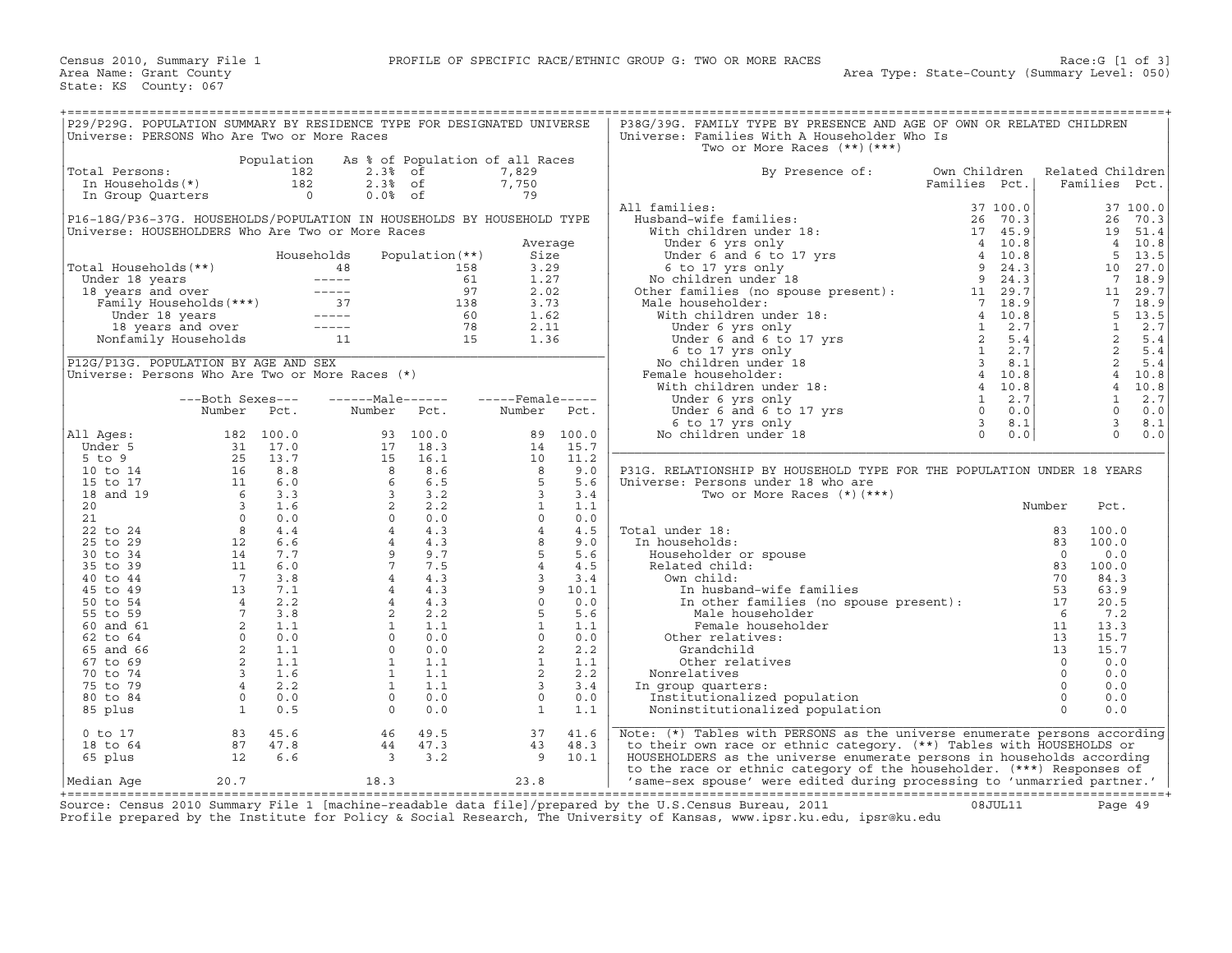Census 2010, Summary File 1 — PROFILE OF SPECIFIC RACE/ETHNIC GROUP G: TWO OR MORE RACES — Race:G [1 of 3]

Area Name: Grant County — Area Type: State-County (Summary Level: 050)

State: KS County: 067

## P29/P29G. POPULATION SUMMARY BY RESIDENCE TYPE FOR DESIGNATED UNIVERSE

Universe: PERSONS Who Are Two or More Races

| | Population | As % of Population of all Races | |
|---|---|---|---|
| Total Persons: | 182 | 2.3% of | 7,829 |
| In Households(*) | 182 | 2.3% of | 7,750 |
| In Group Quarters | 0 | 0.0% of | 79 |

## P16-18G/P36-37G. HOUSEHOLDS/POPULATION IN HOUSEHOLDS BY HOUSEHOLD TYPE

Universe: HOUSEHOLDERS Who Are Two or More Races

| | Households | Population(**) | Average Size |
|---|---|---|---|
| Total Households(**) | 48 | 158 | 3.29 |
| Under 18 years | ----- | 61 | 1.27 |
| 18 years and over | ----- | 97 | 2.02 |
| Family Households(***) | 37 | 138 | 3.73 |
| Under 18 years | ----- | 60 | 1.62 |
| 18 years and over | ----- | 78 | 2.11 |
| Nonfamily Households | 11 | 15 | 1.36 |

## P12G/P13G. POPULATION BY AGE AND SEX

Universe: Persons Who Are Two or More Races (*)

| | Both Sexes Number | Both Sexes Pct. | Male Number | Male Pct. | Female Number | Female Pct. |
|---|---|---|---|---|---|---|
| All Ages: | 182 | 100.0 | 93 | 100.0 | 89 | 100.0 |
| Under 5 | 31 | 17.0 | 17 | 18.3 | 14 | 15.7 |
| 5 to 9 | 25 | 13.7 | 15 | 16.1 | 10 | 11.2 |
| 10 to 14 | 16 | 8.8 | 8 | 8.6 | 8 | 9.0 |
| 15 to 17 | 11 | 6.0 | 6 | 6.5 | 5 | 5.6 |
| 18 and 19 | 6 | 3.3 | 3 | 3.2 | 3 | 3.4 |
| 20 | 3 | 1.6 | 2 | 2.2 | 1 | 1.1 |
| 21 | 0 | 0.0 | 0 | 0.0 | 0 | 0.0 |
| 22 to 24 | 8 | 4.4 | 4 | 4.3 | 4 | 4.5 |
| 25 to 29 | 12 | 6.6 | 4 | 4.3 | 8 | 9.0 |
| 30 to 34 | 14 | 7.7 | 9 | 9.7 | 5 | 5.6 |
| 35 to 39 | 11 | 6.0 | 7 | 7.5 | 4 | 4.5 |
| 40 to 44 | 7 | 3.8 | 4 | 4.3 | 3 | 3.4 |
| 45 to 49 | 13 | 7.1 | 4 | 4.3 | 9 | 10.1 |
| 50 to 54 | 4 | 2.2 | 4 | 4.3 | 0 | 0.0 |
| 55 to 59 | 7 | 3.8 | 2 | 2.2 | 5 | 5.6 |
| 60 and 61 | 2 | 1.1 | 1 | 1.1 | 1 | 1.1 |
| 62 to 64 | 0 | 0.0 | 0 | 0.0 | 0 | 0.0 |
| 65 and 66 | 2 | 1.1 | 0 | 0.0 | 2 | 2.2 |
| 67 to 69 | 2 | 1.1 | 1 | 1.1 | 1 | 1.1 |
| 70 to 74 | 3 | 1.6 | 1 | 1.1 | 2 | 2.2 |
| 75 to 79 | 4 | 2.2 | 1 | 1.1 | 3 | 3.4 |
| 80 to 84 | 0 | 0.0 | 0 | 0.0 | 0 | 0.0 |
| 85 plus | 1 | 0.5 | 0 | 0.0 | 1 | 1.1 |
| 0 to 17 | 83 | 45.6 | 46 | 49.5 | 37 | 41.6 |
| 18 to 64 | 87 | 47.8 | 44 | 47.3 | 43 | 48.3 |
| 65 plus | 12 | 6.6 | 3 | 3.2 | 9 | 10.1 |
| Median Age | 20.7 | | 18.3 | | 23.8 | |

## P38G/39G. FAMILY TYPE BY PRESENCE AND AGE OF OWN OR RELATED CHILDREN

Universe: Families With A Householder Who Is Two or More Races (**)(***)

| By Presence of: | Own Children Families | Own Children Pct. | Related Children Families | Related Children Pct. |
|---|---|---|---|---|
| All families: | 37 | 100.0 | 37 | 100.0 |
| Husband-wife families: | 26 | 70.3 | 26 | 70.3 |
| With children under 18: | 17 | 45.9 | 19 | 51.4 |
| Under 6 yrs only | 4 | 10.8 | 4 | 10.8 |
| Under 6 and 6 to 17 yrs | 4 | 10.8 | 5 | 13.5 |
| 6 to 17 yrs only | 9 | 24.3 | 10 | 27.0 |
| No children under 18 | 9 | 24.3 | 7 | 18.9 |
| Other families (no spouse present): | 11 | 29.7 | 11 | 29.7 |
| Male householder: | 7 | 18.9 | 7 | 18.9 |
| With children under 18: | 4 | 10.8 | 5 | 13.5 |
| Under 6 yrs only | 1 | 2.7 | 1 | 2.7 |
| Under 6 and 6 to 17 yrs | 2 | 5.4 | 2 | 5.4 |
| 6 to 17 yrs only | 1 | 2.7 | 2 | 5.4 |
| No children under 18 | 3 | 8.1 | 2 | 5.4 |
| Female householder: | 4 | 10.8 | 4 | 10.8 |
| With children under 18: | 4 | 10.8 | 4 | 10.8 |
| Under 6 yrs only | 1 | 2.7 | 1 | 2.7 |
| Under 6 and 6 to 17 yrs | 0 | 0.0 | 0 | 0.0 |
| 6 to 17 yrs only | 3 | 8.1 | 3 | 8.1 |
| No children under 18 | 0 | 0.0 | 0 | 0.0 |

## P31G. RELATIONSHIP BY HOUSEHOLD TYPE FOR THE POPULATION UNDER 18 YEARS

Universe: Persons under 18 who are Two or More Races (*)(***)

| | Number | Pct. |
|---|---|---|
| Total under 18: | 83 | 100.0 |
| In households: | 83 | 100.0 |
| Householder or spouse | 0 | 0.0 |
| Related child: | 83 | 100.0 |
| Own child: | 70 | 84.3 |
| In husband-wife families | 53 | 63.9 |
| In other families (no spouse present): | 17 | 20.5 |
| Male householder | 6 | 7.2 |
| Female householder | 11 | 13.3 |
| Other relatives: | 13 | 15.7 |
| Grandchild | 13 | 15.7 |
| Other relatives | 0 | 0.0 |
| Nonrelatives | 0 | 0.0 |
| In group quarters: | 0 | 0.0 |
| Institutionalized population | 0 | 0.0 |
| Noninstitutionalized population | 0 | 0.0 |

Note: (*) Tables with PERSONS as the universe enumerate persons according to their own race or ethnic category. (**) Tables with HOUSEHOLDS or HOUSEHOLDERS as the universe enumerate persons in households according to the race or ethnic category of the householder. (***) Responses of 'same-sex spouse' were edited during processing to 'unmarried partner.'

Source: Census 2010 Summary File 1 [machine-readable data file]/prepared by the U.S.Census Bureau, 2011 08JUL11

Profile prepared by the Institute for Policy & Social Research, The University of Kansas, www.ipsr.ku.edu, ipsr@ku.edu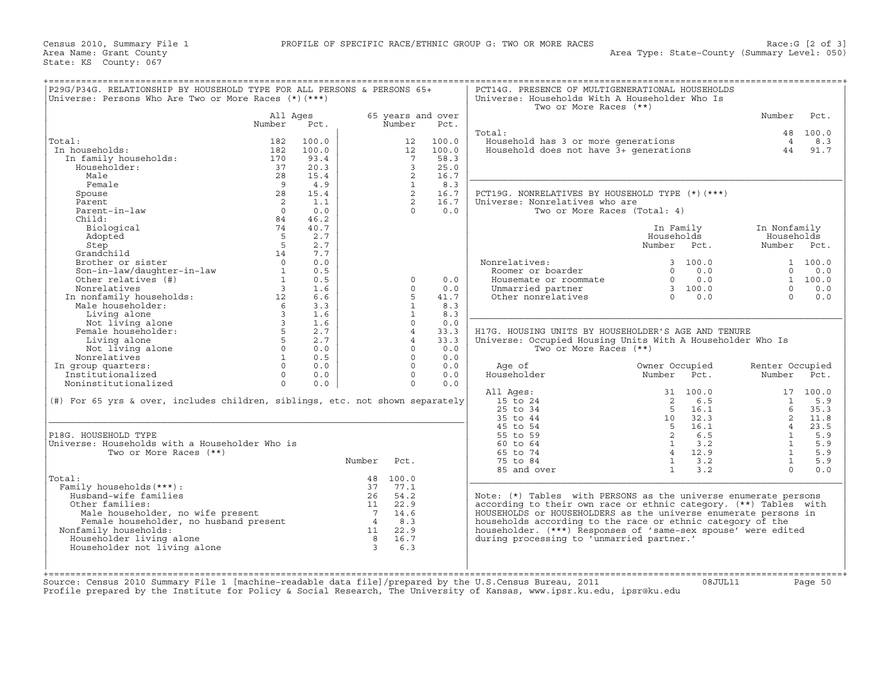Census 2010, Summary File 1 — PROFILE OF SPECIFIC RACE/ETHNIC GROUP G: TWO OR MORE RACES — Race:G [2 of 3]

Area Name: Grant County — Area Type: State-County (Summary Level: 050)

State: KS County: 067

## P29G/P34G. RELATIONSHIP BY HOUSEHOLD TYPE FOR ALL PERSONS & PERSONS 65+

Universe: Persons Who Are Two or More Races (*)(***)

| | All Ages Number | All Ages Pct. | 65 years and over Number | 65 years and over Pct. |
|---|---|---|---|---|
| Total: | 182 | 100.0 | 12 | 100.0 |
| In households: | 182 | 100.0 | 12 | 100.0 |
| In family households: | 170 | 93.4 | 7 | 58.3 |
| Householder: | 37 | 20.3 | 3 | 25.0 |
| Male | 28 | 15.4 | 2 | 16.7 |
| Female | 9 | 4.9 | 1 | 8.3 |
| Spouse | 28 | 15.4 | 2 | 16.7 |
| Parent | 2 | 1.1 | 2 | 16.7 |
| Parent-in-law | 0 | 0.0 | 0 | 0.0 |
| Child: | 84 | 46.2 | | |
| Biological | 74 | 40.7 | | |
| Adopted | 5 | 2.7 | | |
| Step | 5 | 2.7 | | |
| Grandchild | 14 | 7.7 | | |
| Brother or sister | 0 | 0.0 | | |
| Son-in-law/daughter-in-law | 1 | 0.5 | | |
| Other relatives (#) | 1 | 0.5 | 0 | 0.0 |
| Nonrelatives | 3 | 1.6 | 0 | 0.0 |
| In nonfamily households: | 12 | 6.6 | 5 | 41.7 |
| Male householder: | 6 | 3.3 | 1 | 8.3 |
| Living alone | 3 | 1.6 | 1 | 8.3 |
| Not living alone | 3 | 1.6 | 0 | 0.0 |
| Female householder: | 5 | 2.7 | 4 | 33.3 |
| Living alone | 5 | 2.7 | 4 | 33.3 |
| Not living alone | 0 | 0.0 | 0 | 0.0 |
| Nonrelatives | 1 | 0.5 | 0 | 0.0 |
| In group quarters: | 0 | 0.0 | 0 | 0.0 |
| Institutionalized | 0 | 0.0 | 0 | 0.0 |
| Noninstitutionalized | 0 | 0.0 | 0 | 0.0 |

(#) For 65 yrs & over, includes children, siblings, etc. not shown separately

## P18G. HOUSEHOLD TYPE

Universe: Households with a Householder Who is Two or More Races (**)

| | Number | Pct. |
|---|---|---|
| Total: | 48 | 100.0 |
| Family households(***): | 37 | 77.1 |
| Husband-wife families | 26 | 54.2 |
| Other families: | 11 | 22.9 |
| Male householder, no wife present | 7 | 14.6 |
| Female householder, no husband present | 4 | 8.3 |
| Nonfamily households: | 11 | 22.9 |
| Householder living alone | 8 | 16.7 |
| Householder not living alone | 3 | 6.3 |

## PCT14G. PRESENCE OF MULTIGENERATIONAL HOUSEHOLDS

Universe: Households With A Householder Who Is Two or More Races (**)

| | Number | Pct. |
|---|---|---|
| Total: | 48 | 100.0 |
| Household has 3 or more generations | 4 | 8.3 |
| Household does not have 3+ generations | 44 | 91.7 |

## PCT19G. NONRELATIVES BY HOUSEHOLD TYPE (*)(***)

Universe: Nonrelatives who are Two or More Races (Total: 4)

| | In Family Households Number | In Family Households Pct. | In Nonfamily Households Number | In Nonfamily Households Pct. |
|---|---|---|---|---|
| Nonrelatives: | 3 | 100.0 | 1 | 100.0 |
| Roomer or boarder | 0 | 0.0 | 0 | 0.0 |
| Housemate or roommate | 0 | 0.0 | 1 | 100.0 |
| Unmarried partner | 3 | 100.0 | 0 | 0.0 |
| Other nonrelatives | 0 | 0.0 | 0 | 0.0 |

## H17G. HOUSING UNITS BY HOUSEHOLDER'S AGE AND TENURE

Universe: Occupied Housing Units With A Householder Who Is Two or More Races (**)

| Age of Householder | Owner Occupied Number | Owner Occupied Pct. | Renter Occupied Number | Renter Occupied Pct. |
|---|---|---|---|---|
| All Ages: | 31 | 100.0 | 17 | 100.0 |
| 15 to 24 | 2 | 6.5 | 1 | 5.9 |
| 25 to 34 | 5 | 16.1 | 6 | 35.3 |
| 35 to 44 | 10 | 32.3 | 2 | 11.8 |
| 45 to 54 | 5 | 16.1 | 4 | 23.5 |
| 55 to 59 | 2 | 6.5 | 1 | 5.9 |
| 60 to 64 | 1 | 3.2 | 1 | 5.9 |
| 65 to 74 | 4 | 12.9 | 1 | 5.9 |
| 75 to 84 | 1 | 3.2 | 1 | 5.9 |
| 85 and over | 1 | 3.2 | 0 | 0.0 |

Note: (*) Tables with PERSONS as the universe enumerate persons according to their own race or ethnic category. (**) Tables with HOUSEHOLDS or HOUSEHOLDERS as the universe enumerate persons in households according to the race or ethnic category of the householder. (***) Responses of 'same-sex spouse' were edited during processing to 'unmarried partner.'

Source: Census 2010 Summary File 1 [machine-readable data file]/prepared by the U.S.Census Bureau, 2011 08JUL11

Profile prepared by the Institute for Policy & Social Research, The University of Kansas, www.ipsr.ku.edu, ipsr@ku.edu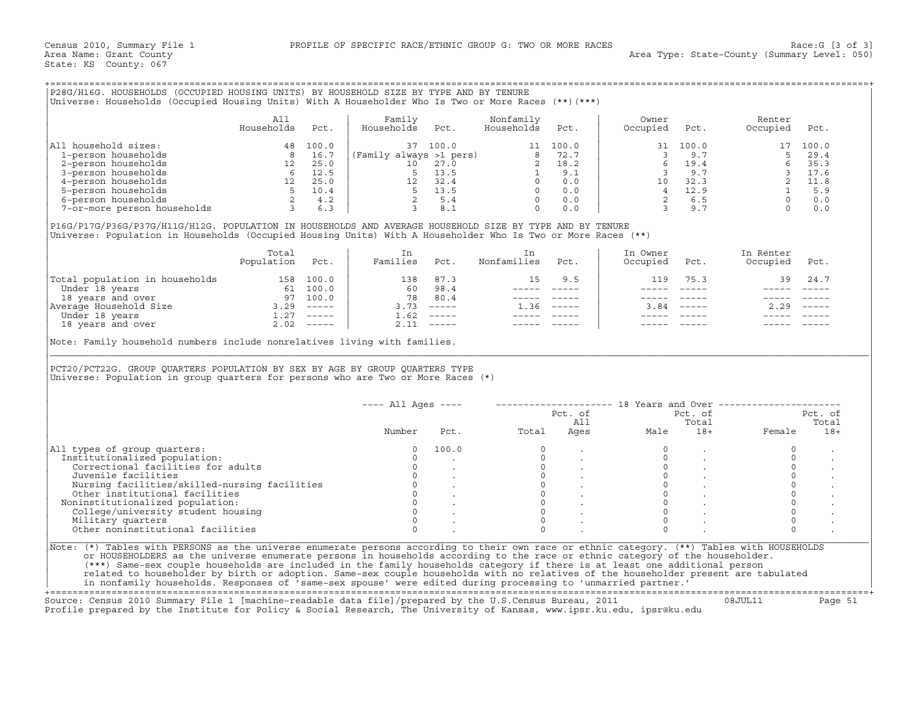Census 2010, Summary File 1 — PROFILE OF SPECIFIC RACE/ETHNIC GROUP G: TWO OR MORE RACES — Race:G [3 of 3]

Area Name: Grant County — Area Type: State-County (Summary Level: 050)

State: KS County: 067

## P28G/H16G. HOUSEHOLDS (OCCUPIED HOUSING UNITS) BY HOUSEHOLD SIZE BY TYPE AND BY TENURE

Universe: Households (Occupied Housing Units) With A Householder Who Is Two or More Races (**)(***)

| | All Households | Pct. | Family Households | Pct. | Nonfamily Households | Pct. | Owner Occupied | Pct. | Renter Occupied | Pct. |
|---|---|---|---|---|---|---|---|---|---|---|
| All household sizes: | 48 | 100.0 | 37 | 100.0 | 11 | 100.0 | 31 | 100.0 | 17 | 100.0 |
| 1-person households | 8 | 16.7 | (Family always >1 pers) | | 8 | 72.7 | 3 | 9.7 | 5 | 29.4 |
| 2-person households | 12 | 25.0 | 10 | 27.0 | 2 | 18.2 | 6 | 19.4 | 6 | 35.3 |
| 3-person households | 6 | 12.5 | 5 | 13.5 | 1 | 9.1 | 3 | 9.7 | 3 | 17.6 |
| 4-person households | 12 | 25.0 | 12 | 32.4 | 0 | 0.0 | 10 | 32.3 | 2 | 11.8 |
| 5-person households | 5 | 10.4 | 5 | 13.5 | 0 | 0.0 | 4 | 12.9 | 1 | 5.9 |
| 6-person households | 2 | 4.2 | 2 | 5.4 | 0 | 0.0 | 2 | 6.5 | 0 | 0.0 |
| 7-or-more person households | 3 | 6.3 | 3 | 8.1 | 0 | 0.0 | 3 | 9.7 | 0 | 0.0 |

## P16G/P17G/P36G/P37G/H11G/H12G. POPULATION IN HOUSEHOLDS AND AVERAGE HOUSEHOLD SIZE BY TYPE AND BY TENURE

Universe: Population in Households (Occupied Housing Units) With A Householder Who Is Two or More Races (**)

| | Total Population | Pct. | In Families | Pct. | In Nonfamilies | Pct. | In Owner Occupied | Pct. | In Renter Occupied | Pct. |
|---|---|---|---|---|---|---|---|---|---|---|
| Total population in households | 158 | 100.0 | 138 | 87.3 | 15 | 9.5 | 119 | 75.3 | 39 | 24.7 |
| Under 18 years | 61 | 100.0 | 60 | 98.4 | ----- | ----- | ----- | ----- | ----- | ----- |
| 18 years and over | 97 | 100.0 | 78 | 80.4 | ----- | ----- | ----- | ----- | ----- | ----- |
| Average Household Size | 3.29 | ----- | 3.73 | ----- | 1.36 | ----- | 3.84 | ----- | 2.29 | ----- |
| Under 18 years | 1.27 | ----- | 1.62 | ----- | ----- | ----- | ----- | ----- | ----- | ----- |
| 18 years and over | 2.02 | ----- | 2.11 | ----- | ----- | ----- | ----- | ----- | ----- | ----- |

Note: Family household numbers include nonrelatives living with families.

## PCT20/PCT22G. GROUP QUARTERS POPULATION BY SEX BY AGE BY GROUP QUARTERS TYPE

Universe: Population in group quarters for persons who are Two or More Races (*)

| | All Ages | | 18 Years and Over | | | | | |
|---|---|---|---|---|---|---|---|---|
| | Number | Pct. | Total | Pct. of All Ages | Male | Pct. of Total 18+ | Female | Pct. of Total 18+ |
| All types of group quarters: | 0 | 100.0 | 0 | . | 0 | . | 0 | . |
| Institutionalized population: | 0 | . | 0 | . | 0 | . | 0 | . |
| Correctional facilities for adults | 0 | . | 0 | . | 0 | . | 0 | . |
| Juvenile facilities | 0 | . | 0 | . | 0 | . | 0 | . |
| Nursing facilities/skilled-nursing facilities | 0 | . | 0 | . | 0 | . | 0 | . |
| Other institutional facilities | 0 | . | 0 | . | 0 | . | 0 | . |
| Noninstitutionalized population: | 0 | . | 0 | . | 0 | . | 0 | . |
| College/university student housing | 0 | . | 0 | . | 0 | . | 0 | . |
| Military quarters | 0 | . | 0 | . | 0 | . | 0 | . |
| Other noninstitutional facilities | 0 | . | 0 | . | 0 | . | 0 | . |

Note: (*) Tables with PERSONS as the universe enumerate persons according to their own race or ethnic category. (**) Tables with HOUSEHOLDS or HOUSEHOLDERS as the universe enumerate persons in households according to the race or ethnic category of the householder. (***) Same-sex couple households are included in the family households category if there is at least one additional person related to householder by birth or adoption. Same-sex couple households with no relatives of the householder present are tabulated in nonfamily households. Responses of 'same-sex spouse' were edited during processing to 'unmarried partner.'

Source: Census 2010 Summary File 1 [machine-readable data file]/prepared by the U.S.Census Bureau, 2011 08JUL11

Profile prepared by the Institute for Policy & Social Research, The University of Kansas, www.ipsr.ku.edu, ipsr@ku.edu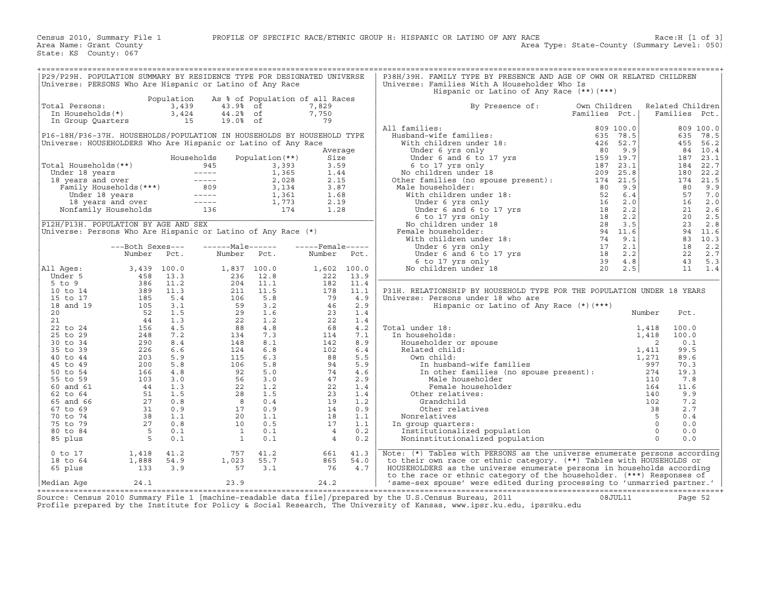Census 2010, Summary File 1 — PROFILE OF SPECIFIC RACE/ETHNIC GROUP H: HISPANIC OR LATINO OF ANY RACE — Race:H [1 of 3]

Area Name: Grant County — Area Type: State-County (Summary Level: 050)

State: KS County: 067

## P29/P29H. POPULATION SUMMARY BY RESIDENCE TYPE FOR DESIGNATED UNIVERSE

Universe: PERSONS Who Are Hispanic or Latino of Any Race

| | Population | As % of Population of all Races | |
|---|---|---|---|
| Total Persons: | 3,439 | 43.9% of | 7,829 |
| In Households(*) | 3,424 | 44.2% of | 7,750 |
| In Group Quarters | 15 | 19.0% of | 79 |

## P16-18H/P36-37H. HOUSEHOLDS/POPULATION IN HOUSEHOLDS BY HOUSEHOLD TYPE

Universe: HOUSEHOLDERS Who Are Hispanic or Latino of Any Race

| | Households | Population(**) | Average Size |
|---|---|---|---|
| Total Households(**) | 945 | 3,393 | 3.59 |
| Under 18 years | ----- | 1,365 | 1.44 |
| 18 years and over | ----- | 2,028 | 2.15 |
| Family Households(***) | 809 | 3,134 | 3.87 |
| Under 18 years | ----- | 1,361 | 1.68 |
| 18 years and over | ----- | 1,773 | 2.19 |
| Nonfamily Households | 136 | 174 | 1.28 |

## P12H/P13H. POPULATION BY AGE AND SEX

Universe: Persons Who Are Hispanic or Latino of Any Race (*)

| | Both Sexes Number | Both Sexes Pct. | Male Number | Male Pct. | Female Number | Female Pct. |
|---|---|---|---|---|---|---|
| All Ages: | 3,439 | 100.0 | 1,837 | 100.0 | 1,602 | 100.0 |
| Under 5 | 458 | 13.3 | 236 | 12.8 | 222 | 13.9 |
| 5 to 9 | 386 | 11.2 | 204 | 11.1 | 182 | 11.4 |
| 10 to 14 | 389 | 11.3 | 211 | 11.5 | 178 | 11.1 |
| 15 to 17 | 185 | 5.4 | 106 | 5.8 | 79 | 4.9 |
| 18 and 19 | 105 | 3.1 | 59 | 3.2 | 46 | 2.9 |
| 20 | 52 | 1.5 | 29 | 1.6 | 23 | 1.4 |
| 21 | 44 | 1.3 | 22 | 1.2 | 22 | 1.4 |
| 22 to 24 | 156 | 4.5 | 88 | 4.8 | 68 | 4.2 |
| 25 to 29 | 248 | 7.2 | 134 | 7.3 | 114 | 7.1 |
| 30 to 34 | 290 | 8.4 | 148 | 8.1 | 142 | 8.9 |
| 35 to 39 | 226 | 6.6 | 124 | 6.8 | 102 | 6.4 |
| 40 to 44 | 203 | 5.9 | 115 | 6.3 | 88 | 5.5 |
| 45 to 49 | 200 | 5.8 | 106 | 5.8 | 94 | 5.9 |
| 50 to 54 | 166 | 4.8 | 92 | 5.0 | 74 | 4.6 |
| 55 to 59 | 103 | 3.0 | 56 | 3.0 | 47 | 2.9 |
| 60 and 61 | 44 | 1.3 | 22 | 1.2 | 22 | 1.4 |
| 62 to 64 | 51 | 1.5 | 28 | 1.5 | 23 | 1.4 |
| 65 and 66 | 27 | 0.8 | 8 | 0.4 | 19 | 1.2 |
| 67 to 69 | 31 | 0.9 | 17 | 0.9 | 14 | 0.9 |
| 70 to 74 | 38 | 1.1 | 20 | 1.1 | 18 | 1.1 |
| 75 to 79 | 27 | 0.8 | 10 | 0.5 | 17 | 1.1 |
| 80 to 84 | 5 | 0.1 | 1 | 0.1 | 4 | 0.2 |
| 85 plus | 5 | 0.1 | 1 | 0.1 | 4 | 0.2 |
| 0 to 17 | 1,418 | 41.2 | 757 | 41.2 | 661 | 41.3 |
| 18 to 64 | 1,888 | 54.9 | 1,023 | 55.7 | 865 | 54.0 |
| 65 plus | 133 | 3.9 | 57 | 3.1 | 76 | 4.7 |
| Median Age | 24.1 | | 23.9 | | 24.2 | |

## P38H/39H. FAMILY TYPE BY PRESENCE AND AGE OF OWN OR RELATED CHILDREN

Universe: Families With A Householder Who Is Hispanic or Latino of Any Race (**)(***)

| By Presence of: | Own Children Families | Own Children Pct. | Related Children Families | Related Children Pct. |
|---|---|---|---|---|
| All families: | 809 | 100.0 | 809 | 100.0 |
| Husband-wife families: | 635 | 78.5 | 635 | 78.5 |
| With children under 18: | 426 | 52.7 | 455 | 56.2 |
| Under 6 yrs only | 80 | 9.9 | 84 | 10.4 |
| Under 6 and 6 to 17 yrs | 159 | 19.7 | 187 | 23.1 |
| 6 to 17 yrs only | 187 | 23.1 | 184 | 22.7 |
| No children under 18 | 209 | 25.8 | 180 | 22.2 |
| Other families (no spouse present): | 174 | 21.5 | 174 | 21.5 |
| Male householder: | 80 | 9.9 | 80 | 9.9 |
| With children under 18: | 52 | 6.4 | 57 | 7.0 |
| Under 6 yrs only | 16 | 2.0 | 16 | 2.0 |
| Under 6 and 6 to 17 yrs | 18 | 2.2 | 21 | 2.6 |
| 6 to 17 yrs only | 18 | 2.2 | 20 | 2.5 |
| No children under 18 | 28 | 3.5 | 23 | 2.8 |
| Female householder: | 94 | 11.6 | 94 | 11.6 |
| With children under 18: | 74 | 9.1 | 83 | 10.3 |
| Under 6 yrs only | 17 | 2.1 | 18 | 2.2 |
| Under 6 and 6 to 17 yrs | 18 | 2.2 | 22 | 2.7 |
| 6 to 17 yrs only | 39 | 4.8 | 43 | 5.3 |
| No children under 18 | 20 | 2.5 | 11 | 1.4 |

## P31H. RELATIONSHIP BY HOUSEHOLD TYPE FOR THE POPULATION UNDER 18 YEARS

Universe: Persons under 18 who are Hispanic or Latino of Any Race (*)(***)

| | Number | Pct. |
|---|---|---|
| Total under 18: | 1,418 | 100.0 |
| In households: | 1,418 | 100.0 |
| Householder or spouse | 2 | 0.1 |
| Related child: | 1,411 | 99.5 |
| Own child: | 1,271 | 89.6 |
| In husband-wife families | 997 | 70.3 |
| In other families (no spouse present): | 274 | 19.3 |
| Male householder | 110 | 7.8 |
| Female householder | 164 | 11.6 |
| Other relatives: | 140 | 9.9 |
| Grandchild | 102 | 7.2 |
| Other relatives | 38 | 2.7 |
| Nonrelatives | 5 | 0.4 |
| In group quarters: | 0 | 0.0 |
| Institutionalized population | 0 | 0.0 |
| Noninstitutionalized population | 0 | 0.0 |

Note: (*) Tables with PERSONS as the universe enumerate persons according to their own race or ethnic category. (**) Tables with HOUSEHOLDS or HOUSEHOLDERS as the universe enumerate persons in households according to the race or ethnic category of the householder. (***) Responses of 'same-sex spouse' were edited during processing to 'unmarried partner.'

Source: Census 2010 Summary File 1 [machine-readable data file]/prepared by the U.S.Census Bureau, 2011 — 08JUL11

Profile prepared by the Institute for Policy & Social Research, The University of Kansas, www.ipsr.ku.edu, ipsr@ku.edu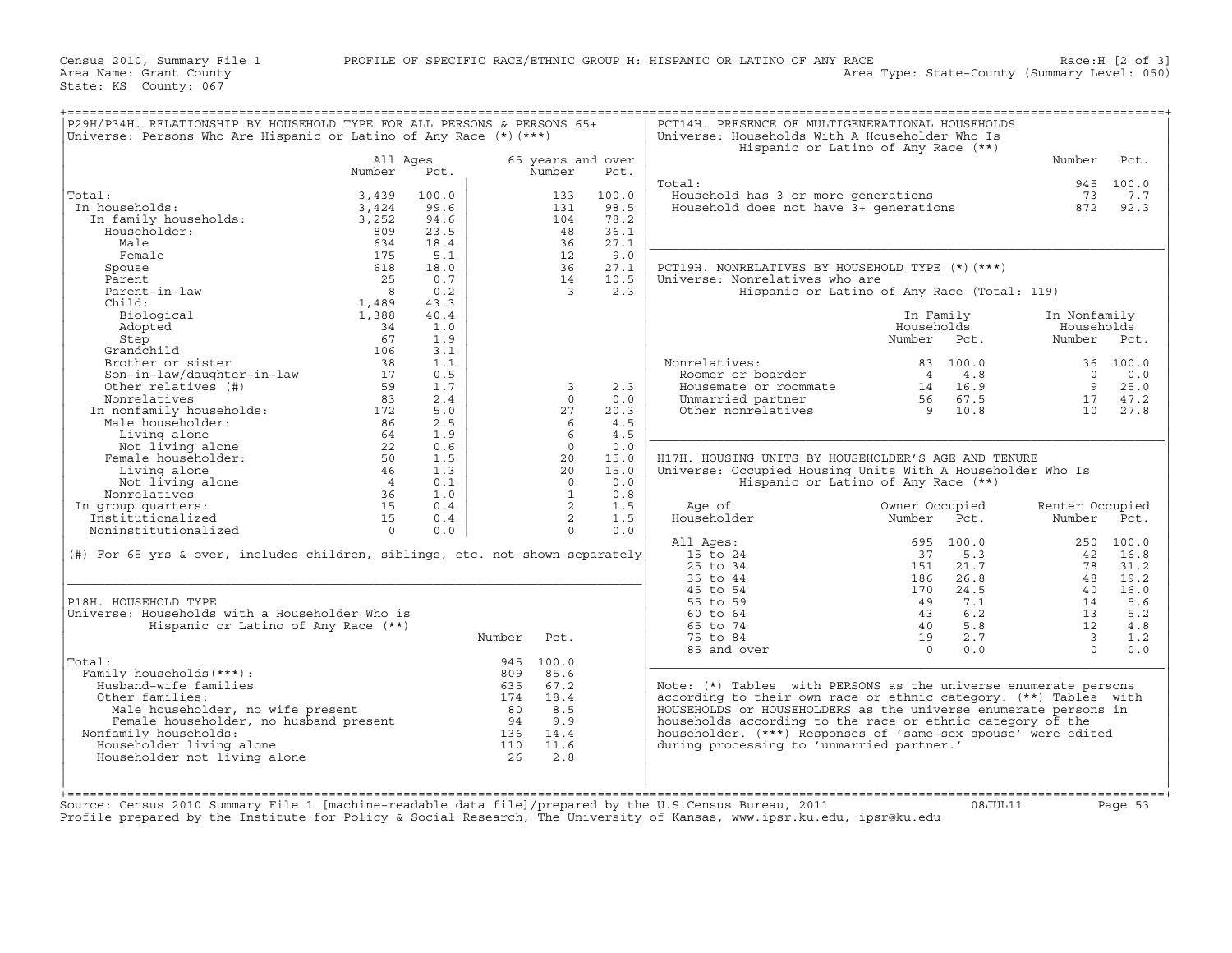Census 2010, Summary File 1 PROFILE OF SPECIFIC RACE/ETHNIC GROUP H: HISPANIC OR LATINO OF ANY RACE Race:H [2 of 3]
Area Name: Grant County Area Type: State-County (Summary Level: 050)
State: KS County: 067

## P29H/P34H. RELATIONSHIP BY HOUSEHOLD TYPE FOR ALL PERSONS & PERSONS 65+

Universe: Persons Who Are Hispanic or Latino of Any Race (*)(***)

| | All Ages Number | All Ages Pct. | 65 years and over Number | 65 years and over Pct. |
|---|---|---|---|---|
| Total: | 3,439 | 100.0 | 133 | 100.0 |
| In households: | 3,424 | 99.6 | 131 | 98.5 |
| In family households: | 3,252 | 94.6 | 104 | 78.2 |
| Householder: | 809 | 23.5 | 48 | 36.1 |
| Male | 634 | 18.4 | 36 | 27.1 |
| Female | 175 | 5.1 | 12 | 9.0 |
| Spouse | 618 | 18.0 | 36 | 27.1 |
| Parent | 25 | 0.7 | 14 | 10.5 |
| Parent-in-law | 8 | 0.2 | 3 | 2.3 |
| Child: | 1,489 | 43.3 | | |
| Biological | 1,388 | 40.4 | | |
| Adopted | 34 | 1.0 | | |
| Step | 67 | 1.9 | | |
| Grandchild | 106 | 3.1 | | |
| Brother or sister | 38 | 1.1 | | |
| Son-in-law/daughter-in-law | 17 | 0.5 | | |
| Other relatives (#) | 59 | 1.7 | 3 | 2.3 |
| Nonrelatives | 83 | 2.4 | 0 | 0.0 |
| In nonfamily households: | 172 | 5.0 | 27 | 20.3 |
| Male householder: | 86 | 2.5 | 6 | 4.5 |
| Living alone | 64 | 1.9 | 6 | 4.5 |
| Not living alone | 22 | 0.6 | 0 | 0.0 |
| Female householder: | 50 | 1.5 | 20 | 15.0 |
| Living alone | 46 | 1.3 | 20 | 15.0 |
| Not living alone | 4 | 0.1 | 0 | 0.0 |
| Nonrelatives | 36 | 1.0 | 1 | 0.8 |
| In group quarters: | 15 | 0.4 | 2 | 1.5 |
| Institutionalized | 15 | 0.4 | 2 | 1.5 |
| Noninstitutionalized | 0 | 0.0 | 0 | 0.0 |

(#) For 65 yrs & over, includes children, siblings, etc. not shown separately

## P18H. HOUSEHOLD TYPE

Universe: Households with a Householder Who is Hispanic or Latino of Any Race (**)

| | Number | Pct. |
|---|---|---|
| Total: | 945 | 100.0 |
| Family households(***): | 809 | 85.6 |
| Husband-wife families | 635 | 67.2 |
| Other families: | 174 | 18.4 |
| Male householder, no wife present | 80 | 8.5 |
| Female householder, no husband present | 94 | 9.9 |
| Nonfamily households: | 136 | 14.4 |
| Householder living alone | 110 | 11.6 |
| Householder not living alone | 26 | 2.8 |

## PCT14H. PRESENCE OF MULTIGENERATIONAL HOUSEHOLDS

Universe: Households With A Householder Who Is Hispanic or Latino of Any Race (**)

| | Number | Pct. |
|---|---|---|
| Total: | 945 | 100.0 |
| Household has 3 or more generations | 73 | 7.7 |
| Household does not have 3+ generations | 872 | 92.3 |

## PCT19H. NONRELATIVES BY HOUSEHOLD TYPE (*)(***)

Universe: Nonrelatives who are Hispanic or Latino of Any Race (Total: 119)

| | In Family Households Number | In Family Households Pct. | In Nonfamily Households Number | In Nonfamily Households Pct. |
|---|---|---|---|---|
| Nonrelatives: | 83 | 100.0 | 36 | 100.0 |
| Roomer or boarder | 4 | 4.8 | 0 | 0.0 |
| Housemate or roommate | 14 | 16.9 | 9 | 25.0 |
| Unmarried partner | 56 | 67.5 | 17 | 47.2 |
| Other nonrelatives | 9 | 10.8 | 10 | 27.8 |

## H17H. HOUSING UNITS BY HOUSEHOLDER'S AGE AND TENURE

Universe: Occupied Housing Units With A Householder Who Is Hispanic or Latino of Any Race (**)

| Age of Householder | Owner Occupied Number | Owner Occupied Pct. | Renter Occupied Number | Renter Occupied Pct. |
|---|---|---|---|---|
| All Ages: | 695 | 100.0 | 250 | 100.0 |
| 15 to 24 | 37 | 5.3 | 42 | 16.8 |
| 25 to 34 | 151 | 21.7 | 78 | 31.2 |
| 35 to 44 | 186 | 26.8 | 48 | 19.2 |
| 45 to 54 | 170 | 24.5 | 40 | 16.0 |
| 55 to 59 | 49 | 7.1 | 14 | 5.6 |
| 60 to 64 | 43 | 6.2 | 13 | 5.2 |
| 65 to 74 | 40 | 5.8 | 12 | 4.8 |
| 75 to 84 | 19 | 2.7 | 3 | 1.2 |
| 85 and over | 0 | 0.0 | 0 | 0.0 |

Note: (*) Tables with PERSONS as the universe enumerate persons according to their own race or ethnic category. (**) Tables with HOUSEHOLDS or HOUSEHOLDERS as the universe enumerate persons in households according to the race or ethnic category of the householder. (***) Responses of 'same-sex spouse' were edited during processing to 'unmarried partner.'

Source: Census 2010 Summary File 1 [machine-readable data file]/prepared by the U.S.Census Bureau, 2011 08JUL11
Profile prepared by the Institute for Policy & Social Research, The University of Kansas, www.ipsr.ku.edu, ipsr@ku.edu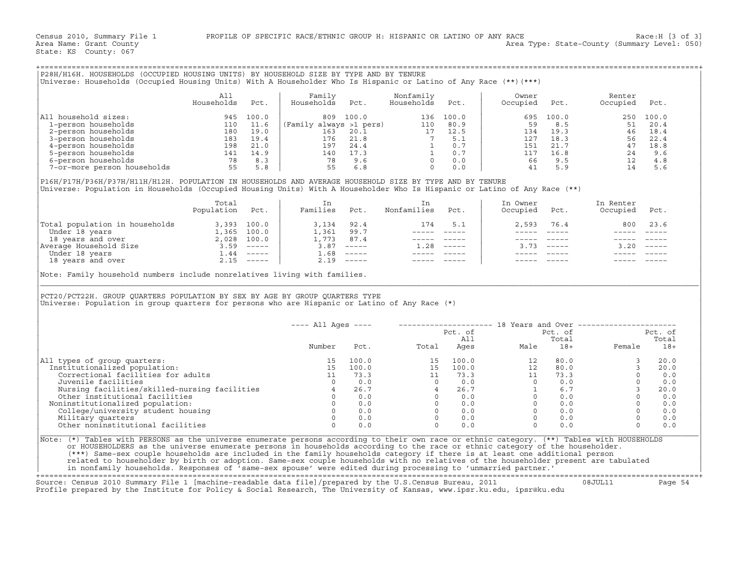Census 2010, Summary File 1 — PROFILE OF SPECIFIC RACE/ETHNIC GROUP H: HISPANIC OR LATINO OF ANY RACE — Race:H [3 of 3]

Area Name: Grant County — Area Type: State-County (Summary Level: 050)

State: KS County: 067

## P28H/H16H. HOUSEHOLDS (OCCUPIED HOUSING UNITS) BY HOUSEHOLD SIZE BY TYPE AND BY TENURE

Universe: Households (Occupied Housing Units) With A Householder Who Is Hispanic or Latino of Any Race (**)(***)

| | All Households | Pct. | Family Households | Pct. | Nonfamily Households | Pct. | Owner Occupied | Pct. | Renter Occupied | Pct. |
|---|---|---|---|---|---|---|---|---|---|---|
| All household sizes: | 945 | 100.0 | 809 | 100.0 | 136 | 100.0 | 695 | 100.0 | 250 | 100.0 |
| 1-person households | 110 | 11.6 | (Family always >1 pers) | | 110 | 80.9 | 59 | 8.5 | 51 | 20.4 |
| 2-person households | 180 | 19.0 | 163 | 20.1 | 17 | 12.5 | 134 | 19.3 | 46 | 18.4 |
| 3-person households | 183 | 19.4 | 176 | 21.8 | 7 | 5.1 | 127 | 18.3 | 56 | 22.4 |
| 4-person households | 198 | 21.0 | 197 | 24.4 | 1 | 0.7 | 151 | 21.7 | 47 | 18.8 |
| 5-person households | 141 | 14.9 | 140 | 17.3 | 1 | 0.7 | 117 | 16.8 | 24 | 9.6 |
| 6-person households | 78 | 8.3 | 78 | 9.6 | 0 | 0.0 | 66 | 9.5 | 12 | 4.8 |
| 7-or-more person households | 55 | 5.8 | 55 | 6.8 | 0 | 0.0 | 41 | 5.9 | 14 | 5.6 |

## P16H/P17H/P36H/P37H/H11H/H12H. POPULATION IN HOUSEHOLDS AND AVERAGE HOUSEHOLD SIZE BY TYPE AND BY TENURE

Universe: Population in Households (Occupied Housing Units) With A Householder Who Is Hispanic or Latino of Any Race (**)

| | Total Population | Pct. | In Families | Pct. | In Nonfamilies | Pct. | In Owner Occupied | Pct. | In Renter Occupied | Pct. |
|---|---|---|---|---|---|---|---|---|---|---|
| Total population in households | 3,393 | 100.0 | 3,134 | 92.4 | 174 | 5.1 | 2,593 | 76.4 | 800 | 23.6 |
| Under 18 years | 1,365 | 100.0 | 1,361 | 99.7 | ----- | ----- | ----- | ----- | ----- | ----- |
| 18 years and over | 2,028 | 100.0 | 1,773 | 87.4 | ----- | ----- | ----- | ----- | ----- | ----- |
| Average Household Size | 3.59 | ----- | 3.87 | ----- | 1.28 | ----- | 3.73 | ----- | 3.20 | ----- |
| Under 18 years | 1.44 | ----- | 1.68 | ----- | ----- | ----- | ----- | ----- | ----- | ----- |
| 18 years and over | 2.15 | ----- | 2.19 | ----- | ----- | ----- | ----- | ----- | ----- | ----- |

Note: Family household numbers include nonrelatives living with families.

## PCT20/PCT22H. GROUP QUARTERS POPULATION BY SEX BY AGE BY GROUP QUARTERS TYPE

Universe: Population in group quarters for persons who are Hispanic or Latino of Any Race (*)

| | All Ages | | 18 Years and Over | | | | | |
|---|---|---|---|---|---|---|---|---|
| | Number | Pct. | Total | Pct. of All Ages | Male | Pct. of Total 18+ | Female | Pct. of Total 18+ |
| All types of group quarters: | 15 | 100.0 | 15 | 100.0 | 12 | 80.0 | 3 | 20.0 |
| Institutionalized population: | 15 | 100.0 | 15 | 100.0 | 12 | 80.0 | 3 | 20.0 |
| Correctional facilities for adults | 11 | 73.3 | 11 | 73.3 | 11 | 73.3 | 0 | 0.0 |
| Juvenile facilities | 0 | 0.0 | 0 | 0.0 | 0 | 0.0 | 0 | 0.0 |
| Nursing facilities/skilled-nursing facilities | 4 | 26.7 | 4 | 26.7 | 1 | 6.7 | 3 | 20.0 |
| Other institutional facilities | 0 | 0.0 | 0 | 0.0 | 0 | 0.0 | 0 | 0.0 |
| Noninstitutionalized population: | 0 | 0.0 | 0 | 0.0 | 0 | 0.0 | 0 | 0.0 |
| College/university student housing | 0 | 0.0 | 0 | 0.0 | 0 | 0.0 | 0 | 0.0 |
| Military quarters | 0 | 0.0 | 0 | 0.0 | 0 | 0.0 | 0 | 0.0 |
| Other noninstitutional facilities | 0 | 0.0 | 0 | 0.0 | 0 | 0.0 | 0 | 0.0 |

Note: (*) Tables with PERSONS as the universe enumerate persons according to their own race or ethnic category. (**) Tables with HOUSEHOLDS or HOUSEHOLDERS as the universe enumerate persons in households according to the race or ethnic category of the householder. (***) Same-sex couple households are included in the family households category if there is at least one additional person related to householder by birth or adoption. Same-sex couple households with no relatives of the householder present are tabulated in nonfamily households. Responses of 'same-sex spouse' were edited during processing to 'unmarried partner.'

Source: Census 2010 Summary File 1 [machine-readable data file]/prepared by the U.S.Census Bureau, 2011 08JUL11

Profile prepared by the Institute for Policy & Social Research, The University of Kansas, www.ipsr.ku.edu, ipsr@ku.edu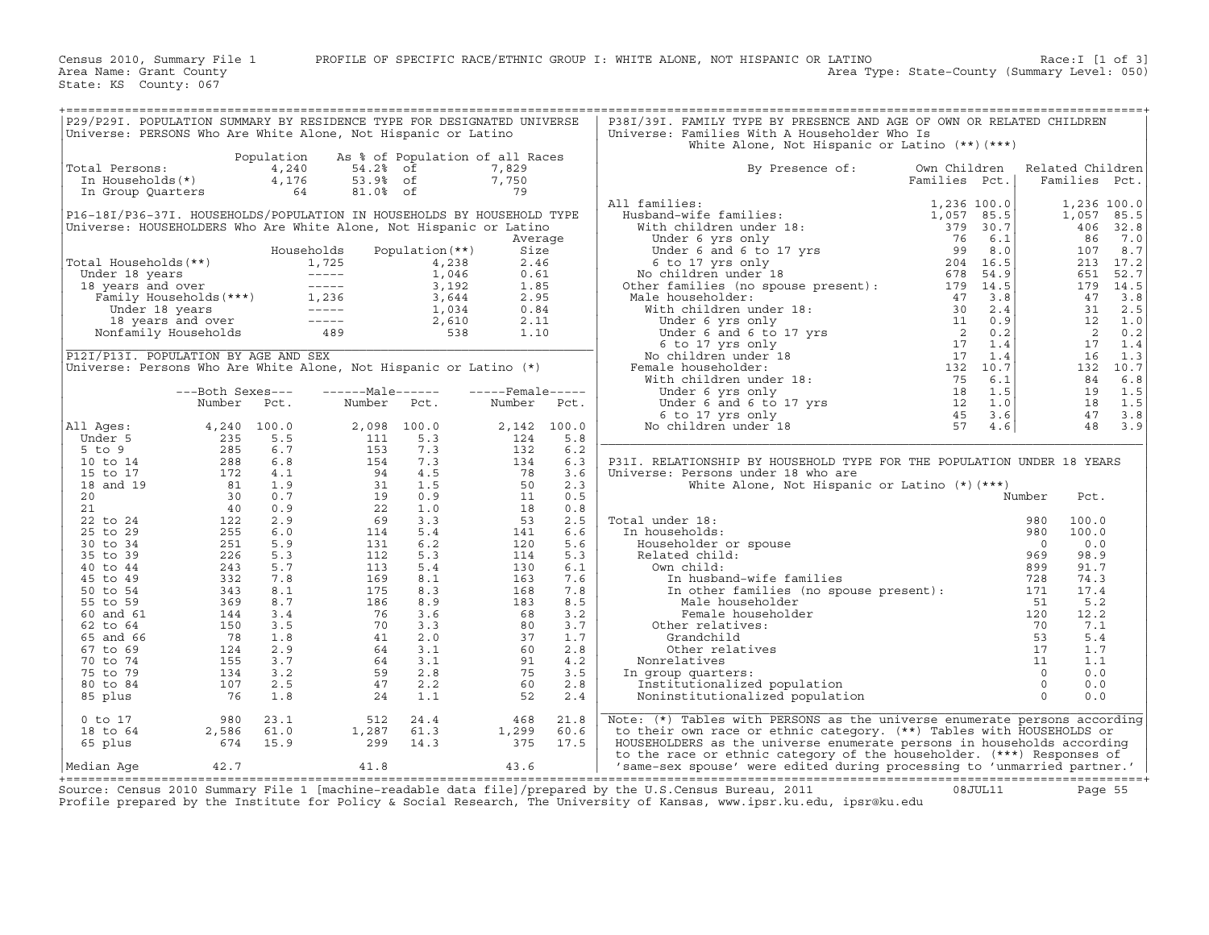Census 2010, Summary File 1 PROFILE OF SPECIFIC RACE/ETHNIC GROUP I: WHITE ALONE, NOT HISPANIC OR LATINO Race:I [1 of 3]
Area Name: Grant County Area Type: State-County (Summary Level: 050)
State: KS County: 067

## P29/P29I. POPULATION SUMMARY BY RESIDENCE TYPE FOR DESIGNATED UNIVERSE
Universe: PERSONS Who Are White Alone, Not Hispanic or Latino

| | Population | As % of Population of all Races | |
|---|---|---|---|
| Total Persons: | 4,240 | 54.2% of | 7,829 |
| In Households(*) | 4,176 | 53.9% of | 7,750 |
| In Group Quarters | 64 | 81.0% of | 79 |

## P16-18I/P36-37I. HOUSEHOLDS/POPULATION IN HOUSEHOLDS BY HOUSEHOLD TYPE
Universe: HOUSEHOLDERS Who Are White Alone, Not Hispanic or Latino

| | Households | Population(**) | Average Size |
|---|---|---|---|
| Total Households(**) | 1,725 | 4,238 | 2.46 |
| Under 18 years | ----- | 1,046 | 0.61 |
| 18 years and over | ----- | 3,192 | 1.85 |
| Family Households(***) | 1,236 | 3,644 | 2.95 |
| Under 18 years | ----- | 1,034 | 0.84 |
| 18 years and over | ----- | 2,610 | 2.11 |
| Nonfamily Households | 489 | 538 | 1.10 |

## P12I/P13I. POPULATION BY AGE AND SEX
Universe: Persons Who Are White Alone, Not Hispanic or Latino (*)

| | Both Sexes Number | Both Sexes Pct. | Male Number | Male Pct. | Female Number | Female Pct. |
|---|---|---|---|---|---|---|
| All Ages: | 4,240 | 100.0 | 2,098 | 100.0 | 2,142 | 100.0 |
| Under 5 | 235 | 5.5 | 111 | 5.3 | 124 | 5.8 |
| 5 to 9 | 285 | 6.7 | 153 | 7.3 | 132 | 6.2 |
| 10 to 14 | 288 | 6.8 | 154 | 7.3 | 134 | 6.3 |
| 15 to 17 | 172 | 4.1 | 94 | 4.5 | 78 | 3.6 |
| 18 and 19 | 81 | 1.9 | 31 | 1.5 | 50 | 2.3 |
| 20 | 30 | 0.7 | 19 | 0.9 | 11 | 0.5 |
| 21 | 40 | 0.9 | 22 | 1.0 | 18 | 0.8 |
| 22 to 24 | 122 | 2.9 | 69 | 3.3 | 53 | 2.5 |
| 25 to 29 | 255 | 6.0 | 114 | 5.4 | 141 | 6.6 |
| 30 to 34 | 251 | 5.9 | 131 | 6.2 | 120 | 5.6 |
| 35 to 39 | 226 | 5.3 | 112 | 5.3 | 114 | 5.3 |
| 40 to 44 | 243 | 5.7 | 113 | 5.4 | 130 | 6.1 |
| 45 to 49 | 332 | 7.8 | 169 | 8.1 | 163 | 7.6 |
| 50 to 54 | 343 | 8.1 | 175 | 8.3 | 168 | 7.8 |
| 55 to 59 | 369 | 8.7 | 186 | 8.9 | 183 | 8.5 |
| 60 and 61 | 144 | 3.4 | 76 | 3.6 | 68 | 3.2 |
| 62 to 64 | 150 | 3.5 | 70 | 3.3 | 80 | 3.7 |
| 65 and 66 | 78 | 1.8 | 41 | 2.0 | 37 | 1.7 |
| 67 to 69 | 124 | 2.9 | 64 | 3.1 | 60 | 2.8 |
| 70 to 74 | 155 | 3.7 | 64 | 3.1 | 91 | 4.2 |
| 75 to 79 | 134 | 3.2 | 59 | 2.8 | 75 | 3.5 |
| 80 to 84 | 107 | 2.5 | 47 | 2.2 | 60 | 2.8 |
| 85 plus | 76 | 1.8 | 24 | 1.1 | 52 | 2.4 |
| 0 to 17 | 980 | 23.1 | 512 | 24.4 | 468 | 21.8 |
| 18 to 64 | 2,586 | 61.0 | 1,287 | 61.3 | 1,299 | 60.6 |
| 65 plus | 674 | 15.9 | 299 | 14.3 | 375 | 17.5 |
| Median Age | 42.7 | | 41.8 | | 43.6 | |

## P38I/39I. FAMILY TYPE BY PRESENCE AND AGE OF OWN OR RELATED CHILDREN
Universe: Families With A Householder Who Is White Alone, Not Hispanic or Latino (**)(***)

| By Presence of: | Own Children Families | Own Children Pct. | Related Children Families | Related Children Pct. |
|---|---|---|---|---|
| All families: | 1,236 | 100.0 | 1,236 | 100.0 |
| Husband-wife families: | 1,057 | 85.5 | 1,057 | 85.5 |
| With children under 18: | 379 | 30.7 | 406 | 32.8 |
| Under 6 yrs only | 76 | 6.1 | 86 | 7.0 |
| Under 6 and 6 to 17 yrs | 99 | 8.0 | 107 | 8.7 |
| 6 to 17 yrs only | 204 | 16.5 | 213 | 17.2 |
| No children under 18 | 678 | 54.9 | 651 | 52.7 |
| Other families (no spouse present): | 179 | 14.5 | 179 | 14.5 |
| Male householder: | 47 | 3.8 | 47 | 3.8 |
| With children under 18: | 30 | 2.4 | 31 | 2.5 |
| Under 6 yrs only | 11 | 0.9 | 12 | 1.0 |
| Under 6 and 6 to 17 yrs | 2 | 0.2 | 2 | 0.2 |
| 6 to 17 yrs only | 17 | 1.4 | 17 | 1.4 |
| No children under 18 | 17 | 1.4 | 16 | 1.3 |
| Female householder: | 132 | 10.7 | 132 | 10.7 |
| With children under 18: | 75 | 6.1 | 84 | 6.8 |
| Under 6 yrs only | 18 | 1.5 | 19 | 1.5 |
| Under 6 and 6 to 17 yrs | 12 | 1.0 | 18 | 1.5 |
| 6 to 17 yrs only | 45 | 3.6 | 47 | 3.8 |
| No children under 18 | 57 | 4.6 | 48 | 3.9 |

## P31I. RELATIONSHIP BY HOUSEHOLD TYPE FOR THE POPULATION UNDER 18 YEARS
Universe: Persons under 18 who are White Alone, Not Hispanic or Latino (*)(***)

| | Number | Pct. |
|---|---|---|
| Total under 18: | 980 | 100.0 |
| In households: | 980 | 100.0 |
| Householder or spouse | 0 | 0.0 |
| Related child: | 969 | 98.9 |
| Own child: | 899 | 91.7 |
| In husband-wife families | 728 | 74.3 |
| In other families (no spouse present): | 171 | 17.4 |
| Male householder | 51 | 5.2 |
| Female householder | 120 | 12.2 |
| Other relatives: | 70 | 7.1 |
| Grandchild | 53 | 5.4 |
| Other relatives | 17 | 1.7 |
| Nonrelatives | 11 | 1.1 |
| In group quarters: | 0 | 0.0 |
| Institutionalized population | 0 | 0.0 |
| Noninstitutionalized population | 0 | 0.0 |

Note: (*) Tables with PERSONS as the universe enumerate persons according to their own race or ethnic category. (**) Tables with HOUSEHOLDS or HOUSEHOLDERS as the universe enumerate persons in households according to the race or ethnic category of the householder. (***) Responses of 'same-sex spouse' were edited during processing to 'unmarried partner.'

Source: Census 2010 Summary File 1 [machine-readable data file]/prepared by the U.S.Census Bureau, 2011 08JUL11
Profile prepared by the Institute for Policy & Social Research, The University of Kansas, www.ipsr.ku.edu, ipsr@ku.edu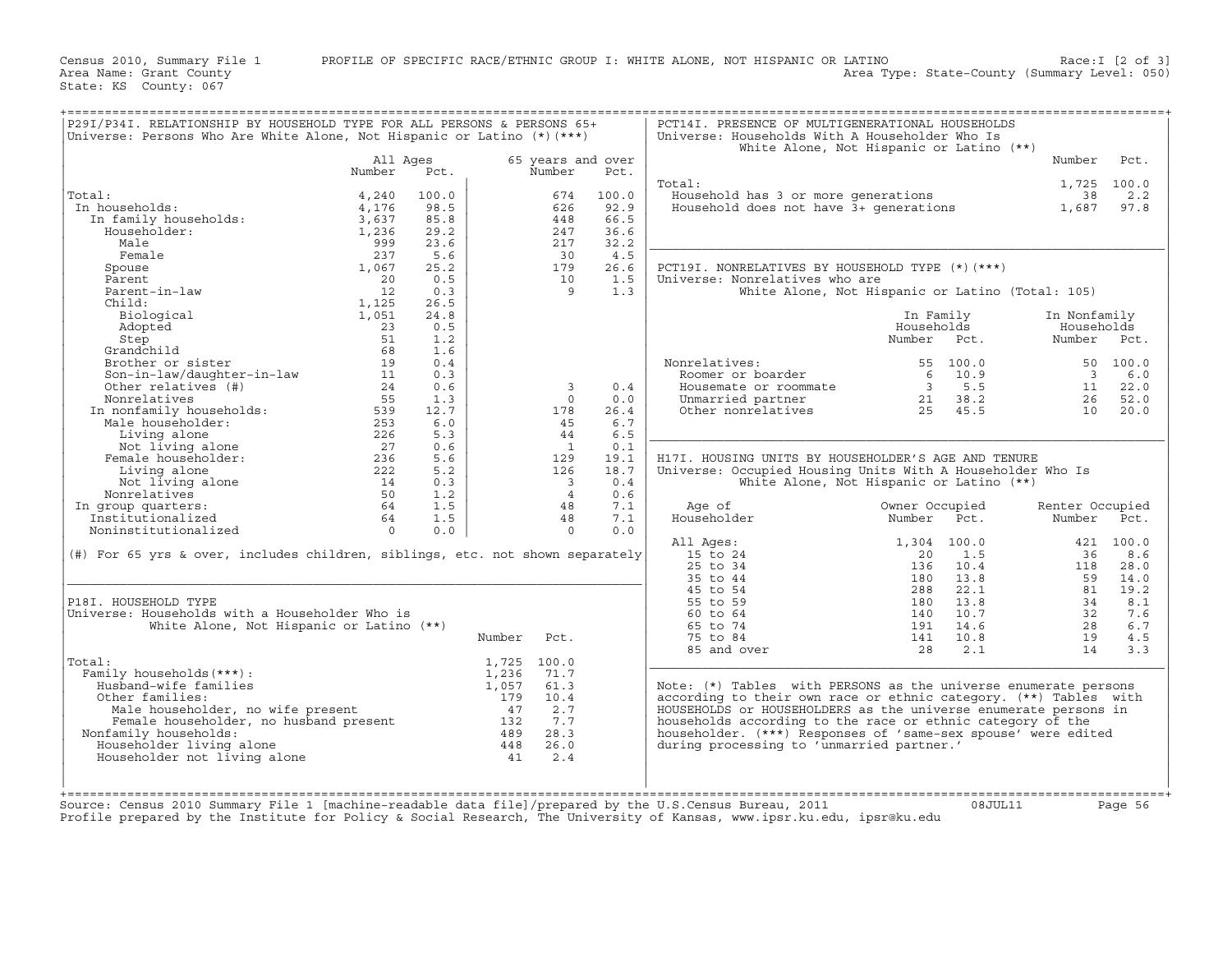Census 2010, Summary File 1 PROFILE OF SPECIFIC RACE/ETHNIC GROUP I: WHITE ALONE, NOT HISPANIC OR LATINO Race:I [2 of 3]
Area Name: Grant County Area Type: State-County (Summary Level: 050)
State: KS County: 067

### P29I/P34I. RELATIONSHIP BY HOUSEHOLD TYPE FOR ALL PERSONS & PERSONS 65+
Universe: Persons Who Are White Alone, Not Hispanic or Latino (*)(***)

| | All Ages Number | All Ages Pct. | 65 years and over Number | 65 years and over Pct. |
|---|---|---|---|---|
| Total: | 4,240 | 100.0 | 674 | 100.0 |
| In households: | 4,176 | 98.5 | 626 | 92.9 |
| In family households: | 3,637 | 85.8 | 448 | 66.5 |
| Householder: | 1,236 | 29.2 | 247 | 36.6 |
| Male | 999 | 23.6 | 217 | 32.2 |
| Female | 237 | 5.6 | 30 | 4.5 |
| Spouse | 1,067 | 25.2 | 179 | 26.6 |
| Parent | 20 | 0.5 | 10 | 1.5 |
| Parent-in-law | 12 | 0.3 | 9 | 1.3 |
| Child: | 1,125 | 26.5 | | |
| Biological | 1,051 | 24.8 | | |
| Adopted | 23 | 0.5 | | |
| Step | 51 | 1.2 | | |
| Grandchild | 68 | 1.6 | | |
| Brother or sister | 19 | 0.4 | | |
| Son-in-law/daughter-in-law | 11 | 0.3 | | |
| Other relatives (#) | 24 | 0.6 | 3 | 0.4 |
| Nonrelatives | 55 | 1.3 | 0 | 0.0 |
| In nonfamily households: | 539 | 12.7 | 178 | 26.4 |
| Male householder: | 253 | 6.0 | 45 | 6.7 |
| Living alone | 226 | 5.3 | 44 | 6.5 |
| Not living alone | 27 | 0.6 | 1 | 0.1 |
| Female householder: | 236 | 5.6 | 129 | 19.1 |
| Living alone | 222 | 5.2 | 126 | 18.7 |
| Not living alone | 14 | 0.3 | 3 | 0.4 |
| Nonrelatives | 50 | 1.2 | 4 | 0.6 |
| In group quarters: | 64 | 1.5 | 48 | 7.1 |
| Institutionalized | 64 | 1.5 | 48 | 7.1 |
| Noninstitutionalized | 0 | 0.0 | 0 | 0.0 |

(#) For 65 yrs & over, includes children, siblings, etc. not shown separately

### P18I. HOUSEHOLD TYPE
Universe: Households with a Householder Who is White Alone, Not Hispanic or Latino (**)

| | Number | Pct. |
|---|---|---|
| Total: | 1,725 | 100.0 |
| Family households(***): | 1,236 | 71.7 |
| Husband-wife families | 1,057 | 61.3 |
| Other families: | 179 | 10.4 |
| Male householder, no wife present | 47 | 2.7 |
| Female householder, no husband present | 132 | 7.7 |
| Nonfamily households: | 489 | 28.3 |
| Householder living alone | 448 | 26.0 |
| Householder not living alone | 41 | 2.4 |

### PCT14I. PRESENCE OF MULTIGENERATIONAL HOUSEHOLDS
Universe: Households With A Householder Who Is White Alone, Not Hispanic or Latino (**)

| | Number | Pct. |
|---|---|---|
| Total: | 1,725 | 100.0 |
| Household has 3 or more generations | 38 | 2.2 |
| Household does not have 3+ generations | 1,687 | 97.8 |

### PCT19I. NONRELATIVES BY HOUSEHOLD TYPE (*)(***)
Universe: Nonrelatives who are White Alone, Not Hispanic or Latino (Total: 105)

| | In Family Households Number | In Family Households Pct. | In Nonfamily Households Number | In Nonfamily Households Pct. |
|---|---|---|---|---|
| Nonrelatives: | 55 | 100.0 | 50 | 100.0 |
| Roomer or boarder | 6 | 10.9 | 3 | 6.0 |
| Housemate or roommate | 3 | 5.5 | 11 | 22.0 |
| Unmarried partner | 21 | 38.2 | 26 | 52.0 |
| Other nonrelatives | 25 | 45.5 | 10 | 20.0 |

### H17I. HOUSING UNITS BY HOUSEHOLDER'S AGE AND TENURE
Universe: Occupied Housing Units With A Householder Who Is White Alone, Not Hispanic or Latino (**)

| Age of Householder | Owner Occupied Number | Owner Occupied Pct. | Renter Occupied Number | Renter Occupied Pct. |
|---|---|---|---|---|
| All Ages: | 1,304 | 100.0 | 421 | 100.0 |
| 15 to 24 | 20 | 1.5 | 36 | 8.6 |
| 25 to 34 | 136 | 10.4 | 118 | 28.0 |
| 35 to 44 | 180 | 13.8 | 59 | 14.0 |
| 45 to 54 | 288 | 22.1 | 81 | 19.2 |
| 55 to 59 | 180 | 13.8 | 34 | 8.1 |
| 60 to 64 | 140 | 10.7 | 32 | 7.6 |
| 65 to 74 | 191 | 14.6 | 28 | 6.7 |
| 75 to 84 | 141 | 10.8 | 19 | 4.5 |
| 85 and over | 28 | 2.1 | 14 | 3.3 |

Note: (*) Tables with PERSONS as the universe enumerate persons according to their own race or ethnic category. (**) Tables with HOUSEHOLDS or HOUSEHOLDERS as the universe enumerate persons in households according to the race or ethnic category of the householder. (***) Responses of 'same-sex spouse' were edited during processing to 'unmarried partner.'

Source: Census 2010 Summary File 1 [machine-readable data file]/prepared by the U.S.Census Bureau, 2011 08JUL11
Profile prepared by the Institute for Policy & Social Research, The University of Kansas, www.ipsr.ku.edu, ipsr@ku.edu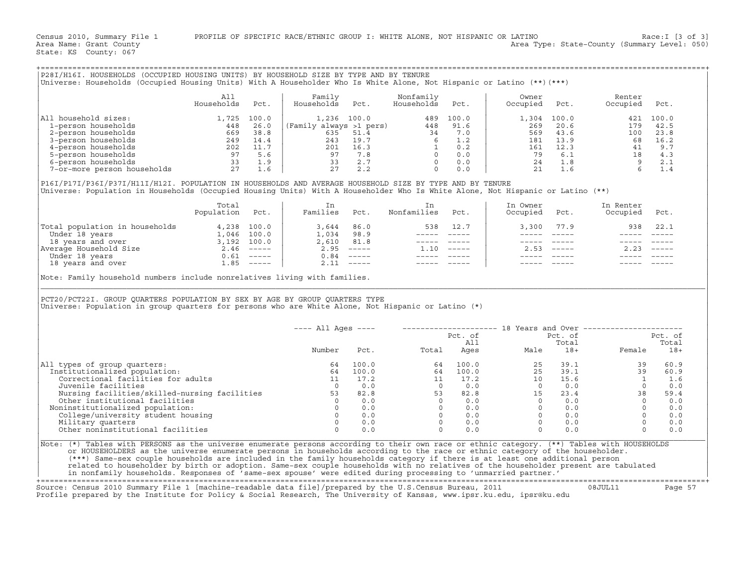Census 2010, Summary File 1 PROFILE OF SPECIFIC RACE/ETHNIC GROUP I: WHITE ALONE, NOT HISPANIC OR LATINO Race:I [3 of 3]
Area Name: Grant County Area Type: State-County (Summary Level: 050)
State: KS County: 067

## P28I/H16I. HOUSEHOLDS (OCCUPIED HOUSING UNITS) BY HOUSEHOLD SIZE BY TYPE AND BY TENURE

Universe: Households (Occupied Housing Units) With A Householder Who Is White Alone, Not Hispanic or Latino (**)(***)

| | All Households | Pct. | Family Households | Pct. | Nonfamily Households | Pct. | Owner Occupied | Pct. | Renter Occupied | Pct. |
|---|---|---|---|---|---|---|---|---|---|---|
| All household sizes: | 1,725 | 100.0 | 1,236 | 100.0 | 489 | 100.0 | 1,304 | 100.0 | 421 | 100.0 |
| 1-person households | 448 | 26.0 | (Family always >1 pers) | | 448 | 91.6 | 269 | 20.6 | 179 | 42.5 |
| 2-person households | 669 | 38.8 | 635 | 51.4 | 34 | 7.0 | 569 | 43.6 | 100 | 23.8 |
| 3-person households | 249 | 14.4 | 243 | 19.7 | 6 | 1.2 | 181 | 13.9 | 68 | 16.2 |
| 4-person households | 202 | 11.7 | 201 | 16.3 | 1 | 0.2 | 161 | 12.3 | 41 | 9.7 |
| 5-person households | 97 | 5.6 | 97 | 7.8 | 0 | 0.0 | 79 | 6.1 | 18 | 4.3 |
| 6-person households | 33 | 1.9 | 33 | 2.7 | 0 | 0.0 | 24 | 1.8 | 9 | 2.1 |
| 7-or-more person households | 27 | 1.6 | 27 | 2.2 | 0 | 0.0 | 21 | 1.6 | 6 | 1.4 |

## P16I/P17I/P36I/P37I/H11I/H12I. POPULATION IN HOUSEHOLDS AND AVERAGE HOUSEHOLD SIZE BY TYPE AND BY TENURE

Universe: Population in Households (Occupied Housing Units) With A Householder Who Is White Alone, Not Hispanic or Latino (**)

| | Total Population | Pct. | In Families | Pct. | In Nonfamilies | Pct. | In Owner Occupied | Pct. | In Renter Occupied | Pct. |
|---|---|---|---|---|---|---|---|---|---|---|
| Total population in households | 4,238 | 100.0 | 3,644 | 86.0 | 538 | 12.7 | 3,300 | 77.9 | 938 | 22.1 |
| Under 18 years | 1,046 | 100.0 | 1,034 | 98.9 | ----- | ----- | ----- | ----- | ----- | ----- |
| 18 years and over | 3,192 | 100.0 | 2,610 | 81.8 | ----- | ----- | ----- | ----- | ----- | ----- |
| Average Household Size | 2.46 | ----- | 2.95 | ----- | 1.10 | ----- | 2.53 | ----- | 2.23 | ----- |
| Under 18 years | 0.61 | ----- | 0.84 | ----- | ----- | ----- | ----- | ----- | ----- | ----- |
| 18 years and over | 1.85 | ----- | 2.11 | ----- | ----- | ----- | ----- | ----- | ----- | ----- |

Note: Family household numbers include nonrelatives living with families.

## PCT20/PCT22I. GROUP QUARTERS POPULATION BY SEX BY AGE BY GROUP QUARTERS TYPE

Universe: Population in group quarters for persons who are White Alone, Not Hispanic or Latino (*)

| | All Ages | | 18 Years and Over | | | | | |
|---|---|---|---|---|---|---|---|---|
| | Number | Pct. | Total | Pct. of All Ages | Male | Pct. of Total 18+ | Female | Pct. of Total 18+ |
| All types of group quarters: | 64 | 100.0 | 64 | 100.0 | 25 | 39.1 | 39 | 60.9 |
| Institutionalized population: | 64 | 100.0 | 64 | 100.0 | 25 | 39.1 | 39 | 60.9 |
| Correctional facilities for adults | 11 | 17.2 | 11 | 17.2 | 10 | 15.6 | 1 | 1.6 |
| Juvenile facilities | 0 | 0.0 | 0 | 0.0 | 0 | 0.0 | 0 | 0.0 |
| Nursing facilities/skilled-nursing facilities | 53 | 82.8 | 53 | 82.8 | 15 | 23.4 | 38 | 59.4 |
| Other institutional facilities | 0 | 0.0 | 0 | 0.0 | 0 | 0.0 | 0 | 0.0 |
| Noninstitutionalized population: | 0 | 0.0 | 0 | 0.0 | 0 | 0.0 | 0 | 0.0 |
| College/university student housing | 0 | 0.0 | 0 | 0.0 | 0 | 0.0 | 0 | 0.0 |
| Military quarters | 0 | 0.0 | 0 | 0.0 | 0 | 0.0 | 0 | 0.0 |
| Other noninstitutional facilities | 0 | 0.0 | 0 | 0.0 | 0 | 0.0 | 0 | 0.0 |

Note: (*) Tables with PERSONS as the universe enumerate persons according to their own race or ethnic category. (**) Tables with HOUSEHOLDS or HOUSEHOLDERS as the universe enumerate persons in households according to the race or ethnic category of the householder. (***) Same-sex couple households are included in the family households category if there is at least one additional person related to householder by birth or adoption. Same-sex couple households with no relatives of the householder present are tabulated in nonfamily households. Responses of 'same-sex spouse' were edited during processing to 'unmarried partner.'

Source: Census 2010 Summary File 1 [machine-readable data file]/prepared by the U.S.Census Bureau, 2011 08JUL11
Profile prepared by the Institute for Policy & Social Research, The University of Kansas, www.ipsr.ku.edu, ipsr@ku.edu